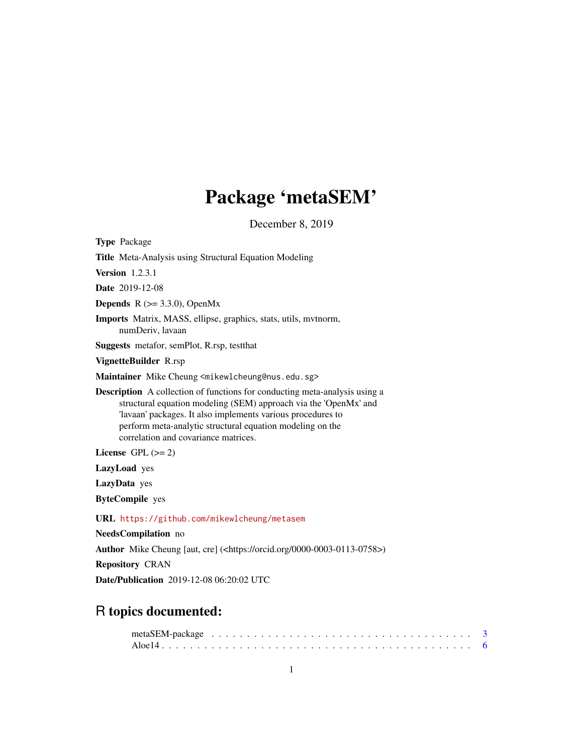# Package 'metaSEM'

December 8, 2019

**Type** Package

**Title** Meta-Analysis using Structural Equation Modeling

**Version** 1.2.3.1

**Date** 2019-12-08

**Depends** R (>= 3.3.0), OpenMx

**Imports** Matrix, MASS, ellipse, graphics, stats, utils, mvtnorm, numDeriv, lavaan

**Suggests** metafor, semPlot, R.rsp, testthat

**VignetteBuilder** R.rsp

**Maintainer** Mike Cheung <mikewlcheung@nus.edu.sg>

**Description** A collection of functions for conducting meta-analysis using a structural equation modeling (SEM) approach via the 'OpenMx' and 'lavaan' packages. It also implements various procedures to perform meta-analytic structural equation modeling on the correlation and covariance matrices.

**License** GPL (>= 2)

**LazyLoad** yes

**LazyData** yes

**ByteCompile** yes

**URL** https://github.com/mikewlcheung/metasem

**NeedsCompilation** no

**Author** Mike Cheung [aut, cre] (<https://orcid.org/0000-0003-0113-0758>)

**Repository** CRAN

**Date/Publication** 2019-12-08 06:20:02 UTC

## R topics documented:

metaSEM-package . . . . . . . . . . . . . . . . . . . . . . . . . . . . . . . . . . . . . 3
Aloe14 . . . . . . . . . . . . . . . . . . . . . . . . . . . . . . . . . . . . . . . . . . . 6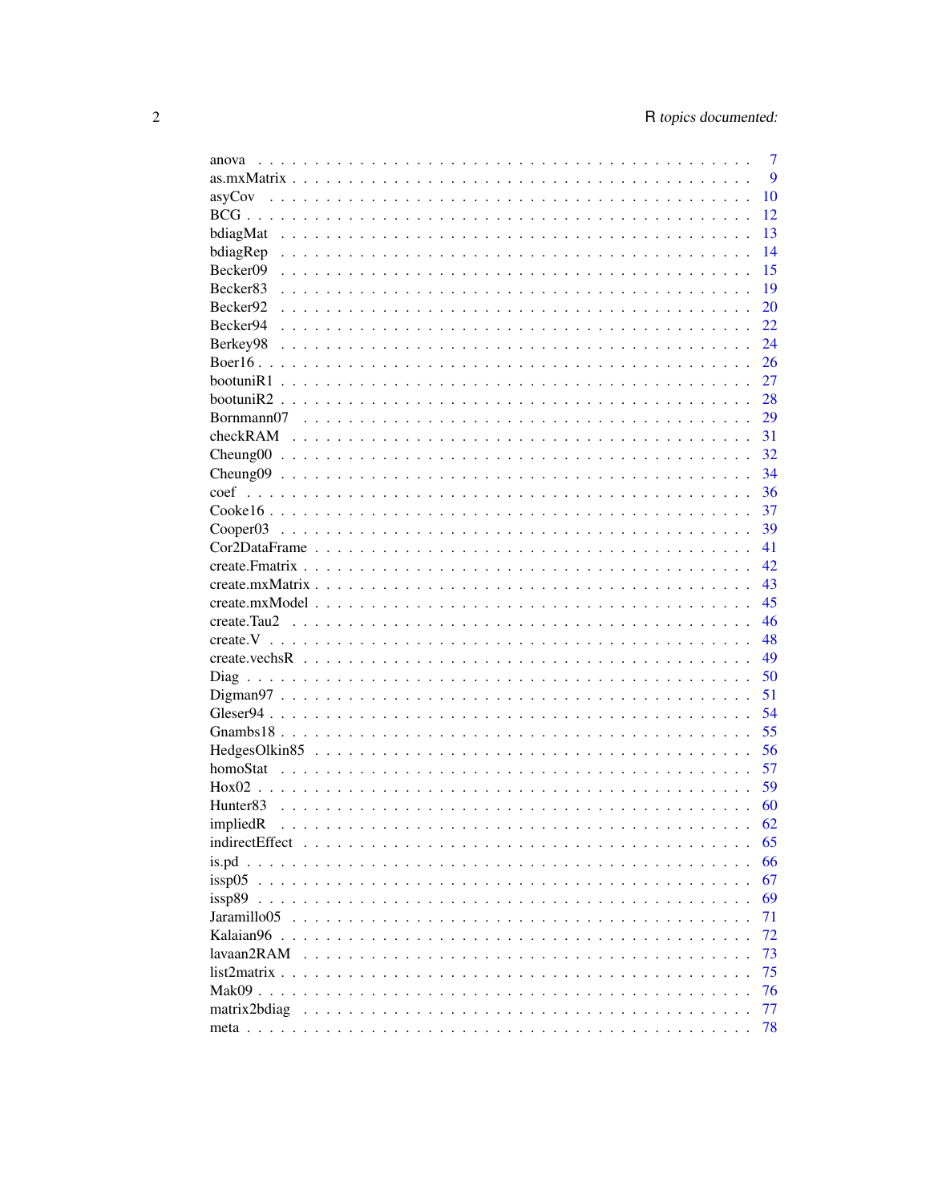anova . . . . . . . . . . . . . . . . . . . . . . . . . . . . . . . . . . . . . . . . . . . . 7
as.mxMatrix . . . . . . . . . . . . . . . . . . . . . . . . . . . . . . . . . . . . . . . . . 9
asyCov . . . . . . . . . . . . . . . . . . . . . . . . . . . . . . . . . . . . . . . . . . . 10
BCG . . . . . . . . . . . . . . . . . . . . . . . . . . . . . . . . . . . . . . . . . . . . . 12
bdiagMat . . . . . . . . . . . . . . . . . . . . . . . . . . . . . . . . . . . . . . . . . . 13
bdiagRep . . . . . . . . . . . . . . . . . . . . . . . . . . . . . . . . . . . . . . . . . . 14
Becker09 . . . . . . . . . . . . . . . . . . . . . . . . . . . . . . . . . . . . . . . . . . 15
Becker83 . . . . . . . . . . . . . . . . . . . . . . . . . . . . . . . . . . . . . . . . . . 19
Becker92 . . . . . . . . . . . . . . . . . . . . . . . . . . . . . . . . . . . . . . . . . . 20
Becker94 . . . . . . . . . . . . . . . . . . . . . . . . . . . . . . . . . . . . . . . . . . 22
Berkey98 . . . . . . . . . . . . . . . . . . . . . . . . . . . . . . . . . . . . . . . . . . 24
Boer16 . . . . . . . . . . . . . . . . . . . . . . . . . . . . . . . . . . . . . . . . . . . 26
bootuniR1 . . . . . . . . . . . . . . . . . . . . . . . . . . . . . . . . . . . . . . . . . 27
bootuniR2 . . . . . . . . . . . . . . . . . . . . . . . . . . . . . . . . . . . . . . . . . 28
Bornmann07 . . . . . . . . . . . . . . . . . . . . . . . . . . . . . . . . . . . . . . . . 29
checkRAM . . . . . . . . . . . . . . . . . . . . . . . . . . . . . . . . . . . . . . . . . 31
Cheung00 . . . . . . . . . . . . . . . . . . . . . . . . . . . . . . . . . . . . . . . . . 32
Cheung09 . . . . . . . . . . . . . . . . . . . . . . . . . . . . . . . . . . . . . . . . . 34
coef . . . . . . . . . . . . . . . . . . . . . . . . . . . . . . . . . . . . . . . . . . . . 36
Cooke16 . . . . . . . . . . . . . . . . . . . . . . . . . . . . . . . . . . . . . . . . . . 37
Cooper03 . . . . . . . . . . . . . . . . . . . . . . . . . . . . . . . . . . . . . . . . . 39
Cor2DataFrame . . . . . . . . . . . . . . . . . . . . . . . . . . . . . . . . . . . . . . 41
create.Fmatrix . . . . . . . . . . . . . . . . . . . . . . . . . . . . . . . . . . . . . . 42
create.mxMatrix . . . . . . . . . . . . . . . . . . . . . . . . . . . . . . . . . . . . . 43
create.mxModel . . . . . . . . . . . . . . . . . . . . . . . . . . . . . . . . . . . . . 45
create.Tau2 . . . . . . . . . . . . . . . . . . . . . . . . . . . . . . . . . . . . . . . . 46
create.V . . . . . . . . . . . . . . . . . . . . . . . . . . . . . . . . . . . . . . . . . . 48
create.vechsR . . . . . . . . . . . . . . . . . . . . . . . . . . . . . . . . . . . . . . 49
Diag . . . . . . . . . . . . . . . . . . . . . . . . . . . . . . . . . . . . . . . . . . . . 50
Digman97 . . . . . . . . . . . . . . . . . . . . . . . . . . . . . . . . . . . . . . . . . 51
Gleser94 . . . . . . . . . . . . . . . . . . . . . . . . . . . . . . . . . . . . . . . . . . 54
Gnambs18 . . . . . . . . . . . . . . . . . . . . . . . . . . . . . . . . . . . . . . . . . 55
HedgesOlkin85 . . . . . . . . . . . . . . . . . . . . . . . . . . . . . . . . . . . . . . 56
homoStat . . . . . . . . . . . . . . . . . . . . . . . . . . . . . . . . . . . . . . . . . 57
Hox02 . . . . . . . . . . . . . . . . . . . . . . . . . . . . . . . . . . . . . . . . . . . 59
Hunter83 . . . . . . . . . . . . . . . . . . . . . . . . . . . . . . . . . . . . . . . . . . 60
impliedR . . . . . . . . . . . . . . . . . . . . . . . . . . . . . . . . . . . . . . . . . . 62
indirectEffect . . . . . . . . . . . . . . . . . . . . . . . . . . . . . . . . . . . . . . 65
is.pd . . . . . . . . . . . . . . . . . . . . . . . . . . . . . . . . . . . . . . . . . . . . 66
issp05 . . . . . . . . . . . . . . . . . . . . . . . . . . . . . . . . . . . . . . . . . . . 67
issp89 . . . . . . . . . . . . . . . . . . . . . . . . . . . . . . . . . . . . . . . . . . . 69
Jaramillo05 . . . . . . . . . . . . . . . . . . . . . . . . . . . . . . . . . . . . . . . . 71
Kalaian96 . . . . . . . . . . . . . . . . . . . . . . . . . . . . . . . . . . . . . . . . . 72
lavaan2RAM . . . . . . . . . . . . . . . . . . . . . . . . . . . . . . . . . . . . . . . 73
list2matrix . . . . . . . . . . . . . . . . . . . . . . . . . . . . . . . . . . . . . . . . 75
Mak09 . . . . . . . . . . . . . . . . . . . . . . . . . . . . . . . . . . . . . . . . . . . 76
matrix2bdiag . . . . . . . . . . . . . . . . . . . . . . . . . . . . . . . . . . . . . . . 77
meta . . . . . . . . . . . . . . . . . . . . . . . . . . . . . . . . . . . . . . . . . . . . 78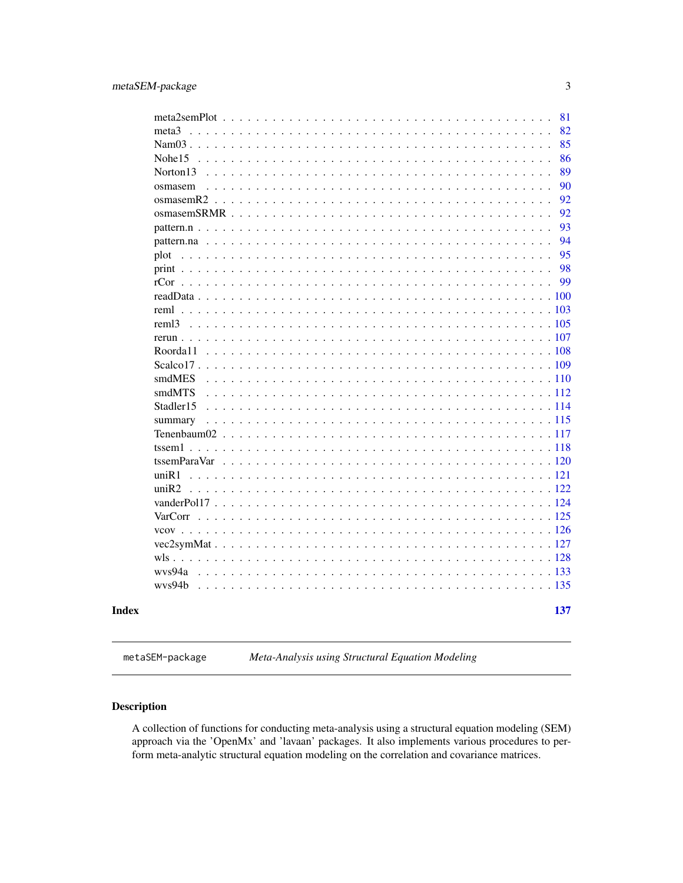meta2semPlot . . . . . . . . . . . . . . . . . . . . . . . . . . . . . . . . . . . 81
meta3 . . . . . . . . . . . . . . . . . . . . . . . . . . . . . . . . . . . . . . . 82
Nam03 . . . . . . . . . . . . . . . . . . . . . . . . . . . . . . . . . . . . . . . 85
Nohe15 . . . . . . . . . . . . . . . . . . . . . . . . . . . . . . . . . . . . . . 86
Norton13 . . . . . . . . . . . . . . . . . . . . . . . . . . . . . . . . . . . . . 89
osmasem . . . . . . . . . . . . . . . . . . . . . . . . . . . . . . . . . . . . . 90
osmasemR2 . . . . . . . . . . . . . . . . . . . . . . . . . . . . . . . . . . . . 92
osmasemSRMR . . . . . . . . . . . . . . . . . . . . . . . . . . . . . . . . . . 92
pattern.n . . . . . . . . . . . . . . . . . . . . . . . . . . . . . . . . . . . . . 93
pattern.na . . . . . . . . . . . . . . . . . . . . . . . . . . . . . . . . . . . . 94
plot . . . . . . . . . . . . . . . . . . . . . . . . . . . . . . . . . . . . . . . . 95
print . . . . . . . . . . . . . . . . . . . . . . . . . . . . . . . . . . . . . . . 98
rCor . . . . . . . . . . . . . . . . . . . . . . . . . . . . . . . . . . . . . . . . 99
readData . . . . . . . . . . . . . . . . . . . . . . . . . . . . . . . . . . . . . 100
reml . . . . . . . . . . . . . . . . . . . . . . . . . . . . . . . . . . . . . . . 103
reml3 . . . . . . . . . . . . . . . . . . . . . . . . . . . . . . . . . . . . . . 105
rerun . . . . . . . . . . . . . . . . . . . . . . . . . . . . . . . . . . . . . . 107
Roorda11 . . . . . . . . . . . . . . . . . . . . . . . . . . . . . . . . . . . . 108
Scalco17 . . . . . . . . . . . . . . . . . . . . . . . . . . . . . . . . . . . . 109
smdMES . . . . . . . . . . . . . . . . . . . . . . . . . . . . . . . . . . . . . 110
smdMTS . . . . . . . . . . . . . . . . . . . . . . . . . . . . . . . . . . . . . 112
Stadler15 . . . . . . . . . . . . . . . . . . . . . . . . . . . . . . . . . . . . 114
summary . . . . . . . . . . . . . . . . . . . . . . . . . . . . . . . . . . . . . 115
Tenenbaum02 . . . . . . . . . . . . . . . . . . . . . . . . . . . . . . . . . . 117
tssem1 . . . . . . . . . . . . . . . . . . . . . . . . . . . . . . . . . . . . . . 118
tssemParaVar . . . . . . . . . . . . . . . . . . . . . . . . . . . . . . . . . . 120
uniR1 . . . . . . . . . . . . . . . . . . . . . . . . . . . . . . . . . . . . . . 121
uniR2 . . . . . . . . . . . . . . . . . . . . . . . . . . . . . . . . . . . . . . 122
vanderPol17 . . . . . . . . . . . . . . . . . . . . . . . . . . . . . . . . . . . 124
VarCorr . . . . . . . . . . . . . . . . . . . . . . . . . . . . . . . . . . . . . 125
vcov . . . . . . . . . . . . . . . . . . . . . . . . . . . . . . . . . . . . . . . 126
vec2symMat . . . . . . . . . . . . . . . . . . . . . . . . . . . . . . . . . . . 127
wls . . . . . . . . . . . . . . . . . . . . . . . . . . . . . . . . . . . . . . . . 128
wvs94a . . . . . . . . . . . . . . . . . . . . . . . . . . . . . . . . . . . . . . 133
wvs94b . . . . . . . . . . . . . . . . . . . . . . . . . . . . . . . . . . . . . . 135

**Index** 137

---

`metaSEM-package` *Meta-Analysis using Structural Equation Modeling*

---

## Description

A collection of functions for conducting meta-analysis using a structural equation modeling (SEM) approach via the 'OpenMx' and 'lavaan' packages. It also implements various procedures to perform meta-analytic structural equation modeling on the correlation and covariance matrices.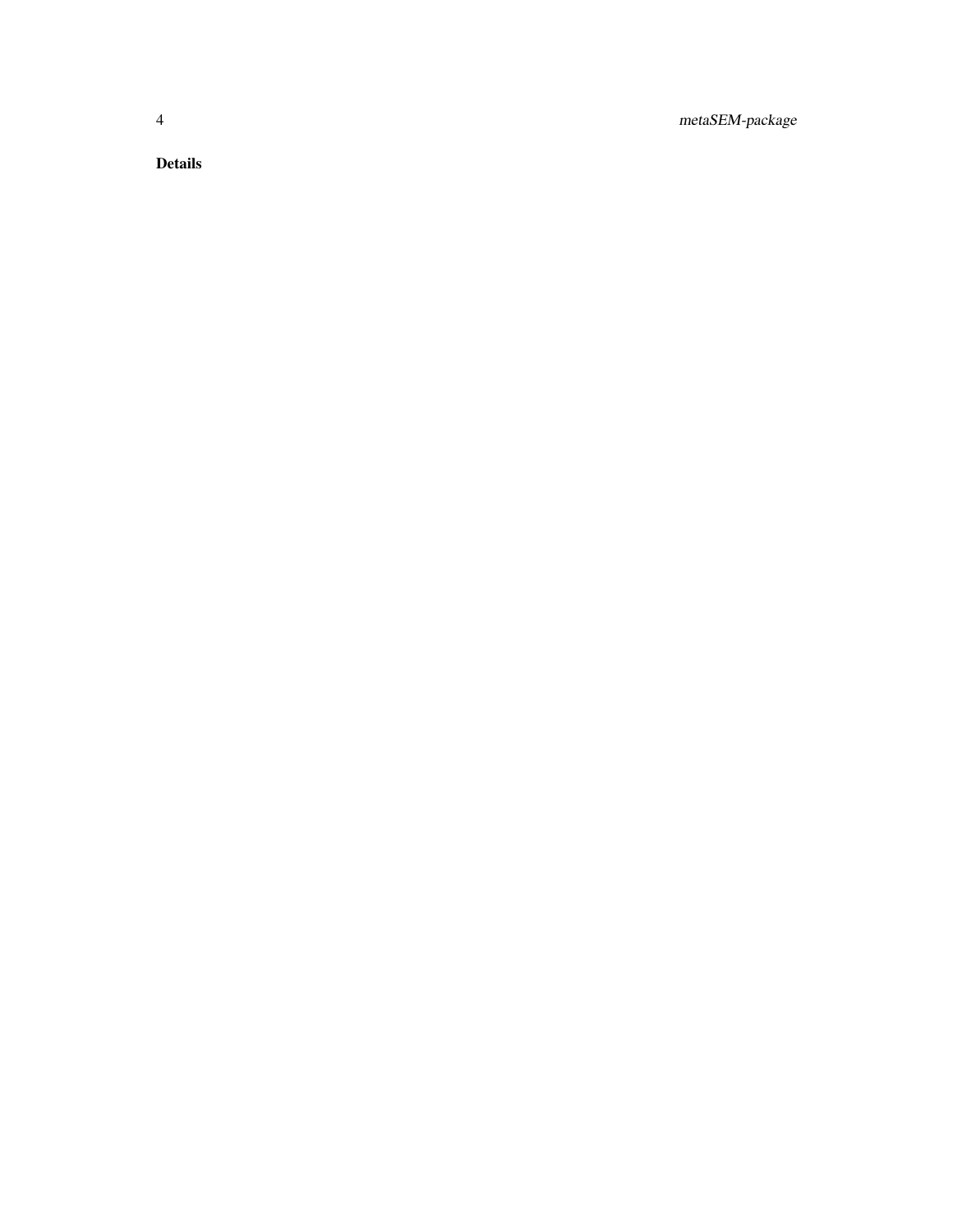## Details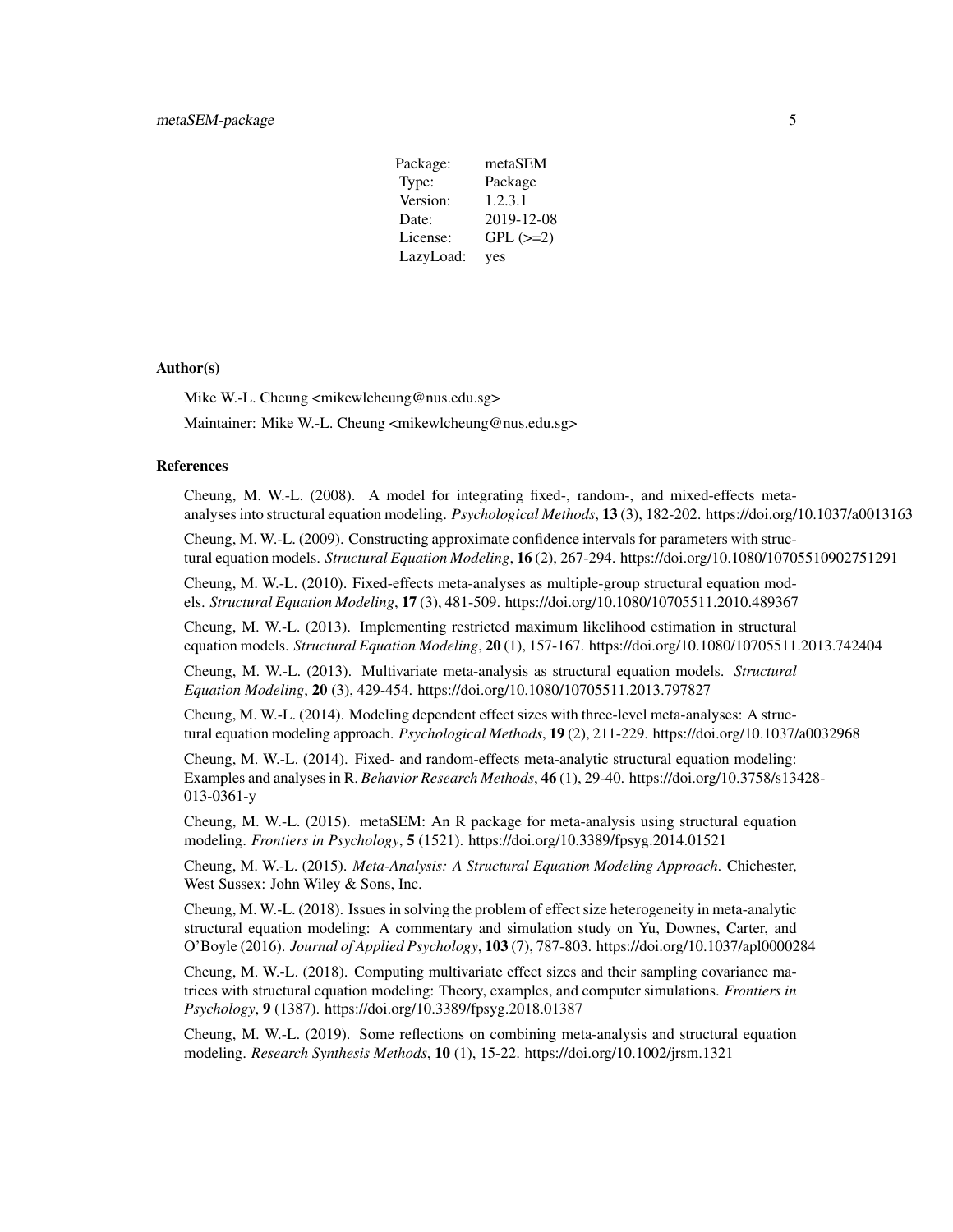| Package: | metaSEM |
| --- | --- |
| Type: | Package |
| Version: | 1.2.3.1 |
| Date: | 2019-12-08 |
| License: | GPL (>=2) |
| LazyLoad: | yes |

### Author(s)

Mike W.-L. Cheung <mikewlcheung@nus.edu.sg>

Maintainer: Mike W.-L. Cheung <mikewlcheung@nus.edu.sg>

### References

Cheung, M. W.-L. (2008). A model for integrating fixed-, random-, and mixed-effects meta-analyses into structural equation modeling. *Psychological Methods*, **13** (3), 182-202. https://doi.org/10.1037/a0013163

Cheung, M. W.-L. (2009). Constructing approximate confidence intervals for parameters with structural equation models. *Structural Equation Modeling*, **16** (2), 267-294. https://doi.org/10.1080/10705510902751291

Cheung, M. W.-L. (2010). Fixed-effects meta-analyses as multiple-group structural equation models. *Structural Equation Modeling*, **17** (3), 481-509. https://doi.org/10.1080/10705511.2010.489367

Cheung, M. W.-L. (2013). Implementing restricted maximum likelihood estimation in structural equation models. *Structural Equation Modeling*, **20** (1), 157-167. https://doi.org/10.1080/10705511.2013.742404

Cheung, M. W.-L. (2013). Multivariate meta-analysis as structural equation models. *Structural Equation Modeling*, **20** (3), 429-454. https://doi.org/10.1080/10705511.2013.797827

Cheung, M. W.-L. (2014). Modeling dependent effect sizes with three-level meta-analyses: A structural equation modeling approach. *Psychological Methods*, **19** (2), 211-229. https://doi.org/10.1037/a0032968

Cheung, M. W.-L. (2014). Fixed- and random-effects meta-analytic structural equation modeling: Examples and analyses in R. *Behavior Research Methods*, **46** (1), 29-40. https://doi.org/10.3758/s13428-013-0361-y

Cheung, M. W.-L. (2015). metaSEM: An R package for meta-analysis using structural equation modeling. *Frontiers in Psychology*, **5** (1521). https://doi.org/10.3389/fpsyg.2014.01521

Cheung, M. W.-L. (2015). *Meta-Analysis: A Structural Equation Modeling Approach*. Chichester, West Sussex: John Wiley & Sons, Inc.

Cheung, M. W.-L. (2018). Issues in solving the problem of effect size heterogeneity in meta-analytic structural equation modeling: A commentary and simulation study on Yu, Downes, Carter, and O'Boyle (2016). *Journal of Applied Psychology*, **103** (7), 787-803. https://doi.org/10.1037/apl0000284

Cheung, M. W.-L. (2018). Computing multivariate effect sizes and their sampling covariance matrices with structural equation modeling: Theory, examples, and computer simulations. *Frontiers in Psychology*, **9** (1387). https://doi.org/10.3389/fpsyg.2018.01387

Cheung, M. W.-L. (2019). Some reflections on combining meta-analysis and structural equation modeling. *Research Synthesis Methods*, **10** (1), 15-22. https://doi.org/10.1002/jrsm.1321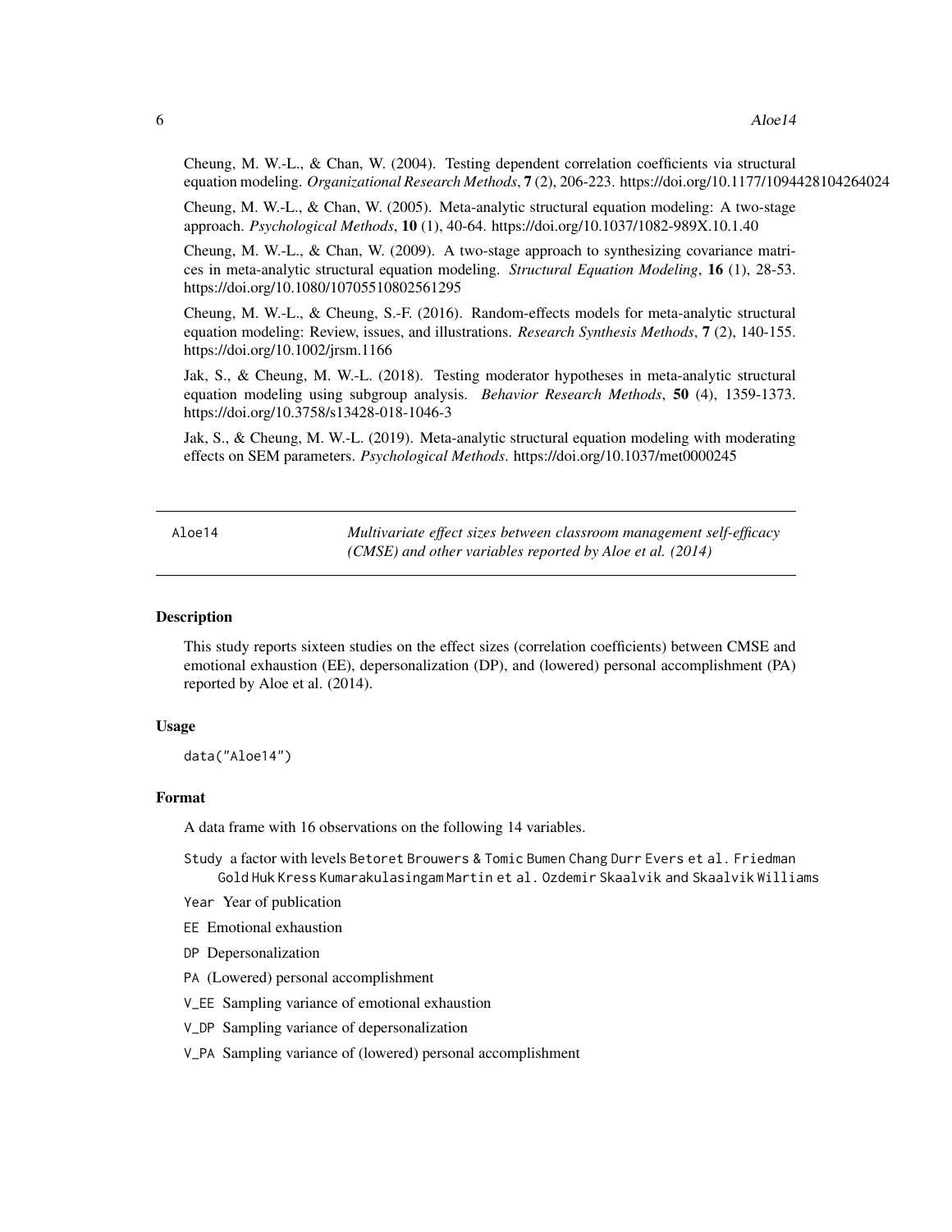Cheung, M. W.-L., & Chan, W. (2004). Testing dependent correlation coefficients via structural equation modeling. *Organizational Research Methods*, **7** (2), 206-223. https://doi.org/10.1177/1094428104264024

Cheung, M. W.-L., & Chan, W. (2005). Meta-analytic structural equation modeling: A two-stage approach. *Psychological Methods*, **10** (1), 40-64. https://doi.org/10.1037/1082-989X.10.1.40

Cheung, M. W.-L., & Chan, W. (2009). A two-stage approach to synthesizing covariance matrices in meta-analytic structural equation modeling. *Structural Equation Modeling*, **16** (1), 28-53. https://doi.org/10.1080/10705510802561295

Cheung, M. W.-L., & Cheung, S.-F. (2016). Random-effects models for meta-analytic structural equation modeling: Review, issues, and illustrations. *Research Synthesis Methods*, **7** (2), 140-155. https://doi.org/10.1002/jrsm.1166

Jak, S., & Cheung, M. W.-L. (2018). Testing moderator hypotheses in meta-analytic structural equation modeling using subgroup analysis. *Behavior Research Methods*, **50** (4), 1359-1373. https://doi.org/10.3758/s13428-018-1046-3

Jak, S., & Cheung, M. W.-L. (2019). Meta-analytic structural equation modeling with moderating effects on SEM parameters. *Psychological Methods*. https://doi.org/10.1037/met0000245

---

`Aloe14` — *Multivariate effect sizes between classroom management self-efficacy (CMSE) and other variables reported by Aloe et al. (2014)*

---

## Description

This study reports sixteen studies on the effect sizes (correlation coefficients) between CMSE and emotional exhaustion (EE), depersonalization (DP), and (lowered) personal accomplishment (PA) reported by Aloe et al. (2014).

## Usage

```
data("Aloe14")
```

## Format

A data frame with 16 observations on the following 14 variables.

- `Study` a factor with levels `Betoret` `Brouwers & Tomic` `Bumen` `Chang` `Durr` `Evers et al.` `Friedman` `Gold` `Huk` `Kress` `Kumarakulasingam` `Martin et al.` `Ozdemir` `Skaalvik and Skaalvik` `Williams`
- `Year` Year of publication
- `EE` Emotional exhaustion
- `DP` Depersonalization
- `PA` (Lowered) personal accomplishment
- `V_EE` Sampling variance of emotional exhaustion
- `V_DP` Sampling variance of depersonalization
- `V_PA` Sampling variance of (lowered) personal accomplishment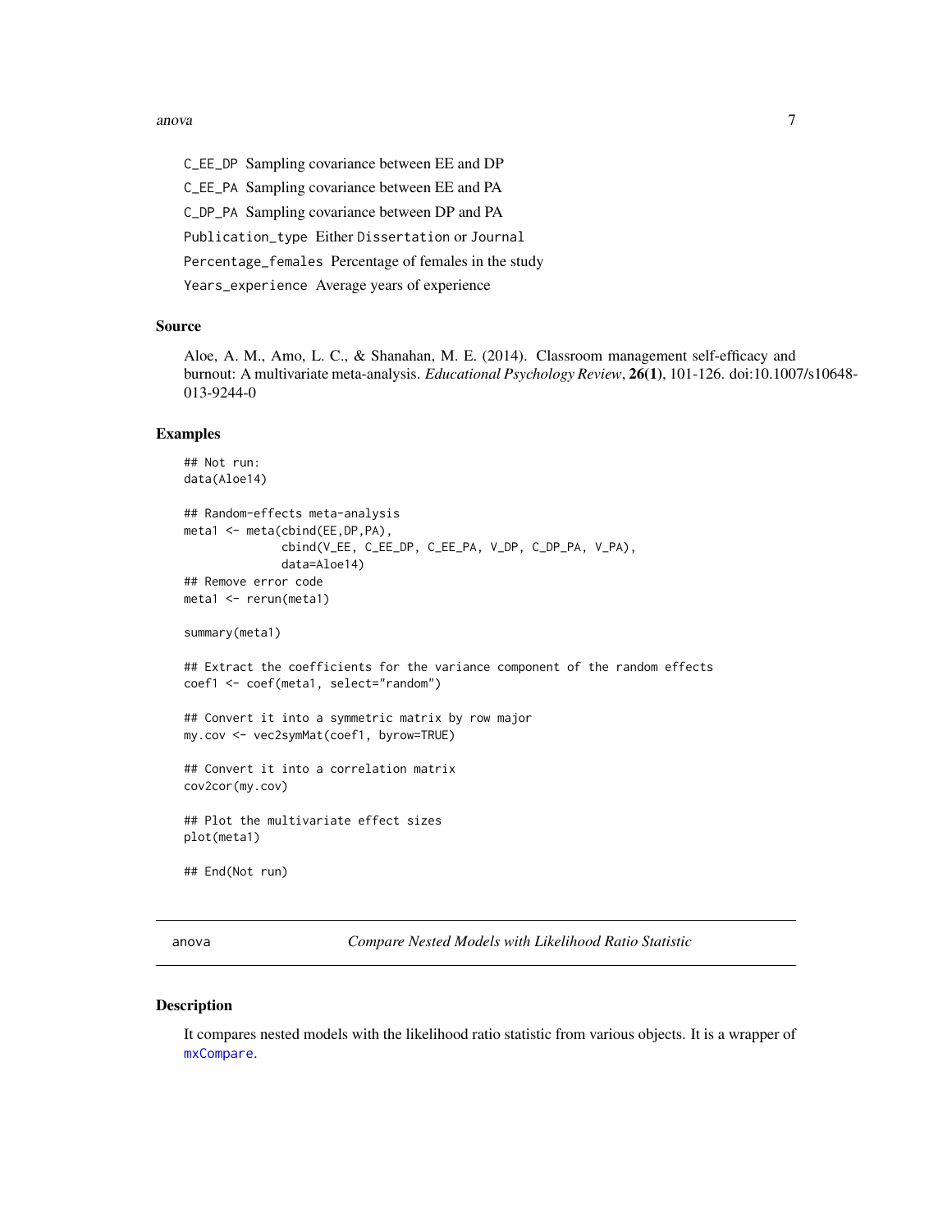C_EE_DP Sampling covariance between EE and DP

C_EE_PA Sampling covariance between EE and PA

C_DP_PA Sampling covariance between DP and PA

Publication_type Either Dissertation or Journal

Percentage_females Percentage of females in the study

Years_experience Average years of experience

### Source

Aloe, A. M., Amo, L. C., & Shanahan, M. E. (2014). Classroom management self-efficacy and burnout: A multivariate meta-analysis. *Educational Psychology Review*, **26(1)**, 101-126. doi:10.1007/s10648-013-9244-0

### Examples

```
## Not run:
data(Aloe14)

## Random-effects meta-analysis
meta1 <- meta(cbind(EE,DP,PA),
              cbind(V_EE, C_EE_DP, C_EE_PA, V_DP, C_DP_PA, V_PA),
              data=Aloe14)
## Remove error code
meta1 <- rerun(meta1)

summary(meta1)

## Extract the coefficients for the variance component of the random effects
coef1 <- coef(meta1, select="random")

## Convert it into a symmetric matrix by row major
my.cov <- vec2symMat(coef1, byrow=TRUE)

## Convert it into a correlation matrix
cov2cor(my.cov)

## Plot the multivariate effect sizes
plot(meta1)

## End(Not run)
```

---

## anova *Compare Nested Models with Likelihood Ratio Statistic*

### Description

It compares nested models with the likelihood ratio statistic from various objects. It is a wrapper of mxCompare.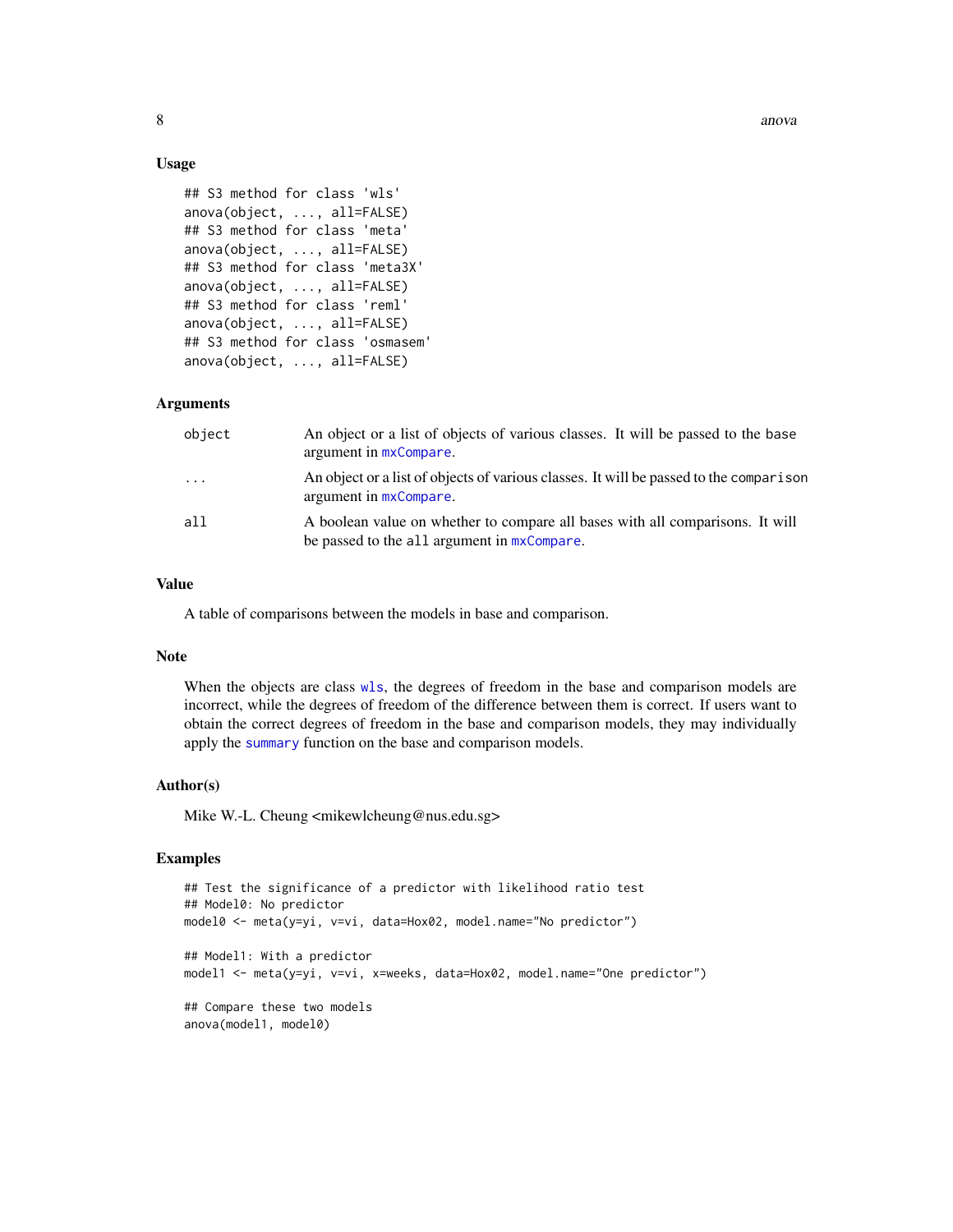## Usage

```
## S3 method for class 'wls'
anova(object, ..., all=FALSE)
## S3 method for class 'meta'
anova(object, ..., all=FALSE)
## S3 method for class 'meta3X'
anova(object, ..., all=FALSE)
## S3 method for class 'reml'
anova(object, ..., all=FALSE)
## S3 method for class 'osmasem'
anova(object, ..., all=FALSE)
```

## Arguments

| | |
|---|---|
| `object` | An object or a list of objects of various classes. It will be passed to the base argument in `mxCompare`. |
| `...` | An object or a list of objects of various classes. It will be passed to the `comparison` argument in `mxCompare`. |
| `all` | A boolean value on whether to compare all bases with all comparisons. It will be passed to the `all` argument in `mxCompare`. |

## Value

A table of comparisons between the models in base and comparison.

## Note

When the objects are class `wls`, the degrees of freedom in the base and comparison models are incorrect, while the degrees of freedom of the difference between them is correct. If users want to obtain the correct degrees of freedom in the base and comparison models, they may individually apply the `summary` function on the base and comparison models.

## Author(s)

Mike W.-L. Cheung <mikewlcheung@nus.edu.sg>

## Examples

```
## Test the significance of a predictor with likelihood ratio test
## Model0: No predictor
model0 <- meta(y=yi, v=vi, data=Hox02, model.name="No predictor")

## Model1: With a predictor
model1 <- meta(y=yi, v=vi, x=weeks, data=Hox02, model.name="One predictor")

## Compare these two models
anova(model1, model0)
```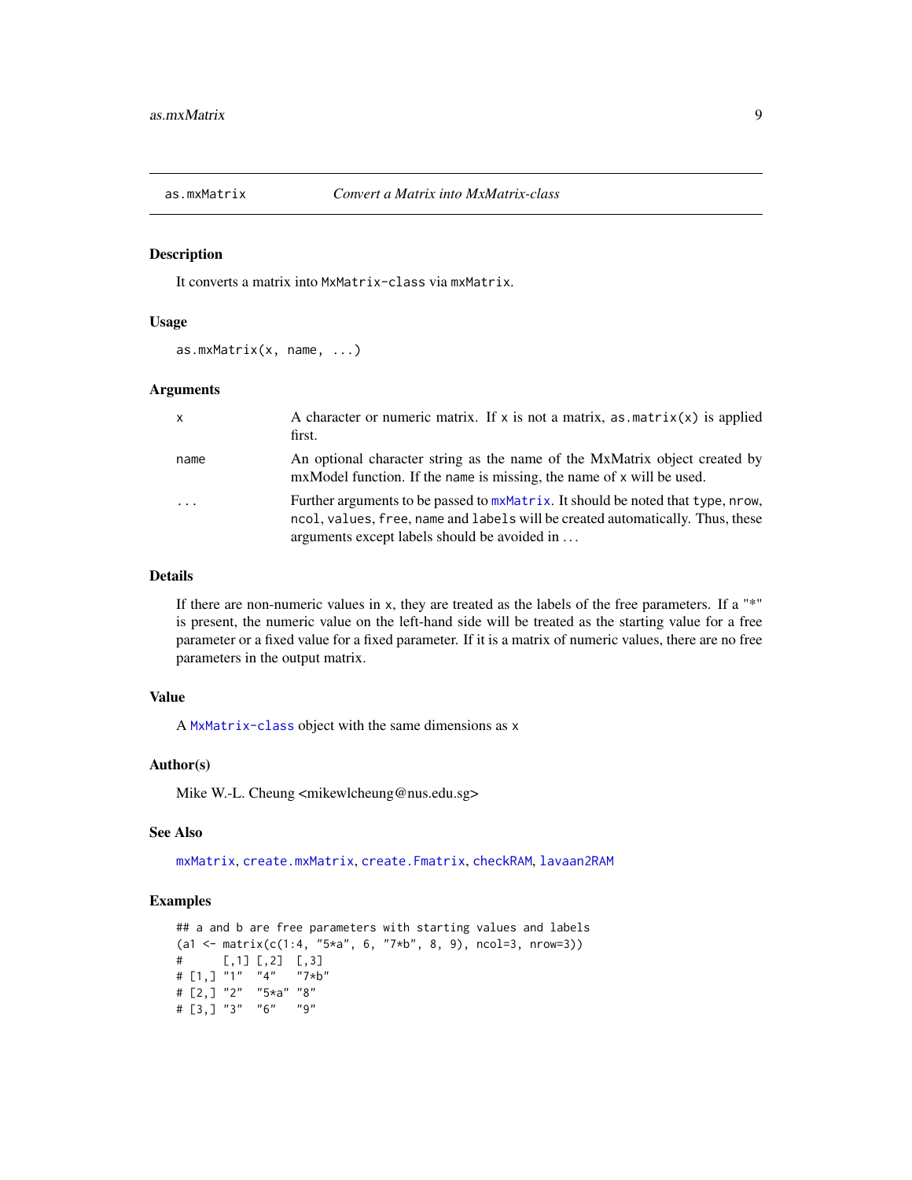as.mxMatrix *Convert a Matrix into MxMatrix-class*

## Description

It converts a matrix into MxMatrix-class via mxMatrix.

## Usage

```
as.mxMatrix(x, name, ...)
```

## Arguments

| | |
|---|---|
| x | A character or numeric matrix. If x is not a matrix, as.matrix(x) is applied first. |
| name | An optional character string as the name of the MxMatrix object created by mxModel function. If the name is missing, the name of x will be used. |
| ... | Further arguments to be passed to mxMatrix. It should be noted that type, nrow, ncol, values, free, name and labels will be created automatically. Thus, these arguments except labels should be avoided in ... |

## Details

If there are non-numeric values in x, they are treated as the labels of the free parameters. If a "*" is present, the numeric value on the left-hand side will be treated as the starting value for a free parameter or a fixed value for a fixed parameter. If it is a matrix of numeric values, there are no free parameters in the output matrix.

## Value

A MxMatrix-class object with the same dimensions as x

## Author(s)

Mike W.-L. Cheung <mikewlcheung@nus.edu.sg>

## See Also

mxMatrix, create.mxMatrix, create.Fmatrix, checkRAM, lavaan2RAM

## Examples

```
## a and b are free parameters with starting values and labels
(a1 <- matrix(c(1:4, "5*a", 6, "7*b", 8, 9), ncol=3, nrow=3))
#      [,1] [,2]  [,3]
# [1,] "1"  "4"   "7*b"
# [2,] "2"  "5*a" "8"
# [3,] "3"  "6"   "9"
```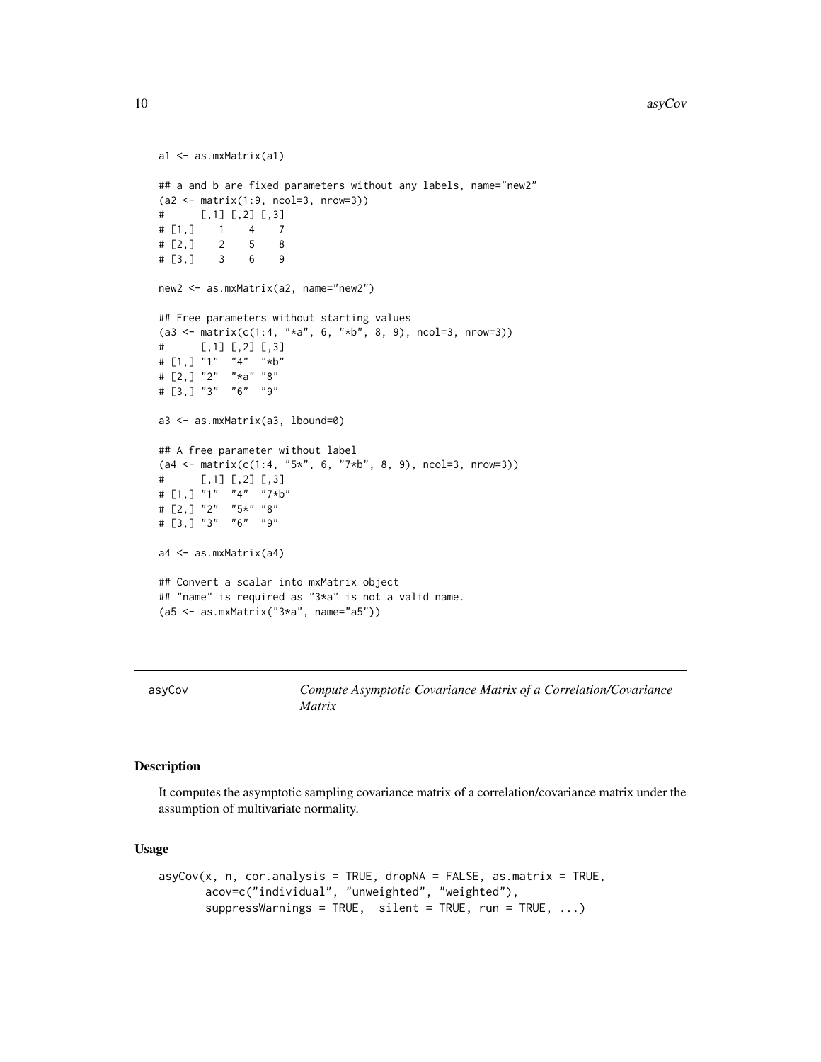```
a1 <- as.mxMatrix(a1)

## a and b are fixed parameters without any labels, name="new2"
(a2 <- matrix(1:9, ncol=3, nrow=3))
#      [,1] [,2] [,3]
# [1,]    1    4    7
# [2,]    2    5    8
# [3,]    3    6    9

new2 <- as.mxMatrix(a2, name="new2")

## Free parameters without starting values
(a3 <- matrix(c(1:4, "*a", 6, "*b", 8, 9), ncol=3, nrow=3))
#      [,1] [,2] [,3]
# [1,] "1"  "4"  "*b"
# [2,] "2"  "*a" "8"
# [3,] "3"  "6"  "9"

a3 <- as.mxMatrix(a3, lbound=0)

## A free parameter without label
(a4 <- matrix(c(1:4, "5*", 6, "7*b", 8, 9), ncol=3, nrow=3))
#      [,1] [,2] [,3]
# [1,] "1"  "4"  "7*b"
# [2,] "2"  "5*" "8"
# [3,] "3"  "6"  "9"

a4 <- as.mxMatrix(a4)

## Convert a scalar into mxMatrix object
## "name" is required as "3*a" is not a valid name.
(a5 <- as.mxMatrix("3*a", name="a5"))
```

---

## asyCov — *Compute Asymptotic Covariance Matrix of a Correlation/Covariance Matrix*

---

### Description

It computes the asymptotic sampling covariance matrix of a correlation/covariance matrix under the assumption of multivariate normality.

### Usage

```
asyCov(x, n, cor.analysis = TRUE, dropNA = FALSE, as.matrix = TRUE,
       acov=c("individual", "unweighted", "weighted"),
       suppressWarnings = TRUE,  silent = TRUE, run = TRUE, ...)
```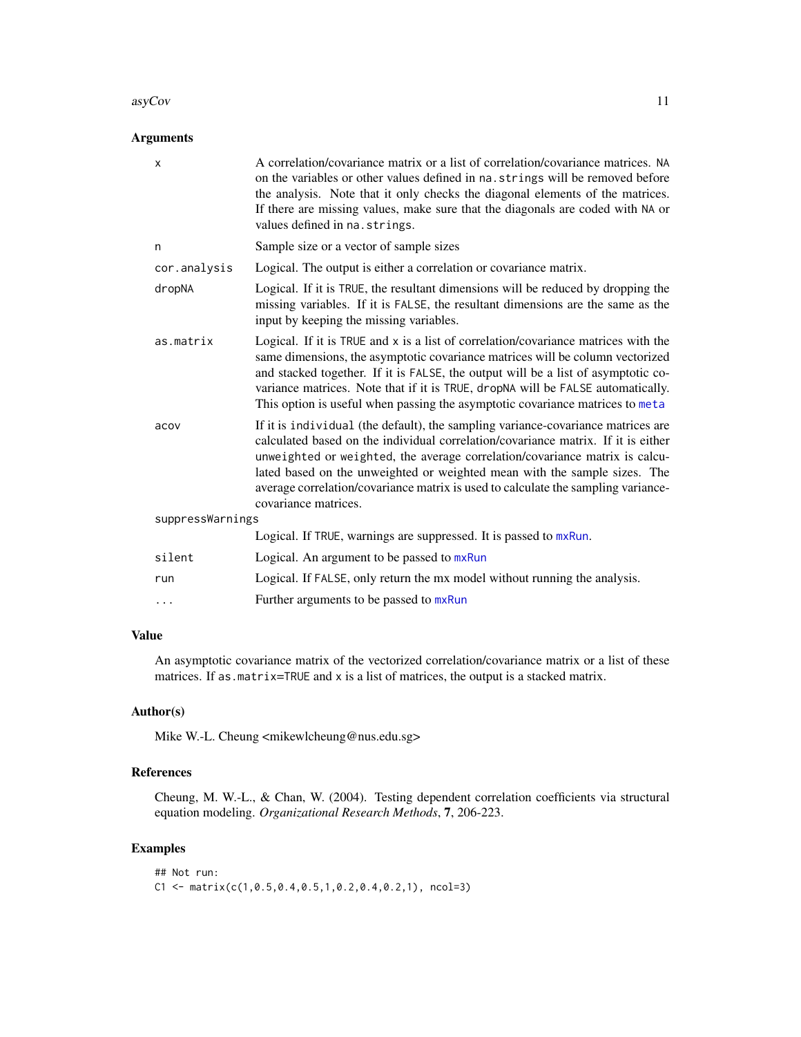## Arguments

| | |
|---|---|
| x | A correlation/covariance matrix or a list of correlation/covariance matrices. NA on the variables or other values defined in na.strings will be removed before the analysis. Note that it only checks the diagonal elements of the matrices. If there are missing values, make sure that the diagonals are coded with NA or values defined in na.strings. |
| n | Sample size or a vector of sample sizes |
| cor.analysis | Logical. The output is either a correlation or covariance matrix. |
| dropNA | Logical. If it is TRUE, the resultant dimensions will be reduced by dropping the missing variables. If it is FALSE, the resultant dimensions are the same as the input by keeping the missing variables. |
| as.matrix | Logical. If it is TRUE and x is a list of correlation/covariance matrices with the same dimensions, the asymptotic covariance matrices will be column vectorized and stacked together. If it is FALSE, the output will be a list of asymptotic covariance matrices. Note that if it is TRUE, dropNA will be FALSE automatically. This option is useful when passing the asymptotic covariance matrices to meta |
| acov | If it is individual (the default), the sampling variance-covariance matrices are calculated based on the individual correlation/covariance matrix. If it is either unweighted or weighted, the average correlation/covariance matrix is calculated based on the unweighted or weighted mean with the sample sizes. The average correlation/covariance matrix is used to calculate the sampling variance-covariance matrices. |
| suppressWarnings | Logical. If TRUE, warnings are suppressed. It is passed to mxRun. |
| silent | Logical. An argument to be passed to mxRun |
| run | Logical. If FALSE, only return the mx model without running the analysis. |
| ... | Further arguments to be passed to mxRun |

## Value

An asymptotic covariance matrix of the vectorized correlation/covariance matrix or a list of these matrices. If as.matrix=TRUE and x is a list of matrices, the output is a stacked matrix.

## Author(s)

Mike W.-L. Cheung <mikewlcheung@nus.edu.sg>

## References

Cheung, M. W.-L., & Chan, W. (2004). Testing dependent correlation coefficients via structural equation modeling. *Organizational Research Methods*, **7**, 206-223.

## Examples

```
## Not run:
C1 <- matrix(c(1,0.5,0.4,0.5,1,0.2,0.4,0.2,1), ncol=3)
```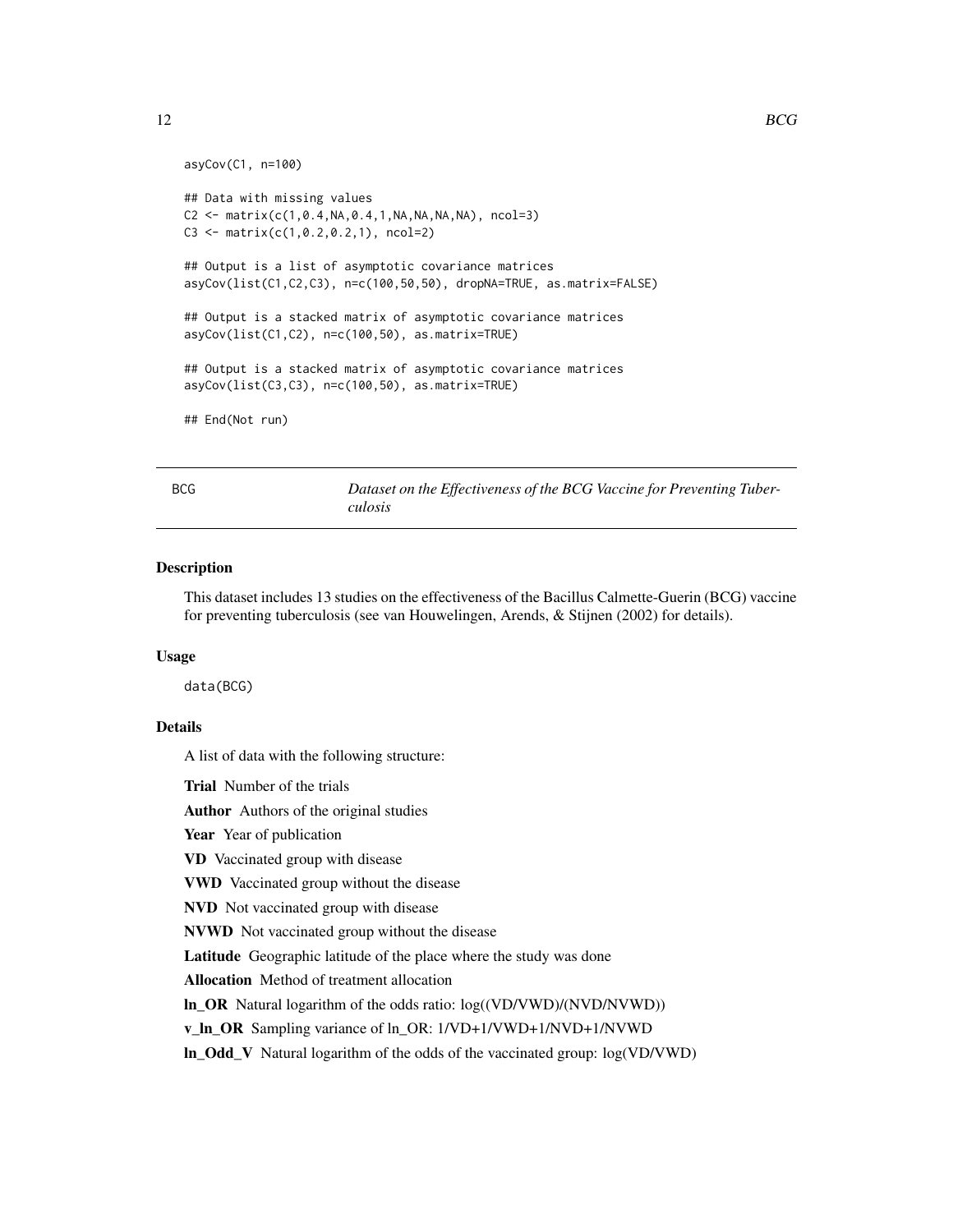```
asyCov(C1, n=100)

## Data with missing values
C2 <- matrix(c(1,0.4,NA,0.4,1,NA,NA,NA,NA), ncol=3)
C3 <- matrix(c(1,0.2,0.2,1), ncol=2)

## Output is a list of asymptotic covariance matrices
asyCov(list(C1,C2,C3), n=c(100,50,50), dropNA=TRUE, as.matrix=FALSE)

## Output is a stacked matrix of asymptotic covariance matrices
asyCov(list(C1,C2), n=c(100,50), as.matrix=TRUE)

## Output is a stacked matrix of asymptotic covariance matrices
asyCov(list(C3,C3), n=c(100,50), as.matrix=TRUE)

## End(Not run)
```

---

## BCG — *Dataset on the Effectiveness of the BCG Vaccine for Preventing Tuberculosis*

---

### Description

This dataset includes 13 studies on the effectiveness of the Bacillus Calmette-Guerin (BCG) vaccine for preventing tuberculosis (see van Houwelingen, Arends, & Stijnen (2002) for details).

### Usage

```
data(BCG)
```

### Details

A list of data with the following structure:

**Trial** Number of the trials

**Author** Authors of the original studies

**Year** Year of publication

**VD** Vaccinated group with disease

**VWD** Vaccinated group without the disease

**NVD** Not vaccinated group with disease

**NVWD** Not vaccinated group without the disease

**Latitude** Geographic latitude of the place where the study was done

**Allocation** Method of treatment allocation

**ln_OR** Natural logarithm of the odds ratio: log((VD/VWD)/(NVD/NVWD))

**v_ln_OR** Sampling variance of ln_OR: 1/VD+1/VWD+1/NVD+1/NVWD

**ln_Odd_V** Natural logarithm of the odds of the vaccinated group: log(VD/VWD)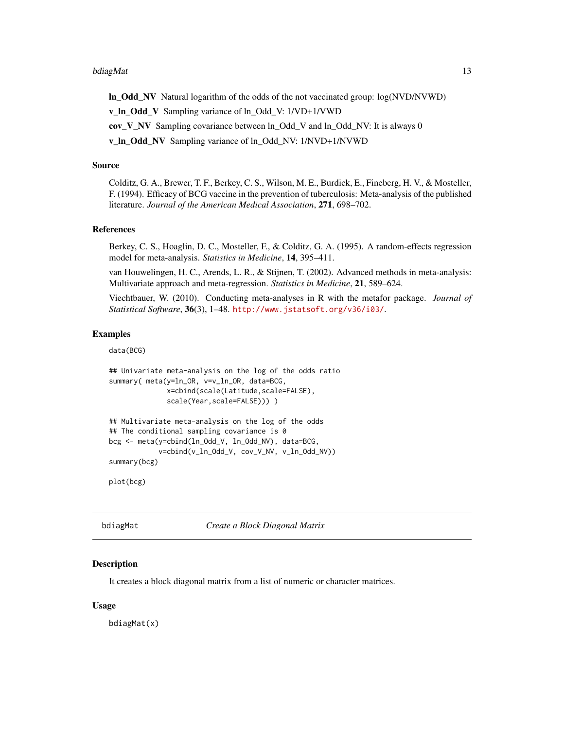**ln_Odd_NV** Natural logarithm of the odds of the not vaccinated group: log(NVD/NVWD)

**v_ln_Odd_V** Sampling variance of ln_Odd_V: 1/VD+1/VWD

**cov_V_NV** Sampling covariance between ln_Odd_V and ln_Odd_NV: It is always 0

**v_ln_Odd_NV** Sampling variance of ln_Odd_NV: 1/NVD+1/NVWD

### Source

Colditz, G. A., Brewer, T. F., Berkey, C. S., Wilson, M. E., Burdick, E., Fineberg, H. V., & Mosteller, F. (1994). Efficacy of BCG vaccine in the prevention of tuberculosis: Meta-analysis of the published literature. *Journal of the American Medical Association*, **271**, 698–702.

### References

Berkey, C. S., Hoaglin, D. C., Mosteller, F., & Colditz, G. A. (1995). A random-effects regression model for meta-analysis. *Statistics in Medicine*, **14**, 395–411.

van Houwelingen, H. C., Arends, L. R., & Stijnen, T. (2002). Advanced methods in meta-analysis: Multivariate approach and meta-regression. *Statistics in Medicine*, **21**, 589–624.

Viechtbauer, W. (2010). Conducting meta-analyses in R with the metafor package. *Journal of Statistical Software*, **36**(3), 1–48. http://www.jstatsoft.org/v36/i03/.

### Examples

```
data(BCG)

## Univariate meta-analysis on the log of the odds ratio
summary( meta(y=ln_OR, v=v_ln_OR, data=BCG,
              x=cbind(scale(Latitude,scale=FALSE),
              scale(Year,scale=FALSE))) )

## Multivariate meta-analysis on the log of the odds
## The conditional sampling covariance is 0
bcg <- meta(y=cbind(ln_Odd_V, ln_Odd_NV), data=BCG,
            v=cbind(v_ln_Odd_V, cov_V_NV, v_ln_Odd_NV))
summary(bcg)

plot(bcg)
```

---

## bdiagMat — *Create a Block Diagonal Matrix*

### Description

It creates a block diagonal matrix from a list of numeric or character matrices.

### Usage

```
bdiagMat(x)
```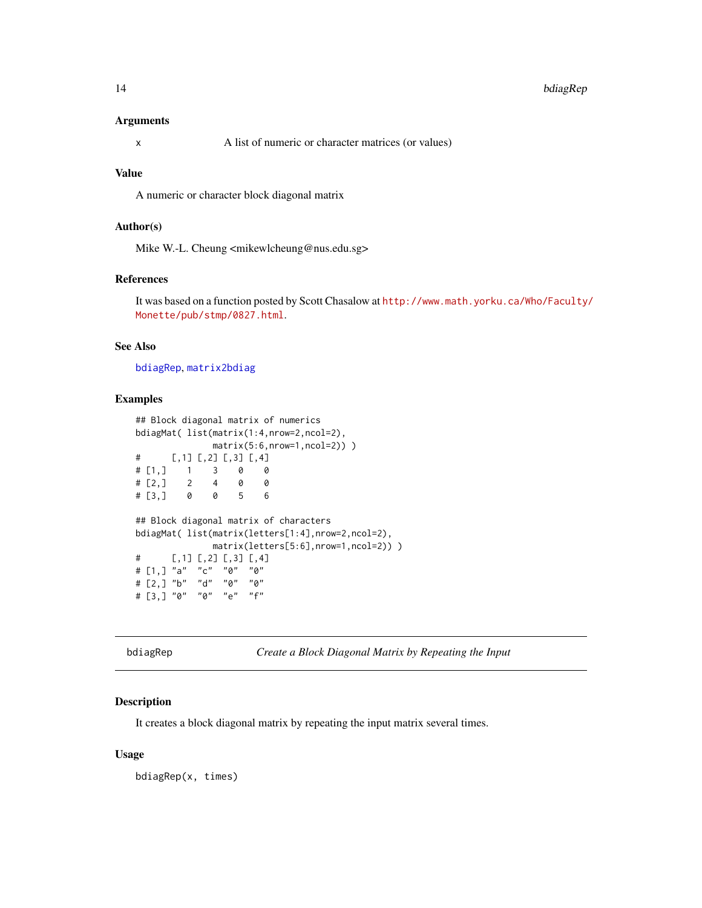### Arguments

x A list of numeric or character matrices (or values)

### Value

A numeric or character block diagonal matrix

### Author(s)

Mike W.-L. Cheung <mikewlcheung@nus.edu.sg>

### References

It was based on a function posted by Scott Chasalow at http://www.math.yorku.ca/Who/Faculty/Monette/pub/stmp/0827.html.

### See Also

bdiagRep, matrix2bdiag

### Examples

```
## Block diagonal matrix of numerics
bdiagMat( list(matrix(1:4,nrow=2,ncol=2),
               matrix(5:6,nrow=1,ncol=2)) )
#      [,1] [,2] [,3] [,4]
# [1,]    1    3    0    0
# [2,]    2    4    0    0
# [3,]    0    0    5    6

## Block diagonal matrix of characters
bdiagMat( list(matrix(letters[1:4],nrow=2,ncol=2),
               matrix(letters[5:6],nrow=1,ncol=2)) )
#      [,1] [,2] [,3] [,4]
# [1,] "a"  "c"  "0"  "0"
# [2,] "b"  "d"  "0"  "0"
# [3,] "0"  "0"  "e"  "f"
```

---

## bdiagRep *Create a Block Diagonal Matrix by Repeating the Input*

### Description

It creates a block diagonal matrix by repeating the input matrix several times.

### Usage

```
bdiagRep(x, times)
```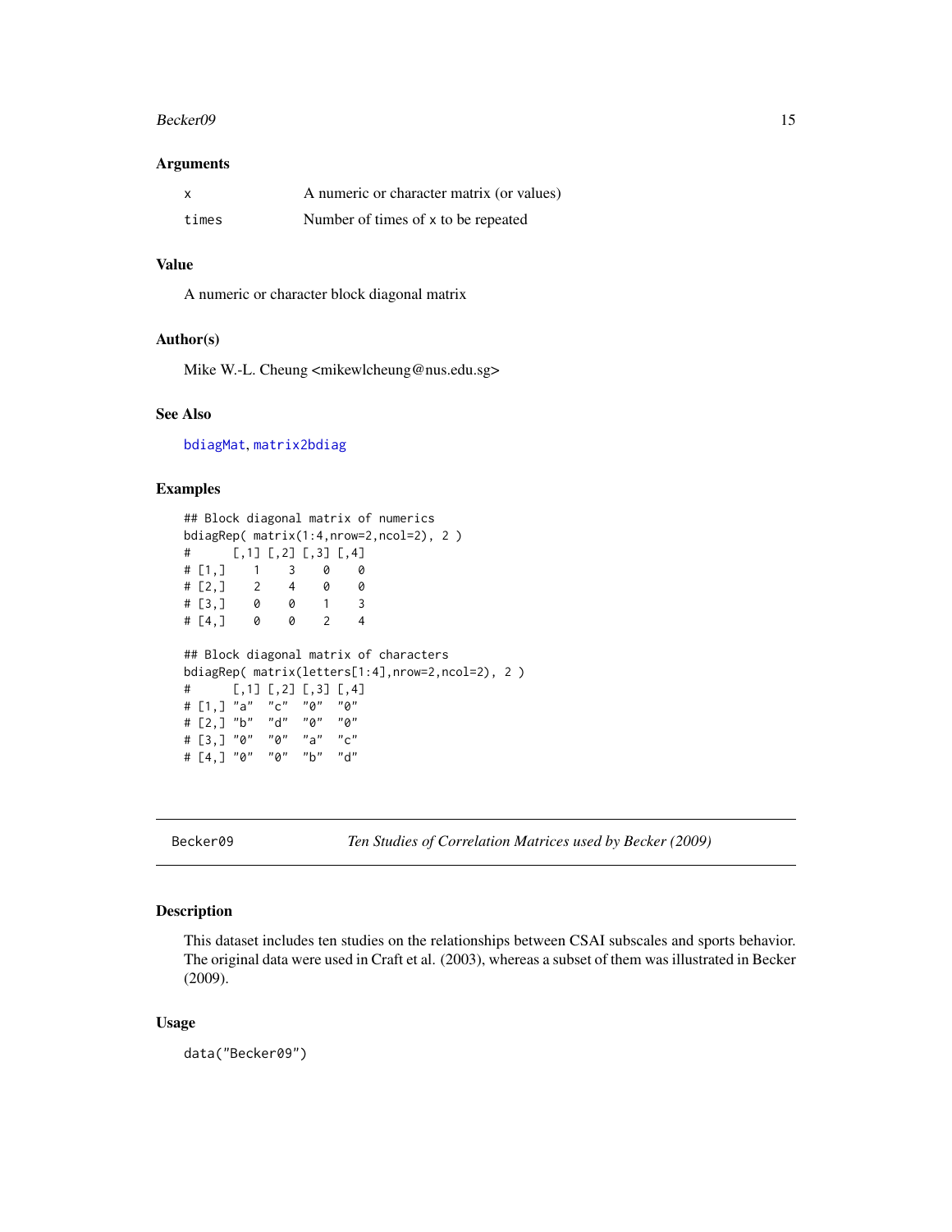### Arguments

| | |
|---|---|
| x | A numeric or character matrix (or values) |
| times | Number of times of x to be repeated |

### Value

A numeric or character block diagonal matrix

### Author(s)

Mike W.-L. Cheung <mikewlcheung@nus.edu.sg>

### See Also

bdiagMat, matrix2bdiag

### Examples

```
## Block diagonal matrix of numerics
bdiagRep( matrix(1:4,nrow=2,ncol=2), 2 )
#      [,1] [,2] [,3] [,4]
# [1,]    1    3    0    0
# [2,]    2    4    0    0
# [3,]    0    0    1    3
# [4,]    0    0    2    4

## Block diagonal matrix of characters
bdiagRep( matrix(letters[1:4],nrow=2,ncol=2), 2 )
#      [,1] [,2] [,3] [,4]
# [1,] "a"  "c"  "0"  "0"
# [2,] "b"  "d"  "0"  "0"
# [3,] "0"  "0"  "a"  "c"
# [4,] "0"  "0"  "b"  "d"
```

---

## Becker09 — *Ten Studies of Correlation Matrices used by Becker (2009)*

### Description

This dataset includes ten studies on the relationships between CSAI subscales and sports behavior. The original data were used in Craft et al. (2003), whereas a subset of them was illustrated in Becker (2009).

### Usage

```
data("Becker09")
```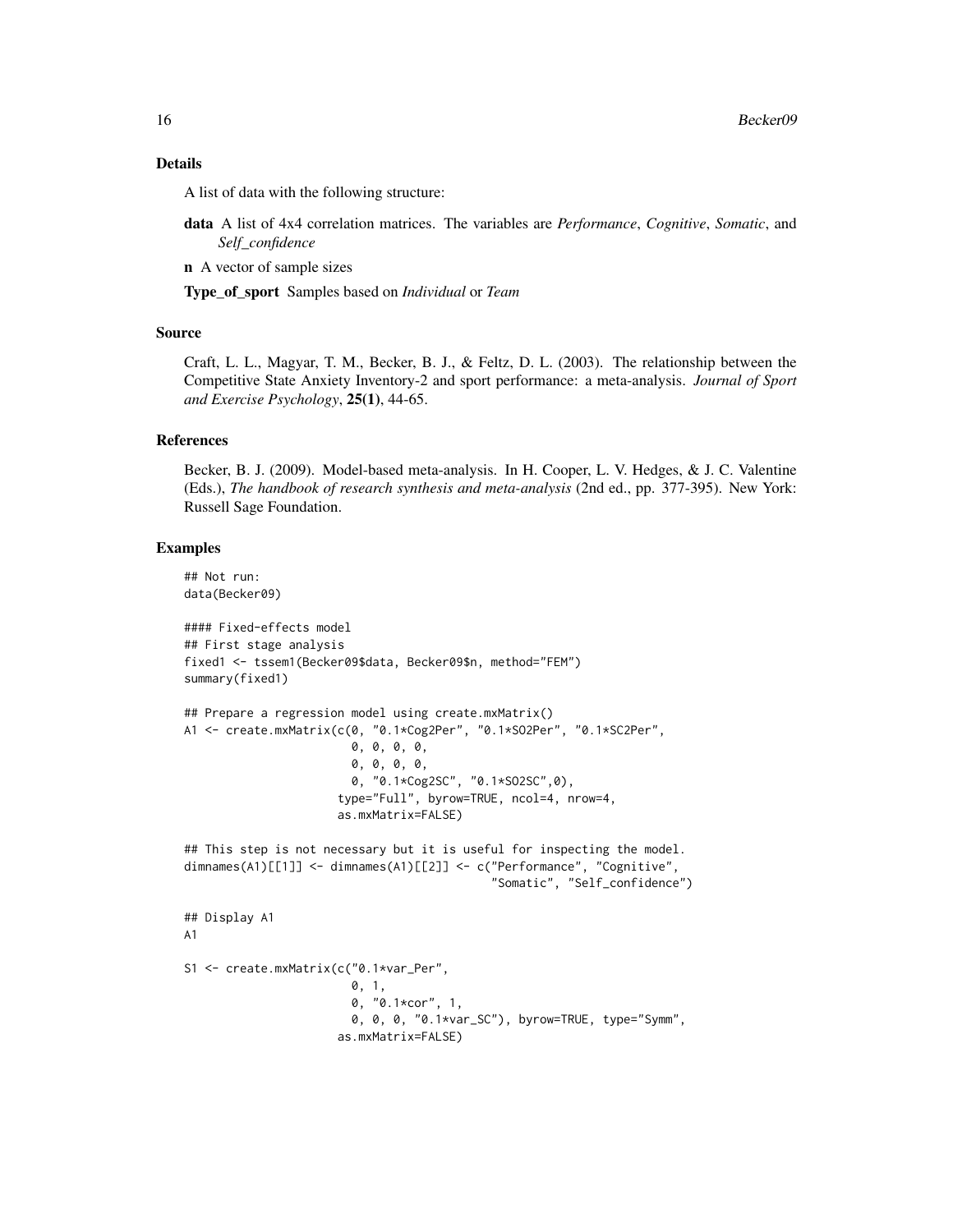## Details

A list of data with the following structure:

**data** A list of 4x4 correlation matrices. The variables are *Performance*, *Cognitive*, *Somatic*, and *Self_confidence*

**n** A vector of sample sizes

**Type_of_sport** Samples based on *Individual* or *Team*

## Source

Craft, L. L., Magyar, T. M., Becker, B. J., & Feltz, D. L. (2003). The relationship between the Competitive State Anxiety Inventory-2 and sport performance: a meta-analysis. *Journal of Sport and Exercise Psychology*, **25(1)**, 44-65.

## References

Becker, B. J. (2009). Model-based meta-analysis. In H. Cooper, L. V. Hedges, & J. C. Valentine (Eds.), *The handbook of research synthesis and meta-analysis* (2nd ed., pp. 377-395). New York: Russell Sage Foundation.

## Examples

```
## Not run:
data(Becker09)

#### Fixed-effects model
## First stage analysis
fixed1 <- tssem1(Becker09$data, Becker09$n, method="FEM")
summary(fixed1)

## Prepare a regression model using create.mxMatrix()
A1 <- create.mxMatrix(c(0, "0.1*Cog2Per", "0.1*SO2Per", "0.1*SC2Per",
                        0, 0, 0, 0,
                        0, 0, 0, 0,
                        0, "0.1*Cog2SC", "0.1*SO2SC",0),
                      type="Full", byrow=TRUE, ncol=4, nrow=4,
                      as.mxMatrix=FALSE)

## This step is not necessary but it is useful for inspecting the model.
dimnames(A1)[[1]] <- dimnames(A1)[[2]] <- c("Performance", "Cognitive",
                                            "Somatic", "Self_confidence")

## Display A1
A1

S1 <- create.mxMatrix(c("0.1*var_Per",
                        0, 1,
                        0, "0.1*cor", 1,
                        0, 0, 0, "0.1*var_SC"), byrow=TRUE, type="Symm",
                      as.mxMatrix=FALSE)
```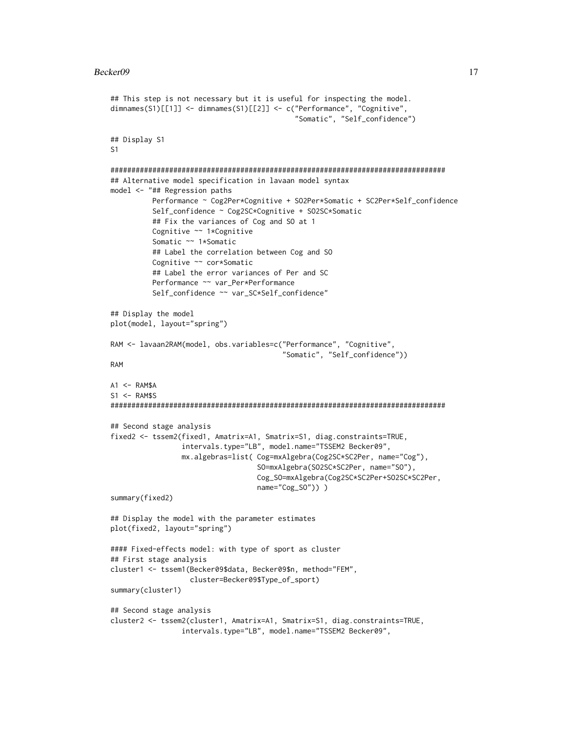```
## This step is not necessary but it is useful for inspecting the model.
dimnames(S1)[[1]] <- dimnames(S1)[[2]] <- c("Performance", "Cognitive",
                                            "Somatic", "Self_confidence")

## Display S1
S1

################################################################################
## Alternative model specification in lavaan model syntax
model <- "## Regression paths
          Performance ~ Cog2Per*Cognitive + SO2Per*Somatic + SC2Per*Self_confidence
          Self_confidence ~ Cog2SC*Cognitive + SO2SC*Somatic
          ## Fix the variances of Cog and SO at 1
          Cognitive ~~ 1*Cognitive
          Somatic ~~ 1*Somatic
          ## Label the correlation between Cog and SO
          Cognitive ~~ cor*Somatic
          ## Label the error variances of Per and SC
          Performance ~~ var_Per*Performance
          Self_confidence ~~ var_SC*Self_confidence"

## Display the model
plot(model, layout="spring")

RAM <- lavaan2RAM(model, obs.variables=c("Performance", "Cognitive",
                                         "Somatic", "Self_confidence"))
RAM

A1 <- RAM$A
S1 <- RAM$S
################################################################################

## Second stage analysis
fixed2 <- tssem2(fixed1, Amatrix=A1, Smatrix=S1, diag.constraints=TRUE,
                 intervals.type="LB", model.name="TSSEM2 Becker09",
                 mx.algebras=list( Cog=mxAlgebra(Cog2SC*SC2Per, name="Cog"),
                                   SO=mxAlgebra(SO2SC*SC2Per, name="SO"),
                                   Cog_SO=mxAlgebra(Cog2SC*SC2Per+SO2SC*SC2Per,
                                   name="Cog_SO")) )
summary(fixed2)

## Display the model with the parameter estimates
plot(fixed2, layout="spring")

#### Fixed-effects model: with type of sport as cluster
## First stage analysis
cluster1 <- tssem1(Becker09$data, Becker09$n, method="FEM",
                   cluster=Becker09$Type_of_sport)
summary(cluster1)

## Second stage analysis
cluster2 <- tssem2(cluster1, Amatrix=A1, Smatrix=S1, diag.constraints=TRUE,
                 intervals.type="LB", model.name="TSSEM2 Becker09",
```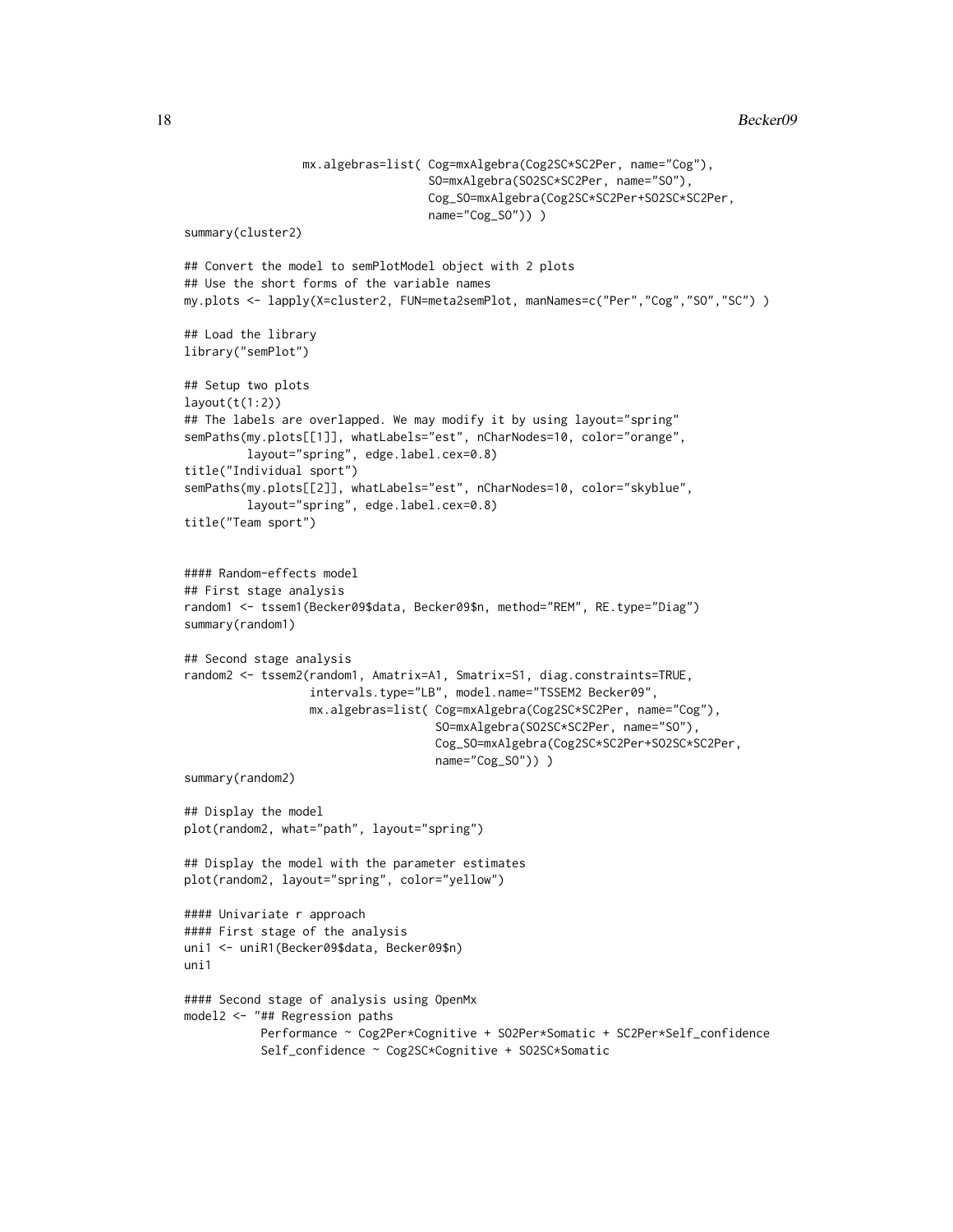```
                mx.algebras=list( Cog=mxAlgebra(Cog2SC*SC2Per, name="Cog"),
                                  SO=mxAlgebra(SO2SC*SC2Per, name="SO"),
                                  Cog_SO=mxAlgebra(Cog2SC*SC2Per+SO2SC*SC2Per,
                                  name="Cog_SO")) )
summary(cluster2)

## Convert the model to semPlotModel object with 2 plots
## Use the short forms of the variable names
my.plots <- lapply(X=cluster2, FUN=meta2semPlot, manNames=c("Per","Cog","SO","SC") )

## Load the library
library("semPlot")

## Setup two plots
layout(t(1:2))
## The labels are overlapped. We may modify it by using layout="spring"
semPaths(my.plots[[1]], whatLabels="est", nCharNodes=10, color="orange",
         layout="spring", edge.label.cex=0.8)
title("Individual sport")
semPaths(my.plots[[2]], whatLabels="est", nCharNodes=10, color="skyblue",
         layout="spring", edge.label.cex=0.8)
title("Team sport")


#### Random-effects model
## First stage analysis
random1 <- tssem1(Becker09$data, Becker09$n, method="REM", RE.type="Diag")
summary(random1)

## Second stage analysis
random2 <- tssem2(random1, Amatrix=A1, Smatrix=S1, diag.constraints=TRUE,
                  intervals.type="LB", model.name="TSSEM2 Becker09",
                  mx.algebras=list( Cog=mxAlgebra(Cog2SC*SC2Per, name="Cog"),
                                    SO=mxAlgebra(SO2SC*SC2Per, name="SO"),
                                    Cog_SO=mxAlgebra(Cog2SC*SC2Per+SO2SC*SC2Per,
                                    name="Cog_SO")) )
summary(random2)

## Display the model
plot(random2, what="path", layout="spring")

## Display the model with the parameter estimates
plot(random2, layout="spring", color="yellow")

#### Univariate r approach
#### First stage of the analysis
uni1 <- uniR1(Becker09$data, Becker09$n)
uni1

#### Second stage of analysis using OpenMx
model2 <- "## Regression paths
          Performance ~ Cog2Per*Cognitive + SO2Per*Somatic + SC2Per*Self_confidence
          Self_confidence ~ Cog2SC*Cognitive + SO2SC*Somatic
```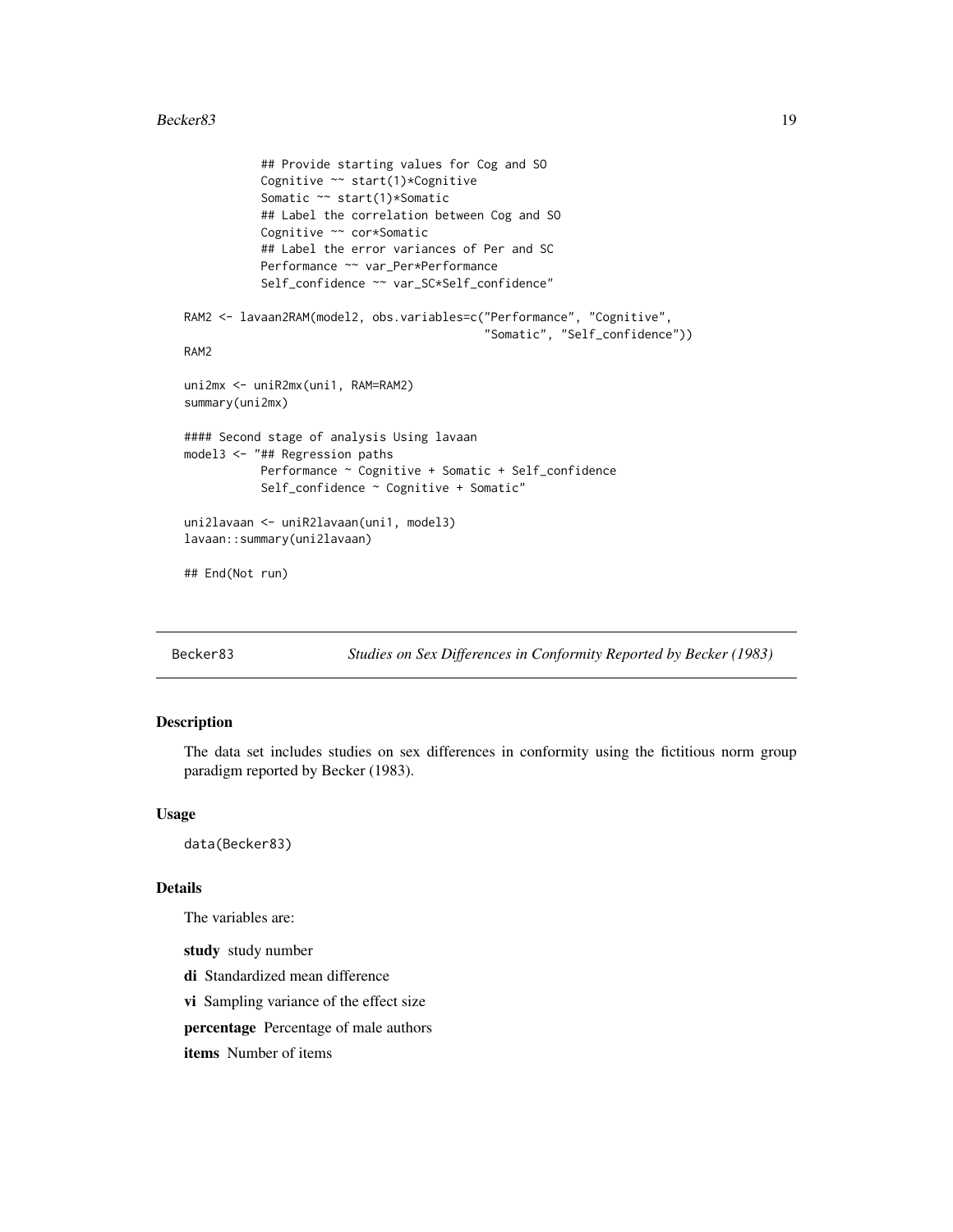```
          ## Provide starting values for Cog and SO
          Cognitive ~~ start(1)*Cognitive
          Somatic ~~ start(1)*Somatic
          ## Label the correlation between Cog and SO
          Cognitive ~~ cor*Somatic
          ## Label the error variances of Per and SC
          Performance ~~ var_Per*Performance
          Self_confidence ~~ var_SC*Self_confidence"

RAM2 <- lavaan2RAM(model2, obs.variables=c("Performance", "Cognitive",
                                           "Somatic", "Self_confidence"))
RAM2

uni2mx <- uniR2mx(uni1, RAM=RAM2)
summary(uni2mx)

#### Second stage of analysis Using lavaan
model3 <- "## Regression paths
          Performance ~ Cognitive + Somatic + Self_confidence
          Self_confidence ~ Cognitive + Somatic"

uni2lavaan <- uniR2lavaan(uni1, model3)
lavaan::summary(uni2lavaan)

## End(Not run)
```

---

Becker83 *Studies on Sex Differences in Conformity Reported by Becker (1983)*

---

## Description

The data set includes studies on sex differences in conformity using the fictitious norm group paradigm reported by Becker (1983).

## Usage

```
data(Becker83)
```

## Details

The variables are:

**study** study number

**di** Standardized mean difference

**vi** Sampling variance of the effect size

**percentage** Percentage of male authors

**items** Number of items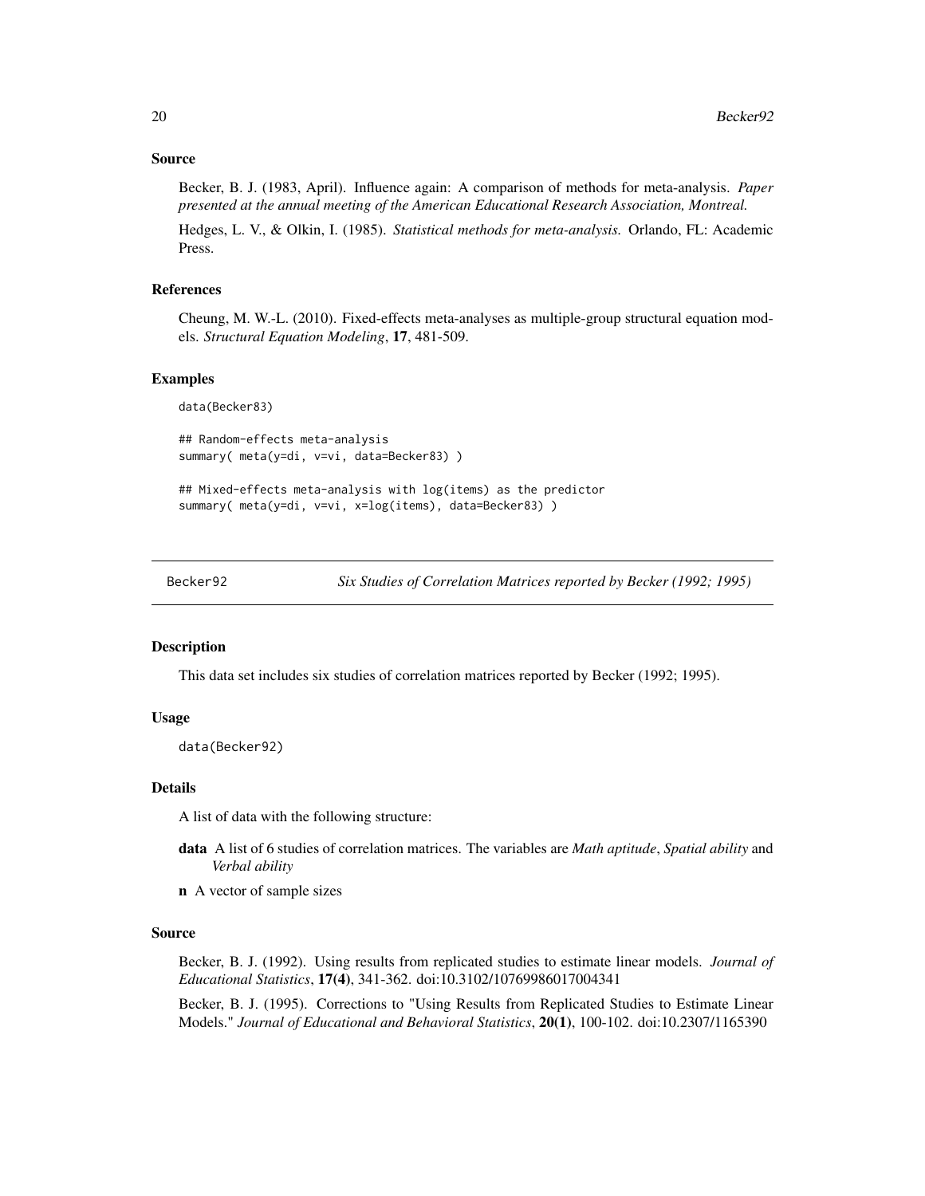### Source

Becker, B. J. (1983, April). Influence again: A comparison of methods for meta-analysis. *Paper presented at the annual meeting of the American Educational Research Association, Montreal.*

Hedges, L. V., & Olkin, I. (1985). *Statistical methods for meta-analysis.* Orlando, FL: Academic Press.

### References

Cheung, M. W.-L. (2010). Fixed-effects meta-analyses as multiple-group structural equation models. *Structural Equation Modeling*, **17**, 481-509.

### Examples

```
data(Becker83)

## Random-effects meta-analysis
summary( meta(y=di, v=vi, data=Becker83) )

## Mixed-effects meta-analysis with log(items) as the predictor
summary( meta(y=di, v=vi, x=log(items), data=Becker83) )
```

---

## Becker92 — *Six Studies of Correlation Matrices reported by Becker (1992; 1995)*

### Description

This data set includes six studies of correlation matrices reported by Becker (1992; 1995).

### Usage

```
data(Becker92)
```

### Details

A list of data with the following structure:

- **data** A list of 6 studies of correlation matrices. The variables are *Math aptitude*, *Spatial ability* and *Verbal ability*
- **n** A vector of sample sizes

### Source

Becker, B. J. (1992). Using results from replicated studies to estimate linear models. *Journal of Educational Statistics*, **17(4)**, 341-362. doi:10.3102/10769986017004341

Becker, B. J. (1995). Corrections to "Using Results from Replicated Studies to Estimate Linear Models." *Journal of Educational and Behavioral Statistics*, **20(1)**, 100-102. doi:10.2307/1165390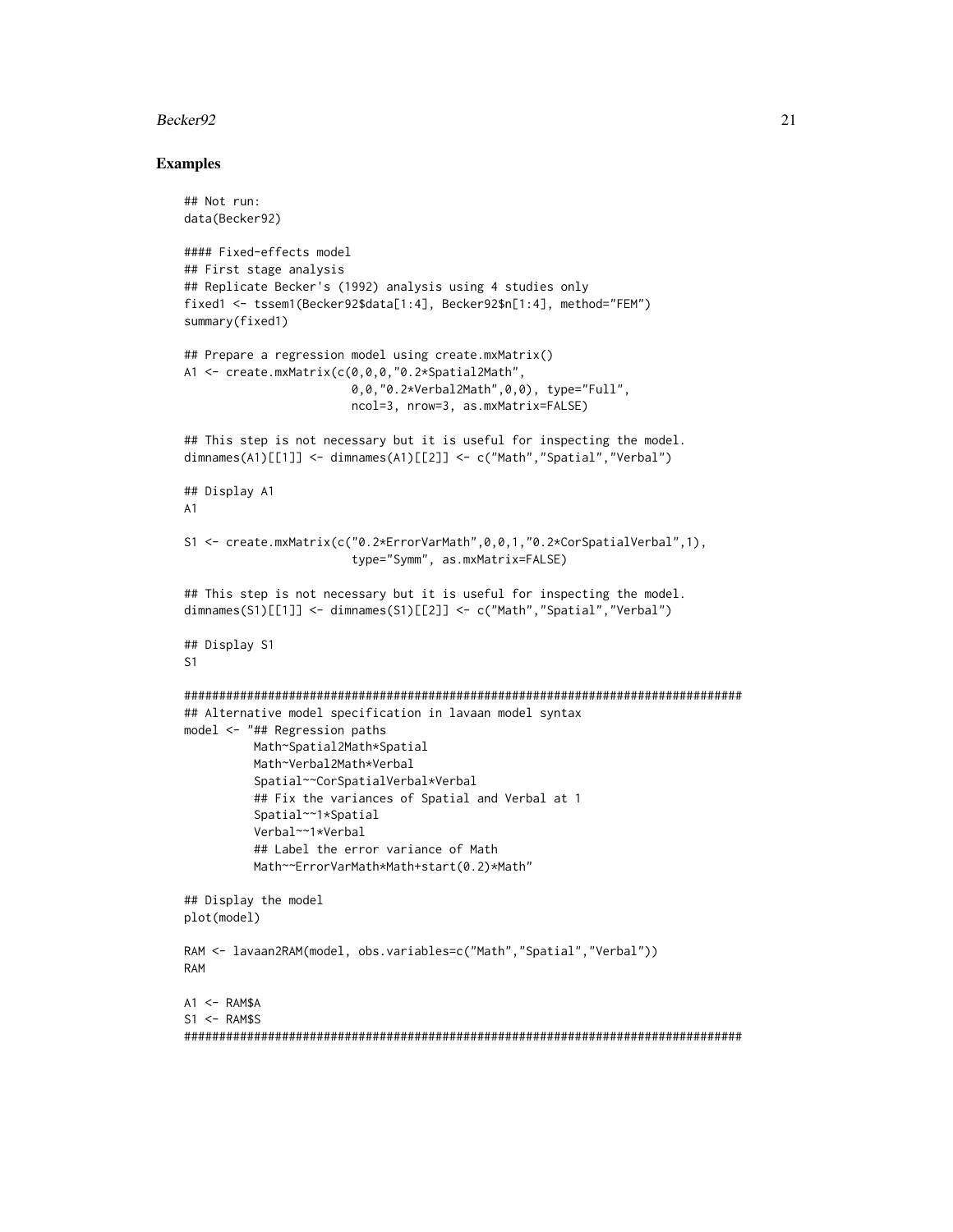## Examples

```
## Not run:
data(Becker92)

#### Fixed-effects model
## First stage analysis
## Replicate Becker's (1992) analysis using 4 studies only
fixed1 <- tssem1(Becker92$data[1:4], Becker92$n[1:4], method="FEM")
summary(fixed1)

## Prepare a regression model using create.mxMatrix()
A1 <- create.mxMatrix(c(0,0,0,"0.2*Spatial2Math",
                        0,0,"0.2*Verbal2Math",0,0), type="Full",
                        ncol=3, nrow=3, as.mxMatrix=FALSE)

## This step is not necessary but it is useful for inspecting the model.
dimnames(A1)[[1]] <- dimnames(A1)[[2]] <- c("Math","Spatial","Verbal")

## Display A1
A1

S1 <- create.mxMatrix(c("0.2*ErrorVarMath",0,0,1,"0.2*CorSpatialVerbal",1),
                        type="Symm", as.mxMatrix=FALSE)

## This step is not necessary but it is useful for inspecting the model.
dimnames(S1)[[1]] <- dimnames(S1)[[2]] <- c("Math","Spatial","Verbal")

## Display S1
S1

################################################################################
## Alternative model specification in lavaan model syntax
model <- "## Regression paths
          Math~Spatial2Math*Spatial
          Math~Verbal2Math*Verbal
          Spatial~~CorSpatialVerbal*Verbal
          ## Fix the variances of Spatial and Verbal at 1
          Spatial~~1*Spatial
          Verbal~~1*Verbal
          ## Label the error variance of Math
          Math~~ErrorVarMath*Math+start(0.2)*Math"

## Display the model
plot(model)

RAM <- lavaan2RAM(model, obs.variables=c("Math","Spatial","Verbal"))
RAM

A1 <- RAM$A
S1 <- RAM$S
################################################################################
```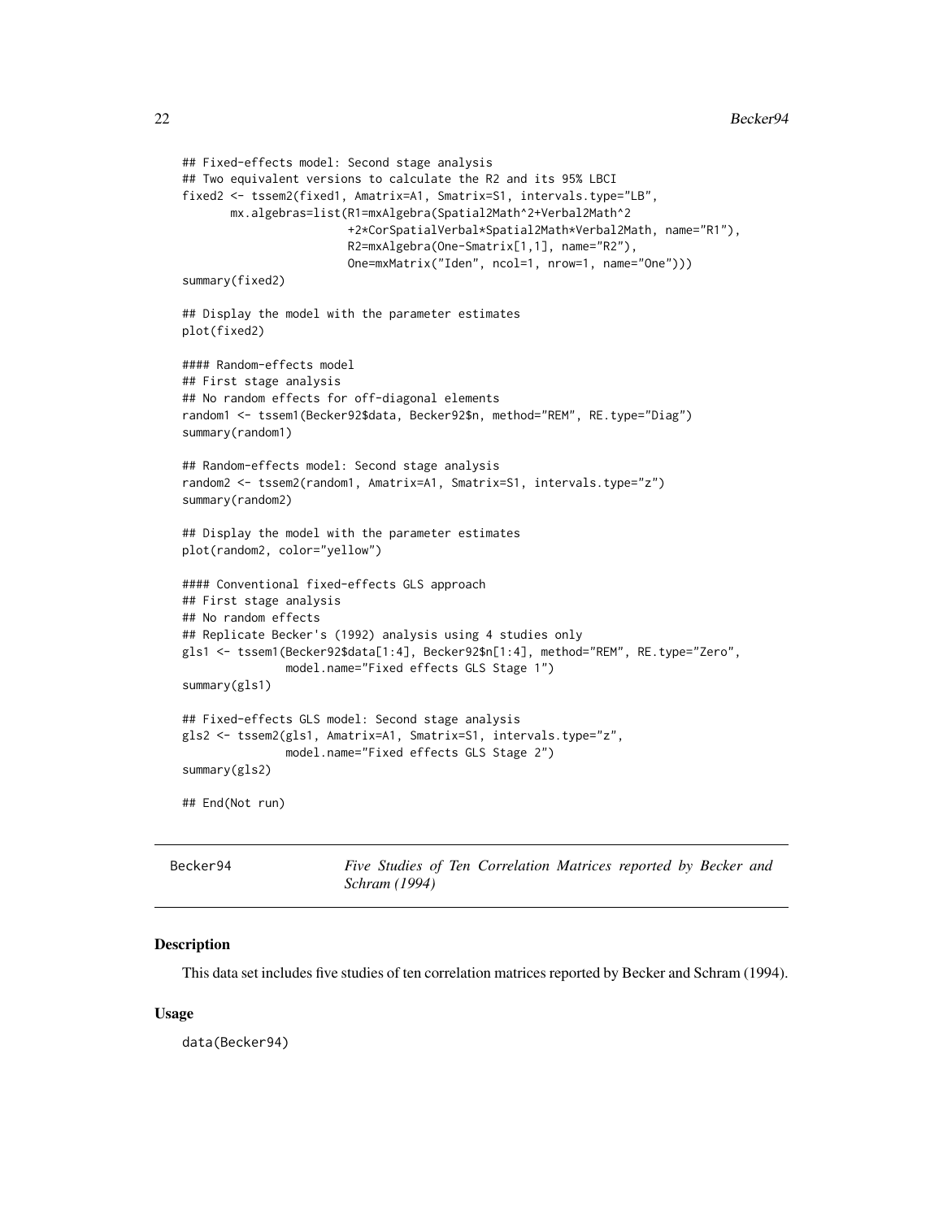```
## Fixed-effects model: Second stage analysis
## Two equivalent versions to calculate the R2 and its 95% LBCI
fixed2 <- tssem2(fixed1, Amatrix=A1, Smatrix=S1, intervals.type="LB",
       mx.algebras=list(R1=mxAlgebra(Spatial2Math^2+Verbal2Math^2
                        +2*CorSpatialVerbal*Spatial2Math*Verbal2Math, name="R1"),
                        R2=mxAlgebra(One-Smatrix[1,1], name="R2"),
                        One=mxMatrix("Iden", ncol=1, nrow=1, name="One")))
summary(fixed2)

## Display the model with the parameter estimates
plot(fixed2)

#### Random-effects model
## First stage analysis
## No random effects for off-diagonal elements
random1 <- tssem1(Becker92$data, Becker92$n, method="REM", RE.type="Diag")
summary(random1)

## Random-effects model: Second stage analysis
random2 <- tssem2(random1, Amatrix=A1, Smatrix=S1, intervals.type="z")
summary(random2)

## Display the model with the parameter estimates
plot(random2, color="yellow")

#### Conventional fixed-effects GLS approach
## First stage analysis
## No random effects
## Replicate Becker's (1992) analysis using 4 studies only
gls1 <- tssem1(Becker92$data[1:4], Becker92$n[1:4], method="REM", RE.type="Zero",
               model.name="Fixed effects GLS Stage 1")
summary(gls1)

## Fixed-effects GLS model: Second stage analysis
gls2 <- tssem2(gls1, Amatrix=A1, Smatrix=S1, intervals.type="z",
               model.name="Fixed effects GLS Stage 2")
summary(gls2)

## End(Not run)
```

---

Becker94 — *Five Studies of Ten Correlation Matrices reported by Becker and Schram (1994)*

---

### Description

This data set includes five studies of ten correlation matrices reported by Becker and Schram (1994).

### Usage

```
data(Becker94)
```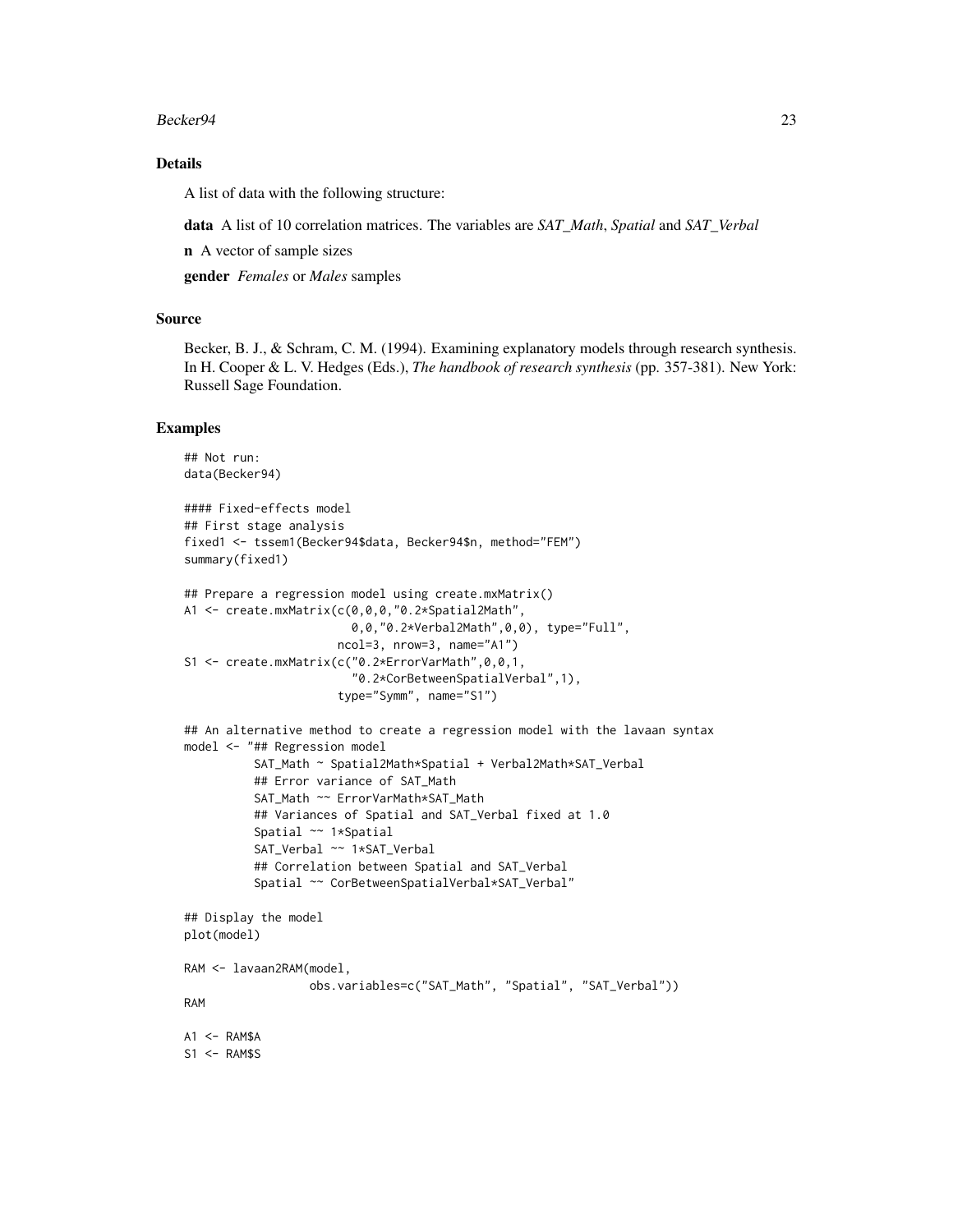## Details

A list of data with the following structure:

**data** A list of 10 correlation matrices. The variables are *SAT_Math*, *Spatial* and *SAT_Verbal*

**n** A vector of sample sizes

**gender** *Females* or *Males* samples

## Source

Becker, B. J., & Schram, C. M. (1994). Examining explanatory models through research synthesis. In H. Cooper & L. V. Hedges (Eds.), *The handbook of research synthesis* (pp. 357-381). New York: Russell Sage Foundation.

## Examples

```
## Not run:
data(Becker94)

#### Fixed-effects model
## First stage analysis
fixed1 <- tssem1(Becker94$data, Becker94$n, method="FEM")
summary(fixed1)

## Prepare a regression model using create.mxMatrix()
A1 <- create.mxMatrix(c(0,0,0,"0.2*Spatial2Math",
                        0,0,"0.2*Verbal2Math",0,0), type="Full",
                      ncol=3, nrow=3, name="A1")
S1 <- create.mxMatrix(c("0.2*ErrorVarMath",0,0,1,
                        "0.2*CorBetweenSpatialVerbal",1),
                      type="Symm", name="S1")

## An alternative method to create a regression model with the lavaan syntax
model <- "## Regression model
          SAT_Math ~ Spatial2Math*Spatial + Verbal2Math*SAT_Verbal
          ## Error variance of SAT_Math
          SAT_Math ~~ ErrorVarMath*SAT_Math
          ## Variances of Spatial and SAT_Verbal fixed at 1.0
          Spatial ~~ 1*Spatial
          SAT_Verbal ~~ 1*SAT_Verbal
          ## Correlation between Spatial and SAT_Verbal
          Spatial ~~ CorBetweenSpatialVerbal*SAT_Verbal"

## Display the model
plot(model)

RAM <- lavaan2RAM(model,
                  obs.variables=c("SAT_Math", "Spatial", "SAT_Verbal"))
RAM

A1 <- RAM$A
S1 <- RAM$S
```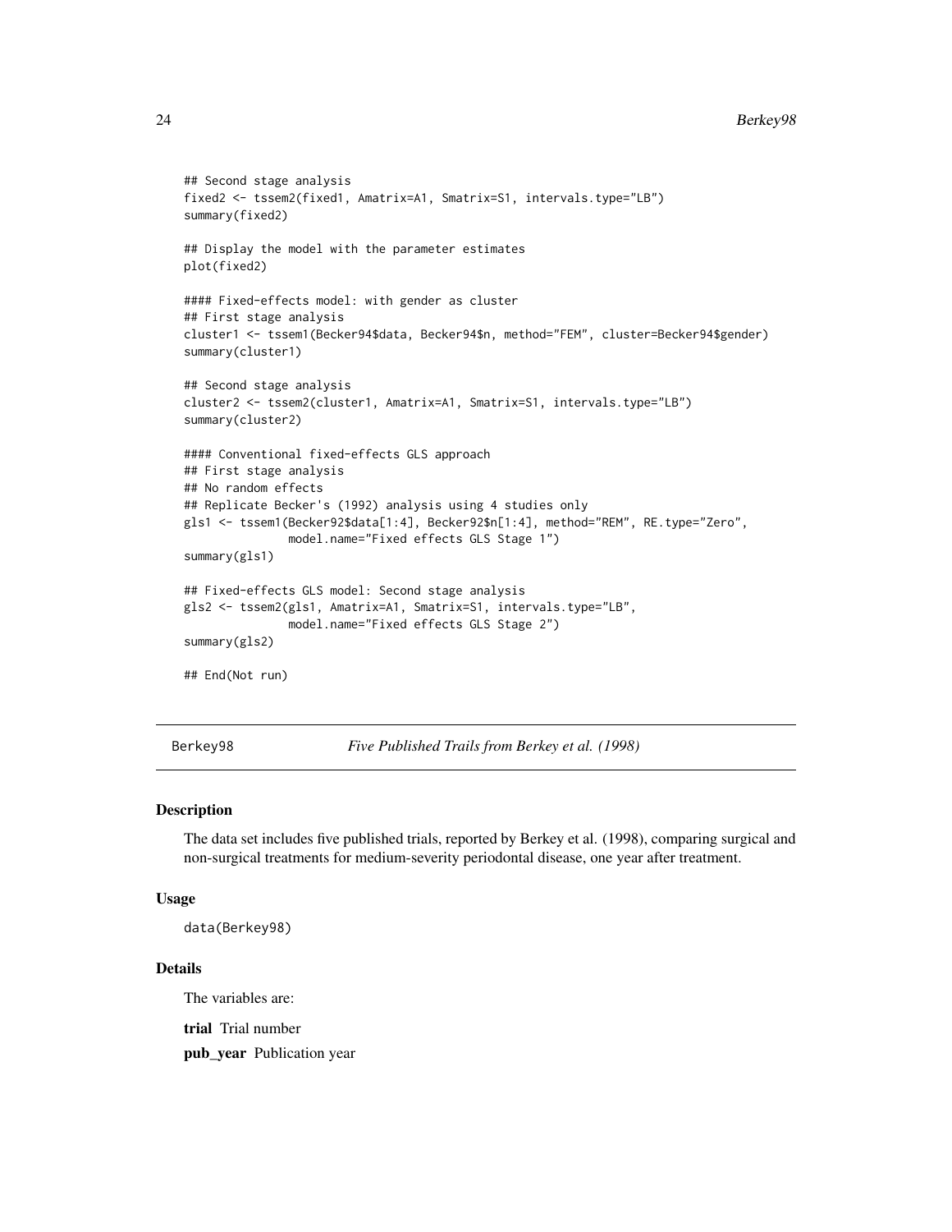```
## Second stage analysis
fixed2 <- tssem2(fixed1, Amatrix=A1, Smatrix=S1, intervals.type="LB")
summary(fixed2)

## Display the model with the parameter estimates
plot(fixed2)

#### Fixed-effects model: with gender as cluster
## First stage analysis
cluster1 <- tssem1(Becker94$data, Becker94$n, method="FEM", cluster=Becker94$gender)
summary(cluster1)

## Second stage analysis
cluster2 <- tssem2(cluster1, Amatrix=A1, Smatrix=S1, intervals.type="LB")
summary(cluster2)

#### Conventional fixed-effects GLS approach
## First stage analysis
## No random effects
## Replicate Becker's (1992) analysis using 4 studies only
gls1 <- tssem1(Becker92$data[1:4], Becker92$n[1:4], method="REM", RE.type="Zero",
               model.name="Fixed effects GLS Stage 1")
summary(gls1)

## Fixed-effects GLS model: Second stage analysis
gls2 <- tssem2(gls1, Amatrix=A1, Smatrix=S1, intervals.type="LB",
               model.name="Fixed effects GLS Stage 2")
summary(gls2)

## End(Not run)
```

---

Berkey98 — *Five Published Trails from Berkey et al. (1998)*

---

### Description

The data set includes five published trials, reported by Berkey et al. (1998), comparing surgical and non-surgical treatments for medium-severity periodontal disease, one year after treatment.

### Usage

```
data(Berkey98)
```

### Details

The variables are:

**trial** Trial number

**pub_year** Publication year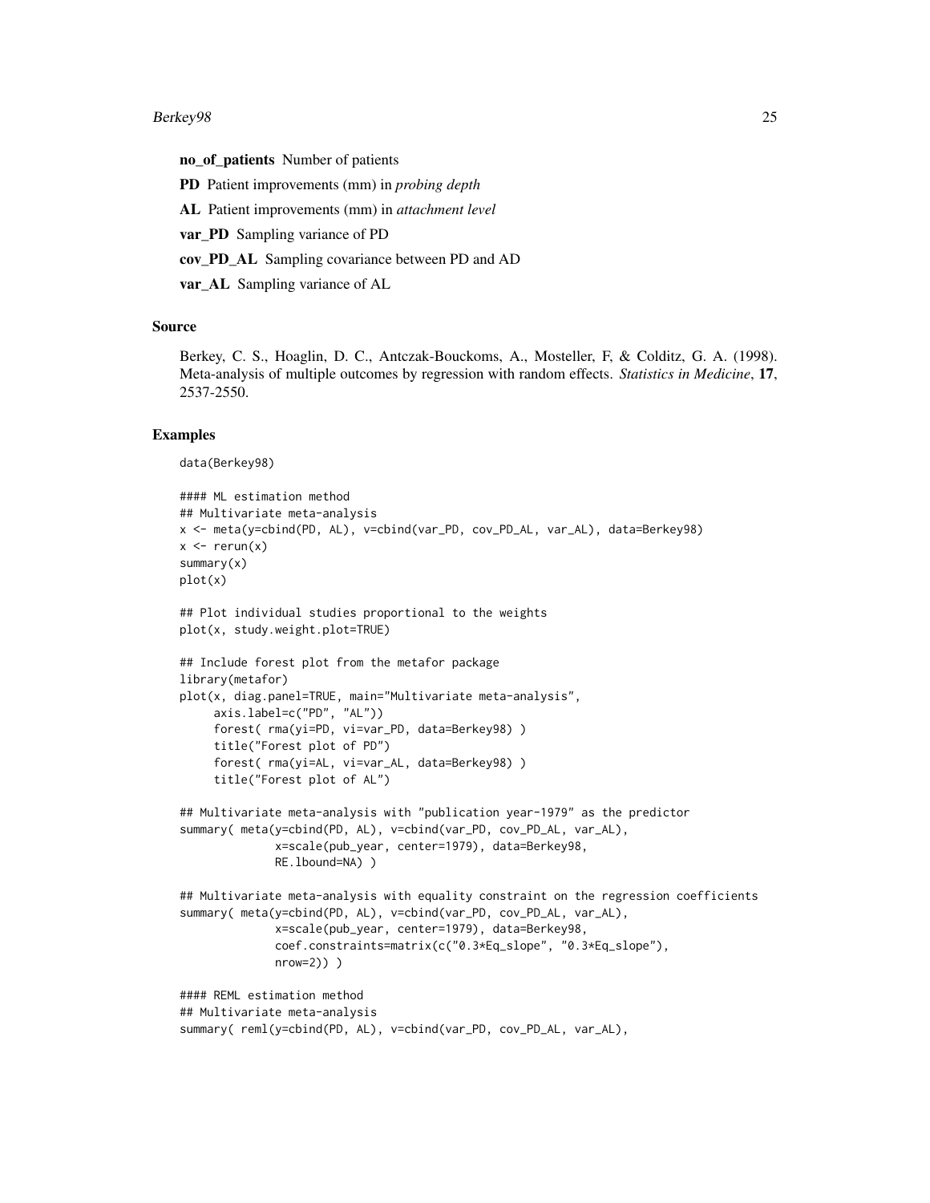**no_of_patients** Number of patients

**PD** Patient improvements (mm) in *probing depth*

**AL** Patient improvements (mm) in *attachment level*

**var_PD** Sampling variance of PD

**cov_PD_AL** Sampling covariance between PD and AD

**var_AL** Sampling variance of AL

## Source

Berkey, C. S., Hoaglin, D. C., Antczak-Bouckoms, A., Mosteller, F, & Colditz, G. A. (1998). Meta-analysis of multiple outcomes by regression with random effects. *Statistics in Medicine*, **17**, 2537-2550.

## Examples

```
data(Berkey98)

#### ML estimation method
## Multivariate meta-analysis
x <- meta(y=cbind(PD, AL), v=cbind(var_PD, cov_PD_AL, var_AL), data=Berkey98)
x <- rerun(x)
summary(x)
plot(x)

## Plot individual studies proportional to the weights
plot(x, study.weight.plot=TRUE)

## Include forest plot from the metafor package
library(metafor)
plot(x, diag.panel=TRUE, main="Multivariate meta-analysis",
     axis.label=c("PD", "AL"))
     forest( rma(yi=PD, vi=var_PD, data=Berkey98) )
     title("Forest plot of PD")
     forest( rma(yi=AL, vi=var_AL, data=Berkey98) )
     title("Forest plot of AL")

## Multivariate meta-analysis with "publication year-1979" as the predictor
summary( meta(y=cbind(PD, AL), v=cbind(var_PD, cov_PD_AL, var_AL),
              x=scale(pub_year, center=1979), data=Berkey98,
              RE.lbound=NA) )

## Multivariate meta-analysis with equality constraint on the regression coefficients
summary( meta(y=cbind(PD, AL), v=cbind(var_PD, cov_PD_AL, var_AL),
              x=scale(pub_year, center=1979), data=Berkey98,
              coef.constraints=matrix(c("0.3*Eq_slope", "0.3*Eq_slope"),
              nrow=2)) )

#### REML estimation method
## Multivariate meta-analysis
summary( reml(y=cbind(PD, AL), v=cbind(var_PD, cov_PD_AL, var_AL),
```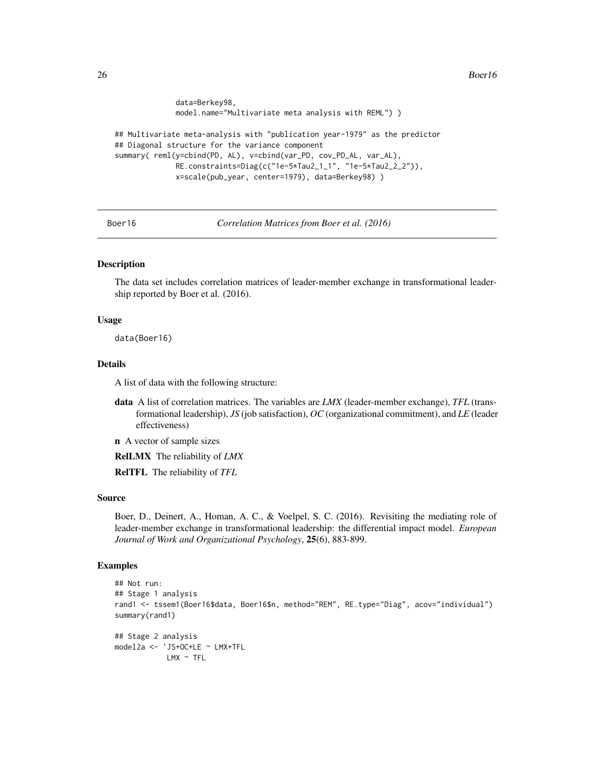```
             data=Berkey98,
             model.name="Multivariate meta analysis with REML") )

## Multivariate meta-analysis with "publication year-1979" as the predictor
## Diagonal structure for the variance component
summary( reml(y=cbind(PD, AL), v=cbind(var_PD, cov_PD_AL, var_AL),
             RE.constraints=Diag(c("1e-5*Tau2_1_1", "1e-5*Tau2_2_2")),
             x=scale(pub_year, center=1979), data=Berkey98) )
```

---

## Boer16 — *Correlation Matrices from Boer et al. (2016)*

### Description

The data set includes correlation matrices of leader-member exchange in transformational leadership reported by Boer et al. (2016).

### Usage

```
data(Boer16)
```

### Details

A list of data with the following structure:

- **data** A list of correlation matrices. The variables are *LMX* (leader-member exchange), *TFL* (transformational leadership), *JS* (job satisfaction), *OC* (organizational commitment), and *LE* (leader effectiveness)
- **n** A vector of sample sizes
- **RelLMX** The reliability of *LMX*
- **RelTFL** The reliability of *TFL*

### Source

Boer, D., Deinert, A., Homan, A. C., & Voelpel, S. C. (2016). Revisiting the mediating role of leader-member exchange in transformational leadership: the differential impact model. *European Journal of Work and Organizational Psychology*, **25**(6), 883-899.

### Examples

```
## Not run:
## Stage 1 analysis
rand1 <- tssem1(Boer16$data, Boer16$n, method="REM", RE.type="Diag", acov="individual")
summary(rand1)

## Stage 2 analysis
model2a <- 'JS+OC+LE ~ LMX+TFL
            LMX ~ TFL
```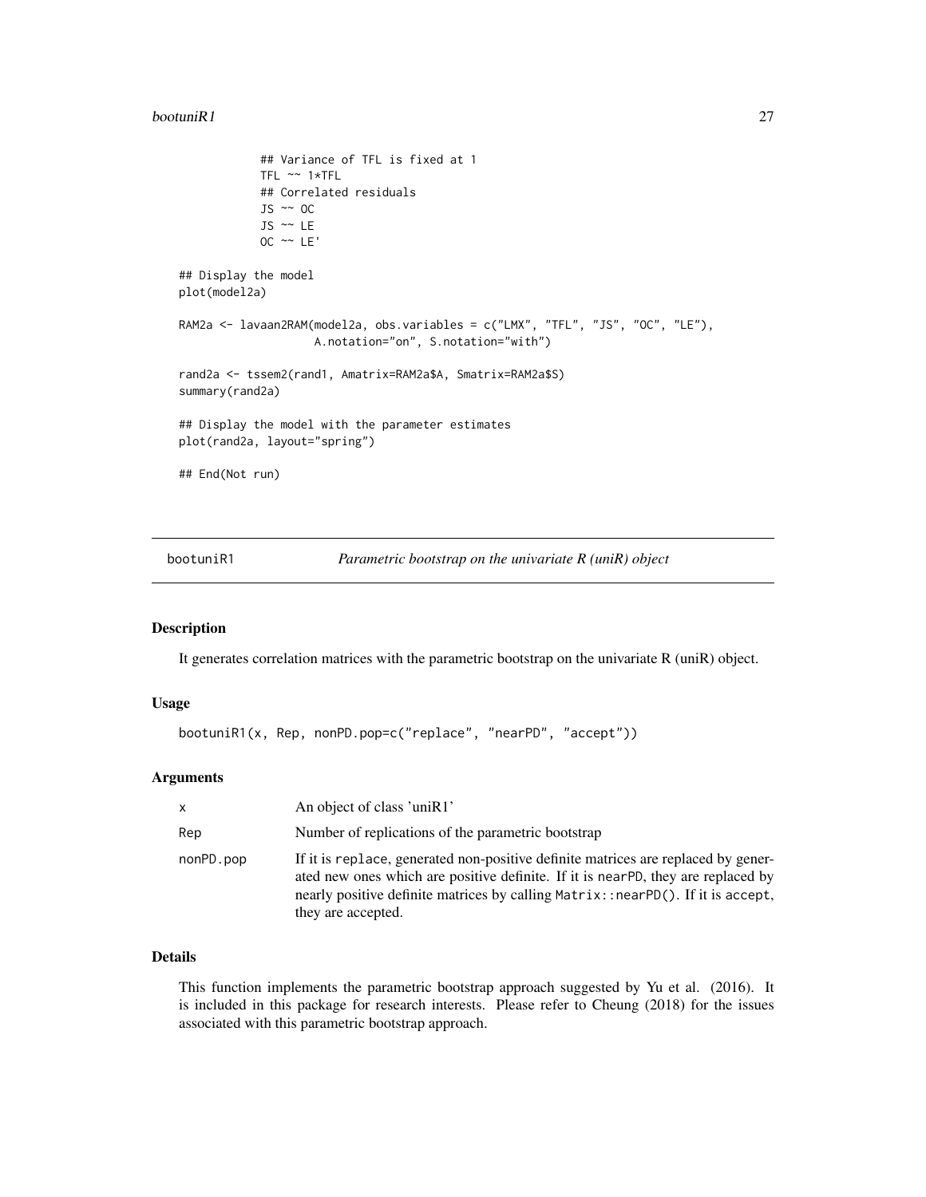```
            ## Variance of TFL is fixed at 1
            TFL ~~ 1*TFL
            ## Correlated residuals
            JS ~~ OC
            JS ~~ LE
            OC ~~ LE'

## Display the model
plot(model2a)

RAM2a <- lavaan2RAM(model2a, obs.variables = c("LMX", "TFL", "JS", "OC", "LE"),
                    A.notation="on", S.notation="with")

rand2a <- tssem2(rand1, Amatrix=RAM2a$A, Smatrix=RAM2a$S)
summary(rand2a)

## Display the model with the parameter estimates
plot(rand2a, layout="spring")

## End(Not run)
```

---

## bootuniR1 — *Parametric bootstrap on the univariate R (uniR) object*

### Description

It generates correlation matrices with the parametric bootstrap on the univariate R (uniR) object.

### Usage

```
bootuniR1(x, Rep, nonPD.pop=c("replace", "nearPD", "accept"))
```

### Arguments

| | |
|---|---|
| `x` | An object of class 'uniR1' |
| `Rep` | Number of replications of the parametric bootstrap |
| `nonPD.pop` | If it is `replace`, generated non-positive definite matrices are replaced by generated new ones which are positive definite. If it is `nearPD`, they are replaced by nearly positive definite matrices by calling `Matrix::nearPD()`. If it is `accept`, they are accepted. |

### Details

This function implements the parametric bootstrap approach suggested by Yu et al. (2016). It is included in this package for research interests. Please refer to Cheung (2018) for the issues associated with this parametric bootstrap approach.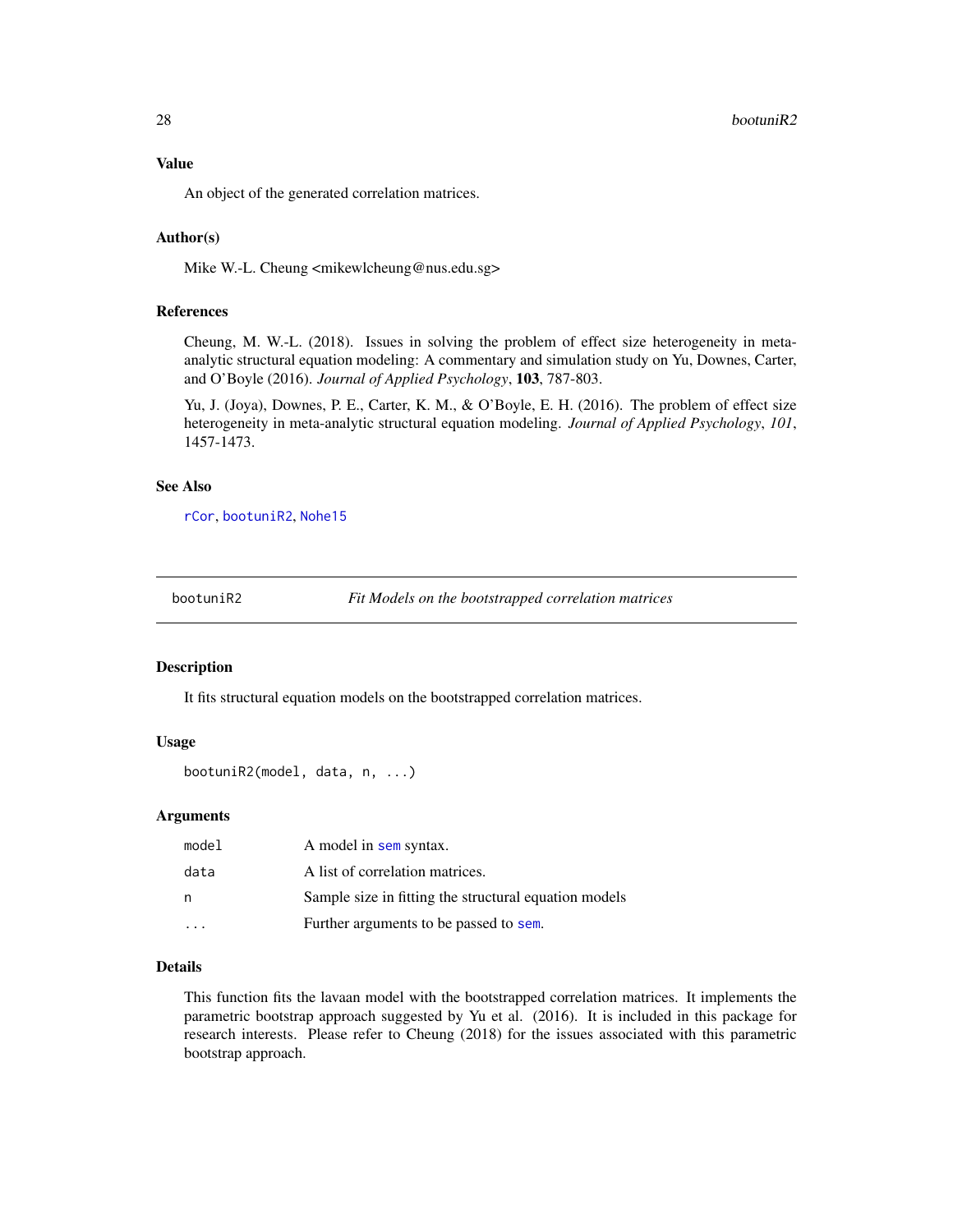### Value

An object of the generated correlation matrices.

### Author(s)

Mike W.-L. Cheung <mikewlcheung@nus.edu.sg>

### References

Cheung, M. W.-L. (2018). Issues in solving the problem of effect size heterogeneity in meta-analytic structural equation modeling: A commentary and simulation study on Yu, Downes, Carter, and O'Boyle (2016). *Journal of Applied Psychology*, **103**, 787-803.

Yu, J. (Joya), Downes, P. E., Carter, K. M., & O'Boyle, E. H. (2016). The problem of effect size heterogeneity in meta-analytic structural equation modeling. *Journal of Applied Psychology*, *101*, 1457-1473.

### See Also

rCor, bootuniR2, Nohe15

---

## bootuniR2 — *Fit Models on the bootstrapped correlation matrices*

### Description

It fits structural equation models on the bootstrapped correlation matrices.

### Usage

```
bootuniR2(model, data, n, ...)
```

### Arguments

| | |
|---|---|
| model | A model in sem syntax. |
| data | A list of correlation matrices. |
| n | Sample size in fitting the structural equation models |
| ... | Further arguments to be passed to sem. |

### Details

This function fits the lavaan model with the bootstrapped correlation matrices. It implements the parametric bootstrap approach suggested by Yu et al. (2016). It is included in this package for research interests. Please refer to Cheung (2018) for the issues associated with this parametric bootstrap approach.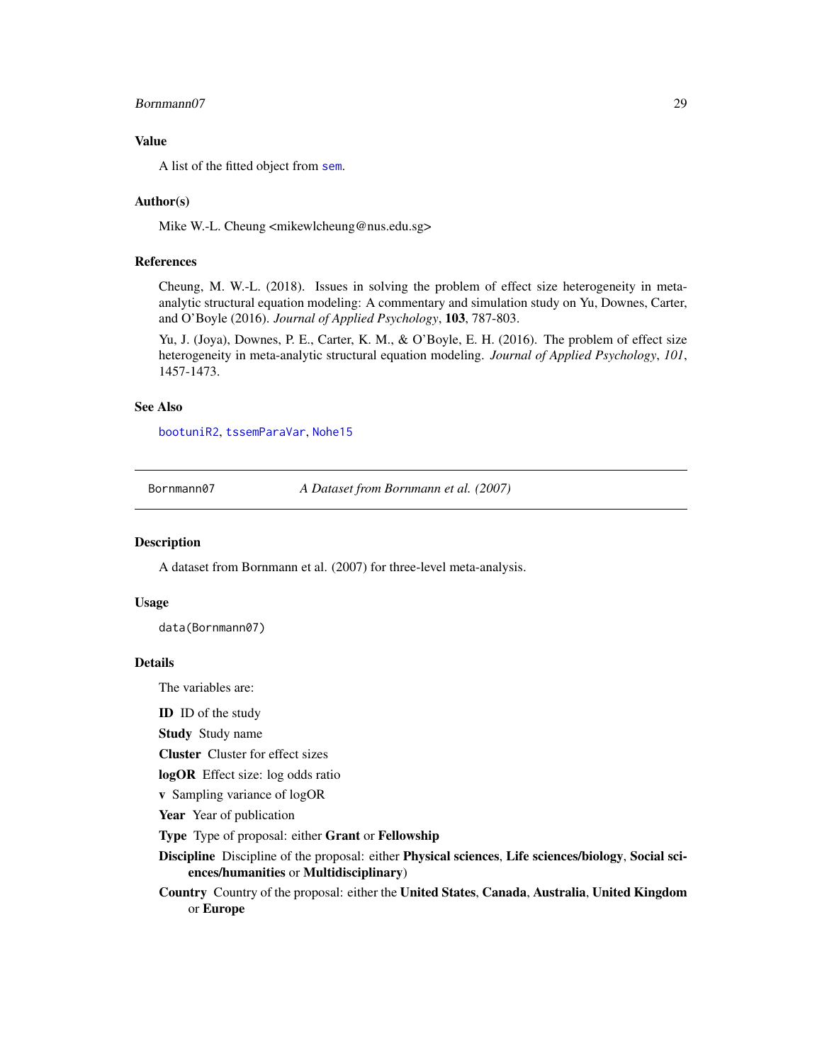### Value

A list of the fitted object from `sem`.

### Author(s)

Mike W.-L. Cheung <mikewlcheung@nus.edu.sg>

### References

Cheung, M. W.-L. (2018). Issues in solving the problem of effect size heterogeneity in meta-analytic structural equation modeling: A commentary and simulation study on Yu, Downes, Carter, and O'Boyle (2016). *Journal of Applied Psychology*, **103**, 787-803.

Yu, J. (Joya), Downes, P. E., Carter, K. M., & O'Boyle, E. H. (2016). The problem of effect size heterogeneity in meta-analytic structural equation modeling. *Journal of Applied Psychology*, *101*, 1457-1473.

### See Also

`bootuniR2`, `tssemParaVar`, `Nohe15`

---

## Bornmann07 &nbsp;&nbsp;&nbsp; *A Dataset from Bornmann et al. (2007)*

---

### Description

A dataset from Bornmann et al. (2007) for three-level meta-analysis.

### Usage

```
data(Bornmann07)
```

### Details

The variables are:

**ID** ID of the study

**Study** Study name

**Cluster** Cluster for effect sizes

**logOR** Effect size: log odds ratio

**v** Sampling variance of logOR

**Year** Year of publication

**Type** Type of proposal: either **Grant** or **Fellowship**

**Discipline** Discipline of the proposal: either **Physical sciences**, **Life sciences/biology**, **Social sciences/humanities** or **Multidisciplinary**)

**Country** Country of the proposal: either the **United States**, **Canada**, **Australia**, **United Kingdom** or **Europe**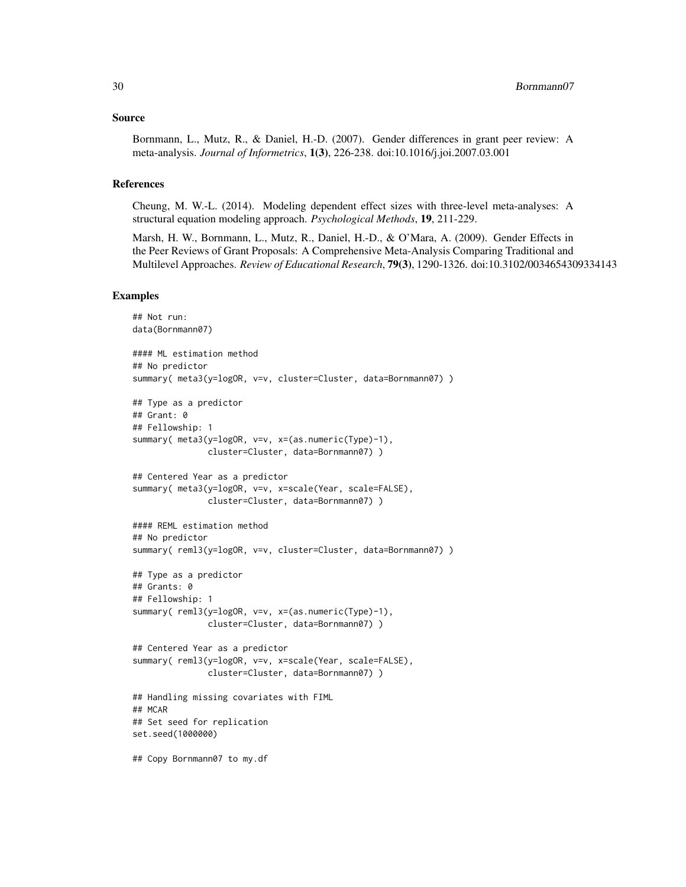## Source

Bornmann, L., Mutz, R., & Daniel, H.-D. (2007). Gender differences in grant peer review: A meta-analysis. *Journal of Informetrics*, **1(3)**, 226-238. doi:10.1016/j.joi.2007.03.001

## References

Cheung, M. W.-L. (2014). Modeling dependent effect sizes with three-level meta-analyses: A structural equation modeling approach. *Psychological Methods*, **19**, 211-229.

Marsh, H. W., Bornmann, L., Mutz, R., Daniel, H.-D., & O'Mara, A. (2009). Gender Effects in the Peer Reviews of Grant Proposals: A Comprehensive Meta-Analysis Comparing Traditional and Multilevel Approaches. *Review of Educational Research*, **79(3)**, 1290-1326. doi:10.3102/0034654309334143

## Examples

```
## Not run:
data(Bornmann07)

#### ML estimation method
## No predictor
summary( meta3(y=logOR, v=v, cluster=Cluster, data=Bornmann07) )

## Type as a predictor
## Grant: 0
## Fellowship: 1
summary( meta3(y=logOR, v=v, x=(as.numeric(Type)-1),
               cluster=Cluster, data=Bornmann07) )

## Centered Year as a predictor
summary( meta3(y=logOR, v=v, x=scale(Year, scale=FALSE),
               cluster=Cluster, data=Bornmann07) )

#### REML estimation method
## No predictor
summary( reml3(y=logOR, v=v, cluster=Cluster, data=Bornmann07) )

## Type as a predictor
## Grants: 0
## Fellowship: 1
summary( reml3(y=logOR, v=v, x=(as.numeric(Type)-1),
               cluster=Cluster, data=Bornmann07) )

## Centered Year as a predictor
summary( reml3(y=logOR, v=v, x=scale(Year, scale=FALSE),
               cluster=Cluster, data=Bornmann07) )

## Handling missing covariates with FIML
## MCAR
## Set seed for replication
set.seed(1000000)

## Copy Bornmann07 to my.df
```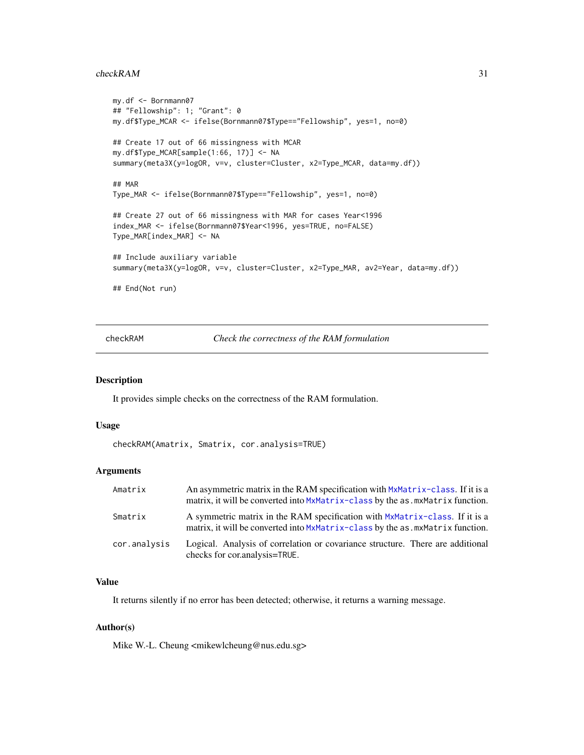```
my.df <- Bornmann07
## "Fellowship": 1; "Grant": 0
my.df$Type_MCAR <- ifelse(Bornmann07$Type=="Fellowship", yes=1, no=0)

## Create 17 out of 66 missingness with MCAR
my.df$Type_MCAR[sample(1:66, 17)] <- NA
summary(meta3X(y=logOR, v=v, cluster=Cluster, x2=Type_MCAR, data=my.df))

## MAR
Type_MAR <- ifelse(Bornmann07$Type=="Fellowship", yes=1, no=0)

## Create 27 out of 66 missingness with MAR for cases Year<1996
index_MAR <- ifelse(Bornmann07$Year<1996, yes=TRUE, no=FALSE)
Type_MAR[index_MAR] <- NA

## Include auxiliary variable
summary(meta3X(y=logOR, v=v, cluster=Cluster, x2=Type_MAR, av2=Year, data=my.df))

## End(Not run)
```

---

## checkRAM — *Check the correctness of the RAM formulation*

---

### Description

It provides simple checks on the correctness of the RAM formulation.

### Usage

```
checkRAM(Amatrix, Smatrix, cor.analysis=TRUE)
```

### Arguments

| | |
|---|---|
| `Amatrix` | An asymmetric matrix in the RAM specification with `MxMatrix-class`. If it is a matrix, it will be converted into `MxMatrix-class` by the `as.mxMatrix` function. |
| `Smatrix` | A symmetric matrix in the RAM specification with `MxMatrix-class`. If it is a matrix, it will be converted into `MxMatrix-class` by the `as.mxMatrix` function. |
| `cor.analysis` | Logical. Analysis of correlation or covariance structure. There are additional checks for cor.analysis=`TRUE`. |

### Value

It returns silently if no error has been detected; otherwise, it returns a warning message.

### Author(s)

Mike W.-L. Cheung <mikewlcheung@nus.edu.sg>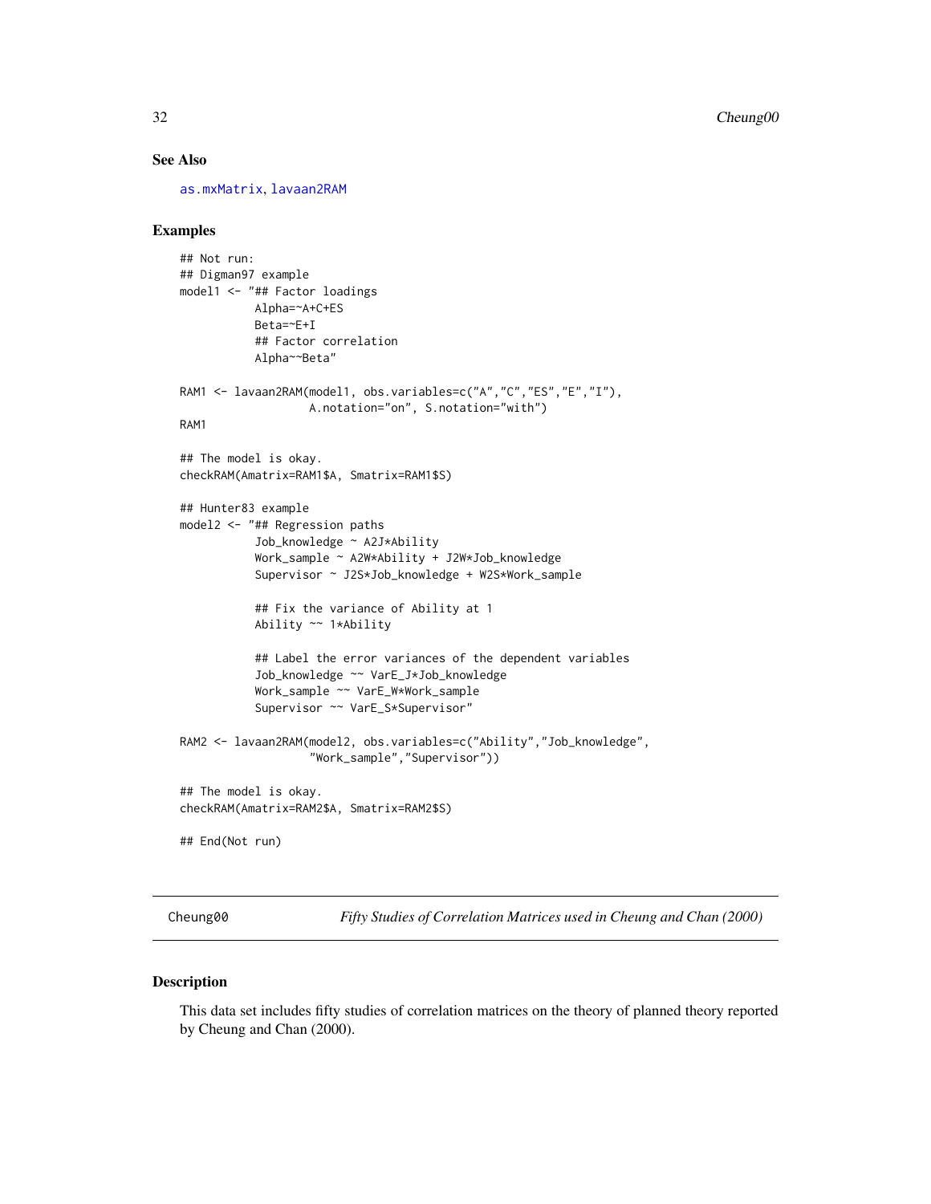## See Also

as.mxMatrix, lavaan2RAM

## Examples

```
## Not run:
## Digman97 example
model1 <- "## Factor loadings
           Alpha=~A+C+ES
           Beta=~E+I
           ## Factor correlation
           Alpha~~Beta"

RAM1 <- lavaan2RAM(model1, obs.variables=c("A","C","ES","E","I"),
                   A.notation="on", S.notation="with")
RAM1

## The model is okay.
checkRAM(Amatrix=RAM1$A, Smatrix=RAM1$S)

## Hunter83 example
model2 <- "## Regression paths
           Job_knowledge ~ A2J*Ability
           Work_sample ~ A2W*Ability + J2W*Job_knowledge
           Supervisor ~ J2S*Job_knowledge + W2S*Work_sample

           ## Fix the variance of Ability at 1
           Ability ~~ 1*Ability

           ## Label the error variances of the dependent variables
           Job_knowledge ~~ VarE_J*Job_knowledge
           Work_sample ~~ VarE_W*Work_sample
           Supervisor ~~ VarE_S*Supervisor"

RAM2 <- lavaan2RAM(model2, obs.variables=c("Ability","Job_knowledge",
                   "Work_sample","Supervisor"))

## The model is okay.
checkRAM(Amatrix=RAM2$A, Smatrix=RAM2$S)

## End(Not run)
```

---

Cheung00 *Fifty Studies of Correlation Matrices used in Cheung and Chan (2000)*

---

## Description

This data set includes fifty studies of correlation matrices on the theory of planned theory reported by Cheung and Chan (2000).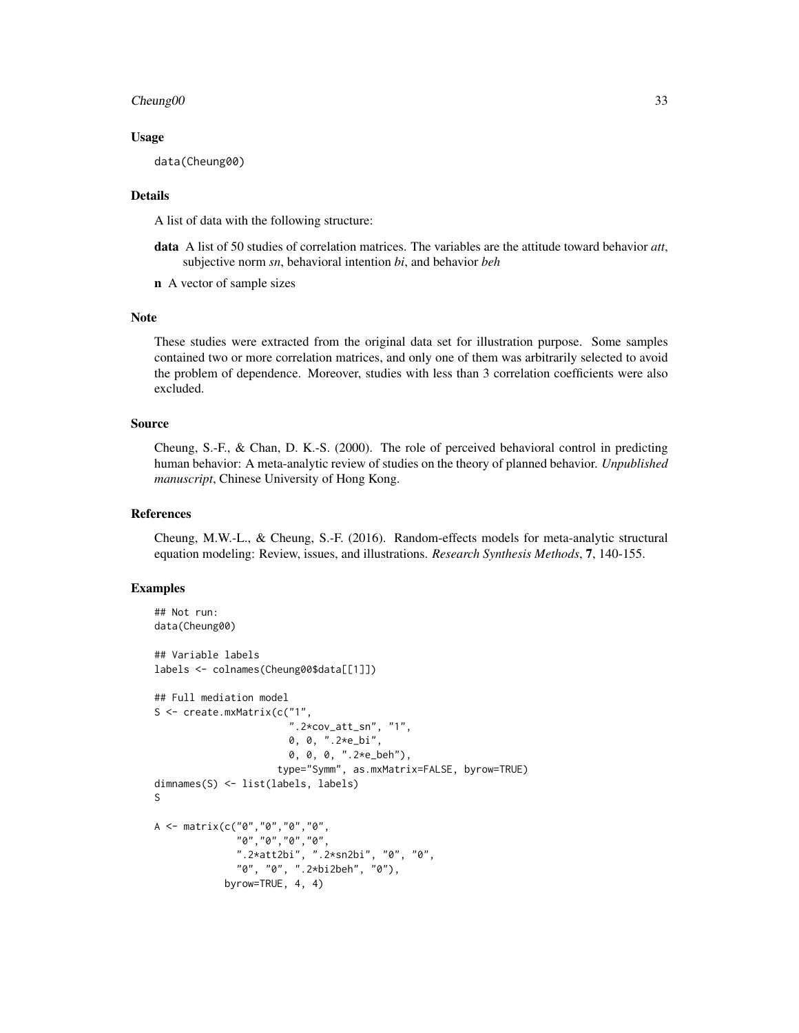### Usage

```
data(Cheung00)
```

### Details

A list of data with the following structure:

- **data** A list of 50 studies of correlation matrices. The variables are the attitude toward behavior *att*, subjective norm *sn*, behavioral intention *bi*, and behavior *beh*
- **n** A vector of sample sizes

### Note

These studies were extracted from the original data set for illustration purpose. Some samples contained two or more correlation matrices, and only one of them was arbitrarily selected to avoid the problem of dependence. Moreover, studies with less than 3 correlation coefficients were also excluded.

### Source

Cheung, S.-F., & Chan, D. K.-S. (2000). The role of perceived behavioral control in predicting human behavior: A meta-analytic review of studies on the theory of planned behavior. *Unpublished manuscript*, Chinese University of Hong Kong.

### References

Cheung, M.W.-L., & Cheung, S.-F. (2016). Random-effects models for meta-analytic structural equation modeling: Review, issues, and illustrations. *Research Synthesis Methods*, **7**, 140-155.

### Examples

```
## Not run:
data(Cheung00)

## Variable labels
labels <- colnames(Cheung00$data[[1]])

## Full mediation model
S <- create.mxMatrix(c("1",
                       ".2*cov_att_sn", "1",
                       0, 0, ".2*e_bi",
                       0, 0, 0, ".2*e_beh"),
                     type="Symm", as.mxMatrix=FALSE, byrow=TRUE)
dimnames(S) <- list(labels, labels)
S

A <- matrix(c("0","0","0","0",
              "0","0","0","0",
              ".2*att2bi", ".2*sn2bi", "0", "0",
              "0", "0", ".2*bi2beh", "0"),
            byrow=TRUE, 4, 4)
```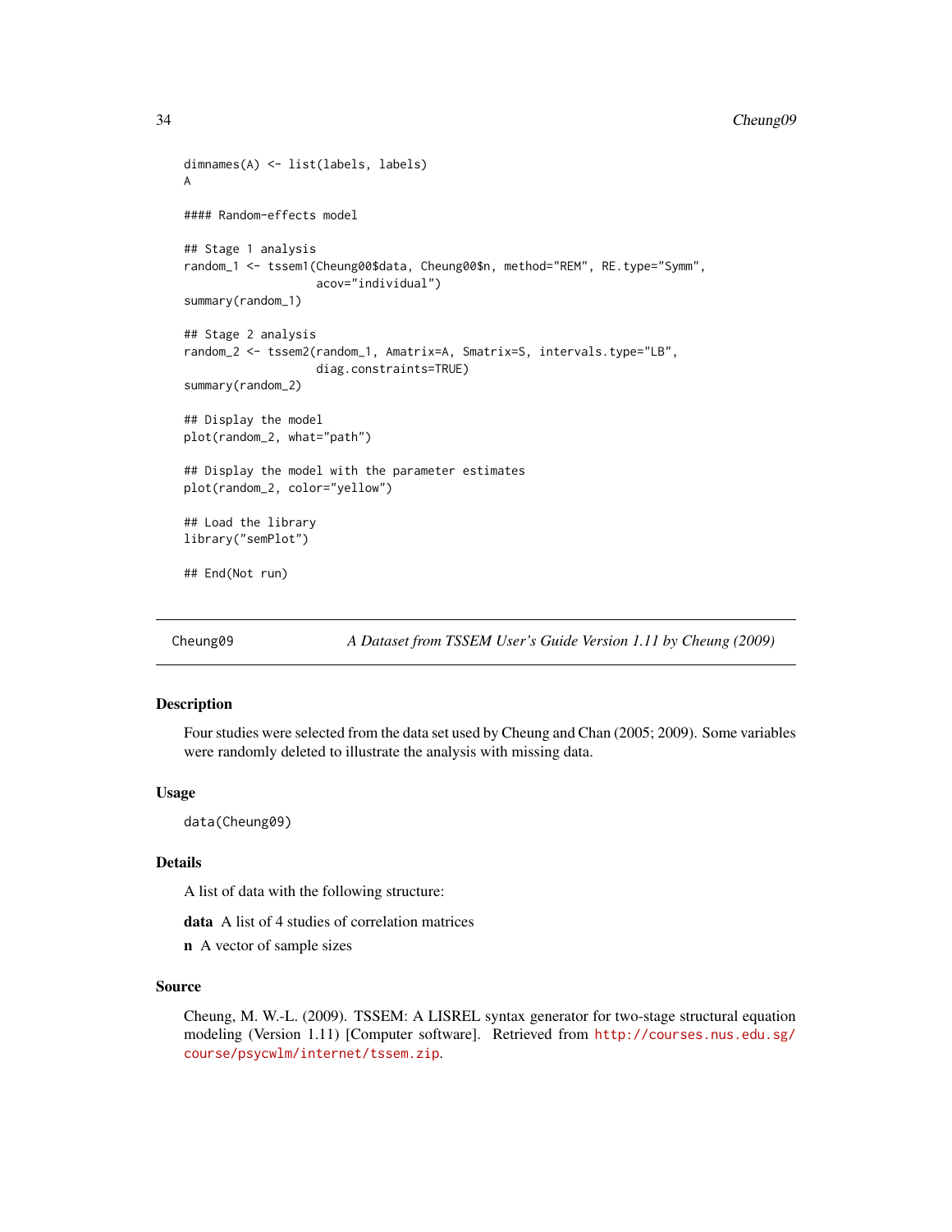```
dimnames(A) <- list(labels, labels)
A

#### Random-effects model

## Stage 1 analysis
random_1 <- tssem1(Cheung00$data, Cheung00$n, method="REM", RE.type="Symm",
                   acov="individual")
summary(random_1)

## Stage 2 analysis
random_2 <- tssem2(random_1, Amatrix=A, Smatrix=S, intervals.type="LB",
                   diag.constraints=TRUE)
summary(random_2)

## Display the model
plot(random_2, what="path")

## Display the model with the parameter estimates
plot(random_2, color="yellow")

## Load the library
library("semPlot")

## End(Not run)
```

---

Cheung09 *A Dataset from TSSEM User's Guide Version 1.11 by Cheung (2009)*

---

## Description

Four studies were selected from the data set used by Cheung and Chan (2005; 2009). Some variables were randomly deleted to illustrate the analysis with missing data.

## Usage

```
data(Cheung09)
```

## Details

A list of data with the following structure:

**data** A list of 4 studies of correlation matrices

**n** A vector of sample sizes

## Source

Cheung, M. W.-L. (2009). TSSEM: A LISREL syntax generator for two-stage structural equation modeling (Version 1.11) [Computer software]. Retrieved from http://courses.nus.edu.sg/course/psycwlm/internet/tssem.zip.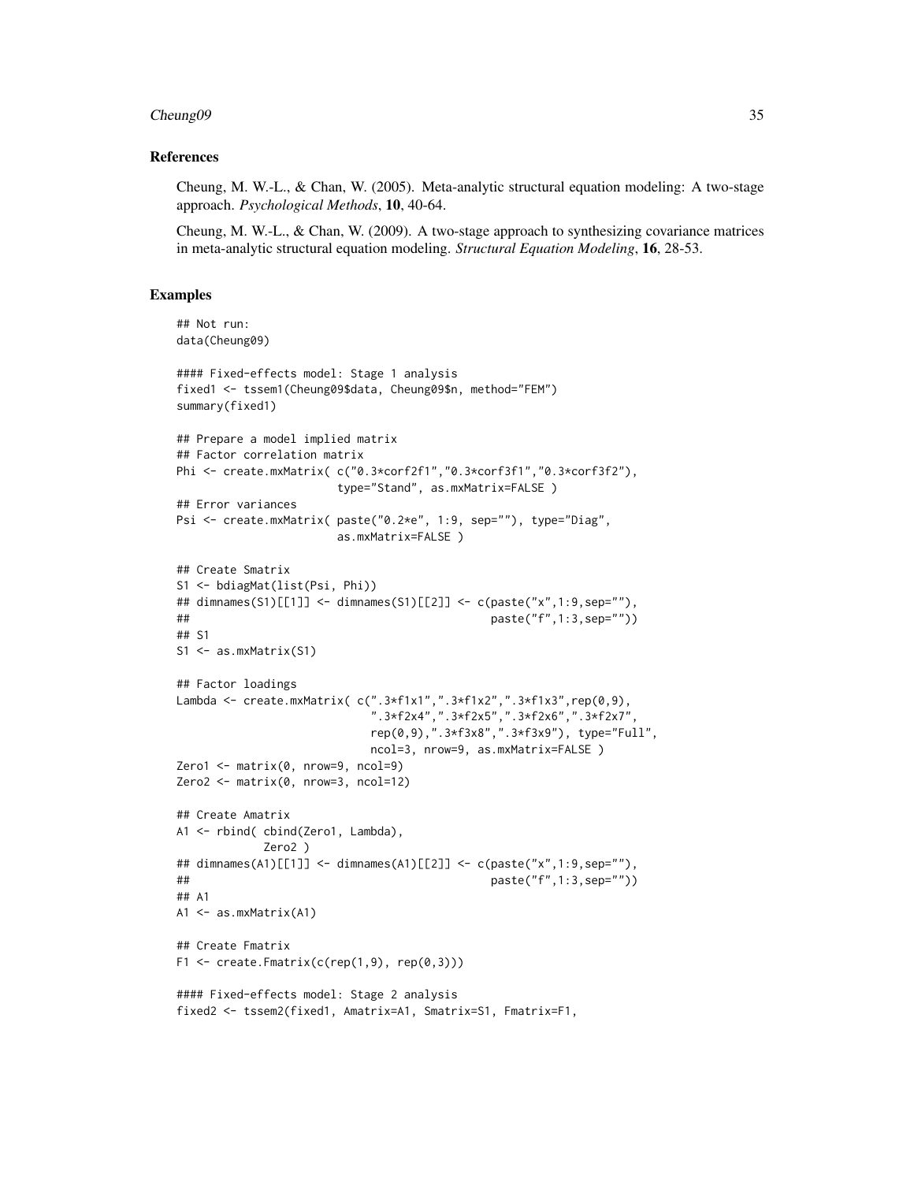### References

Cheung, M. W.-L., & Chan, W. (2005). Meta-analytic structural equation modeling: A two-stage approach. *Psychological Methods*, **10**, 40-64.

Cheung, M. W.-L., & Chan, W. (2009). A two-stage approach to synthesizing covariance matrices in meta-analytic structural equation modeling. *Structural Equation Modeling*, **16**, 28-53.

### Examples

```
## Not run:
data(Cheung09)

#### Fixed-effects model: Stage 1 analysis
fixed1 <- tssem1(Cheung09$data, Cheung09$n, method="FEM")
summary(fixed1)

## Prepare a model implied matrix
## Factor correlation matrix
Phi <- create.mxMatrix( c("0.3*corf2f1","0.3*corf3f1","0.3*corf3f2"),
                        type="Stand", as.mxMatrix=FALSE )
## Error variances
Psi <- create.mxMatrix( paste("0.2*e", 1:9, sep=""), type="Diag",
                        as.mxMatrix=FALSE )

## Create Smatrix
S1 <- bdiagMat(list(Psi, Phi))
## dimnames(S1)[[1]] <- dimnames(S1)[[2]] <- c(paste("x",1:9,sep=""),
##                                             paste("f",1:3,sep=""))
## S1
S1 <- as.mxMatrix(S1)

## Factor loadings
Lambda <- create.mxMatrix( c(".3*f1x1",".3*f1x2",".3*f1x3",rep(0,9),
                             ".3*f2x4",".3*f2x5",".3*f2x6",".3*f2x7",
                             rep(0,9),".3*f3x8",".3*f3x9"), type="Full",
                             ncol=3, nrow=9, as.mxMatrix=FALSE )
Zero1 <- matrix(0, nrow=9, ncol=9)
Zero2 <- matrix(0, nrow=3, ncol=12)

## Create Amatrix
A1 <- rbind( cbind(Zero1, Lambda),
             Zero2 )
## dimnames(A1)[[1]] <- dimnames(A1)[[2]] <- c(paste("x",1:9,sep=""),
##                                             paste("f",1:3,sep=""))
## A1
A1 <- as.mxMatrix(A1)

## Create Fmatrix
F1 <- create.Fmatrix(c(rep(1,9), rep(0,3)))

#### Fixed-effects model: Stage 2 analysis
fixed2 <- tssem2(fixed1, Amatrix=A1, Smatrix=S1, Fmatrix=F1,
```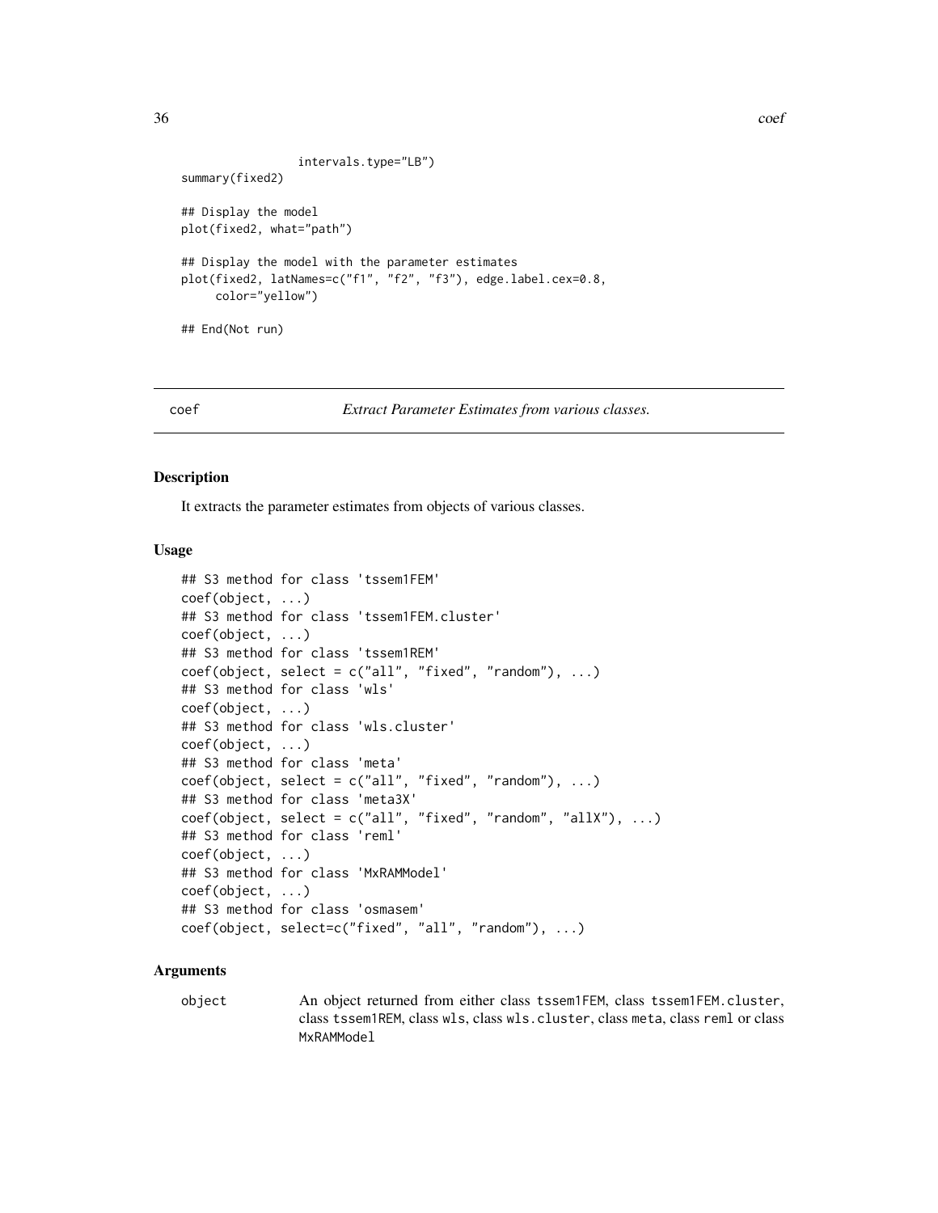```
                  intervals.type="LB")
summary(fixed2)

## Display the model
plot(fixed2, what="path")

## Display the model with the parameter estimates
plot(fixed2, latNames=c("f1", "f2", "f3"), edge.label.cex=0.8,
     color="yellow")

## End(Not run)
```

## coef — *Extract Parameter Estimates from various classes.*

### Description

It extracts the parameter estimates from objects of various classes.

### Usage

```
## S3 method for class 'tssem1FEM'
coef(object, ...)
## S3 method for class 'tssem1FEM.cluster'
coef(object, ...)
## S3 method for class 'tssem1REM'
coef(object, select = c("all", "fixed", "random"), ...)
## S3 method for class 'wls'
coef(object, ...)
## S3 method for class 'wls.cluster'
coef(object, ...)
## S3 method for class 'meta'
coef(object, select = c("all", "fixed", "random"), ...)
## S3 method for class 'meta3X'
coef(object, select = c("all", "fixed", "random", "allX"), ...)
## S3 method for class 'reml'
coef(object, ...)
## S3 method for class 'MxRAMModel'
coef(object, ...)
## S3 method for class 'osmasem'
coef(object, select=c("fixed", "all", "random"), ...)
```

### Arguments

| | |
|---|---|
| `object` | An object returned from either class `tssem1FEM`, class `tssem1FEM.cluster`, class `tssem1REM`, class `wls`, class `wls.cluster`, class `meta`, class `reml` or class `MxRAMModel` |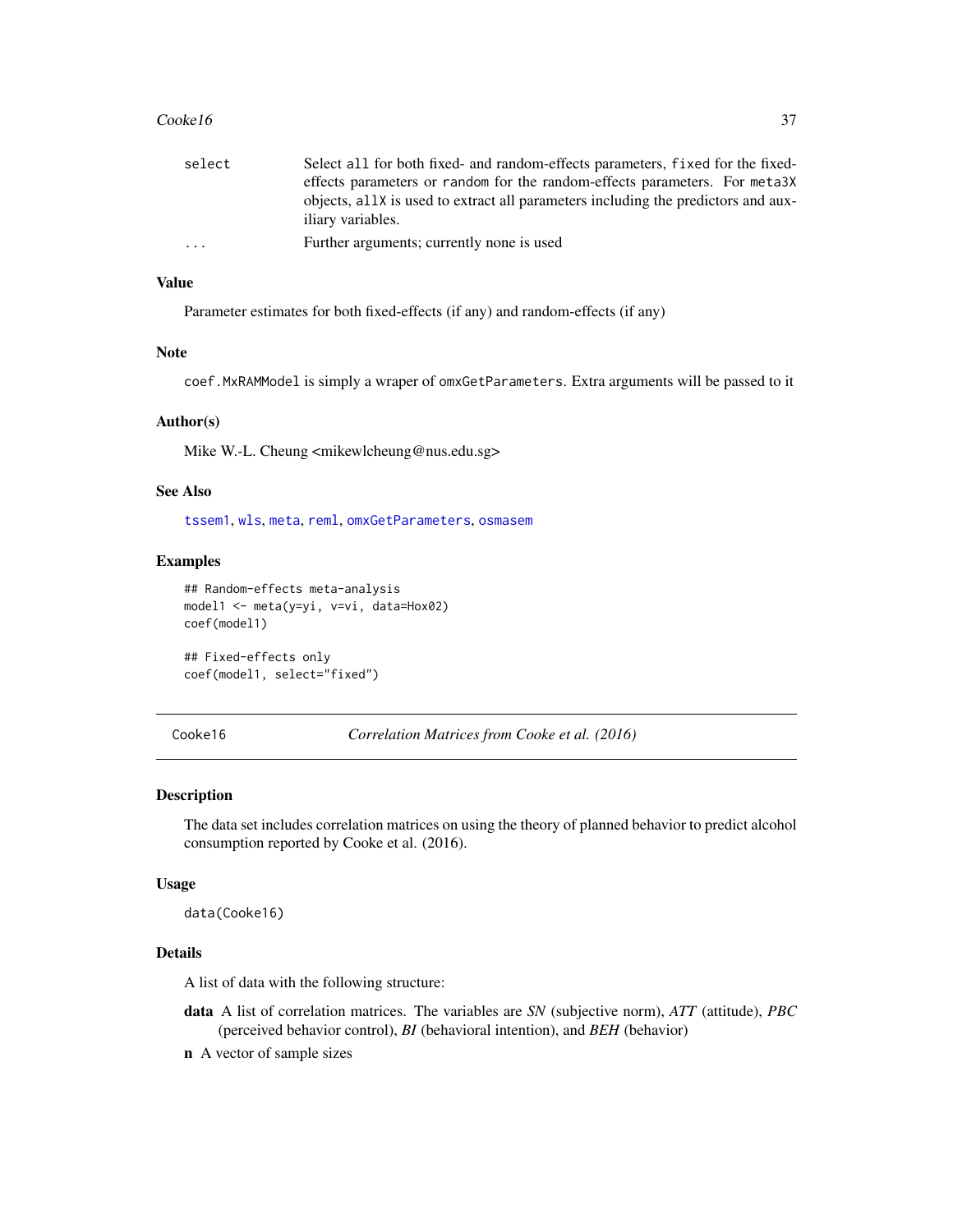select — Select `all` for both fixed- and random-effects parameters, `fixed` for the fixed-effects parameters or `random` for the random-effects parameters. For `meta3X` objects, `allX` is used to extract all parameters including the predictors and auxiliary variables.

... — Further arguments; currently none is used

### Value

Parameter estimates for both fixed-effects (if any) and random-effects (if any)

### Note

`coef.MxRAMModel` is simply a wraper of `omxGetParameters`. Extra arguments will be passed to it

### Author(s)

Mike W.-L. Cheung <mikewlcheung@nus.edu.sg>

### See Also

`tssem1`, `wls`, `meta`, `reml`, `omxGetParameters`, `osmasem`

### Examples

```
## Random-effects meta-analysis
model1 <- meta(y=yi, v=vi, data=Hox02)
coef(model1)

## Fixed-effects only
coef(model1, select="fixed")
```

---

## Cooke16 — *Correlation Matrices from Cooke et al. (2016)*

### Description

The data set includes correlation matrices on using the theory of planned behavior to predict alcohol consumption reported by Cooke et al. (2016).

### Usage

```
data(Cooke16)
```

### Details

A list of data with the following structure:

**data** A list of correlation matrices. The variables are *SN* (subjective norm), *ATT* (attitude), *PBC* (perceived behavior control), *BI* (behavioral intention), and *BEH* (behavior)

**n** A vector of sample sizes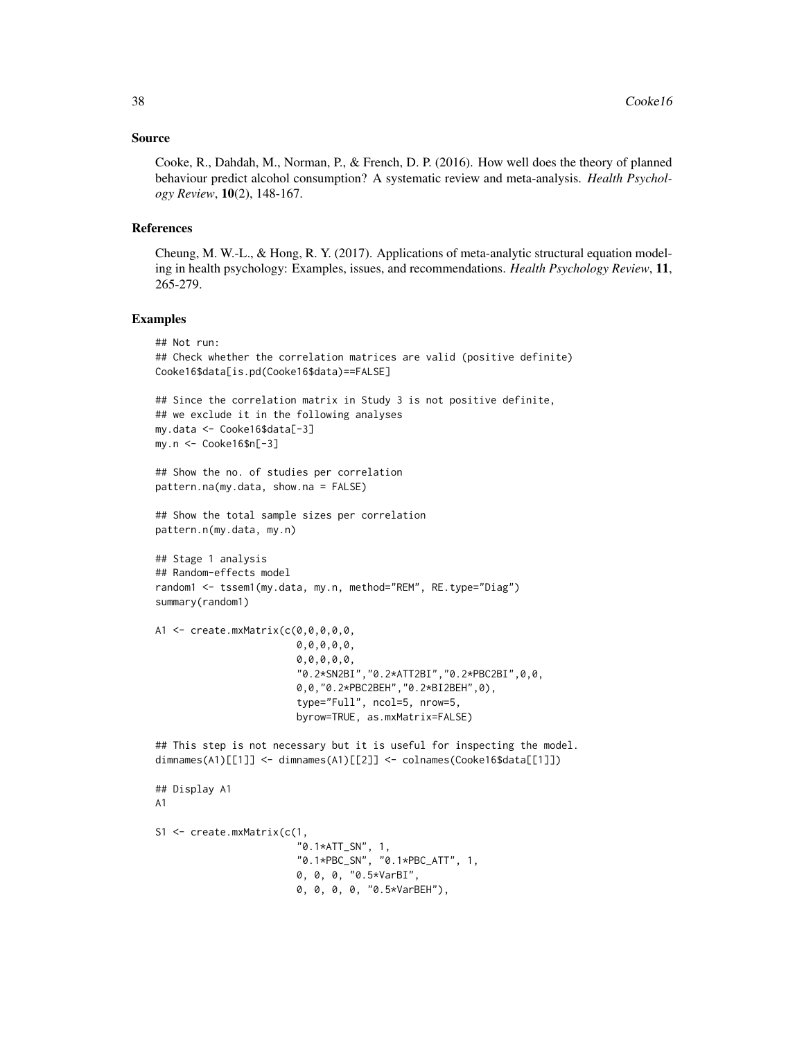## Source

Cooke, R., Dahdah, M., Norman, P., & French, D. P. (2016). How well does the theory of planned behaviour predict alcohol consumption? A systematic review and meta-analysis. *Health Psychology Review*, **10**(2), 148-167.

## References

Cheung, M. W.-L., & Hong, R. Y. (2017). Applications of meta-analytic structural equation modeling in health psychology: Examples, issues, and recommendations. *Health Psychology Review*, **11**, 265-279.

## Examples

```
## Not run:
## Check whether the correlation matrices are valid (positive definite)
Cooke16$data[is.pd(Cooke16$data)==FALSE]

## Since the correlation matrix in Study 3 is not positive definite,
## we exclude it in the following analyses
my.data <- Cooke16$data[-3]
my.n <- Cooke16$n[-3]

## Show the no. of studies per correlation
pattern.na(my.data, show.na = FALSE)

## Show the total sample sizes per correlation
pattern.n(my.data, my.n)

## Stage 1 analysis
## Random-effects model
random1 <- tssem1(my.data, my.n, method="REM", RE.type="Diag")
summary(random1)

A1 <- create.mxMatrix(c(0,0,0,0,0,
                        0,0,0,0,0,
                        0,0,0,0,0,
                        "0.2*SN2BI","0.2*ATT2BI","0.2*PBC2BI",0,0,
                        0,0,"0.2*PBC2BEH","0.2*BI2BEH",0),
                        type="Full", ncol=5, nrow=5,
                        byrow=TRUE, as.mxMatrix=FALSE)

## This step is not necessary but it is useful for inspecting the model.
dimnames(A1)[[1]] <- dimnames(A1)[[2]] <- colnames(Cooke16$data[[1]])

## Display A1
A1

S1 <- create.mxMatrix(c(1,
                        "0.1*ATT_SN", 1,
                        "0.1*PBC_SN", "0.1*PBC_ATT", 1,
                        0, 0, 0, "0.5*VarBI",
                        0, 0, 0, 0, "0.5*VarBEH"),
```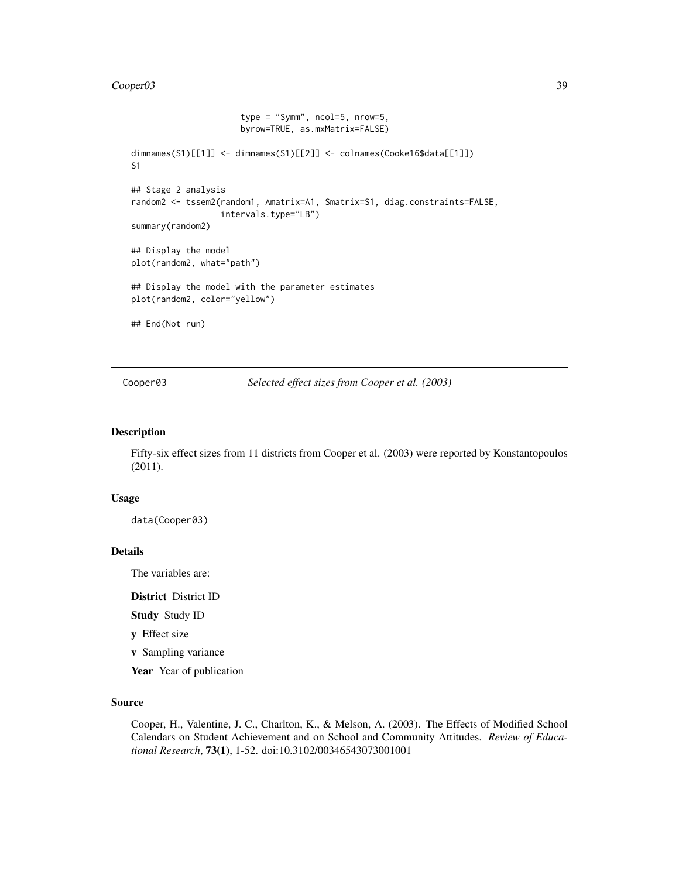```
                     type = "Symm", ncol=5, nrow=5,
                     byrow=TRUE, as.mxMatrix=FALSE)

dimnames(S1)[[1]] <- dimnames(S1)[[2]] <- colnames(Cooke16$data[[1]])
S1

## Stage 2 analysis
random2 <- tssem2(random1, Amatrix=A1, Smatrix=S1, diag.constraints=FALSE,
                  intervals.type="LB")
summary(random2)

## Display the model
plot(random2, what="path")

## Display the model with the parameter estimates
plot(random2, color="yellow")

## End(Not run)
```

## Cooper03 — *Selected effect sizes from Cooper et al. (2003)*

### Description

Fifty-six effect sizes from 11 districts from Cooper et al. (2003) were reported by Konstantopoulos (2011).

### Usage

```
data(Cooper03)
```

### Details

The variables are:

**District** District ID

**Study** Study ID

**y** Effect size

**v** Sampling variance

**Year** Year of publication

### Source

Cooper, H., Valentine, J. C., Charlton, K., & Melson, A. (2003). The Effects of Modified School Calendars on Student Achievement and on School and Community Attitudes. *Review of Educational Research*, **73(1)**, 1-52. doi:10.3102/00346543073001001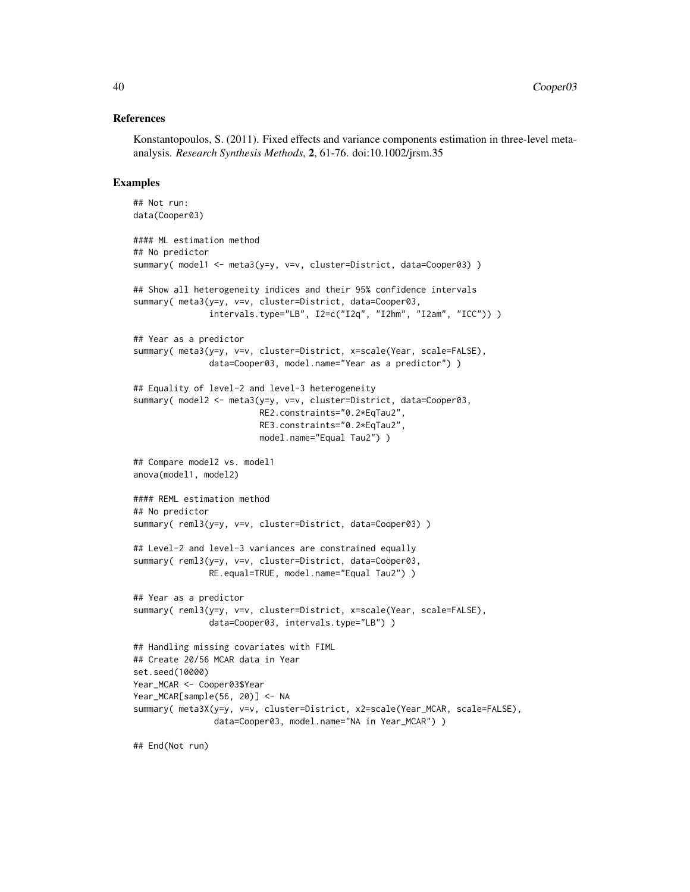## References

Konstantopoulos, S. (2011). Fixed effects and variance components estimation in three-level meta-analysis. *Research Synthesis Methods*, **2**, 61-76. doi:10.1002/jrsm.35

## Examples

```
## Not run:
data(Cooper03)

#### ML estimation method
## No predictor
summary( model1 <- meta3(y=y, v=v, cluster=District, data=Cooper03) )

## Show all heterogeneity indices and their 95% confidence intervals
summary( meta3(y=y, v=v, cluster=District, data=Cooper03,
               intervals.type="LB", I2=c("I2q", "I2hm", "I2am", "ICC")) )

## Year as a predictor
summary( meta3(y=y, v=v, cluster=District, x=scale(Year, scale=FALSE),
               data=Cooper03, model.name="Year as a predictor") )

## Equality of level-2 and level-3 heterogeneity
summary( model2 <- meta3(y=y, v=v, cluster=District, data=Cooper03,
                         RE2.constraints="0.2*EqTau2",
                         RE3.constraints="0.2*EqTau2",
                         model.name="Equal Tau2") )

## Compare model2 vs. model1
anova(model1, model2)

#### REML estimation method
## No predictor
summary( reml3(y=y, v=v, cluster=District, data=Cooper03) )

## Level-2 and level-3 variances are constrained equally
summary( reml3(y=y, v=v, cluster=District, data=Cooper03,
               RE.equal=TRUE, model.name="Equal Tau2") )

## Year as a predictor
summary( reml3(y=y, v=v, cluster=District, x=scale(Year, scale=FALSE),
               data=Cooper03, intervals.type="LB") )

## Handling missing covariates with FIML
## Create 20/56 MCAR data in Year
set.seed(10000)
Year_MCAR <- Cooper03$Year
Year_MCAR[sample(56, 20)] <- NA
summary( meta3X(y=y, v=v, cluster=District, x2=scale(Year_MCAR, scale=FALSE),
                data=Cooper03, model.name="NA in Year_MCAR") )

## End(Not run)
```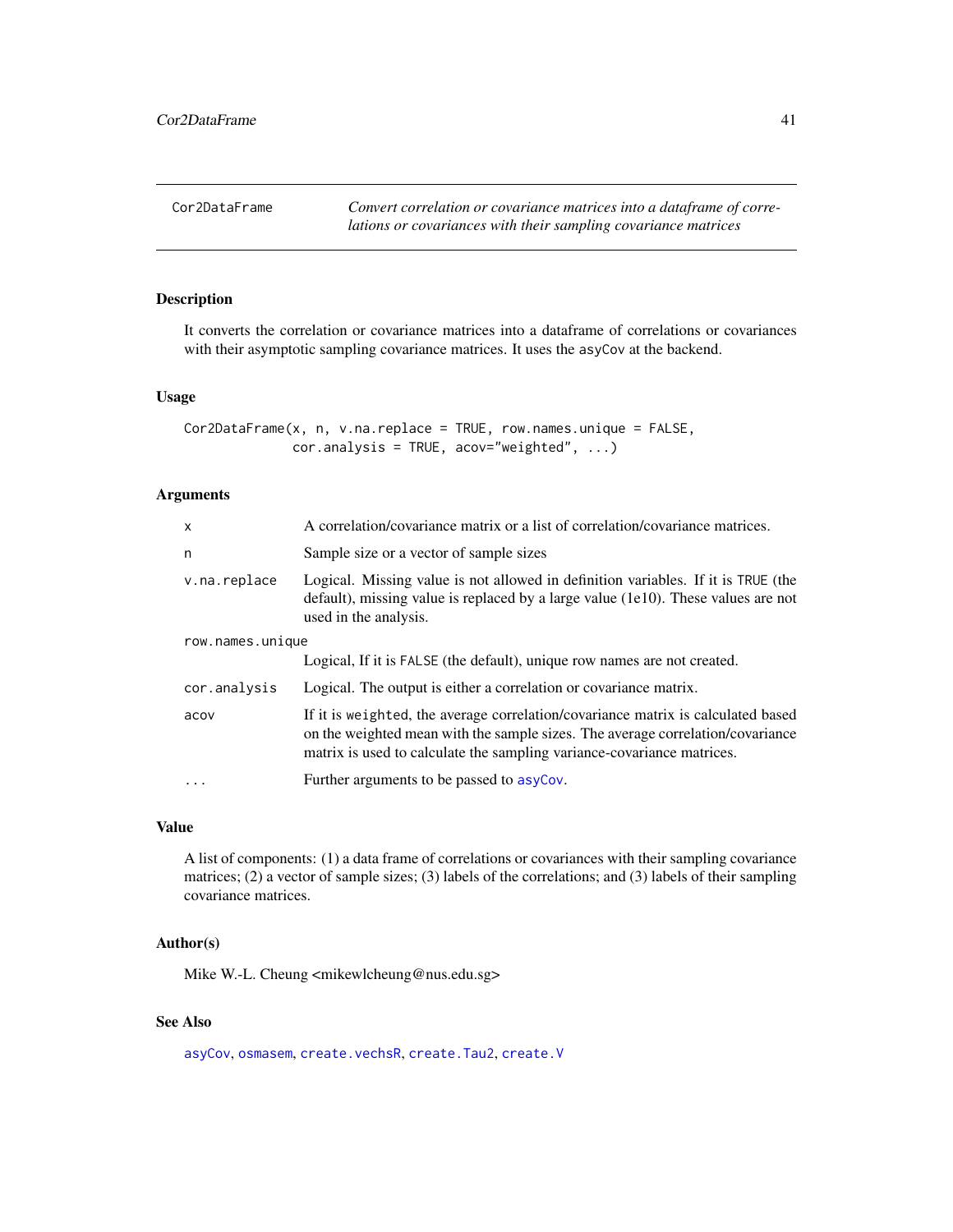## Cor2DataFrame — *Convert correlation or covariance matrices into a dataframe of correlations or covariances with their sampling covariance matrices*

### Description

It converts the correlation or covariance matrices into a dataframe of correlations or covariances with their asymptotic sampling covariance matrices. It uses the `asyCov` at the backend.

### Usage

```
Cor2DataFrame(x, n, v.na.replace = TRUE, row.names.unique = FALSE,
              cor.analysis = TRUE, acov="weighted", ...)
```

### Arguments

| | |
|---|---|
| `x` | A correlation/covariance matrix or a list of correlation/covariance matrices. |
| `n` | Sample size or a vector of sample sizes |
| `v.na.replace` | Logical. Missing value is not allowed in definition variables. If it is `TRUE` (the default), missing value is replaced by a large value (1e10). These values are not used in the analysis. |
| `row.names.unique` | Logical, If it is `FALSE` (the default), unique row names are not created. |
| `cor.analysis` | Logical. The output is either a correlation or covariance matrix. |
| `acov` | If it is `weighted`, the average correlation/covariance matrix is calculated based on the weighted mean with the sample sizes. The average correlation/covariance matrix is used to calculate the sampling variance-covariance matrices. |
| `...` | Further arguments to be passed to `asyCov`. |

### Value

A list of components: (1) a data frame of correlations or covariances with their sampling covariance matrices; (2) a vector of sample sizes; (3) labels of the correlations; and (3) labels of their sampling covariance matrices.

### Author(s)

Mike W.-L. Cheung <mikewlcheung@nus.edu.sg>

### See Also

`asyCov`, `osmasem`, `create.vechsR`, `create.Tau2`, `create.V`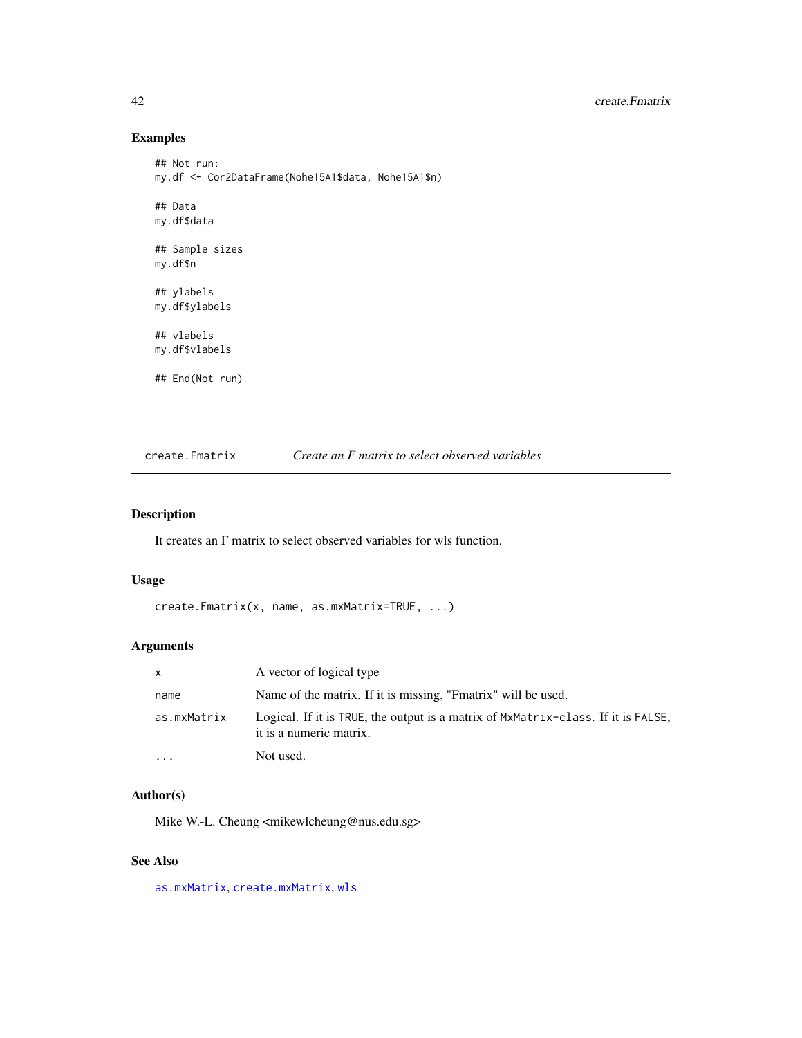## Examples

```
## Not run:
my.df <- Cor2DataFrame(Nohe15A1$data, Nohe15A1$n)

## Data
my.df$data

## Sample sizes
my.df$n

## ylabels
my.df$ylabels

## vlabels
my.df$vlabels

## End(Not run)
```

---

# create.Fmatrix *Create an F matrix to select observed variables*

## Description

It creates an F matrix to select observed variables for wls function.

## Usage

```
create.Fmatrix(x, name, as.mxMatrix=TRUE, ...)
```

## Arguments

| | |
|---|---|
| x | A vector of logical type |
| name | Name of the matrix. If it is missing, "Fmatrix" will be used. |
| as.mxMatrix | Logical. If it is TRUE, the output is a matrix of MxMatrix-class. If it is FALSE, it is a numeric matrix. |
| ... | Not used. |

## Author(s)

Mike W.-L. Cheung <mikewlcheung@nus.edu.sg>

## See Also

as.mxMatrix, create.mxMatrix, wls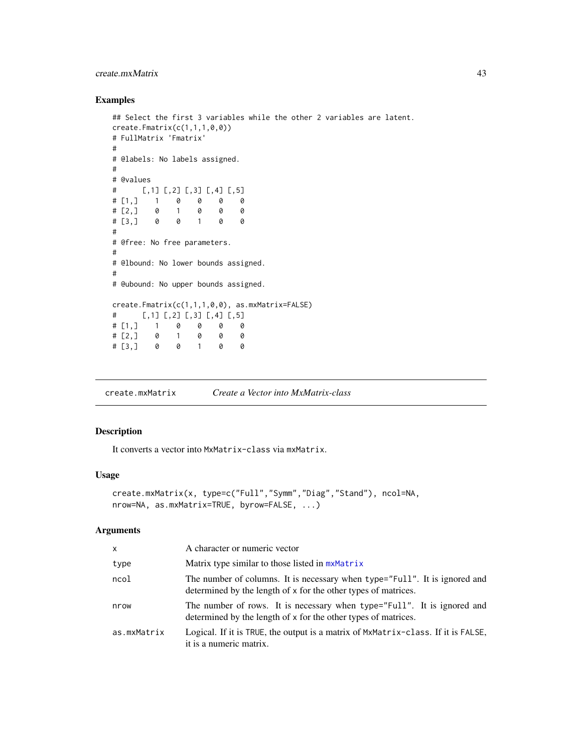## Examples

```
## Select the first 3 variables while the other 2 variables are latent.
create.Fmatrix(c(1,1,1,0,0))
# FullMatrix 'Fmatrix'
#
# @labels: No labels assigned.
#
# @values
#      [,1] [,2] [,3] [,4] [,5]
# [1,]    1    0    0    0    0
# [2,]    0    1    0    0    0
# [3,]    0    0    1    0    0
#
# @free: No free parameters.
#
# @lbound: No lower bounds assigned.
#
# @ubound: No upper bounds assigned.

create.Fmatrix(c(1,1,1,0,0), as.mxMatrix=FALSE)
#      [,1] [,2] [,3] [,4] [,5]
# [1,]    1    0    0    0    0
# [2,]    0    1    0    0    0
# [3,]    0    0    1    0    0
```

---

`create.mxMatrix` &nbsp;&nbsp;&nbsp; *Create a Vector into MxMatrix-class*

---

## Description

It converts a vector into `MxMatrix-class` via `mxMatrix`.

## Usage

```
create.mxMatrix(x, type=c("Full","Symm","Diag","Stand"), ncol=NA,
nrow=NA, as.mxMatrix=TRUE, byrow=FALSE, ...)
```

## Arguments

| | |
|---|---|
| `x` | A character or numeric vector |
| `type` | Matrix type similar to those listed in `mxMatrix` |
| `ncol` | The number of columns. It is necessary when `type="Full"`. It is ignored and determined by the length of `x` for the other types of matrices. |
| `nrow` | The number of rows. It is necessary when `type="Full"`. It is ignored and determined by the length of `x` for the other types of matrices. |
| `as.mxMatrix` | Logical. If it is `TRUE`, the output is a matrix of `MxMatrix-class`. If it is `FALSE`, it is a numeric matrix. |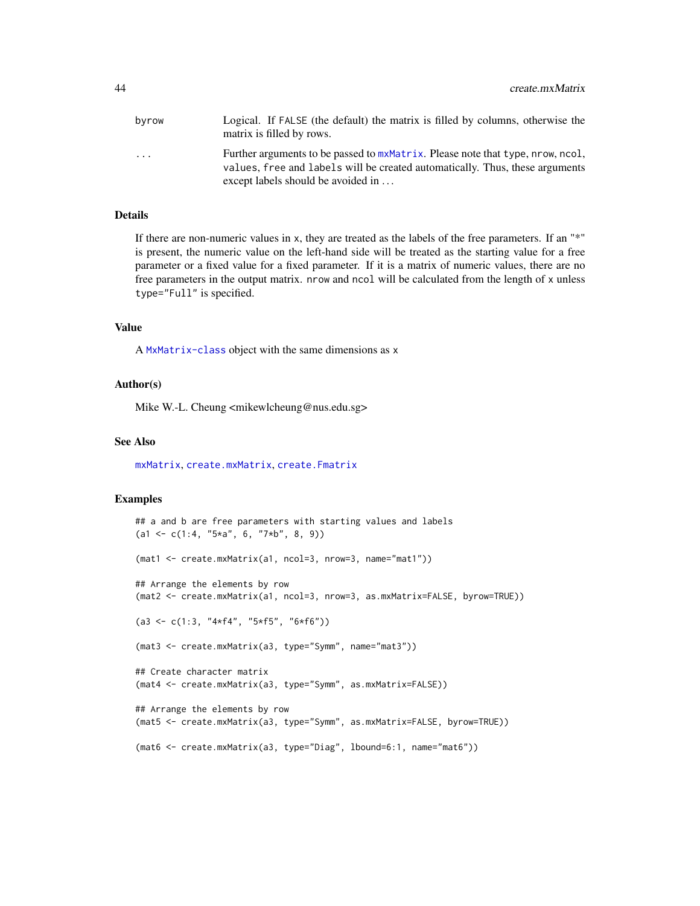| | |
|---|---|
| byrow | Logical. If FALSE (the default) the matrix is filled by columns, otherwise the matrix is filled by rows. |
| ... | Further arguments to be passed to mxMatrix. Please note that type, nrow, ncol, values, free and labels will be created automatically. Thus, these arguments except labels should be avoided in ... |

### Details

If there are non-numeric values in x, they are treated as the labels of the free parameters. If an "*" is present, the numeric value on the left-hand side will be treated as the starting value for a free parameter or a fixed value for a fixed parameter. If it is a matrix of numeric values, there are no free parameters in the output matrix. nrow and ncol will be calculated from the length of x unless type="Full" is specified.

### Value

A MxMatrix-class object with the same dimensions as x

### Author(s)

Mike W.-L. Cheung <mikewlcheung@nus.edu.sg>

### See Also

mxMatrix, create.mxMatrix, create.Fmatrix

### Examples

```
## a and b are free parameters with starting values and labels
(a1 <- c(1:4, "5*a", 6, "7*b", 8, 9))

(mat1 <- create.mxMatrix(a1, ncol=3, nrow=3, name="mat1"))

## Arrange the elements by row
(mat2 <- create.mxMatrix(a1, ncol=3, nrow=3, as.mxMatrix=FALSE, byrow=TRUE))

(a3 <- c(1:3, "4*f4", "5*f5", "6*f6"))

(mat3 <- create.mxMatrix(a3, type="Symm", name="mat3"))

## Create character matrix
(mat4 <- create.mxMatrix(a3, type="Symm", as.mxMatrix=FALSE))

## Arrange the elements by row
(mat5 <- create.mxMatrix(a3, type="Symm", as.mxMatrix=FALSE, byrow=TRUE))

(mat6 <- create.mxMatrix(a3, type="Diag", lbound=6:1, name="mat6"))
```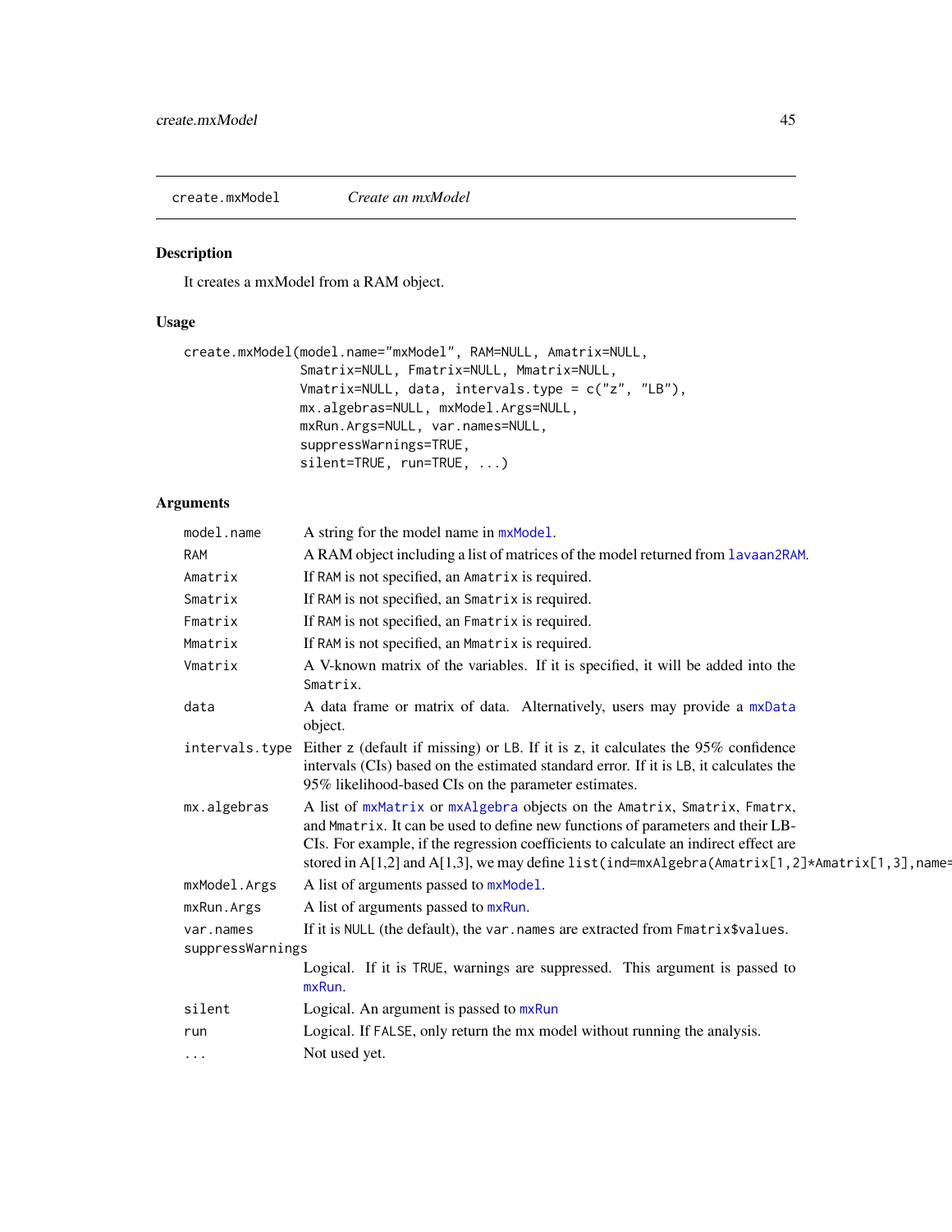create.mxModel *Create an mxModel*

## Description

It creates a mxModel from a RAM object.

## Usage

```
create.mxModel(model.name="mxModel", RAM=NULL, Amatrix=NULL,
               Smatrix=NULL, Fmatrix=NULL, Mmatrix=NULL,
               Vmatrix=NULL, data, intervals.type = c("z", "LB"),
               mx.algebras=NULL, mxModel.Args=NULL,
               mxRun.Args=NULL, var.names=NULL,
               suppressWarnings=TRUE,
               silent=TRUE, run=TRUE, ...)
```

## Arguments

| | |
|---|---|
| `model.name` | A string for the model name in `mxModel`. |
| `RAM` | A RAM object including a list of matrices of the model returned from `lavaan2RAM`. |
| `Amatrix` | If `RAM` is not specified, an `Amatrix` is required. |
| `Smatrix` | If `RAM` is not specified, an `Smatrix` is required. |
| `Fmatrix` | If `RAM` is not specified, an `Fmatrix` is required. |
| `Mmatrix` | If `RAM` is not specified, an `Mmatrix` is required. |
| `Vmatrix` | A V-known matrix of the variables. If it is specified, it will be added into the `Smatrix`. |
| `data` | A data frame or matrix of data. Alternatively, users may provide a `mxData` object. |
| `intervals.type` | Either `z` (default if missing) or `LB`. If it is `z`, it calculates the 95% confidence intervals (CIs) based on the estimated standard error. If it is `LB`, it calculates the 95% likelihood-based CIs on the parameter estimates. |
| `mx.algebras` | A list of `mxMatrix` or `mxAlgebra` objects on the `Amatrix`, `Smatrix`, `Fmatrx`, and `Mmatrix`. It can be used to define new functions of parameters and their LB-CIs. For example, if the regression coefficients to calculate an indirect effect are stored in A[1,2] and A[1,3], we may define `list(ind=mxAlgebra(Amatrix[1,2]*Amatrix[1,3],name=` |
| `mxModel.Args` | A list of arguments passed to `mxModel`. |
| `mxRun.Args` | A list of arguments passed to `mxRun`. |
| `var.names` | If it is `NULL` (the default), the `var.names` are extracted from `Fmatrix$values`. |
| `suppressWarnings` | Logical. If it is `TRUE`, warnings are suppressed. This argument is passed to `mxRun`. |
| `silent` | Logical. An argument is passed to `mxRun` |
| `run` | Logical. If `FALSE`, only return the mx model without running the analysis. |
| `...` | Not used yet. |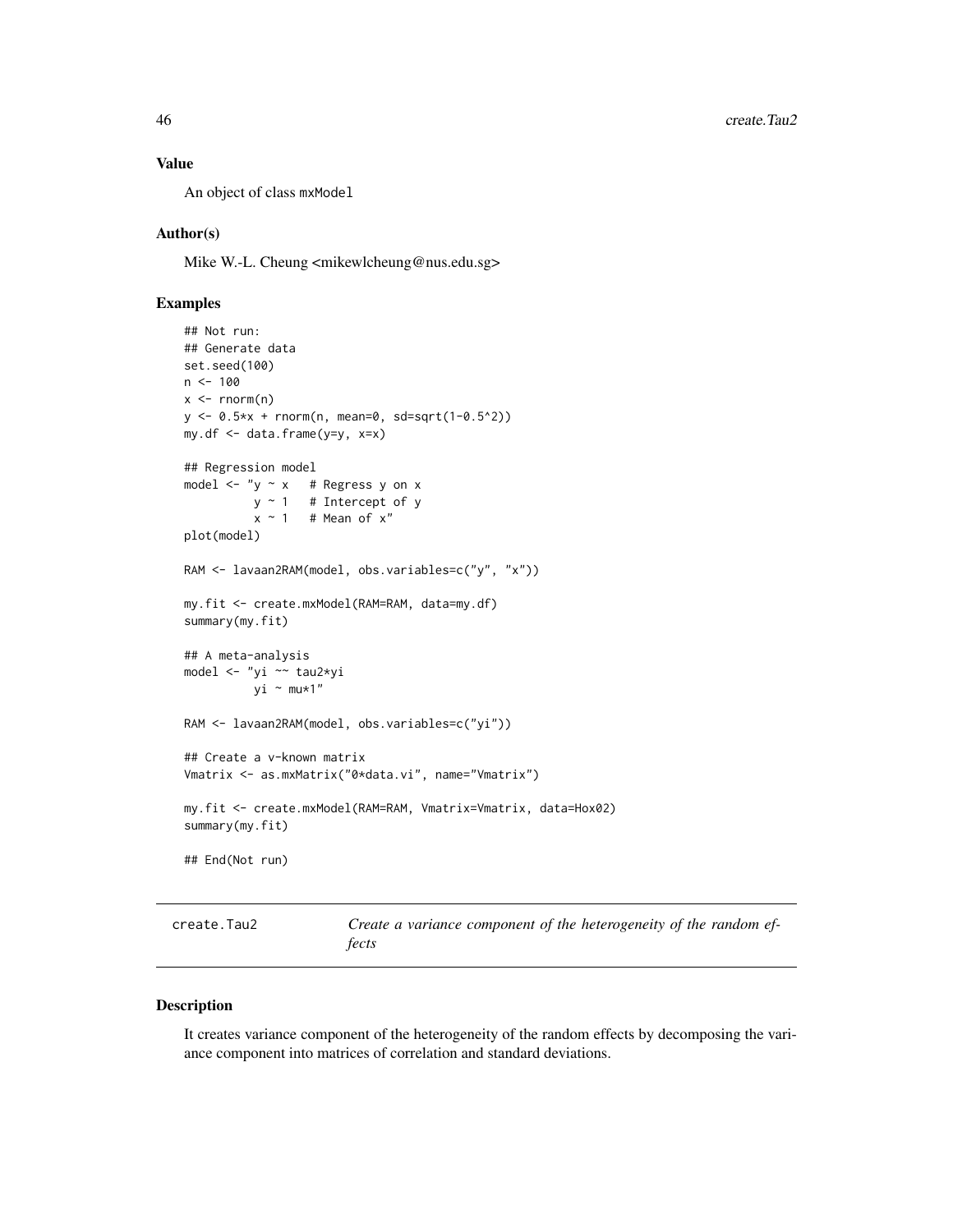### Value

An object of class mxModel

### Author(s)

Mike W.-L. Cheung <mikewlcheung@nus.edu.sg>

### Examples

```
## Not run:
## Generate data
set.seed(100)
n <- 100
x <- rnorm(n)
y <- 0.5*x + rnorm(n, mean=0, sd=sqrt(1-0.5^2))
my.df <- data.frame(y=y, x=x)

## Regression model
model <- "y ~ x   # Regress y on x
          y ~ 1   # Intercept of y
          x ~ 1   # Mean of x"
plot(model)

RAM <- lavaan2RAM(model, obs.variables=c("y", "x"))

my.fit <- create.mxModel(RAM=RAM, data=my.df)
summary(my.fit)

## A meta-analysis
model <- "yi ~~ tau2*yi
          yi ~ mu*1"

RAM <- lavaan2RAM(model, obs.variables=c("yi"))

## Create a v-known matrix
Vmatrix <- as.mxMatrix("0*data.vi", name="Vmatrix")

my.fit <- create.mxModel(RAM=RAM, Vmatrix=Vmatrix, data=Hox02)
summary(my.fit)

## End(Not run)
```

---

## create.Tau2 — *Create a variance component of the heterogeneity of the random effects*

---

### Description

It creates variance component of the heterogeneity of the random effects by decomposing the variance component into matrices of correlation and standard deviations.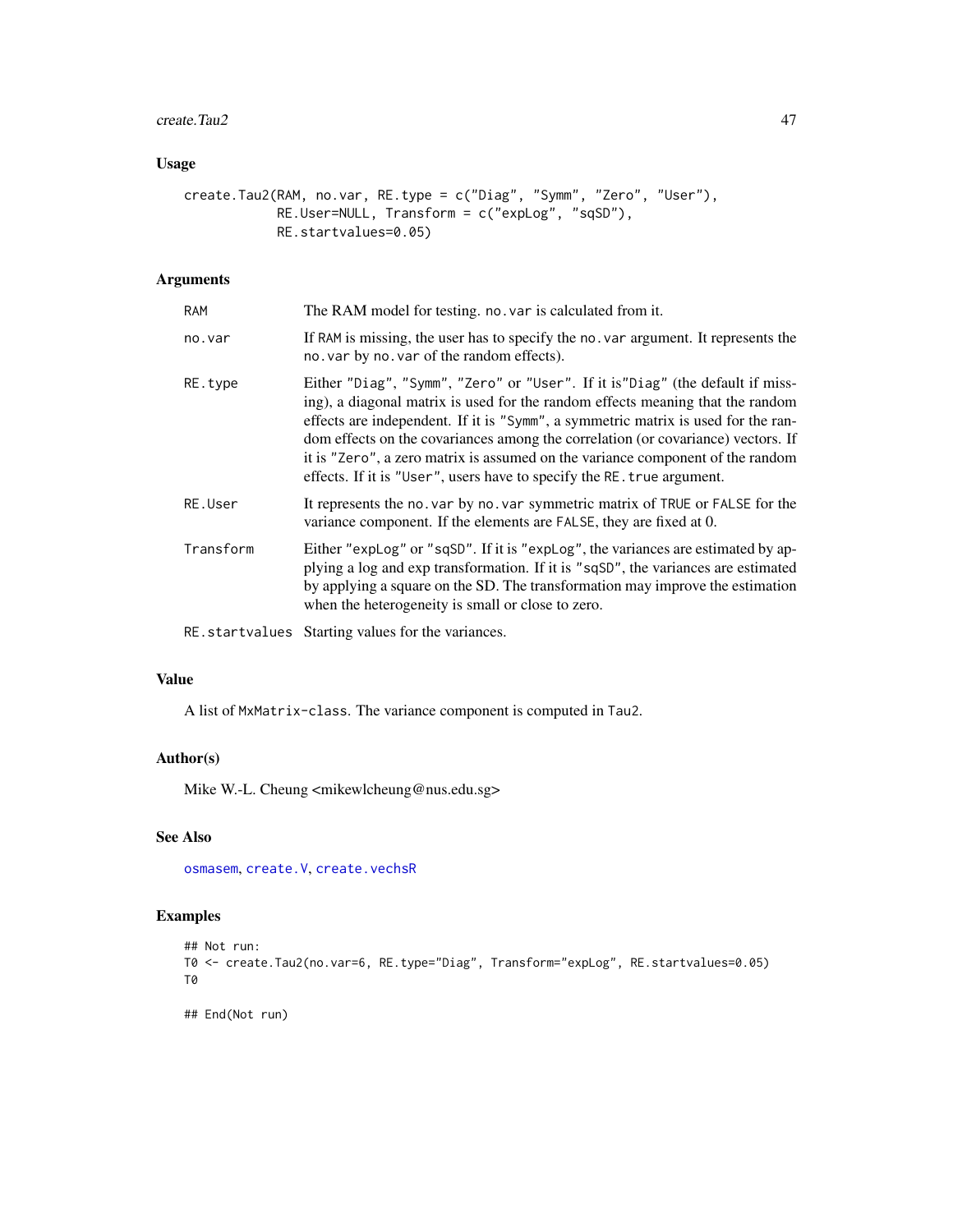## Usage

```
create.Tau2(RAM, no.var, RE.type = c("Diag", "Symm", "Zero", "User"),
            RE.User=NULL, Transform = c("expLog", "sqSD"),
            RE.startvalues=0.05)
```

## Arguments

| | |
|---|---|
| RAM | The RAM model for testing. no.var is calculated from it. |
| no.var | If RAM is missing, the user has to specify the no.var argument. It represents the no.var by no.var of the random effects). |
| RE.type | Either "Diag", "Symm", "Zero" or "User". If it is"Diag" (the default if missing), a diagonal matrix is used for the random effects meaning that the random effects are independent. If it is "Symm", a symmetric matrix is used for the random effects on the covariances among the correlation (or covariance) vectors. If it is "Zero", a zero matrix is assumed on the variance component of the random effects. If it is "User", users have to specify the RE.true argument. |
| RE.User | It represents the no.var by no.var symmetric matrix of TRUE or FALSE for the variance component. If the elements are FALSE, they are fixed at 0. |
| Transform | Either "expLog" or "sqSD". If it is "expLog", the variances are estimated by applying a log and exp transformation. If it is "sqSD", the variances are estimated by applying a square on the SD. The transformation may improve the estimation when the heterogeneity is small or close to zero. |
| RE.startvalues | Starting values for the variances. |

## Value

A list of MxMatrix-class. The variance component is computed in Tau2.

## Author(s)

Mike W.-L. Cheung <mikewlcheung@nus.edu.sg>

## See Also

osmasem, create.V, create.vechsR

## Examples

```
## Not run:
T0 <- create.Tau2(no.var=6, RE.type="Diag", Transform="expLog", RE.startvalues=0.05)
T0

## End(Not run)
```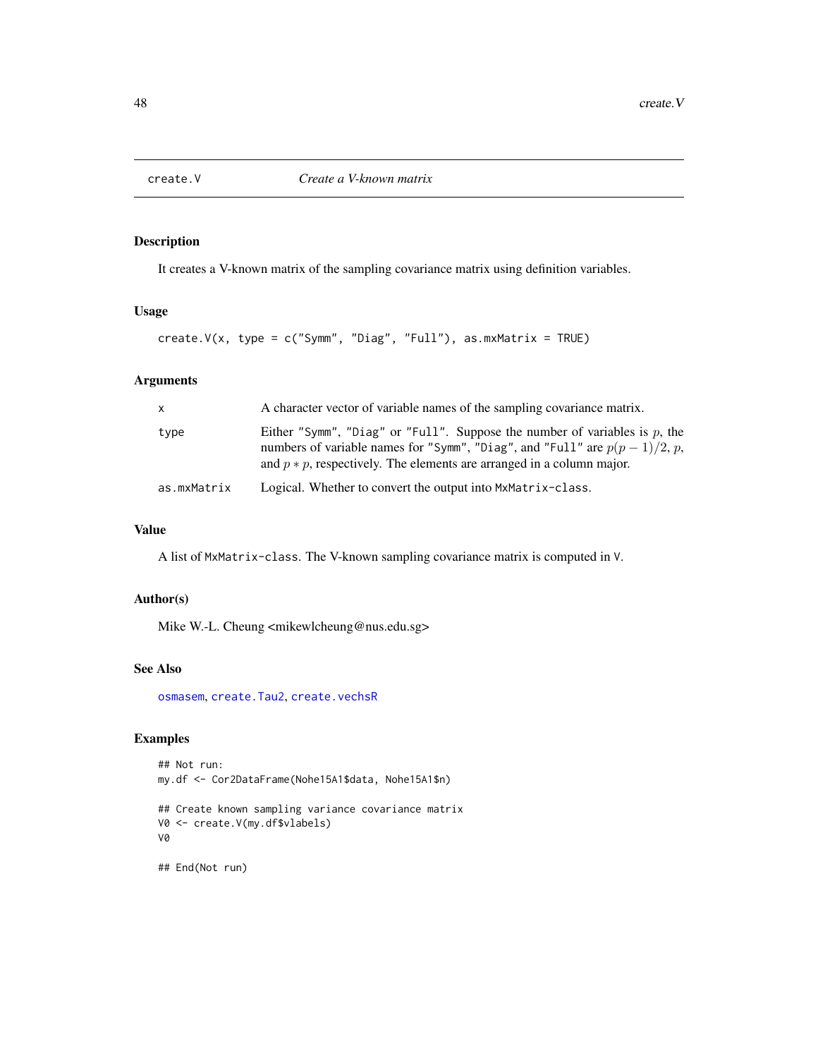# create.V — *Create a V-known matrix*

## Description

It creates a V-known matrix of the sampling covariance matrix using definition variables.

## Usage

```
create.V(x, type = c("Symm", "Diag", "Full"), as.mxMatrix = TRUE)
```

## Arguments

| | |
|---|---|
| x | A character vector of variable names of the sampling covariance matrix. |
| type | Either "Symm", "Diag" or "Full". Suppose the number of variables is $p$, the numbers of variable names for "Symm", "Diag", and "Full" are $p(p-1)/2$, $p$, and $p*p$, respectively. The elements are arranged in a column major. |
| as.mxMatrix | Logical. Whether to convert the output into MxMatrix-class. |

## Value

A list of MxMatrix-class. The V-known sampling covariance matrix is computed in V.

## Author(s)

Mike W.-L. Cheung <mikewlcheung@nus.edu.sg>

## See Also

osmasem, create.Tau2, create.vechsR

## Examples

```
## Not run:
my.df <- Cor2DataFrame(Nohe15A1$data, Nohe15A1$n)

## Create known sampling variance covariance matrix
V0 <- create.V(my.df$vlabels)
V0

## End(Not run)
```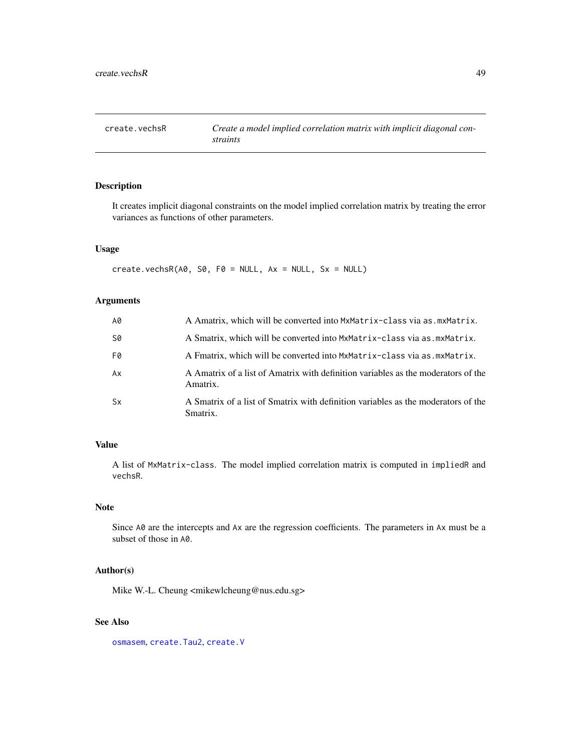`create.vechsR` — *Create a model implied correlation matrix with implicit diagonal constraints*

## Description

It creates implicit diagonal constraints on the model implied correlation matrix by treating the error variances as functions of other parameters.

## Usage

```
create.vechsR(A0, S0, F0 = NULL, Ax = NULL, Sx = NULL)
```

## Arguments

| | |
|---|---|
| A0 | A Amatrix, which will be converted into MxMatrix-class via as.mxMatrix. |
| S0 | A Smatrix, which will be converted into MxMatrix-class via as.mxMatrix. |
| F0 | A Fmatrix, which will be converted into MxMatrix-class via as.mxMatrix. |
| Ax | A Amatrix of a list of Amatrix with definition variables as the moderators of the Amatrix. |
| Sx | A Smatrix of a list of Smatrix with definition variables as the moderators of the Smatrix. |

## Value

A list of MxMatrix-class. The model implied correlation matrix is computed in impliedR and vechsR.

## Note

Since A0 are the intercepts and Ax are the regression coefficients. The parameters in Ax must be a subset of those in A0.

## Author(s)

Mike W.-L. Cheung <mikewlcheung@nus.edu.sg>

## See Also

osmasem, create.Tau2, create.V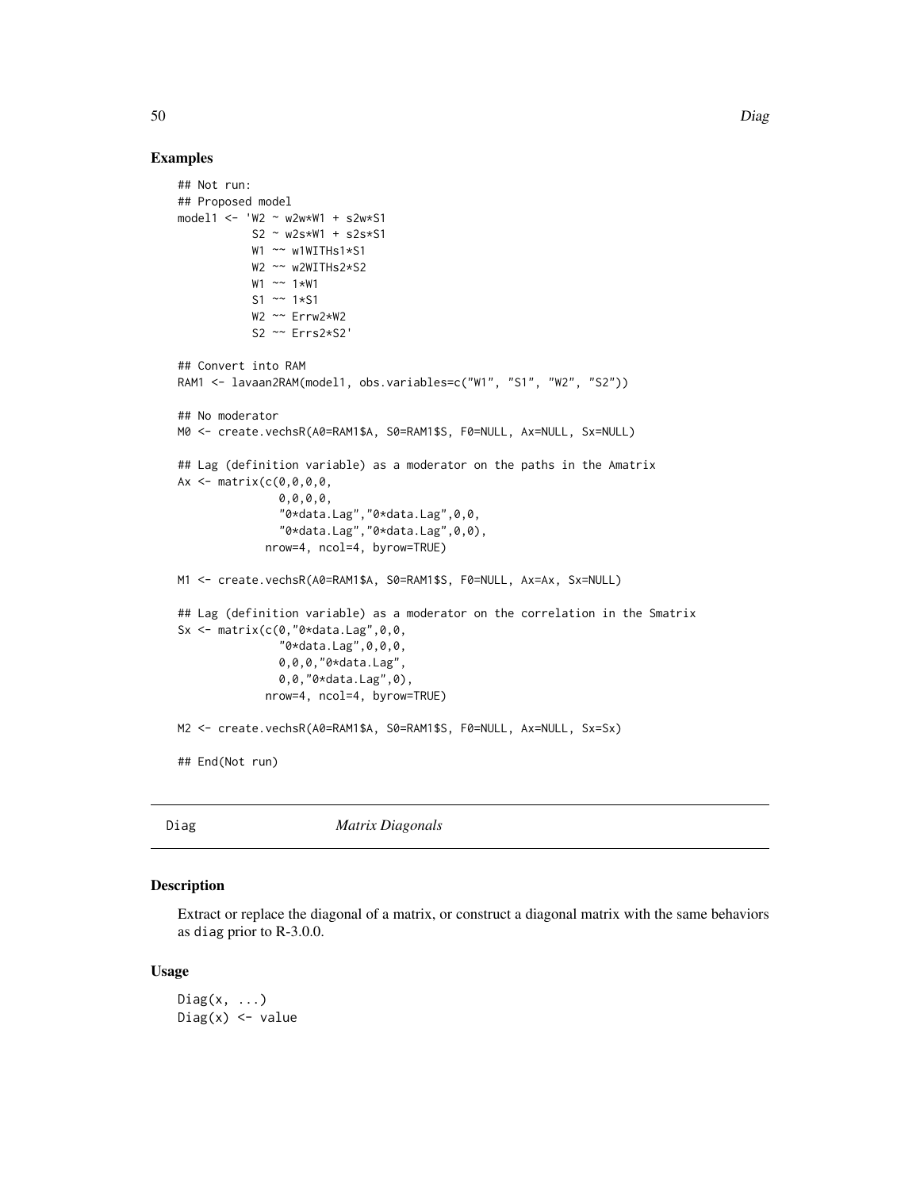### Examples

```
## Not run:
## Proposed model
model1 <- 'W2 ~ w2w*W1 + s2w*S1
           S2 ~ w2s*W1 + s2s*S1
           W1 ~~ w1WITHs1*S1
           W2 ~~ w2WITHs2*S2
           W1 ~~ 1*W1
           S1 ~~ 1*S1
           W2 ~~ Errw2*W2
           S2 ~~ Errs2*S2'

## Convert into RAM
RAM1 <- lavaan2RAM(model1, obs.variables=c("W1", "S1", "W2", "S2"))

## No moderator
M0 <- create.vechsR(A0=RAM1$A, S0=RAM1$S, F0=NULL, Ax=NULL, Sx=NULL)

## Lag (definition variable) as a moderator on the paths in the Amatrix
Ax <- matrix(c(0,0,0,0,
               0,0,0,0,
               "0*data.Lag","0*data.Lag",0,0,
               "0*data.Lag","0*data.Lag",0,0),
             nrow=4, ncol=4, byrow=TRUE)

M1 <- create.vechsR(A0=RAM1$A, S0=RAM1$S, F0=NULL, Ax=Ax, Sx=NULL)

## Lag (definition variable) as a moderator on the correlation in the Smatrix
Sx <- matrix(c(0,"0*data.Lag",0,0,
               "0*data.Lag",0,0,0,
               0,0,0,"0*data.Lag",
               0,0,"0*data.Lag",0),
             nrow=4, ncol=4, byrow=TRUE)

M2 <- create.vechsR(A0=RAM1$A, S0=RAM1$S, F0=NULL, Ax=NULL, Sx=Sx)

## End(Not run)
```

---

## Diag — *Matrix Diagonals*

### Description

Extract or replace the diagonal of a matrix, or construct a diagonal matrix with the same behaviors as `diag` prior to R-3.0.0.

### Usage

```
Diag(x, ...)
Diag(x) <- value
```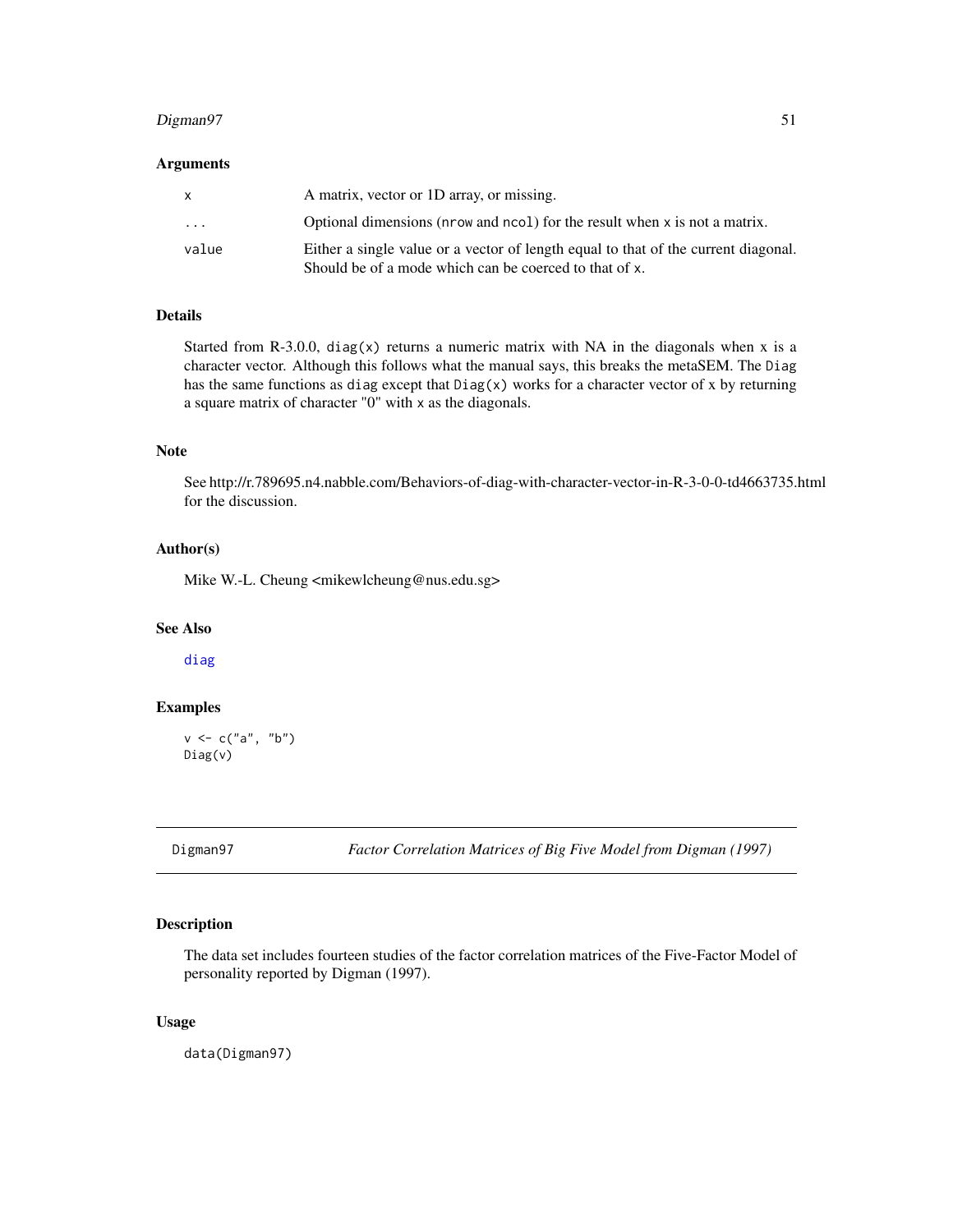### Arguments

| | |
|---|---|
| `x` | A matrix, vector or 1D array, or missing. |
| `...` | Optional dimensions (`nrow` and `ncol`) for the result when `x` is not a matrix. |
| `value` | Either a single value or a vector of length equal to that of the current diagonal. Should be of a mode which can be coerced to that of `x`. |

### Details

Started from R-3.0.0, `diag(x)` returns a numeric matrix with NA in the diagonals when `x` is a character vector. Although this follows what the manual says, this breaks the metaSEM. The `Diag` has the same functions as `diag` except that `Diag(x)` works for a character vector of `x` by returning a square matrix of character "0" with `x` as the diagonals.

### Note

See http://r.789695.n4.nabble.com/Behaviors-of-diag-with-character-vector-in-R-3-0-0-td4663735.html for the discussion.

### Author(s)

Mike W.-L. Cheung <mikewlcheung@nus.edu.sg>

### See Also

diag

### Examples

```
v <- c("a", "b")
Diag(v)
```

---

## Digman97 — *Factor Correlation Matrices of Big Five Model from Digman (1997)*

### Description

The data set includes fourteen studies of the factor correlation matrices of the Five-Factor Model of personality reported by Digman (1997).

### Usage

```
data(Digman97)
```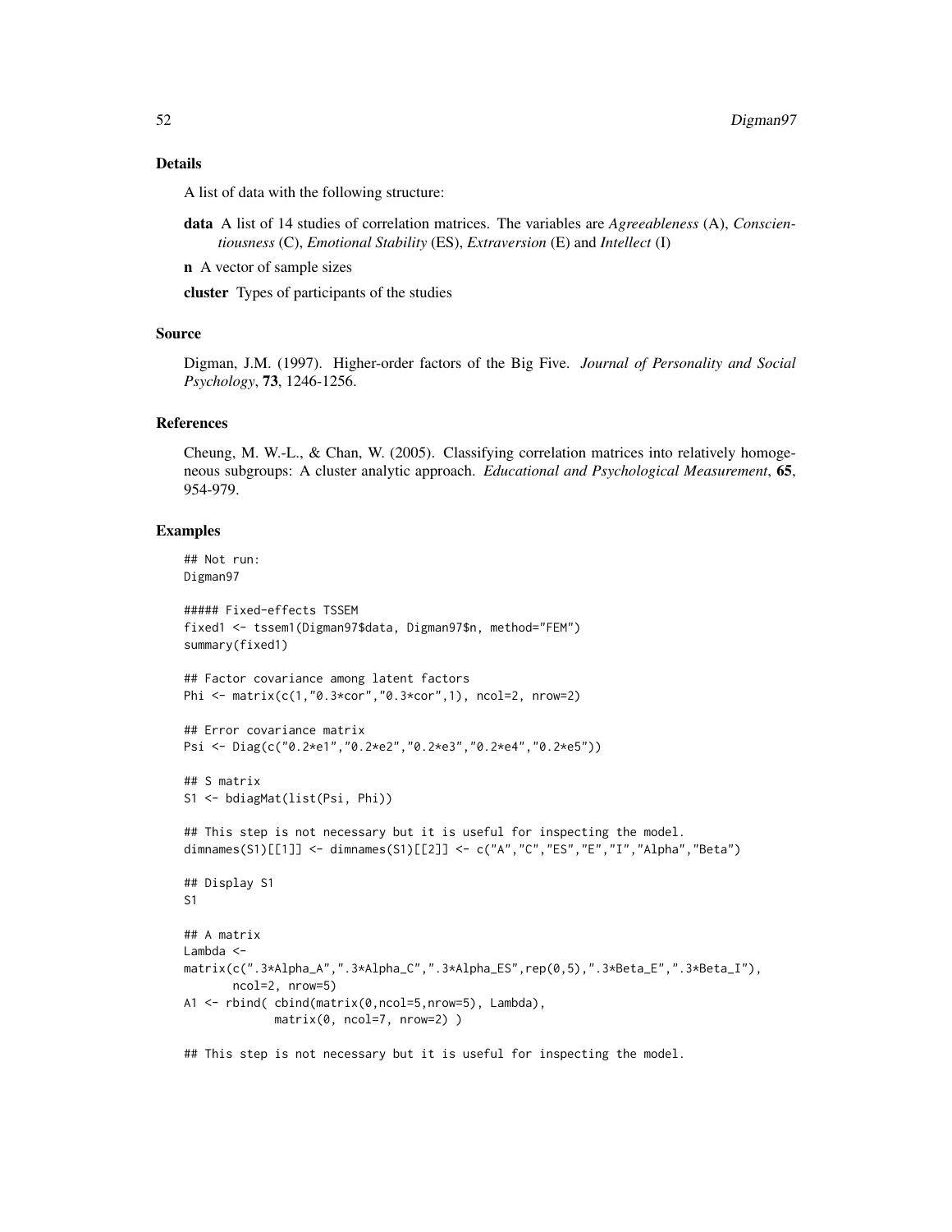## Details

A list of data with the following structure:

**data** A list of 14 studies of correlation matrices. The variables are *Agreeableness* (A), *Conscientiousness* (C), *Emotional Stability* (ES), *Extraversion* (E) and *Intellect* (I)

**n** A vector of sample sizes

**cluster** Types of participants of the studies

## Source

Digman, J.M. (1997). Higher-order factors of the Big Five. *Journal of Personality and Social Psychology*, **73**, 1246-1256.

## References

Cheung, M. W.-L., & Chan, W. (2005). Classifying correlation matrices into relatively homogeneous subgroups: A cluster analytic approach. *Educational and Psychological Measurement*, **65**, 954-979.

## Examples

```
## Not run:
Digman97

##### Fixed-effects TSSEM
fixed1 <- tssem1(Digman97$data, Digman97$n, method="FEM")
summary(fixed1)

## Factor covariance among latent factors
Phi <- matrix(c(1,"0.3*cor","0.3*cor",1), ncol=2, nrow=2)

## Error covariance matrix
Psi <- Diag(c("0.2*e1","0.2*e2","0.2*e3","0.2*e4","0.2*e5"))

## S matrix
S1 <- bdiagMat(list(Psi, Phi))

## This step is not necessary but it is useful for inspecting the model.
dimnames(S1)[[1]] <- dimnames(S1)[[2]] <- c("A","C","ES","E","I","Alpha","Beta")

## Display S1
S1

## A matrix
Lambda <-
matrix(c(".3*Alpha_A",".3*Alpha_C",".3*Alpha_ES",rep(0,5),".3*Beta_E",".3*Beta_I"),
       ncol=2, nrow=5)
A1 <- rbind( cbind(matrix(0,ncol=5,nrow=5), Lambda),
             matrix(0, ncol=7, nrow=2) )

## This step is not necessary but it is useful for inspecting the model.
```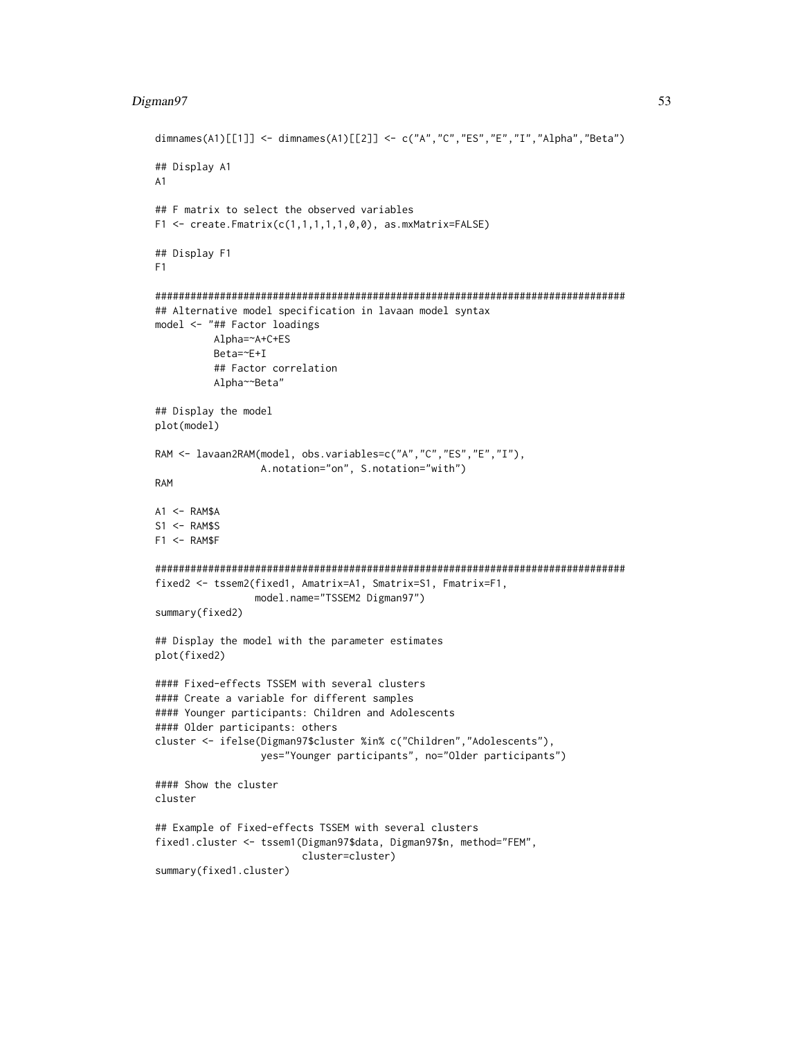```
dimnames(A1)[[1]] <- dimnames(A1)[[2]] <- c("A","C","ES","E","I","Alpha","Beta")

## Display A1
A1

## F matrix to select the observed variables
F1 <- create.Fmatrix(c(1,1,1,1,1,0,0), as.mxMatrix=FALSE)

## Display F1
F1

################################################################################
## Alternative model specification in lavaan model syntax
model <- "## Factor loadings
          Alpha=~A+C+ES
          Beta=~E+I
          ## Factor correlation
          Alpha~~Beta"

## Display the model
plot(model)

RAM <- lavaan2RAM(model, obs.variables=c("A","C","ES","E","I"),
                  A.notation="on", S.notation="with")
RAM

A1 <- RAM$A
S1 <- RAM$S
F1 <- RAM$F

################################################################################
fixed2 <- tssem2(fixed1, Amatrix=A1, Smatrix=S1, Fmatrix=F1,
                 model.name="TSSEM2 Digman97")
summary(fixed2)

## Display the model with the parameter estimates
plot(fixed2)

#### Fixed-effects TSSEM with several clusters
#### Create a variable for different samples
#### Younger participants: Children and Adolescents
#### Older participants: others
cluster <- ifelse(Digman97$cluster %in% c("Children","Adolescents"),
                  yes="Younger participants", no="Older participants")

#### Show the cluster
cluster

## Example of Fixed-effects TSSEM with several clusters
fixed1.cluster <- tssem1(Digman97$data, Digman97$n, method="FEM",
                         cluster=cluster)
summary(fixed1.cluster)
```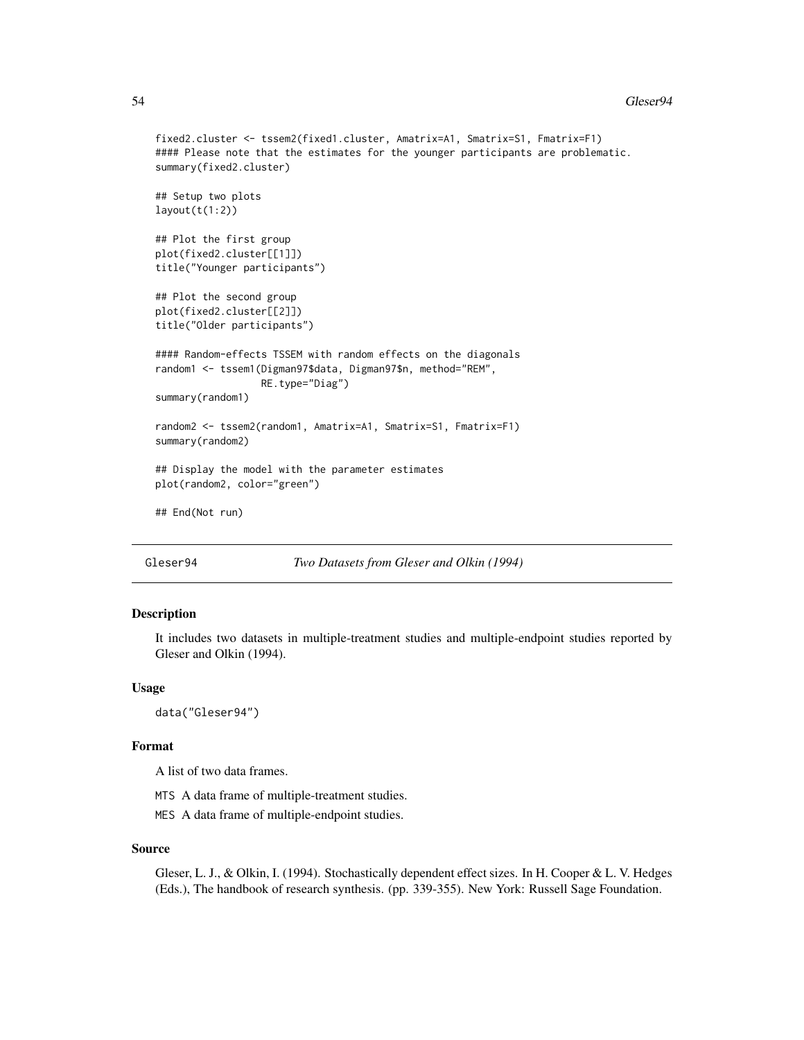```
fixed2.cluster <- tssem2(fixed1.cluster, Amatrix=A1, Smatrix=S1, Fmatrix=F1)
#### Please note that the estimates for the younger participants are problematic.
summary(fixed2.cluster)

## Setup two plots
layout(t(1:2))

## Plot the first group
plot(fixed2.cluster[[1]])
title("Younger participants")

## Plot the second group
plot(fixed2.cluster[[2]])
title("Older participants")

#### Random-effects TSSEM with random effects on the diagonals
random1 <- tssem1(Digman97$data, Digman97$n, method="REM",
                  RE.type="Diag")
summary(random1)

random2 <- tssem2(random1, Amatrix=A1, Smatrix=S1, Fmatrix=F1)
summary(random2)

## Display the model with the parameter estimates
plot(random2, color="green")

## End(Not run)
```

## Gleser94 — *Two Datasets from Gleser and Olkin (1994)*

### Description

It includes two datasets in multiple-treatment studies and multiple-endpoint studies reported by Gleser and Olkin (1994).

### Usage

```
data("Gleser94")
```

### Format

A list of two data frames.

MTS A data frame of multiple-treatment studies.

MES A data frame of multiple-endpoint studies.

### Source

Gleser, L. J., & Olkin, I. (1994). Stochastically dependent effect sizes. In H. Cooper & L. V. Hedges (Eds.), The handbook of research synthesis. (pp. 339-355). New York: Russell Sage Foundation.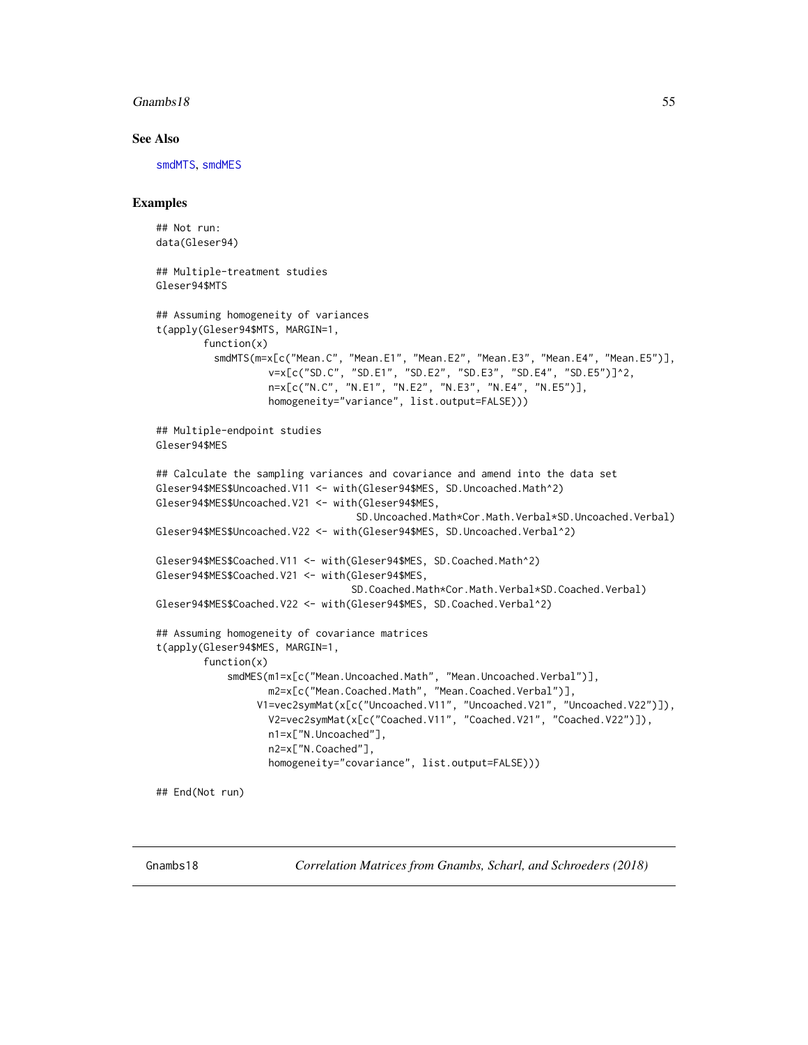### See Also

smdMTS, smdMES

### Examples

```
## Not run:
data(Gleser94)

## Multiple-treatment studies
Gleser94$MTS

## Assuming homogeneity of variances
t(apply(Gleser94$MTS, MARGIN=1,
        function(x)
          smdMTS(m=x[c("Mean.C", "Mean.E1", "Mean.E2", "Mean.E3", "Mean.E4", "Mean.E5")],
                 v=x[c("SD.C", "SD.E1", "SD.E2", "SD.E3", "SD.E4", "SD.E5")]^2,
                 n=x[c("N.C", "N.E1", "N.E2", "N.E3", "N.E4", "N.E5")],
                 homogeneity="variance", list.output=FALSE)))

## Multiple-endpoint studies
Gleser94$MES

## Calculate the sampling variances and covariance and amend into the data set
Gleser94$MES$Uncoached.V11 <- with(Gleser94$MES, SD.Uncoached.Math^2)
Gleser94$MES$Uncoached.V21 <- with(Gleser94$MES,
                                   SD.Uncoached.Math*Cor.Math.Verbal*SD.Uncoached.Verbal)
Gleser94$MES$Uncoached.V22 <- with(Gleser94$MES, SD.Uncoached.Verbal^2)

Gleser94$MES$Coached.V11 <- with(Gleser94$MES, SD.Coached.Math^2)
Gleser94$MES$Coached.V21 <- with(Gleser94$MES,
                                 SD.Coached.Math*Cor.Math.Verbal*SD.Coached.Verbal)
Gleser94$MES$Coached.V22 <- with(Gleser94$MES, SD.Coached.Verbal^2)

## Assuming homogeneity of covariance matrices
t(apply(Gleser94$MES, MARGIN=1,
        function(x)
            smdMES(m1=x[c("Mean.Uncoached.Math", "Mean.Uncoached.Verbal")],
                   m2=x[c("Mean.Coached.Math", "Mean.Coached.Verbal")],
                 V1=vec2symMat(x[c("Uncoached.V11", "Uncoached.V21", "Uncoached.V22")]),
                   V2=vec2symMat(x[c("Coached.V11", "Coached.V21", "Coached.V22")]),
                   n1=x["N.Uncoached"],
                   n2=x["N.Coached"],
                   homogeneity="covariance", list.output=FALSE)))

## End(Not run)
```

---

Gnambs18 — *Correlation Matrices from Gnambs, Scharl, and Schroeders (2018)*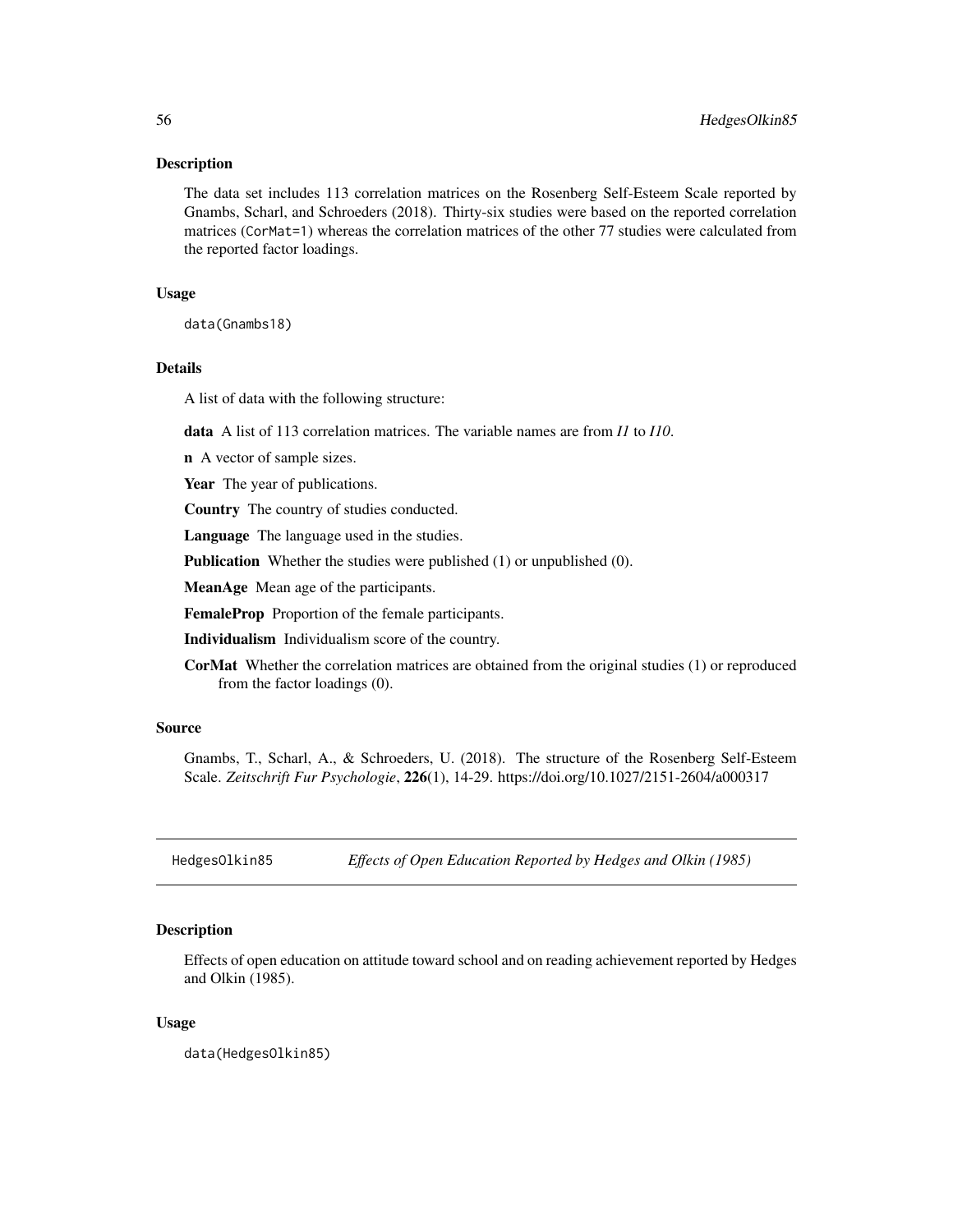### Description

The data set includes 113 correlation matrices on the Rosenberg Self-Esteem Scale reported by Gnambs, Scharl, and Schroeders (2018). Thirty-six studies were based on the reported correlation matrices (`CorMat=1`) whereas the correlation matrices of the other 77 studies were calculated from the reported factor loadings.

### Usage

```
data(Gnambs18)
```

### Details

A list of data with the following structure:

**data** A list of 113 correlation matrices. The variable names are from *I1* to *I10*.

**n** A vector of sample sizes.

**Year** The year of publications.

**Country** The country of studies conducted.

**Language** The language used in the studies.

**Publication** Whether the studies were published (1) or unpublished (0).

**MeanAge** Mean age of the participants.

**FemaleProp** Proportion of the female participants.

**Individualism** Individualism score of the country.

**CorMat** Whether the correlation matrices are obtained from the original studies (1) or reproduced from the factor loadings (0).

### Source

Gnambs, T., Scharl, A., & Schroeders, U. (2018). The structure of the Rosenberg Self-Esteem Scale. *Zeitschrift Fur Psychologie*, **226**(1), 14-29. https://doi.org/10.1027/2151-2604/a000317

---

## HedgesOlkin85 *Effects of Open Education Reported by Hedges and Olkin (1985)*

### Description

Effects of open education on attitude toward school and on reading achievement reported by Hedges and Olkin (1985).

### Usage

```
data(HedgesOlkin85)
```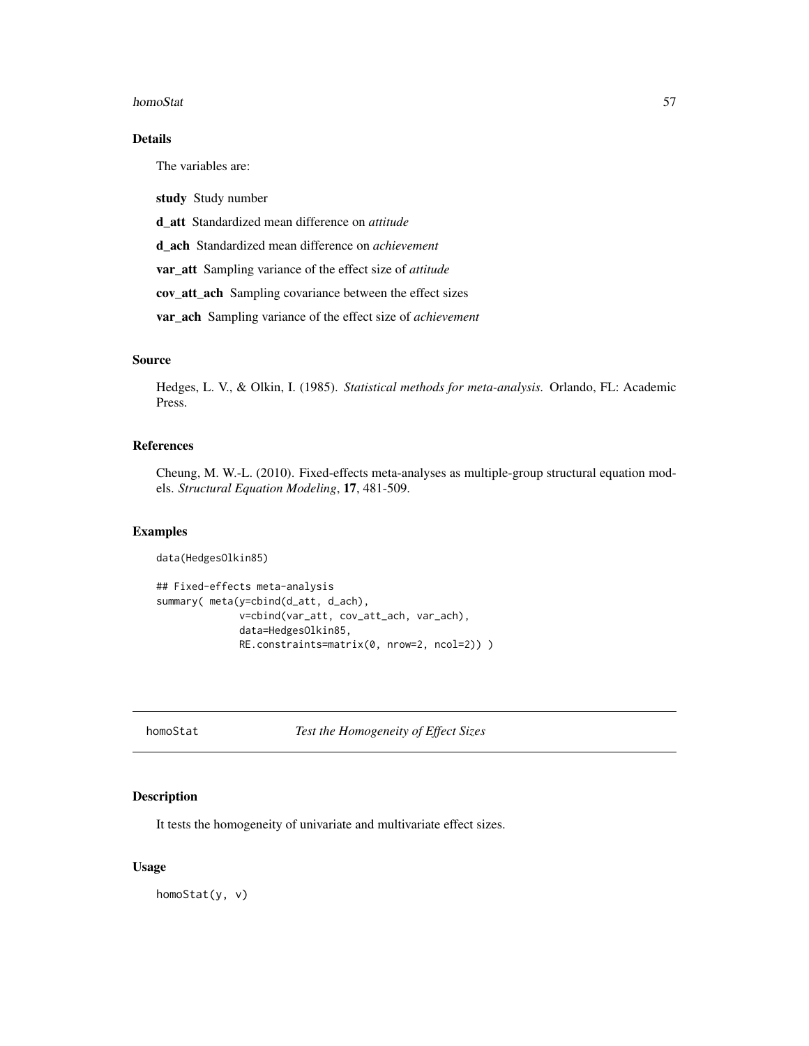## Details

The variables are:

**study** Study number

**d_att** Standardized mean difference on *attitude*

**d_ach** Standardized mean difference on *achievement*

**var_att** Sampling variance of the effect size of *attitude*

**cov_att_ach** Sampling covariance between the effect sizes

**var_ach** Sampling variance of the effect size of *achievement*

## Source

Hedges, L. V., & Olkin, I. (1985). *Statistical methods for meta-analysis.* Orlando, FL: Academic Press.

## References

Cheung, M. W.-L. (2010). Fixed-effects meta-analyses as multiple-group structural equation models. *Structural Equation Modeling*, **17**, 481-509.

## Examples

```
data(HedgesOlkin85)

## Fixed-effects meta-analysis
summary( meta(y=cbind(d_att, d_ach),
              v=cbind(var_att, cov_att_ach, var_ach),
              data=HedgesOlkin85,
              RE.constraints=matrix(0, nrow=2, ncol=2)) )
```

---

# homoStat *Test the Homogeneity of Effect Sizes*

---

## Description

It tests the homogeneity of univariate and multivariate effect sizes.

## Usage

```
homoStat(y, v)
```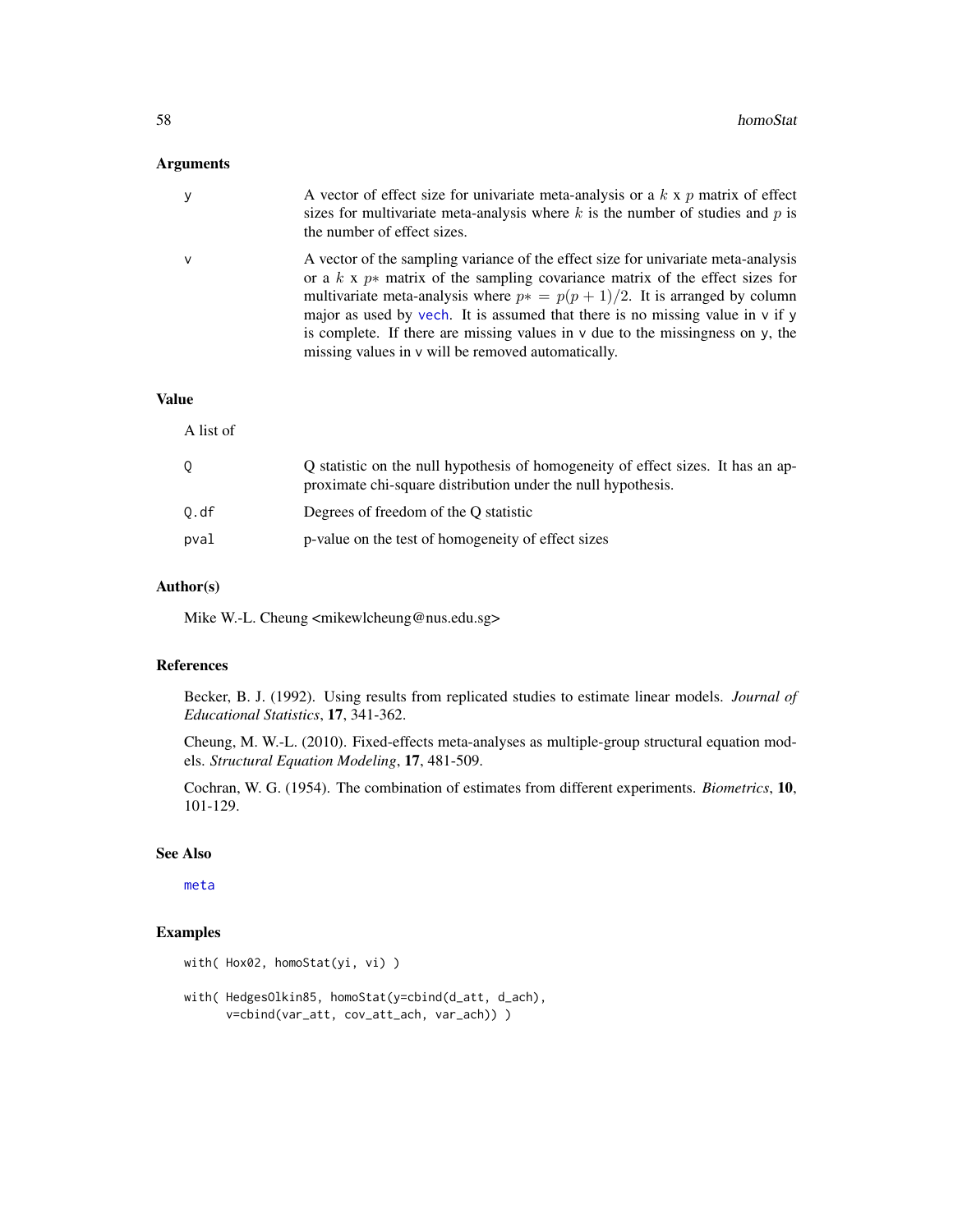## Arguments

y
: A vector of effect size for univariate meta-analysis or a $k$ x $p$ matrix of effect sizes for multivariate meta-analysis where $k$ is the number of studies and $p$ is the number of effect sizes.

v
: A vector of the sampling variance of the effect size for univariate meta-analysis or a $k$ x $p*$ matrix of the sampling covariance matrix of the effect sizes for multivariate meta-analysis where $p* = p(p+1)/2$. It is arranged by column major as used by vech. It is assumed that there is no missing value in v if y is complete. If there are missing values in v due to the missingness on y, the missing values in v will be removed automatically.

## Value

A list of

Q
: Q statistic on the null hypothesis of homogeneity of effect sizes. It has an approximate chi-square distribution under the null hypothesis.

Q.df
: Degrees of freedom of the Q statistic

pval
: p-value on the test of homogeneity of effect sizes

## Author(s)

Mike W.-L. Cheung <mikewlcheung@nus.edu.sg>

## References

Becker, B. J. (1992). Using results from replicated studies to estimate linear models. *Journal of Educational Statistics*, **17**, 341-362.

Cheung, M. W.-L. (2010). Fixed-effects meta-analyses as multiple-group structural equation models. *Structural Equation Modeling*, **17**, 481-509.

Cochran, W. G. (1954). The combination of estimates from different experiments. *Biometrics*, **10**, 101-129.

## See Also

meta

## Examples

```
with( Hox02, homoStat(yi, vi) )

with( HedgesOlkin85, homoStat(y=cbind(d_att, d_ach),
      v=cbind(var_att, cov_att_ach, var_ach)) )
```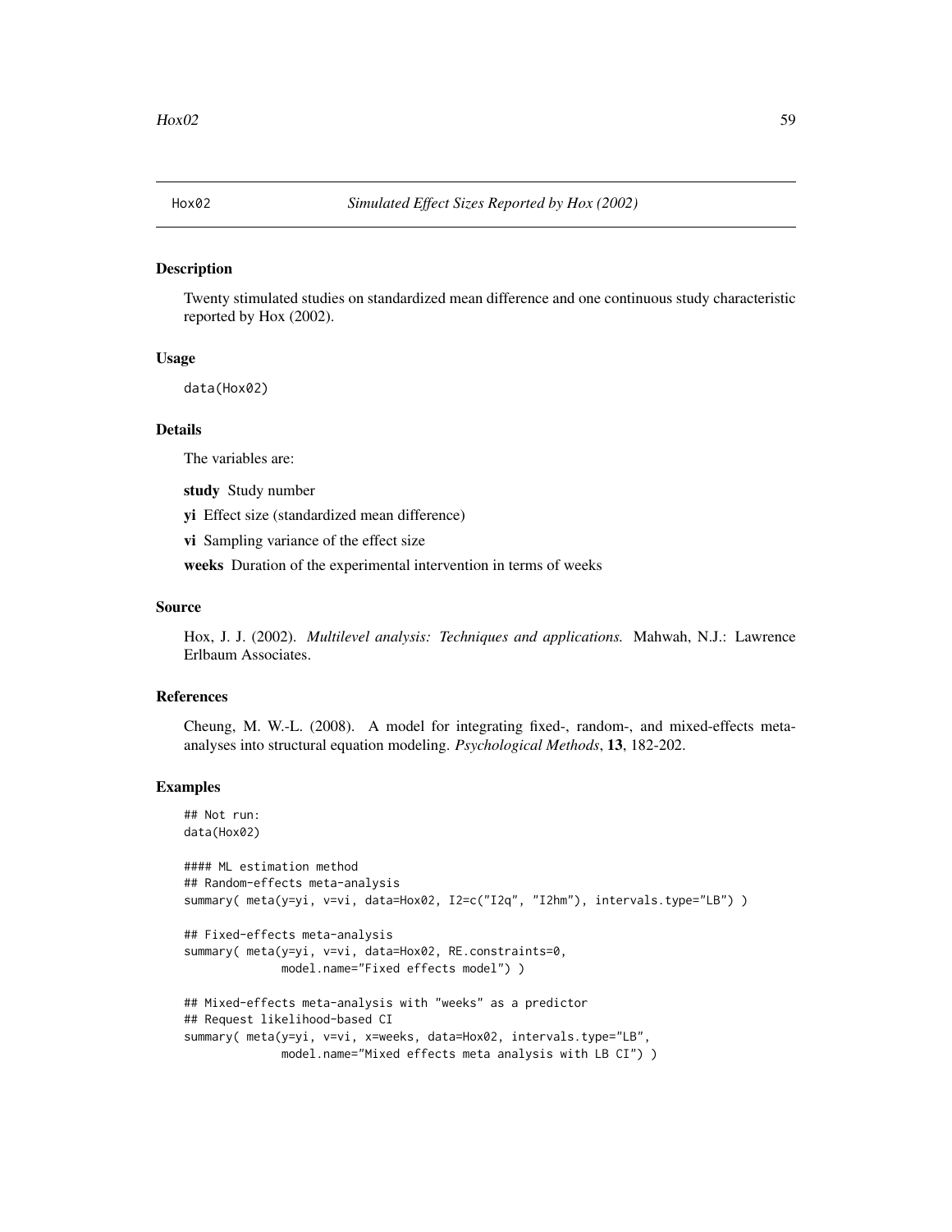# Hox02 — *Simulated Effect Sizes Reported by Hox (2002)*

## Description

Twenty stimulated studies on standardized mean difference and one continuous study characteristic reported by Hox (2002).

## Usage

```
data(Hox02)
```

## Details

The variables are:

**study** Study number

**yi** Effect size (standardized mean difference)

**vi** Sampling variance of the effect size

**weeks** Duration of the experimental intervention in terms of weeks

## Source

Hox, J. J. (2002). *Multilevel analysis: Techniques and applications.* Mahwah, N.J.: Lawrence Erlbaum Associates.

## References

Cheung, M. W.-L. (2008). A model for integrating fixed-, random-, and mixed-effects meta-analyses into structural equation modeling. *Psychological Methods*, **13**, 182-202.

## Examples

```
## Not run:
data(Hox02)

#### ML estimation method
## Random-effects meta-analysis
summary( meta(y=yi, v=vi, data=Hox02, I2=c("I2q", "I2hm"), intervals.type="LB") )

## Fixed-effects meta-analysis
summary( meta(y=yi, v=vi, data=Hox02, RE.constraints=0,
              model.name="Fixed effects model") )

## Mixed-effects meta-analysis with "weeks" as a predictor
## Request likelihood-based CI
summary( meta(y=yi, v=vi, x=weeks, data=Hox02, intervals.type="LB",
              model.name="Mixed effects meta analysis with LB CI") )
```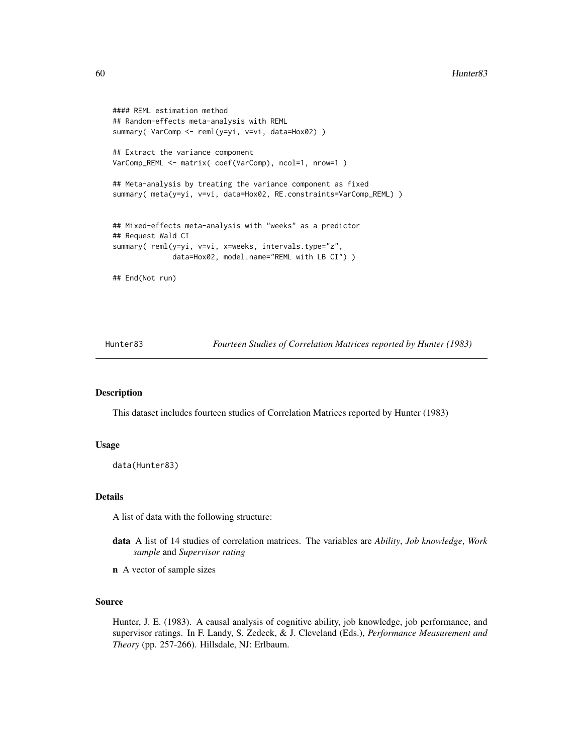```
#### REML estimation method
## Random-effects meta-analysis with REML
summary( VarComp <- reml(y=yi, v=vi, data=Hox02) )

## Extract the variance component
VarComp_REML <- matrix( coef(VarComp), ncol=1, nrow=1 )

## Meta-analysis by treating the variance component as fixed
summary( meta(y=yi, v=vi, data=Hox02, RE.constraints=VarComp_REML) )


## Mixed-effects meta-analysis with "weeks" as a predictor
## Request Wald CI
summary( reml(y=yi, v=vi, x=weeks, intervals.type="z",
              data=Hox02, model.name="REML with LB CI") )

## End(Not run)
```

## Hunter83 — *Fourteen Studies of Correlation Matrices reported by Hunter (1983)*

### Description

This dataset includes fourteen studies of Correlation Matrices reported by Hunter (1983)

### Usage

```
data(Hunter83)
```

### Details

A list of data with the following structure:

- **data** A list of 14 studies of correlation matrices. The variables are *Ability*, *Job knowledge*, *Work sample* and *Supervisor rating*
- **n** A vector of sample sizes

### Source

Hunter, J. E. (1983). A causal analysis of cognitive ability, job knowledge, job performance, and supervisor ratings. In F. Landy, S. Zedeck, & J. Cleveland (Eds.), *Performance Measurement and Theory* (pp. 257-266). Hillsdale, NJ: Erlbaum.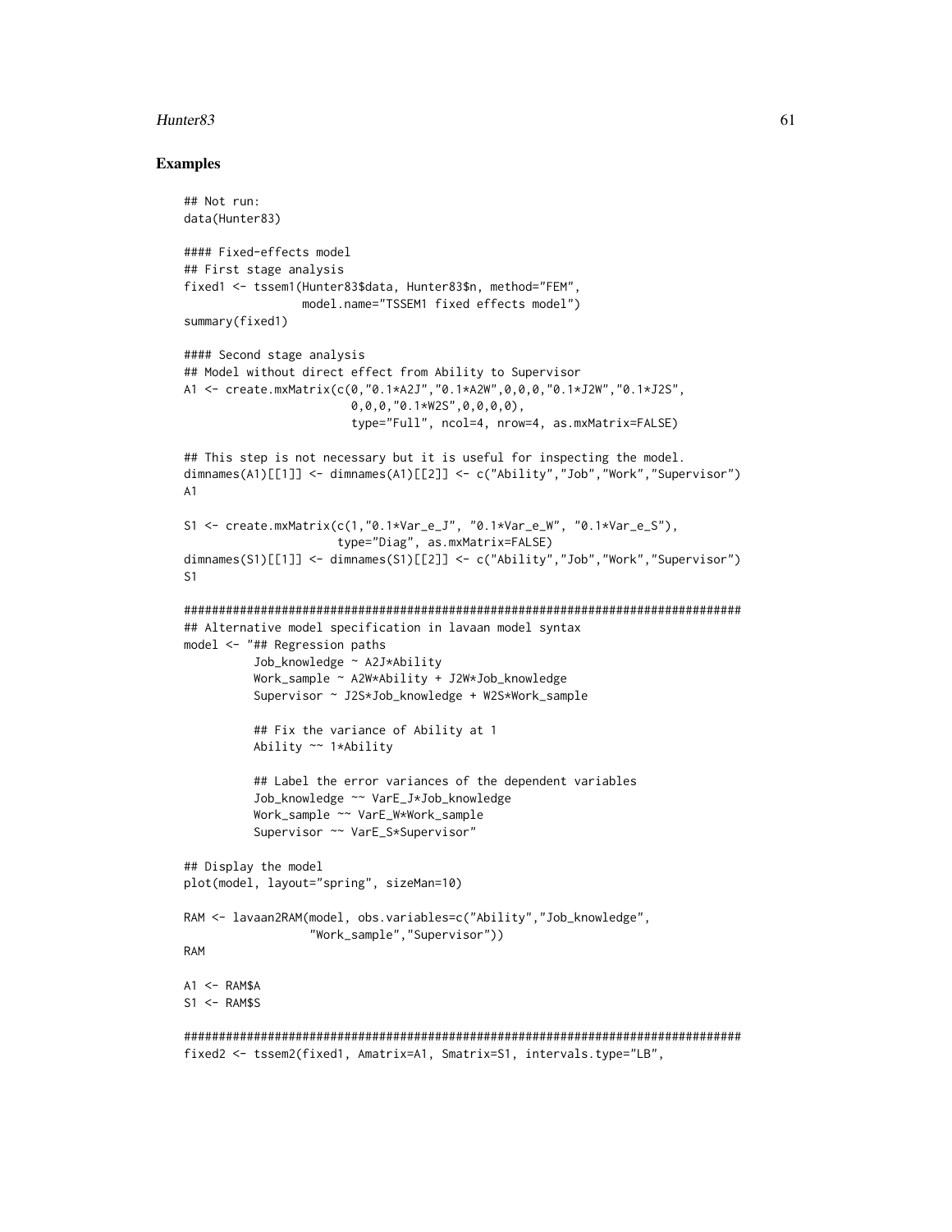## Examples

```
## Not run:
data(Hunter83)

#### Fixed-effects model
## First stage analysis
fixed1 <- tssem1(Hunter83$data, Hunter83$n, method="FEM",
                 model.name="TSSEM1 fixed effects model")
summary(fixed1)

#### Second stage analysis
## Model without direct effect from Ability to Supervisor
A1 <- create.mxMatrix(c(0,"0.1*A2J","0.1*A2W",0,0,0,"0.1*J2W","0.1*J2S",
                        0,0,0,"0.1*W2S",0,0,0,0),
                        type="Full", ncol=4, nrow=4, as.mxMatrix=FALSE)

## This step is not necessary but it is useful for inspecting the model.
dimnames(A1)[[1]] <- dimnames(A1)[[2]] <- c("Ability","Job","Work","Supervisor")
A1

S1 <- create.mxMatrix(c(1,"0.1*Var_e_J", "0.1*Var_e_W", "0.1*Var_e_S"),
                      type="Diag", as.mxMatrix=FALSE)
dimnames(S1)[[1]] <- dimnames(S1)[[2]] <- c("Ability","Job","Work","Supervisor")
S1

################################################################################
## Alternative model specification in lavaan model syntax
model <- "## Regression paths
          Job_knowledge ~ A2J*Ability
          Work_sample ~ A2W*Ability + J2W*Job_knowledge
          Supervisor ~ J2S*Job_knowledge + W2S*Work_sample

          ## Fix the variance of Ability at 1
          Ability ~~ 1*Ability

          ## Label the error variances of the dependent variables
          Job_knowledge ~~ VarE_J*Job_knowledge
          Work_sample ~~ VarE_W*Work_sample
          Supervisor ~~ VarE_S*Supervisor"

## Display the model
plot(model, layout="spring", sizeMan=10)

RAM <- lavaan2RAM(model, obs.variables=c("Ability","Job_knowledge",
                  "Work_sample","Supervisor"))
RAM

A1 <- RAM$A
S1 <- RAM$S

################################################################################
fixed2 <- tssem2(fixed1, Amatrix=A1, Smatrix=S1, intervals.type="LB",
```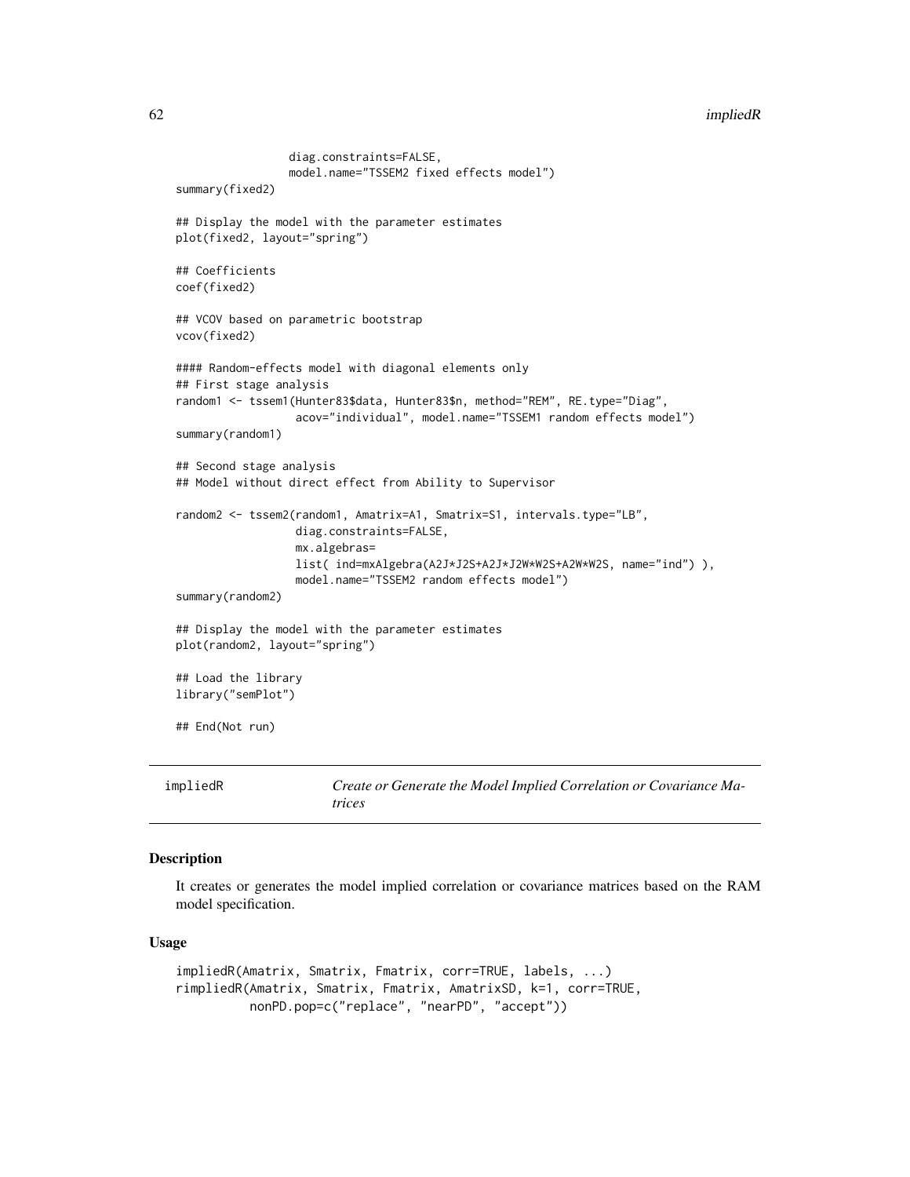```
                 diag.constraints=FALSE,
                 model.name="TSSEM2 fixed effects model")
summary(fixed2)

## Display the model with the parameter estimates
plot(fixed2, layout="spring")

## Coefficients
coef(fixed2)

## VCOV based on parametric bootstrap
vcov(fixed2)

#### Random-effects model with diagonal elements only
## First stage analysis
random1 <- tssem1(Hunter83$data, Hunter83$n, method="REM", RE.type="Diag",
                  acov="individual", model.name="TSSEM1 random effects model")
summary(random1)

## Second stage analysis
## Model without direct effect from Ability to Supervisor

random2 <- tssem2(random1, Amatrix=A1, Smatrix=S1, intervals.type="LB",
                  diag.constraints=FALSE,
                  mx.algebras=
                  list( ind=mxAlgebra(A2J*J2S+A2J*J2W*W2S+A2W*W2S, name="ind") ),
                  model.name="TSSEM2 random effects model")
summary(random2)

## Display the model with the parameter estimates
plot(random2, layout="spring")

## Load the library
library("semPlot")

## End(Not run)
```

## impliedR — *Create or Generate the Model Implied Correlation or Covariance Matrices*

### Description

It creates or generates the model implied correlation or covariance matrices based on the RAM model specification.

### Usage

```
impliedR(Amatrix, Smatrix, Fmatrix, corr=TRUE, labels, ...)
rimpliedR(Amatrix, Smatrix, Fmatrix, AmatrixSD, k=1, corr=TRUE,
          nonPD.pop=c("replace", "nearPD", "accept"))
```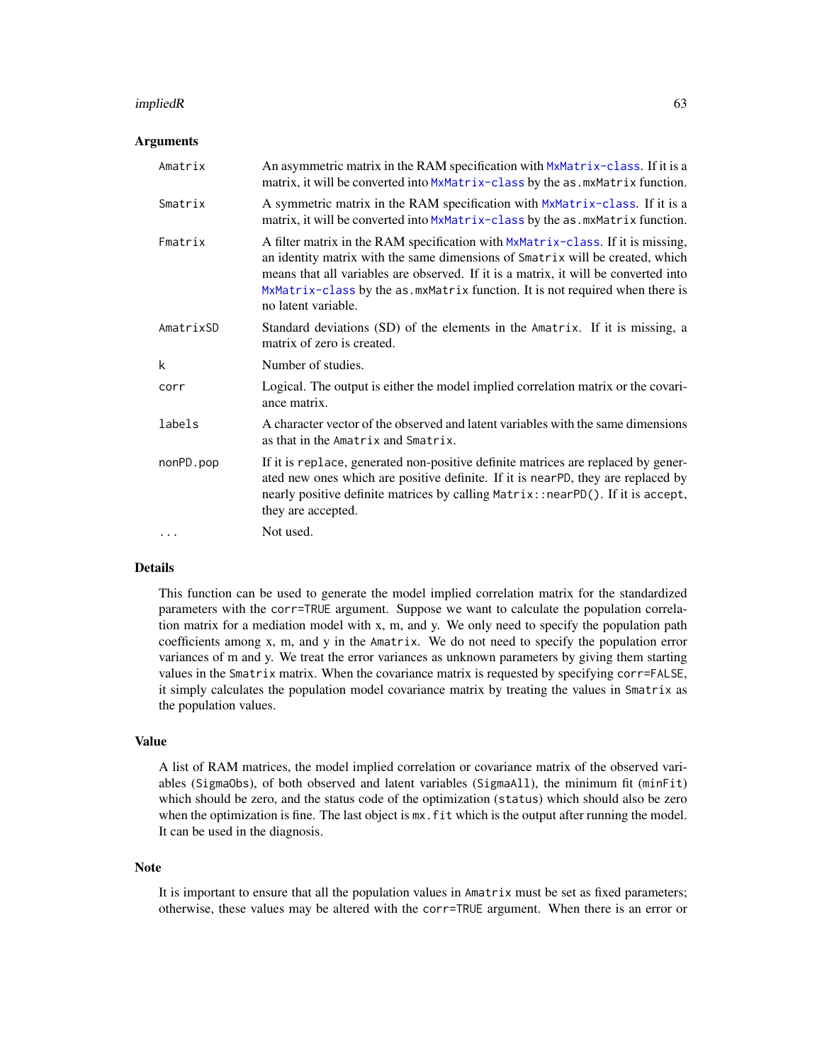## Arguments

| | |
|---|---|
| Amatrix | An asymmetric matrix in the RAM specification with MxMatrix-class. If it is a matrix, it will be converted into MxMatrix-class by the as.mxMatrix function. |
| Smatrix | A symmetric matrix in the RAM specification with MxMatrix-class. If it is a matrix, it will be converted into MxMatrix-class by the as.mxMatrix function. |
| Fmatrix | A filter matrix in the RAM specification with MxMatrix-class. If it is missing, an identity matrix with the same dimensions of Smatrix will be created, which means that all variables are observed. If it is a matrix, it will be converted into MxMatrix-class by the as.mxMatrix function. It is not required when there is no latent variable. |
| AmatrixSD | Standard deviations (SD) of the elements in the Amatrix. If it is missing, a matrix of zero is created. |
| k | Number of studies. |
| corr | Logical. The output is either the model implied correlation matrix or the covariance matrix. |
| labels | A character vector of the observed and latent variables with the same dimensions as that in the Amatrix and Smatrix. |
| nonPD.pop | If it is replace, generated non-positive definite matrices are replaced by generated new ones which are positive definite. If it is nearPD, they are replaced by nearly positive definite matrices by calling Matrix::nearPD(). If it is accept, they are accepted. |
| ... | Not used. |

## Details

This function can be used to generate the model implied correlation matrix for the standardized parameters with the corr=TRUE argument. Suppose we want to calculate the population correlation matrix for a mediation model with x, m, and y. We only need to specify the population path coefficients among x, m, and y in the Amatrix. We do not need to specify the population error variances of m and y. We treat the error variances as unknown parameters by giving them starting values in the Smatrix matrix. When the covariance matrix is requested by specifying corr=FALSE, it simply calculates the population model covariance matrix by treating the values in Smatrix as the population values.

## Value

A list of RAM matrices, the model implied correlation or covariance matrix of the observed variables (SigmaObs), of both observed and latent variables (SigmaAll), the minimum fit (minFit) which should be zero, and the status code of the optimization (status) which should also be zero when the optimization is fine. The last object is mx.fit which is the output after running the model. It can be used in the diagnosis.

## Note

It is important to ensure that all the population values in Amatrix must be set as fixed parameters; otherwise, these values may be altered with the corr=TRUE argument. When there is an error or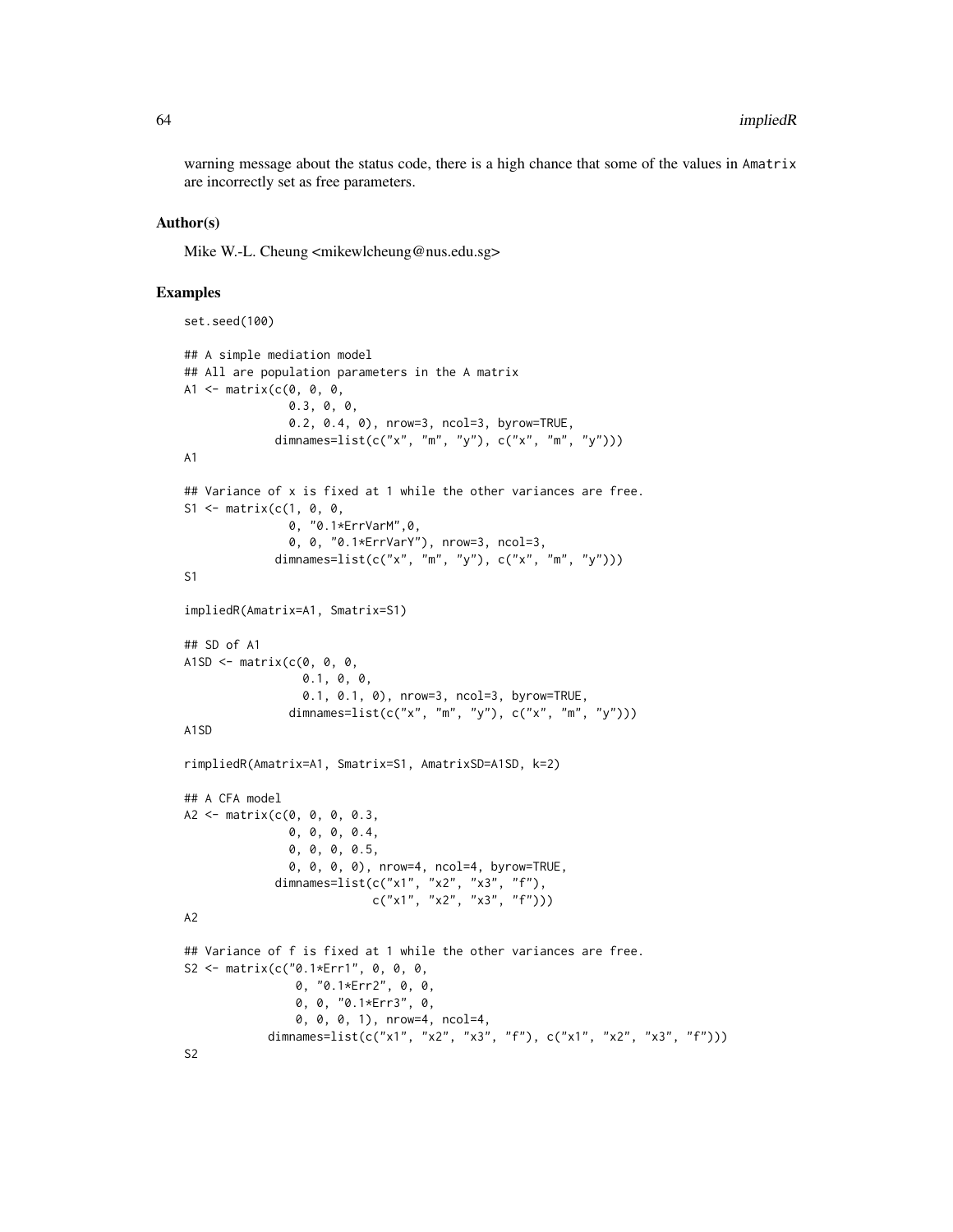warning message about the status code, there is a high chance that some of the values in Amatrix are incorrectly set as free parameters.

### Author(s)

Mike W.-L. Cheung <mikewlcheung@nus.edu.sg>

### Examples

```
set.seed(100)

## A simple mediation model
## All are population parameters in the A matrix
A1 <- matrix(c(0, 0, 0,
               0.3, 0, 0,
               0.2, 0.4, 0), nrow=3, ncol=3, byrow=TRUE,
             dimnames=list(c("x", "m", "y"), c("x", "m", "y")))
A1

## Variance of x is fixed at 1 while the other variances are free.
S1 <- matrix(c(1, 0, 0,
               0, "0.1*ErrVarM",0,
               0, 0, "0.1*ErrVarY"), nrow=3, ncol=3,
             dimnames=list(c("x", "m", "y"), c("x", "m", "y")))
S1

impliedR(Amatrix=A1, Smatrix=S1)

## SD of A1
A1SD <- matrix(c(0, 0, 0,
                 0.1, 0, 0,
                 0.1, 0.1, 0), nrow=3, ncol=3, byrow=TRUE,
               dimnames=list(c("x", "m", "y"), c("x", "m", "y")))
A1SD

rimpliedR(Amatrix=A1, Smatrix=S1, AmatrixSD=A1SD, k=2)

## A CFA model
A2 <- matrix(c(0, 0, 0, 0.3,
               0, 0, 0, 0.4,
               0, 0, 0, 0.5,
               0, 0, 0, 0), nrow=4, ncol=4, byrow=TRUE,
             dimnames=list(c("x1", "x2", "x3", "f"),
                           c("x1", "x2", "x3", "f")))
A2

## Variance of f is fixed at 1 while the other variances are free.
S2 <- matrix(c("0.1*Err1", 0, 0, 0,
                0, "0.1*Err2", 0, 0,
                0, 0, "0.1*Err3", 0,
                0, 0, 0, 1), nrow=4, ncol=4,
            dimnames=list(c("x1", "x2", "x3", "f"), c("x1", "x2", "x3", "f")))
S2
```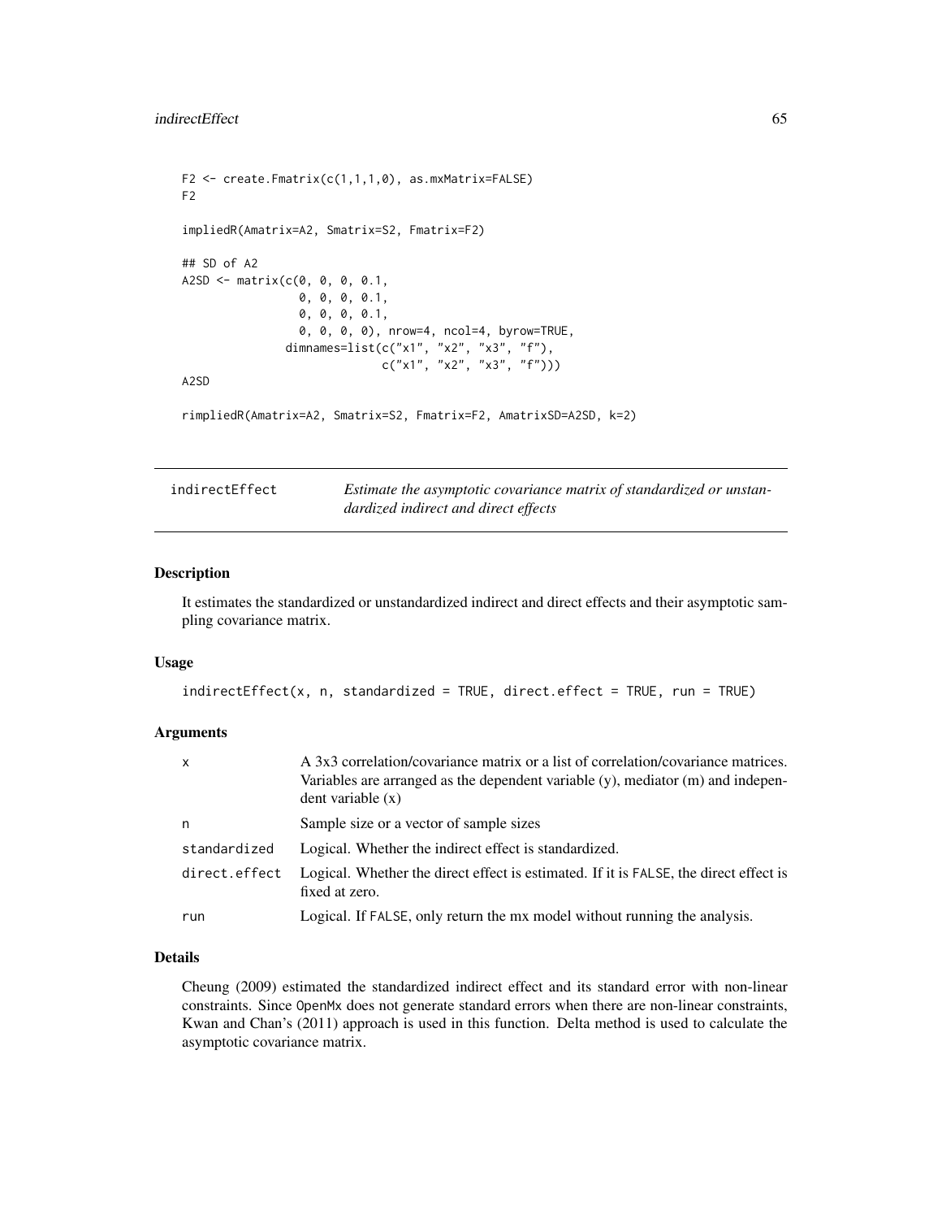```
F2 <- create.Fmatrix(c(1,1,1,0), as.mxMatrix=FALSE)
F2

impliedR(Amatrix=A2, Smatrix=S2, Fmatrix=F2)

## SD of A2
A2SD <- matrix(c(0, 0, 0, 0.1,
                 0, 0, 0, 0.1,
                 0, 0, 0, 0.1,
                 0, 0, 0, 0), nrow=4, ncol=4, byrow=TRUE,
               dimnames=list(c("x1", "x2", "x3", "f"),
                             c("x1", "x2", "x3", "f")))
A2SD

rimpliedR(Amatrix=A2, Smatrix=S2, Fmatrix=F2, AmatrixSD=A2SD, k=2)
```

## indirectEffect — *Estimate the asymptotic covariance matrix of standardized or unstandardized indirect and direct effects*

### Description

It estimates the standardized or unstandardized indirect and direct effects and their asymptotic sampling covariance matrix.

### Usage

```
indirectEffect(x, n, standardized = TRUE, direct.effect = TRUE, run = TRUE)
```

### Arguments

| | |
|---|---|
| x | A 3x3 correlation/covariance matrix or a list of correlation/covariance matrices. Variables are arranged as the dependent variable (y), mediator (m) and independent variable (x) |
| n | Sample size or a vector of sample sizes |
| standardized | Logical. Whether the indirect effect is standardized. |
| direct.effect | Logical. Whether the direct effect is estimated. If it is FALSE, the direct effect is fixed at zero. |
| run | Logical. If FALSE, only return the mx model without running the analysis. |

### Details

Cheung (2009) estimated the standardized indirect effect and its standard error with non-linear constraints. Since OpenMx does not generate standard errors when there are non-linear constraints, Kwan and Chan's (2011) approach is used in this function. Delta method is used to calculate the asymptotic covariance matrix.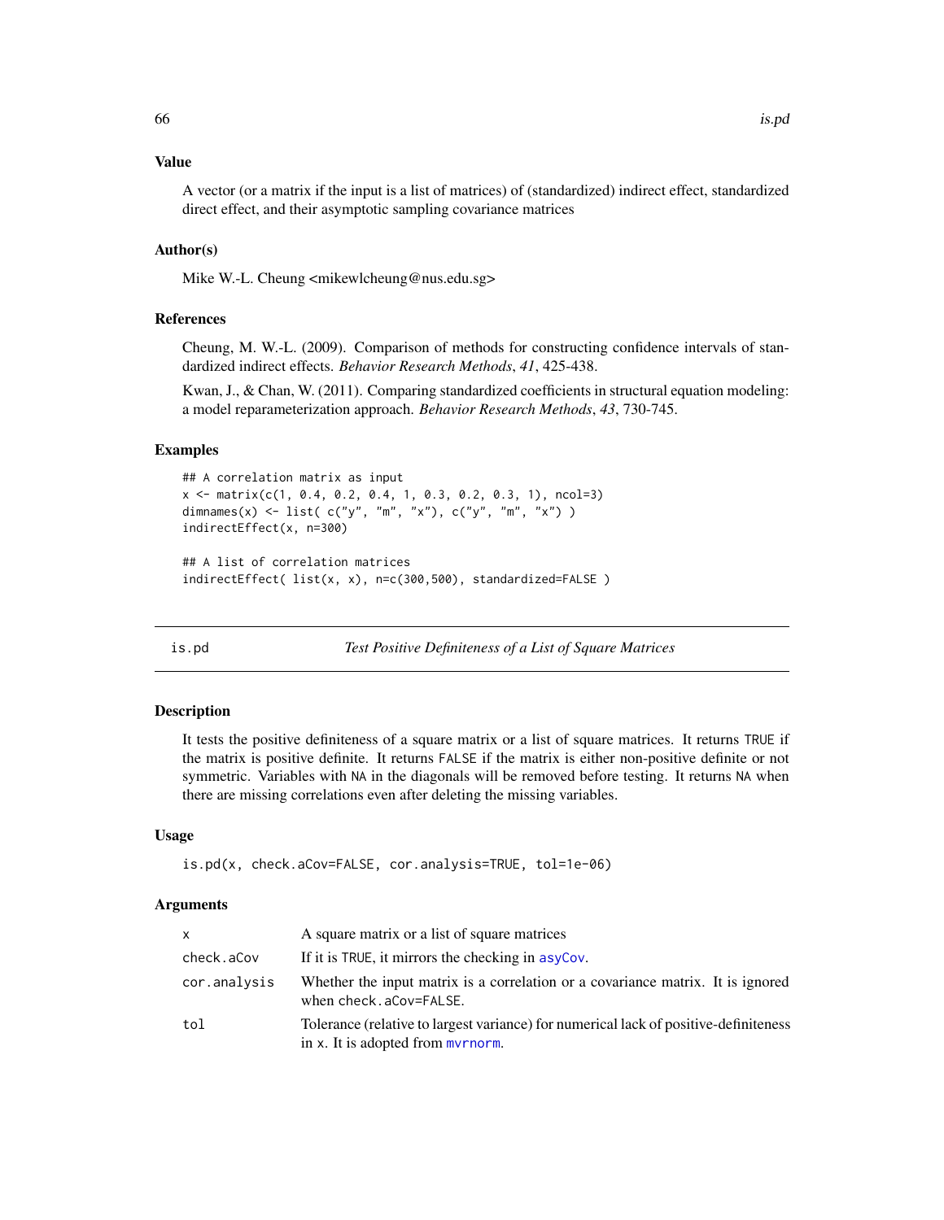### Value

A vector (or a matrix if the input is a list of matrices) of (standardized) indirect effect, standardized direct effect, and their asymptotic sampling covariance matrices

### Author(s)

Mike W.-L. Cheung <mikewlcheung@nus.edu.sg>

### References

Cheung, M. W.-L. (2009). Comparison of methods for constructing confidence intervals of standardized indirect effects. *Behavior Research Methods*, *41*, 425-438.

Kwan, J., & Chan, W. (2011). Comparing standardized coefficients in structural equation modeling: a model reparameterization approach. *Behavior Research Methods*, *43*, 730-745.

### Examples

```
## A correlation matrix as input
x <- matrix(c(1, 0.4, 0.2, 0.4, 1, 0.3, 0.2, 0.3, 1), ncol=3)
dimnames(x) <- list( c("y", "m", "x"), c("y", "m", "x") )
indirectEffect(x, n=300)

## A list of correlation matrices
indirectEffect( list(x, x), n=c(300,500), standardized=FALSE )
```

---

## is.pd — *Test Positive Definiteness of a List of Square Matrices*

---

### Description

It tests the positive definiteness of a square matrix or a list of square matrices. It returns TRUE if the matrix is positive definite. It returns FALSE if the matrix is either non-positive definite or not symmetric. Variables with NA in the diagonals will be removed before testing. It returns NA when there are missing correlations even after deleting the missing variables.

### Usage

```
is.pd(x, check.aCov=FALSE, cor.analysis=TRUE, tol=1e-06)
```

### Arguments

| | |
|---|---|
| x | A square matrix or a list of square matrices |
| check.aCov | If it is TRUE, it mirrors the checking in asyCov. |
| cor.analysis | Whether the input matrix is a correlation or a covariance matrix. It is ignored when check.aCov=FALSE. |
| tol | Tolerance (relative to largest variance) for numerical lack of positive-definiteness in x. It is adopted from mvrnorm. |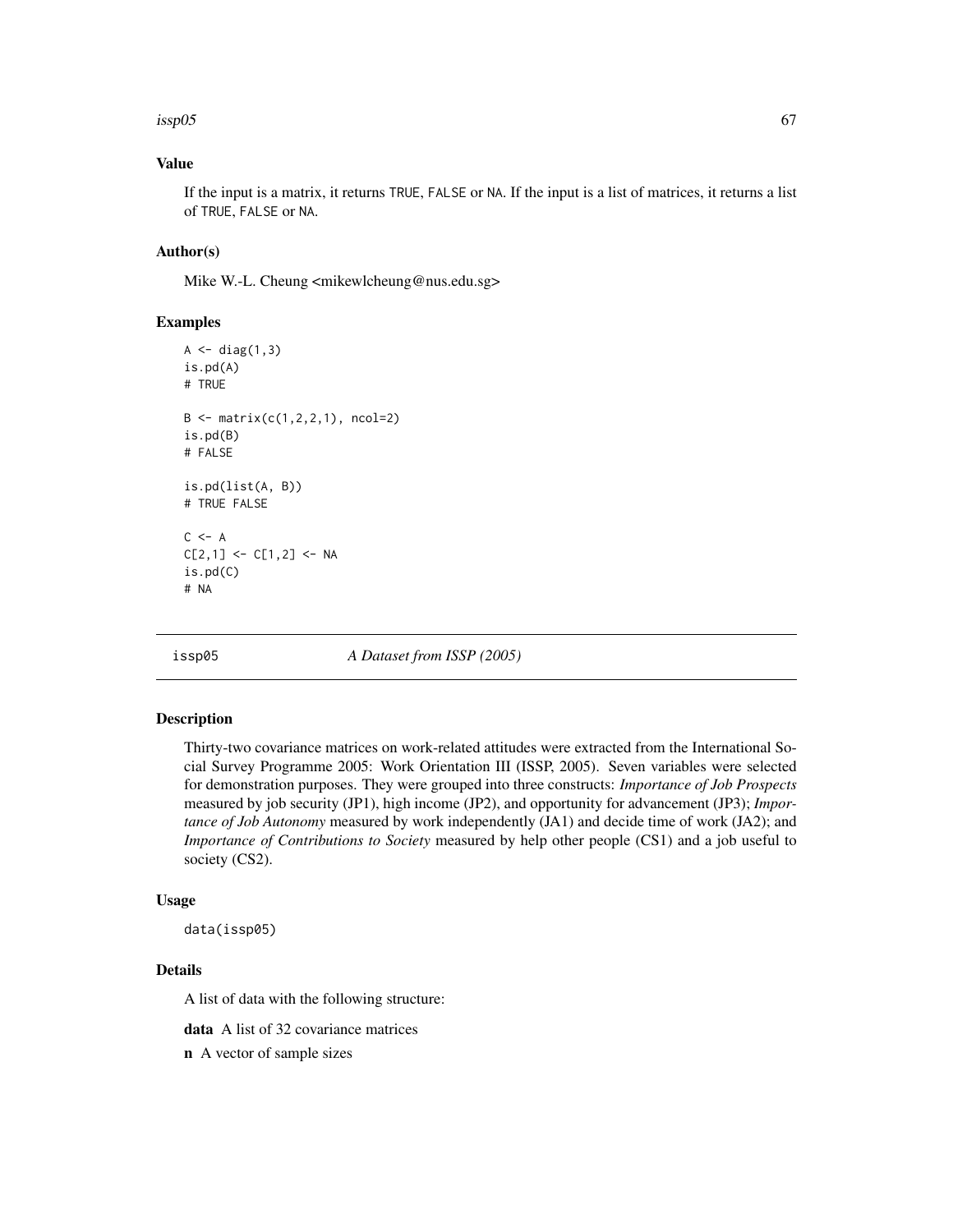### Value

If the input is a matrix, it returns TRUE, FALSE or NA. If the input is a list of matrices, it returns a list of TRUE, FALSE or NA.

### Author(s)

Mike W.-L. Cheung <mikewlcheung@nus.edu.sg>

### Examples

```
A <- diag(1,3)
is.pd(A)
# TRUE

B <- matrix(c(1,2,2,1), ncol=2)
is.pd(B)
# FALSE

is.pd(list(A, B))
# TRUE FALSE

C <- A
C[2,1] <- C[1,2] <- NA
is.pd(C)
# NA
```

---

## issp05 — *A Dataset from ISSP (2005)*

### Description

Thirty-two covariance matrices on work-related attitudes were extracted from the International Social Survey Programme 2005: Work Orientation III (ISSP, 2005). Seven variables were selected for demonstration purposes. They were grouped into three constructs: *Importance of Job Prospects* measured by job security (JP1), high income (JP2), and opportunity for advancement (JP3); *Importance of Job Autonomy* measured by work independently (JA1) and decide time of work (JA2); and *Importance of Contributions to Society* measured by help other people (CS1) and a job useful to society (CS2).

### Usage

```
data(issp05)
```

### Details

A list of data with the following structure:

**data** A list of 32 covariance matrices

**n** A vector of sample sizes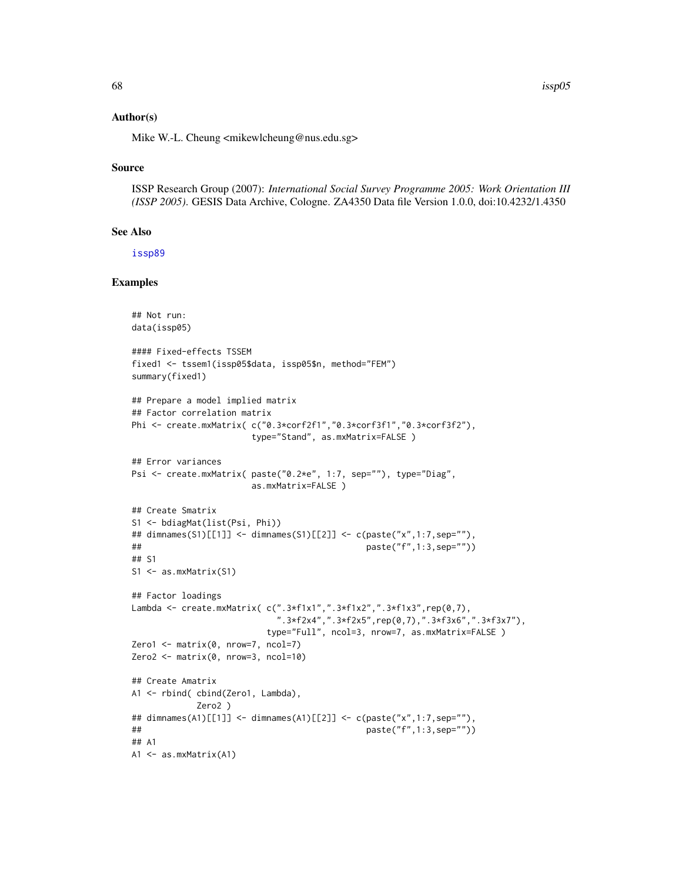## Author(s)

Mike W.-L. Cheung <mikewlcheung@nus.edu.sg>

## Source

ISSP Research Group (2007): *International Social Survey Programme 2005: Work Orientation III (ISSP 2005).* GESIS Data Archive, Cologne. ZA4350 Data file Version 1.0.0, doi:10.4232/1.4350

## See Also

issp89

## Examples

```
## Not run:
data(issp05)

#### Fixed-effects TSSEM
fixed1 <- tssem1(issp05$data, issp05$n, method="FEM")
summary(fixed1)

## Prepare a model implied matrix
## Factor correlation matrix
Phi <- create.mxMatrix( c("0.3*corf2f1","0.3*corf3f1","0.3*corf3f2"),
                        type="Stand", as.mxMatrix=FALSE )

## Error variances
Psi <- create.mxMatrix( paste("0.2*e", 1:7, sep=""), type="Diag",
                        as.mxMatrix=FALSE )

## Create Smatrix
S1 <- bdiagMat(list(Psi, Phi))
## dimnames(S1)[[1]] <- dimnames(S1)[[2]] <- c(paste("x",1:7,sep=""),
##                                              paste("f",1:3,sep=""))
## S1
S1 <- as.mxMatrix(S1)

## Factor loadings
Lambda <- create.mxMatrix( c(".3*f1x1",".3*f1x2",".3*f1x3",rep(0,7),
                             ".3*f2x4",".3*f2x5",rep(0,7),".3*f3x6",".3*f3x7"),
                           type="Full", ncol=3, nrow=7, as.mxMatrix=FALSE )
Zero1 <- matrix(0, nrow=7, ncol=7)
Zero2 <- matrix(0, nrow=3, ncol=10)

## Create Amatrix
A1 <- rbind( cbind(Zero1, Lambda),
             Zero2 )
## dimnames(A1)[[1]] <- dimnames(A1)[[2]] <- c(paste("x",1:7,sep=""),
##                                              paste("f",1:3,sep=""))
## A1
A1 <- as.mxMatrix(A1)
```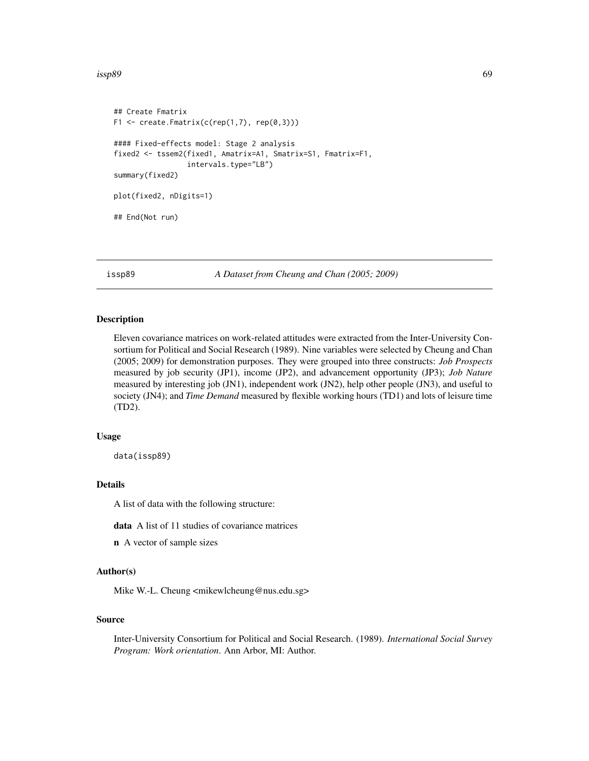```
## Create Fmatrix
F1 <- create.Fmatrix(c(rep(1,7), rep(0,3)))

#### Fixed-effects model: Stage 2 analysis
fixed2 <- tssem2(fixed1, Amatrix=A1, Smatrix=S1, Fmatrix=F1,
                 intervals.type="LB")
summary(fixed2)

plot(fixed2, nDigits=1)

## End(Not run)
```

---

issp89 — *A Dataset from Cheung and Chan (2005; 2009)*

---

### Description

Eleven covariance matrices on work-related attitudes were extracted from the Inter-University Consortium for Political and Social Research (1989). Nine variables were selected by Cheung and Chan (2005; 2009) for demonstration purposes. They were grouped into three constructs: *Job Prospects* measured by job security (JP1), income (JP2), and advancement opportunity (JP3); *Job Nature* measured by interesting job (JN1), independent work (JN2), help other people (JN3), and useful to society (JN4); and *Time Demand* measured by flexible working hours (TD1) and lots of leisure time (TD2).

### Usage

```
data(issp89)
```

### Details

A list of data with the following structure:

**data** A list of 11 studies of covariance matrices

**n** A vector of sample sizes

### Author(s)

Mike W.-L. Cheung <mikewlcheung@nus.edu.sg>

### Source

Inter-University Consortium for Political and Social Research. (1989). *International Social Survey Program: Work orientation*. Ann Arbor, MI: Author.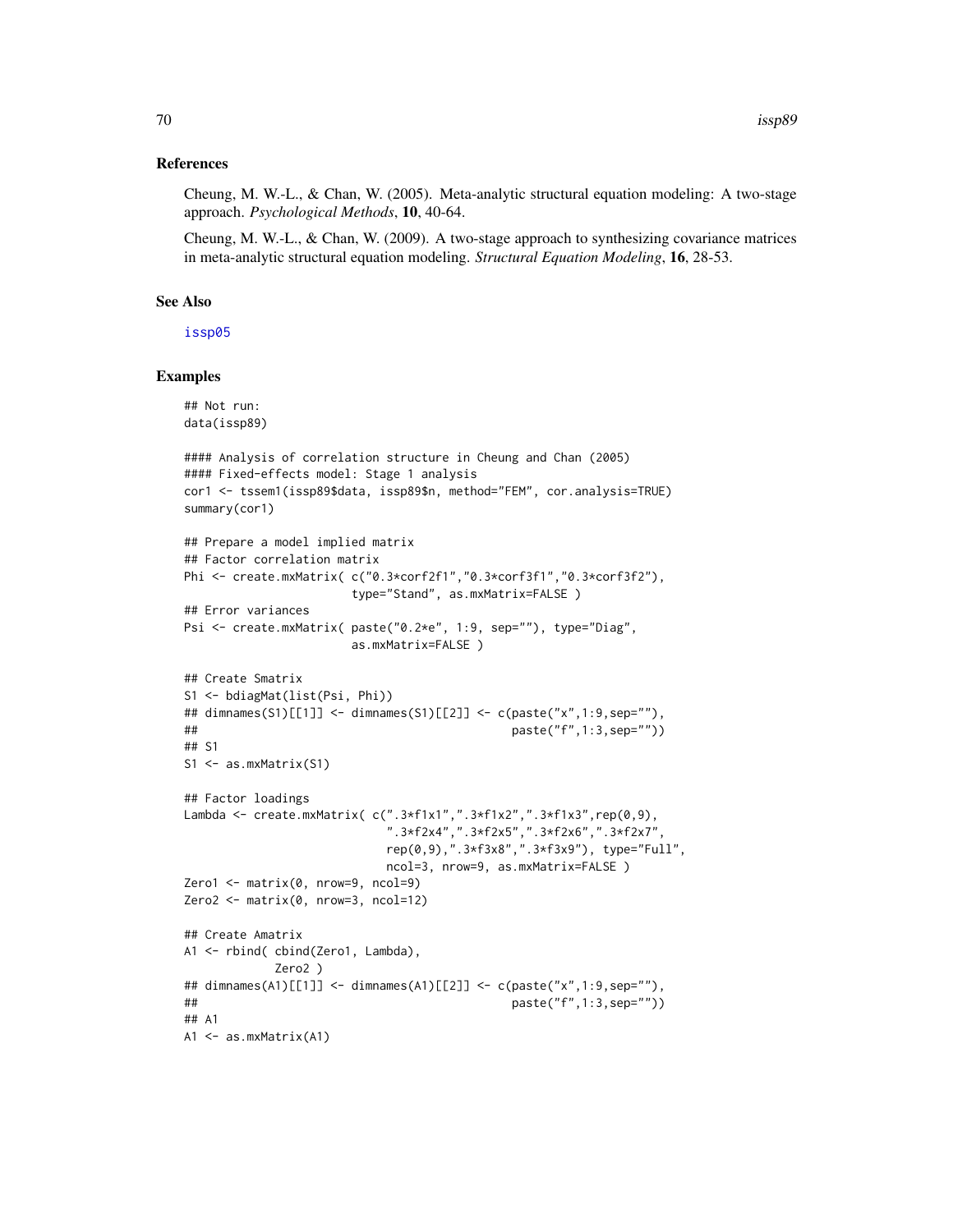## References

Cheung, M. W.-L., & Chan, W. (2005). Meta-analytic structural equation modeling: A two-stage approach. *Psychological Methods*, **10**, 40-64.

Cheung, M. W.-L., & Chan, W. (2009). A two-stage approach to synthesizing covariance matrices in meta-analytic structural equation modeling. *Structural Equation Modeling*, **16**, 28-53.

## See Also

issp05

## Examples

```
## Not run:
data(issp89)

#### Analysis of correlation structure in Cheung and Chan (2005)
#### Fixed-effects model: Stage 1 analysis
cor1 <- tssem1(issp89$data, issp89$n, method="FEM", cor.analysis=TRUE)
summary(cor1)

## Prepare a model implied matrix
## Factor correlation matrix
Phi <- create.mxMatrix( c("0.3*corf2f1","0.3*corf3f1","0.3*corf3f2"),
                        type="Stand", as.mxMatrix=FALSE )
## Error variances
Psi <- create.mxMatrix( paste("0.2*e", 1:9, sep=""), type="Diag",
                        as.mxMatrix=FALSE )

## Create Smatrix
S1 <- bdiagMat(list(Psi, Phi))
## dimnames(S1)[[1]] <- dimnames(S1)[[2]] <- c(paste("x",1:9,sep=""),
##                                             paste("f",1:3,sep=""))
## S1
S1 <- as.mxMatrix(S1)

## Factor loadings
Lambda <- create.mxMatrix( c(".3*f1x1",".3*f1x2",".3*f1x3",rep(0,9),
                             ".3*f2x4",".3*f2x5",".3*f2x6",".3*f2x7",
                             rep(0,9),".3*f3x8",".3*f3x9"), type="Full",
                             ncol=3, nrow=9, as.mxMatrix=FALSE )
Zero1 <- matrix(0, nrow=9, ncol=9)
Zero2 <- matrix(0, nrow=3, ncol=12)

## Create Amatrix
A1 <- rbind( cbind(Zero1, Lambda),
             Zero2 )
## dimnames(A1)[[1]] <- dimnames(A1)[[2]] <- c(paste("x",1:9,sep=""),
##                                             paste("f",1:3,sep=""))
## A1
A1 <- as.mxMatrix(A1)
```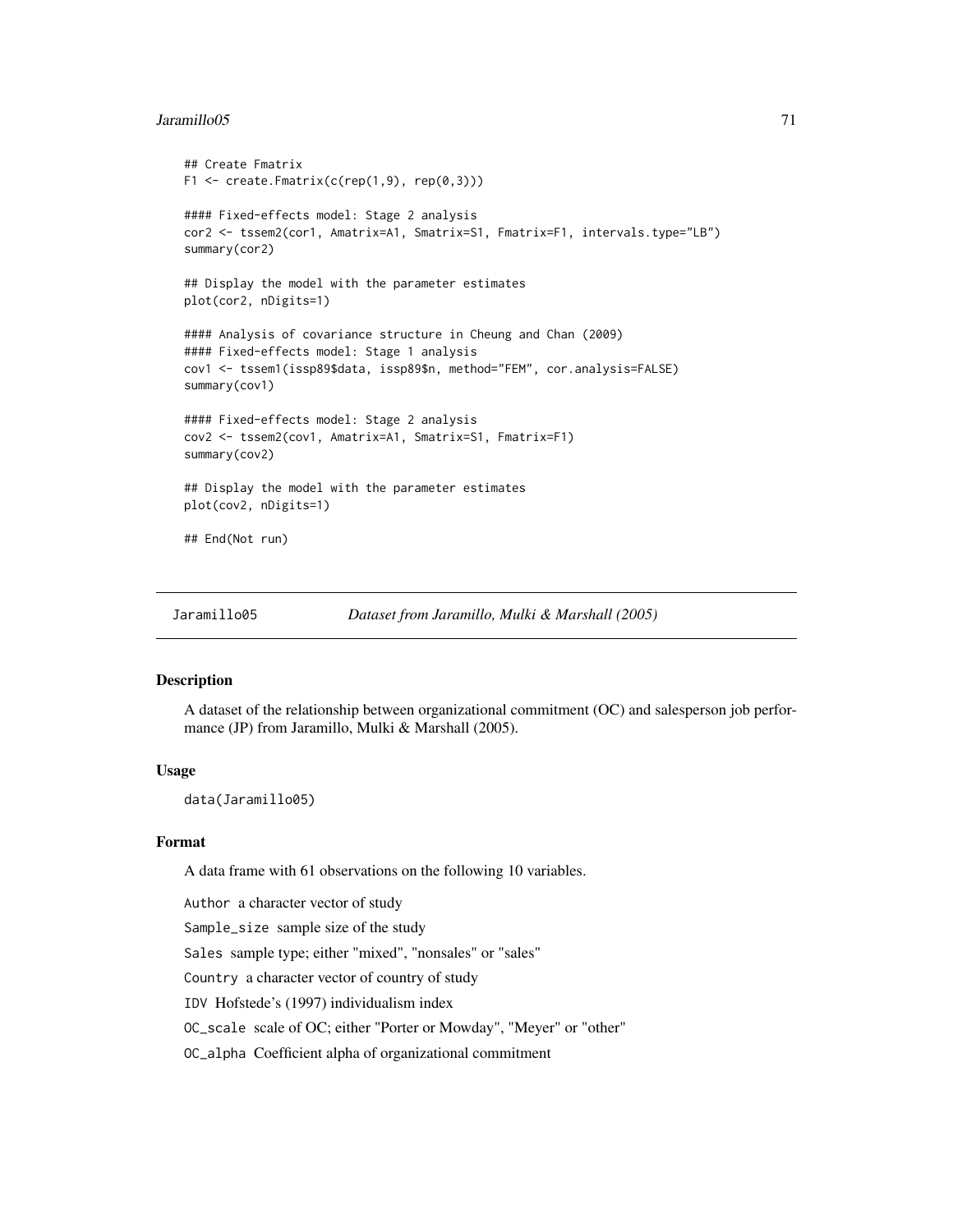```
## Create Fmatrix
F1 <- create.Fmatrix(c(rep(1,9), rep(0,3)))

#### Fixed-effects model: Stage 2 analysis
cor2 <- tssem2(cor1, Amatrix=A1, Smatrix=S1, Fmatrix=F1, intervals.type="LB")
summary(cor2)

## Display the model with the parameter estimates
plot(cor2, nDigits=1)

#### Analysis of covariance structure in Cheung and Chan (2009)
#### Fixed-effects model: Stage 1 analysis
cov1 <- tssem1(issp89$data, issp89$n, method="FEM", cor.analysis=FALSE)
summary(cov1)

#### Fixed-effects model: Stage 2 analysis
cov2 <- tssem2(cov1, Amatrix=A1, Smatrix=S1, Fmatrix=F1)
summary(cov2)

## Display the model with the parameter estimates
plot(cov2, nDigits=1)

## End(Not run)
```

---

Jaramillo05 *Dataset from Jaramillo, Mulki & Marshall (2005)*

---

### Description

A dataset of the relationship between organizational commitment (OC) and salesperson job performance (JP) from Jaramillo, Mulki & Marshall (2005).

### Usage

```
data(Jaramillo05)
```

### Format

A data frame with 61 observations on the following 10 variables.

Author a character vector of study

Sample_size sample size of the study

Sales sample type; either "mixed", "nonsales" or "sales"

Country a character vector of country of study

IDV Hofstede's (1997) individualism index

OC_scale scale of OC; either "Porter or Mowday", "Meyer" or "other"

OC_alpha Coefficient alpha of organizational commitment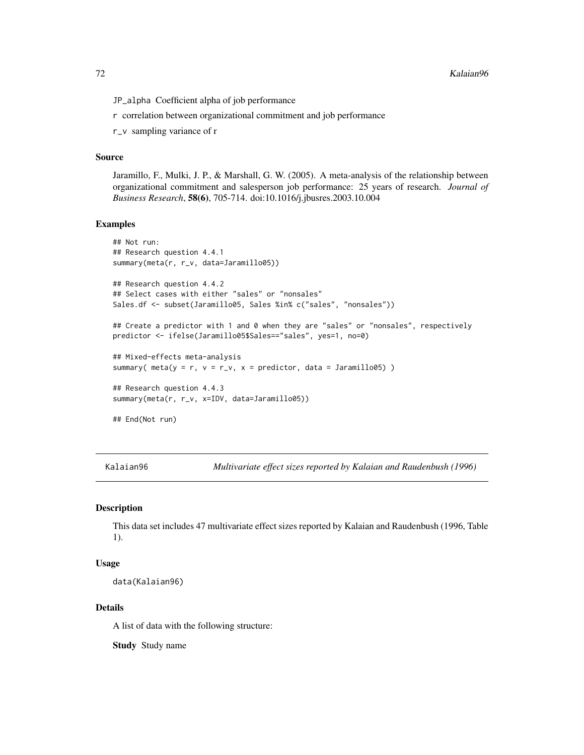JP_alpha Coefficient alpha of job performance

r correlation between organizational commitment and job performance

r_v sampling variance of r

### Source

Jaramillo, F., Mulki, J. P., & Marshall, G. W. (2005). A meta-analysis of the relationship between organizational commitment and salesperson job performance: 25 years of research. *Journal of Business Research*, **58(6)**, 705-714. doi:10.1016/j.jbusres.2003.10.004

### Examples

```
## Not run:
## Research question 4.4.1
summary(meta(r, r_v, data=Jaramillo05))

## Research question 4.4.2
## Select cases with either "sales" or "nonsales"
Sales.df <- subset(Jaramillo05, Sales %in% c("sales", "nonsales"))

## Create a predictor with 1 and 0 when they are "sales" or "nonsales", respectively
predictor <- ifelse(Jaramillo05$Sales=="sales", yes=1, no=0)

## Mixed-effects meta-analysis
summary( meta(y = r, v = r_v, x = predictor, data = Jaramillo05) )

## Research question 4.4.3
summary(meta(r, r_v, x=IDV, data=Jaramillo05))

## End(Not run)
```

---

## Kalaian96 — *Multivariate effect sizes reported by Kalaian and Raudenbush (1996)*

### Description

This data set includes 47 multivariate effect sizes reported by Kalaian and Raudenbush (1996, Table 1).

### Usage

```
data(Kalaian96)
```

### Details

A list of data with the following structure:

**Study** Study name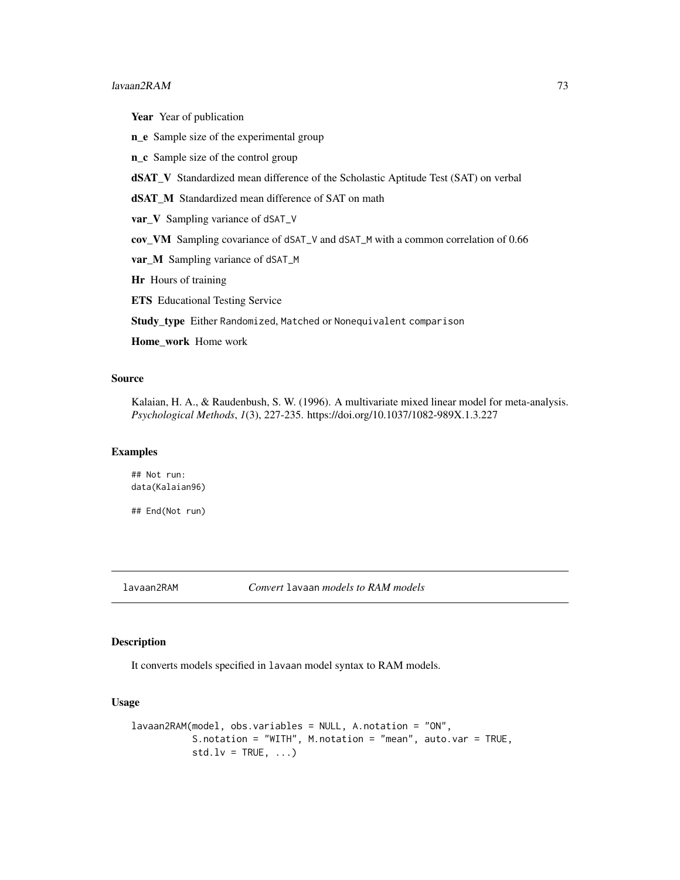**Year** Year of publication

**n_e** Sample size of the experimental group

**n_c** Sample size of the control group

**dSAT_V** Standardized mean difference of the Scholastic Aptitude Test (SAT) on verbal

**dSAT_M** Standardized mean difference of SAT on math

**var_V** Sampling variance of `dSAT_V`

**cov_VM** Sampling covariance of `dSAT_V` and `dSAT_M` with a common correlation of 0.66

**var_M** Sampling variance of `dSAT_M`

**Hr** Hours of training

**ETS** Educational Testing Service

**Study_type** Either `Randomized`, `Matched` or `Nonequivalent comparison`

**Home_work** Home work

### Source

Kalaian, H. A., & Raudenbush, S. W. (1996). A multivariate mixed linear model for meta-analysis. *Psychological Methods*, *1*(3), 227-235. https://doi.org/10.1037/1082-989X.1.3.227

### Examples

```
## Not run:
data(Kalaian96)

## End(Not run)
```

---

## lavaan2RAM *Convert* lavaan *models to RAM models*

### Description

It converts models specified in `lavaan` model syntax to RAM models.

### Usage

```
lavaan2RAM(model, obs.variables = NULL, A.notation = "ON",
           S.notation = "WITH", M.notation = "mean", auto.var = TRUE,
           std.lv = TRUE, ...)
```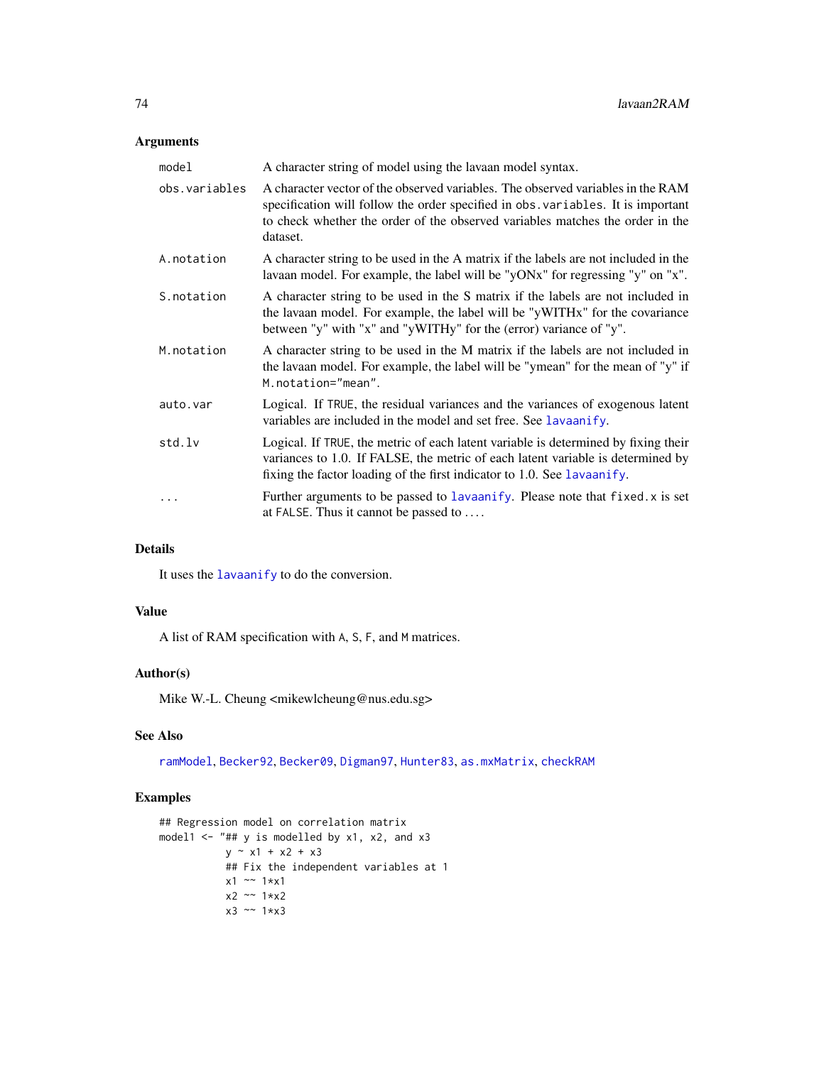### Arguments

| | |
|---|---|
| `model` | A character string of model using the lavaan model syntax. |
| `obs.variables` | A character vector of the observed variables. The observed variables in the RAM specification will follow the order specified in `obs.variables`. It is important to check whether the order of the observed variables matches the order in the dataset. |
| `A.notation` | A character string to be used in the A matrix if the labels are not included in the lavaan model. For example, the label will be "yONx" for regressing "y" on "x". |
| `S.notation` | A character string to be used in the S matrix if the labels are not included in the lavaan model. For example, the label will be "yWITHx" for the covariance between "y" with "x" and "yWITHy" for the (error) variance of "y". |
| `M.notation` | A character string to be used in the M matrix if the labels are not included in the lavaan model. For example, the label will be "ymean" for the mean of "y" if `M.notation="mean"`. |
| `auto.var` | Logical. If `TRUE`, the residual variances and the variances of exogenous latent variables are included in the model and set free. See `lavaanify`. |
| `std.lv` | Logical. If `TRUE`, the metric of each latent variable is determined by fixing their variances to 1.0. If FALSE, the metric of each latent variable is determined by fixing the factor loading of the first indicator to 1.0. See `lavaanify`. |
| `...` | Further arguments to be passed to `lavaanify`. Please note that `fixed.x` is set at `FALSE`. Thus it cannot be passed to `...`. |

### Details

It uses the `lavaanify` to do the conversion.

### Value

A list of RAM specification with `A`, `S`, `F`, and `M` matrices.

### Author(s)

Mike W.-L. Cheung <mikewlcheung@nus.edu.sg>

### See Also

`ramModel`, `Becker92`, `Becker09`, `Digman97`, `Hunter83`, `as.mxMatrix`, `checkRAM`

### Examples

```
## Regression model on correlation matrix
model1 <- "## y is modelled by x1, x2, and x3
           y ~ x1 + x2 + x3
           ## Fix the independent variables at 1
           x1 ~~ 1*x1
           x2 ~~ 1*x2
           x3 ~~ 1*x3
```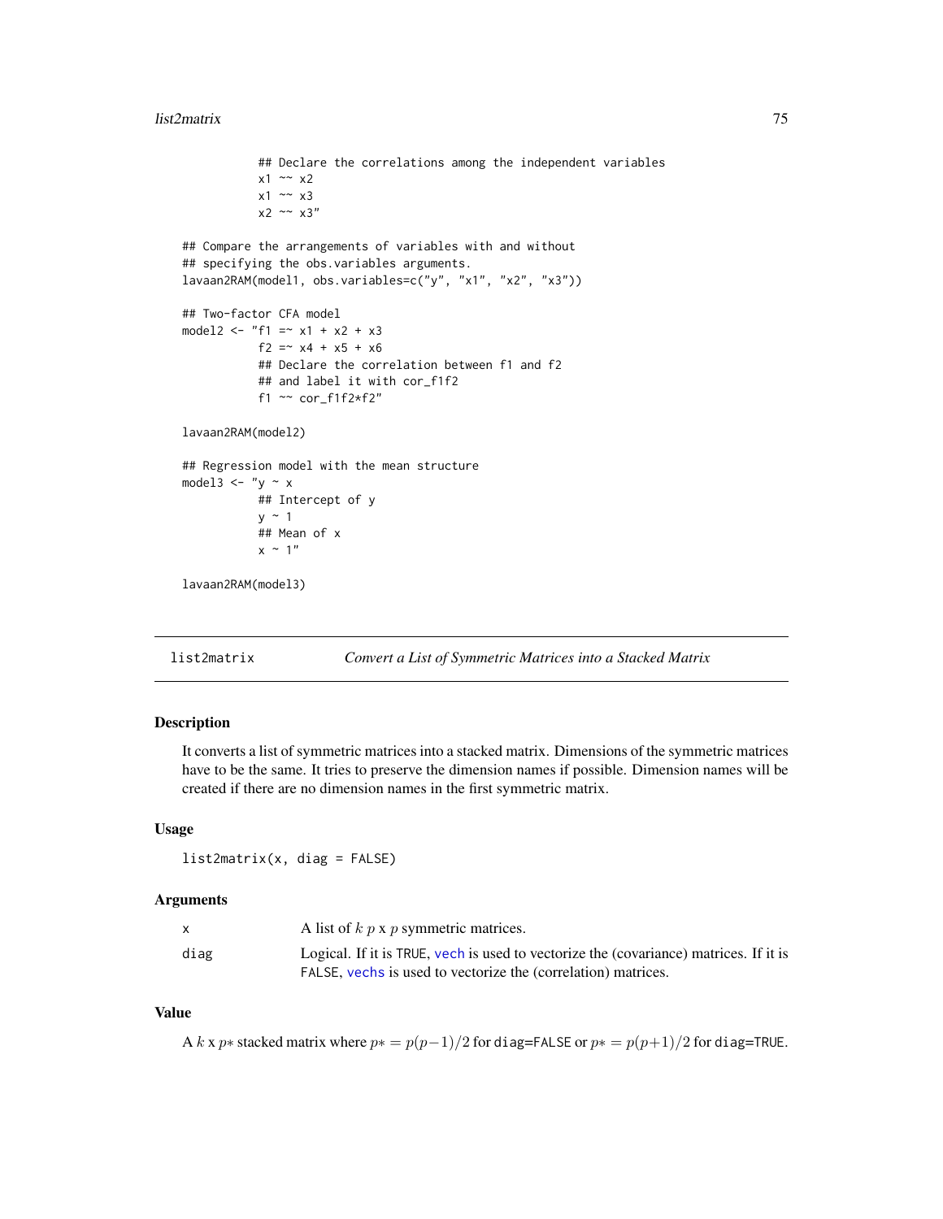```
            ## Declare the correlations among the independent variables
            x1 ~~ x2
            x1 ~~ x3
            x2 ~~ x3"

## Compare the arrangements of variables with and without
## specifying the obs.variables arguments.
lavaan2RAM(model1, obs.variables=c("y", "x1", "x2", "x3"))

## Two-factor CFA model
model2 <- "f1 =~ x1 + x2 + x3
            f2 =~ x4 + x5 + x6
            ## Declare the correlation between f1 and f2
            ## and label it with cor_f1f2
            f1 ~~ cor_f1f2*f2"

lavaan2RAM(model2)

## Regression model with the mean structure
model3 <- "y ~ x
            ## Intercept of y
            y ~ 1
            ## Mean of x
            x ~ 1"

lavaan2RAM(model3)
```

## list2matrix — *Convert a List of Symmetric Matrices into a Stacked Matrix*

### Description

It converts a list of symmetric matrices into a stacked matrix. Dimensions of the symmetric matrices have to be the same. It tries to preserve the dimension names if possible. Dimension names will be created if there are no dimension names in the first symmetric matrix.

### Usage

```
list2matrix(x, diag = FALSE)
```

### Arguments

| | |
|---|---|
| x | A list of $k$ $p$ x $p$ symmetric matrices. |
| diag | Logical. If it is `TRUE`, `vech` is used to vectorize the (covariance) matrices. If it is `FALSE`, `vechs` is used to vectorize the (correlation) matrices. |

### Value

A $k$ x $p*$ stacked matrix where $p* = p(p-1)/2$ for `diag=FALSE` or $p* = p(p+1)/2$ for `diag=TRUE`.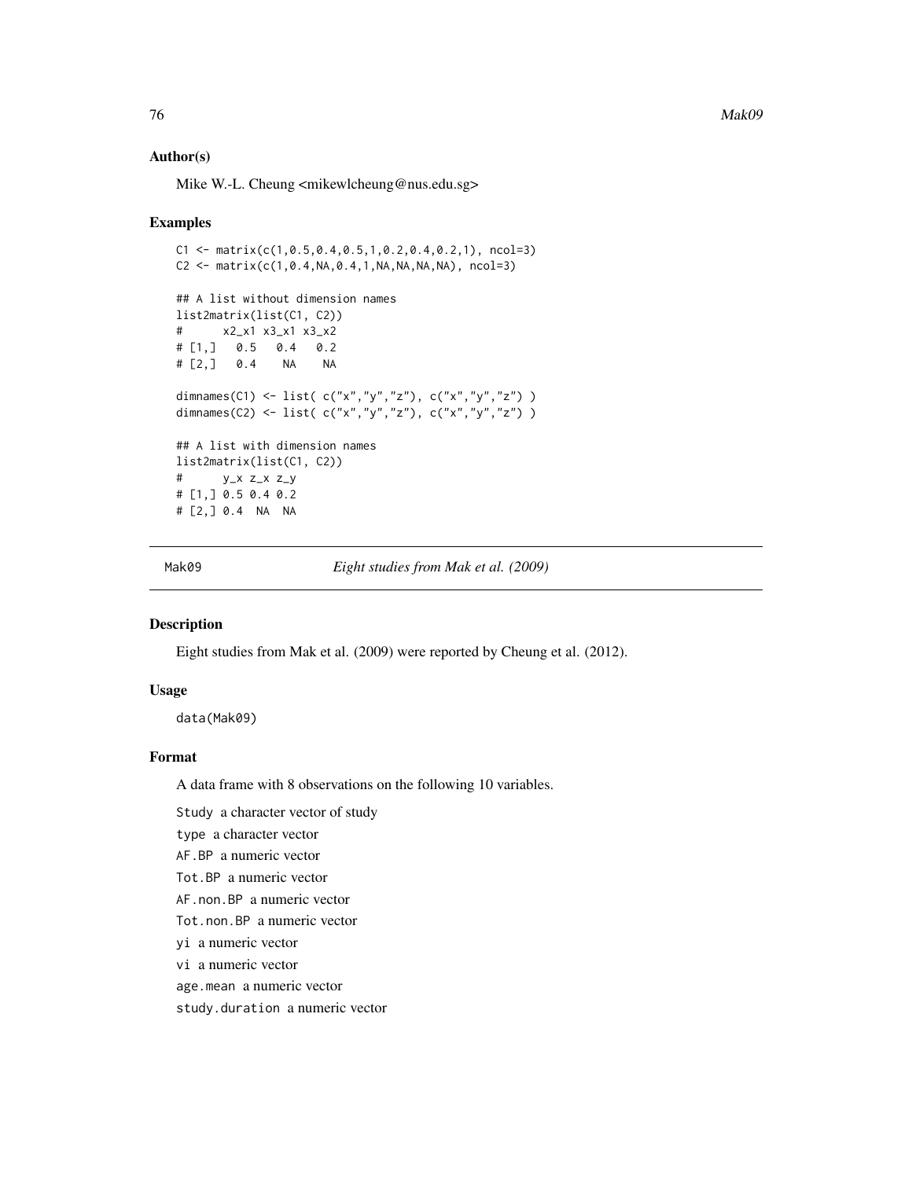### Author(s)

Mike W.-L. Cheung <mikewlcheung@nus.edu.sg>

### Examples

```
C1 <- matrix(c(1,0.5,0.4,0.5,1,0.2,0.4,0.2,1), ncol=3)
C2 <- matrix(c(1,0.4,NA,0.4,1,NA,NA,NA,NA), ncol=3)

## A list without dimension names
list2matrix(list(C1, C2))
#      x2_x1 x3_x1 x3_x2
# [1,]   0.5   0.4   0.2
# [2,]   0.4    NA    NA

dimnames(C1) <- list( c("x","y","z"), c("x","y","z") )
dimnames(C2) <- list( c("x","y","z"), c("x","y","z") )

## A list with dimension names
list2matrix(list(C1, C2))
#      y_x z_x z_y
# [1,] 0.5 0.4 0.2
# [2,] 0.4  NA  NA
```

---

## Mak09 — *Eight studies from Mak et al. (2009)*

### Description

Eight studies from Mak et al. (2009) were reported by Cheung et al. (2012).

### Usage

```
data(Mak09)
```

### Format

A data frame with 8 observations on the following 10 variables.

- `Study` a character vector of study
- `type` a character vector
- `AF.BP` a numeric vector
- `Tot.BP` a numeric vector
- `AF.non.BP` a numeric vector
- `Tot.non.BP` a numeric vector
- `yi` a numeric vector
- `vi` a numeric vector
- `age.mean` a numeric vector
- `study.duration` a numeric vector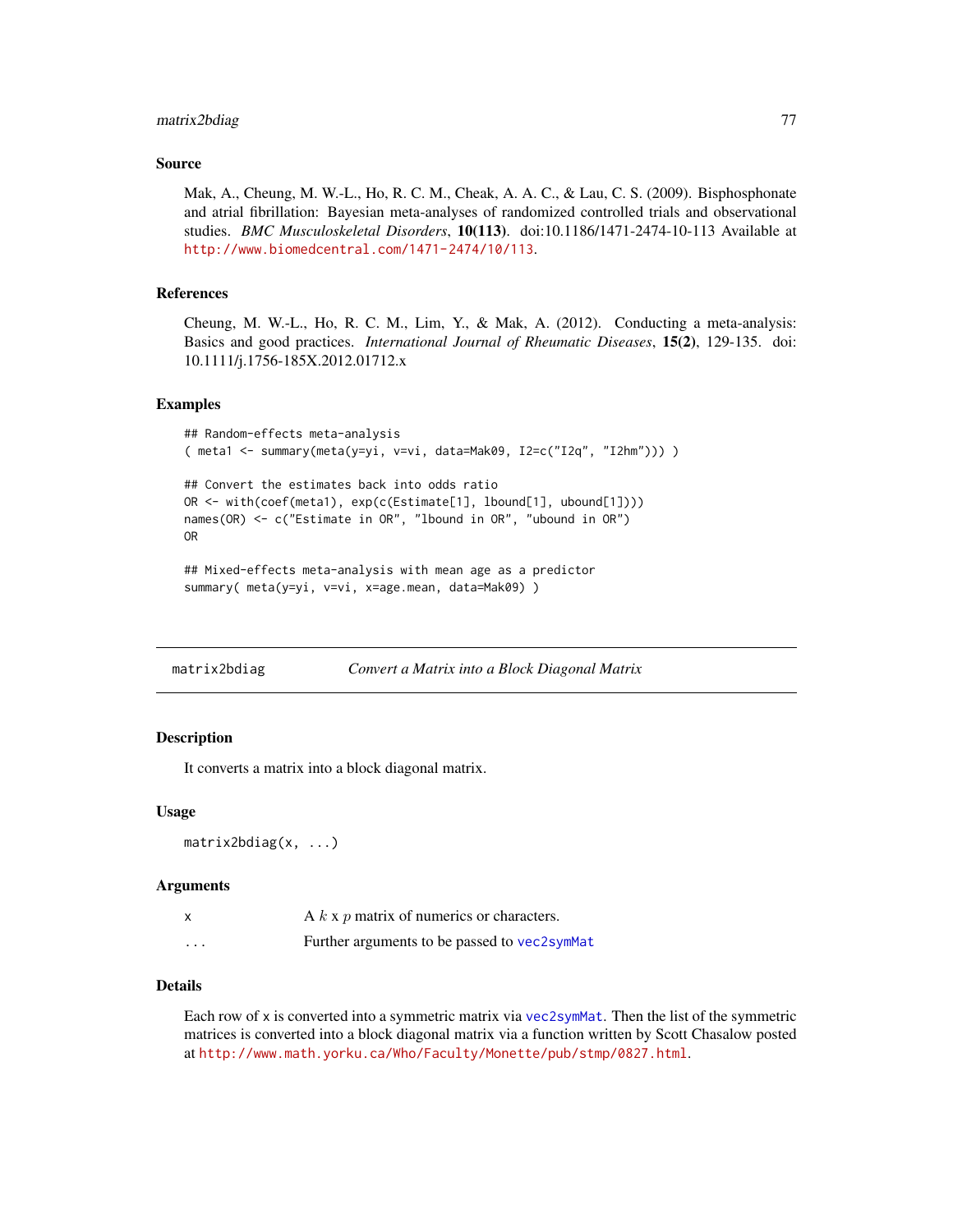### Source

Mak, A., Cheung, M. W.-L., Ho, R. C. M., Cheak, A. A. C., & Lau, C. S. (2009). Bisphosphonate and atrial fibrillation: Bayesian meta-analyses of randomized controlled trials and observational studies. *BMC Musculoskeletal Disorders*, **10(113)**. doi:10.1186/1471-2474-10-113 Available at http://www.biomedcentral.com/1471-2474/10/113.

### References

Cheung, M. W.-L., Ho, R. C. M., Lim, Y., & Mak, A. (2012). Conducting a meta-analysis: Basics and good practices. *International Journal of Rheumatic Diseases*, **15(2)**, 129-135. doi: 10.1111/j.1756-185X.2012.01712.x

### Examples

```
## Random-effects meta-analysis
( meta1 <- summary(meta(y=yi, v=vi, data=Mak09, I2=c("I2q", "I2hm"))) )

## Convert the estimates back into odds ratio
OR <- with(coef(meta1), exp(c(Estimate[1], lbound[1], ubound[1])))
names(OR) <- c("Estimate in OR", "lbound in OR", "ubound in OR")
OR

## Mixed-effects meta-analysis with mean age as a predictor
summary( meta(y=yi, v=vi, x=age.mean, data=Mak09) )
```

---

## matrix2bdiag — *Convert a Matrix into a Block Diagonal Matrix*

### Description

It converts a matrix into a block diagonal matrix.

### Usage

```
matrix2bdiag(x, ...)
```

### Arguments

| | |
|---|---|
| x | A $k$ x $p$ matrix of numerics or characters. |
| ... | Further arguments to be passed to vec2symMat |

### Details

Each row of x is converted into a symmetric matrix via vec2symMat. Then the list of the symmetric matrices is converted into a block diagonal matrix via a function written by Scott Chasalow posted at http://www.math.yorku.ca/Who/Faculty/Monette/pub/stmp/0827.html.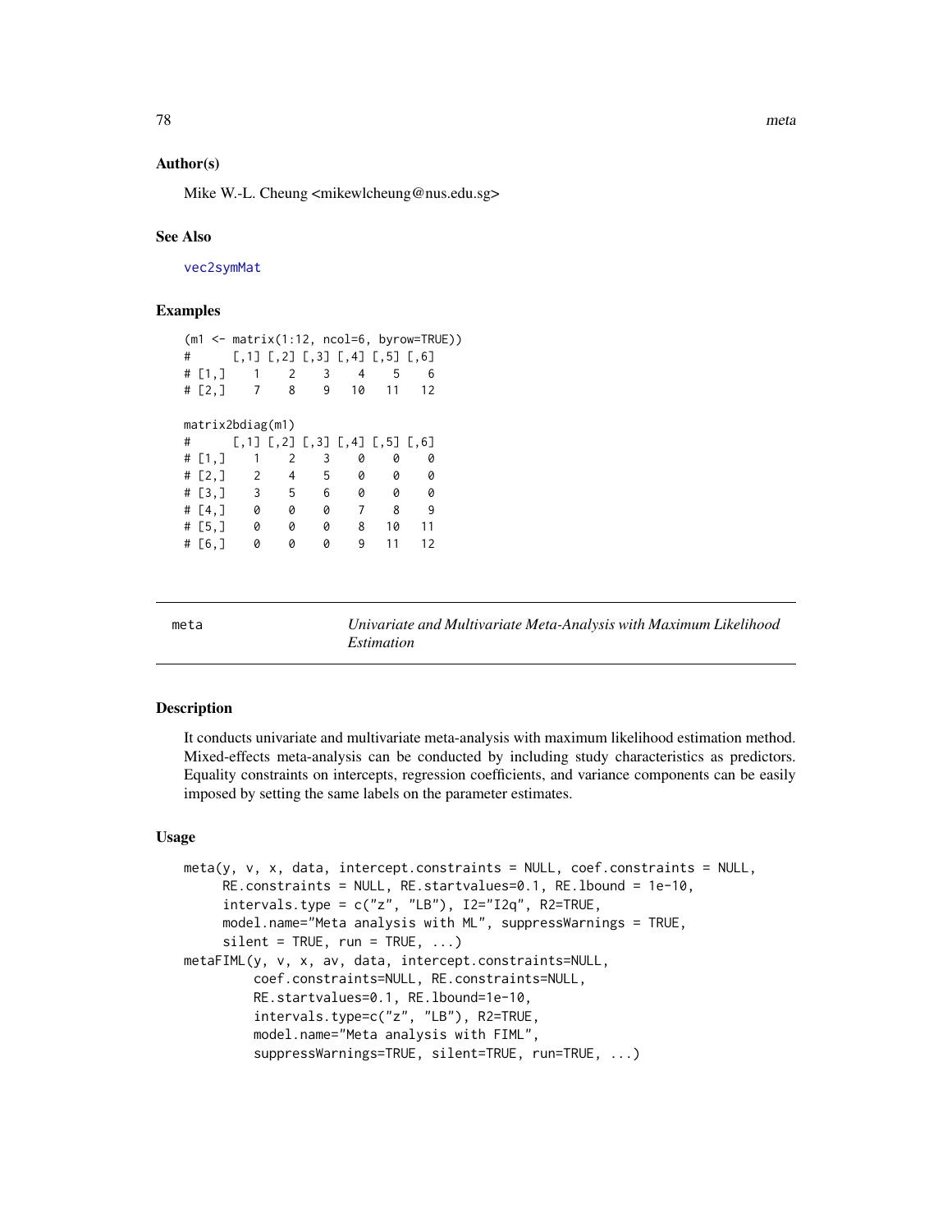### Author(s)

Mike W.-L. Cheung <mikewlcheung@nus.edu.sg>

### See Also

vec2symMat

### Examples

```
(m1 <- matrix(1:12, ncol=6, byrow=TRUE))
#      [,1] [,2] [,3] [,4] [,5] [,6]
# [1,]    1    2    3    4    5    6
# [2,]    7    8    9   10   11   12

matrix2bdiag(m1)
#      [,1] [,2] [,3] [,4] [,5] [,6]
# [1,]    1    2    3    0    0    0
# [2,]    2    4    5    0    0    0
# [3,]    3    5    6    0    0    0
# [4,]    0    0    0    7    8    9
# [5,]    0    0    0    8   10   11
# [6,]    0    0    0    9   11   12
```

---

## meta — *Univariate and Multivariate Meta-Analysis with Maximum Likelihood Estimation*

### Description

It conducts univariate and multivariate meta-analysis with maximum likelihood estimation method. Mixed-effects meta-analysis can be conducted by including study characteristics as predictors. Equality constraints on intercepts, regression coefficients, and variance components can be easily imposed by setting the same labels on the parameter estimates.

### Usage

```
meta(y, v, x, data, intercept.constraints = NULL, coef.constraints = NULL,
     RE.constraints = NULL, RE.startvalues=0.1, RE.lbound = 1e-10,
     intervals.type = c("z", "LB"), I2="I2q", R2=TRUE,
     model.name="Meta analysis with ML", suppressWarnings = TRUE,
     silent = TRUE, run = TRUE, ...)
metaFIML(y, v, x, av, data, intercept.constraints=NULL,
         coef.constraints=NULL, RE.constraints=NULL,
         RE.startvalues=0.1, RE.lbound=1e-10,
         intervals.type=c("z", "LB"), R2=TRUE,
         model.name="Meta analysis with FIML",
         suppressWarnings=TRUE, silent=TRUE, run=TRUE, ...)
```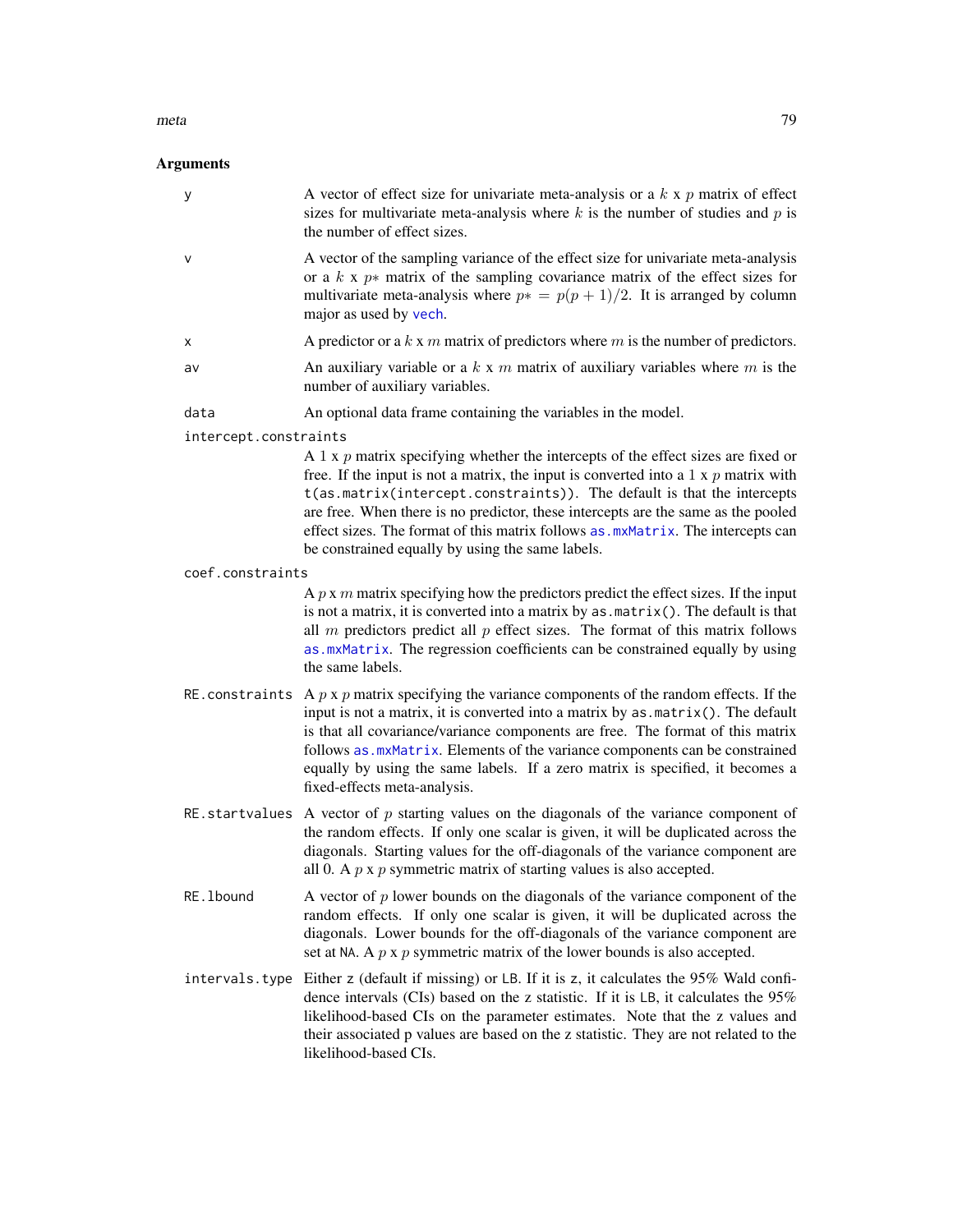## Arguments

**y** A vector of effect size for univariate meta-analysis or a $k$ x $p$ matrix of effect sizes for multivariate meta-analysis where $k$ is the number of studies and $p$ is the number of effect sizes.

**v** A vector of the sampling variance of the effect size for univariate meta-analysis or a $k$ x $p*$ matrix of the sampling covariance matrix of the effect sizes for multivariate meta-analysis where $p* = p(p+1)/2$. It is arranged by column major as used by `vech`.

**x** A predictor or a $k$ x $m$ matrix of predictors where $m$ is the number of predictors.

**av** An auxiliary variable or a $k$ x $m$ matrix of auxiliary variables where $m$ is the number of auxiliary variables.

**data** An optional data frame containing the variables in the model.

**intercept.constraints** A 1 x $p$ matrix specifying whether the intercepts of the effect sizes are fixed or free. If the input is not a matrix, the input is converted into a 1 x $p$ matrix with `t(as.matrix(intercept.constraints))`. The default is that the intercepts are free. When there is no predictor, these intercepts are the same as the pooled effect sizes. The format of this matrix follows `as.mxMatrix`. The intercepts can be constrained equally by using the same labels.

**coef.constraints** A $p$ x $m$ matrix specifying how the predictors predict the effect sizes. If the input is not a matrix, it is converted into a matrix by `as.matrix()`. The default is that all $m$ predictors predict all $p$ effect sizes. The format of this matrix follows `as.mxMatrix`. The regression coefficients can be constrained equally by using the same labels.

**RE.constraints** A $p$ x $p$ matrix specifying the variance components of the random effects. If the input is not a matrix, it is converted into a matrix by `as.matrix()`. The default is that all covariance/variance components are free. The format of this matrix follows `as.mxMatrix`. Elements of the variance components can be constrained equally by using the same labels. If a zero matrix is specified, it becomes a fixed-effects meta-analysis.

**RE.startvalues** A vector of $p$ starting values on the diagonals of the variance component of the random effects. If only one scalar is given, it will be duplicated across the diagonals. Starting values for the off-diagonals of the variance component are all 0. A $p$ x $p$ symmetric matrix of starting values is also accepted.

**RE.lbound** A vector of $p$ lower bounds on the diagonals of the variance component of the random effects. If only one scalar is given, it will be duplicated across the diagonals. Lower bounds for the off-diagonals of the variance component are set at `NA`. A $p$ x $p$ symmetric matrix of the lower bounds is also accepted.

**intervals.type** Either `z` (default if missing) or `LB`. If it is `z`, it calculates the 95% Wald confidence intervals (CIs) based on the z statistic. If it is `LB`, it calculates the 95% likelihood-based CIs on the parameter estimates. Note that the z values and their associated p values are based on the z statistic. They are not related to the likelihood-based CIs.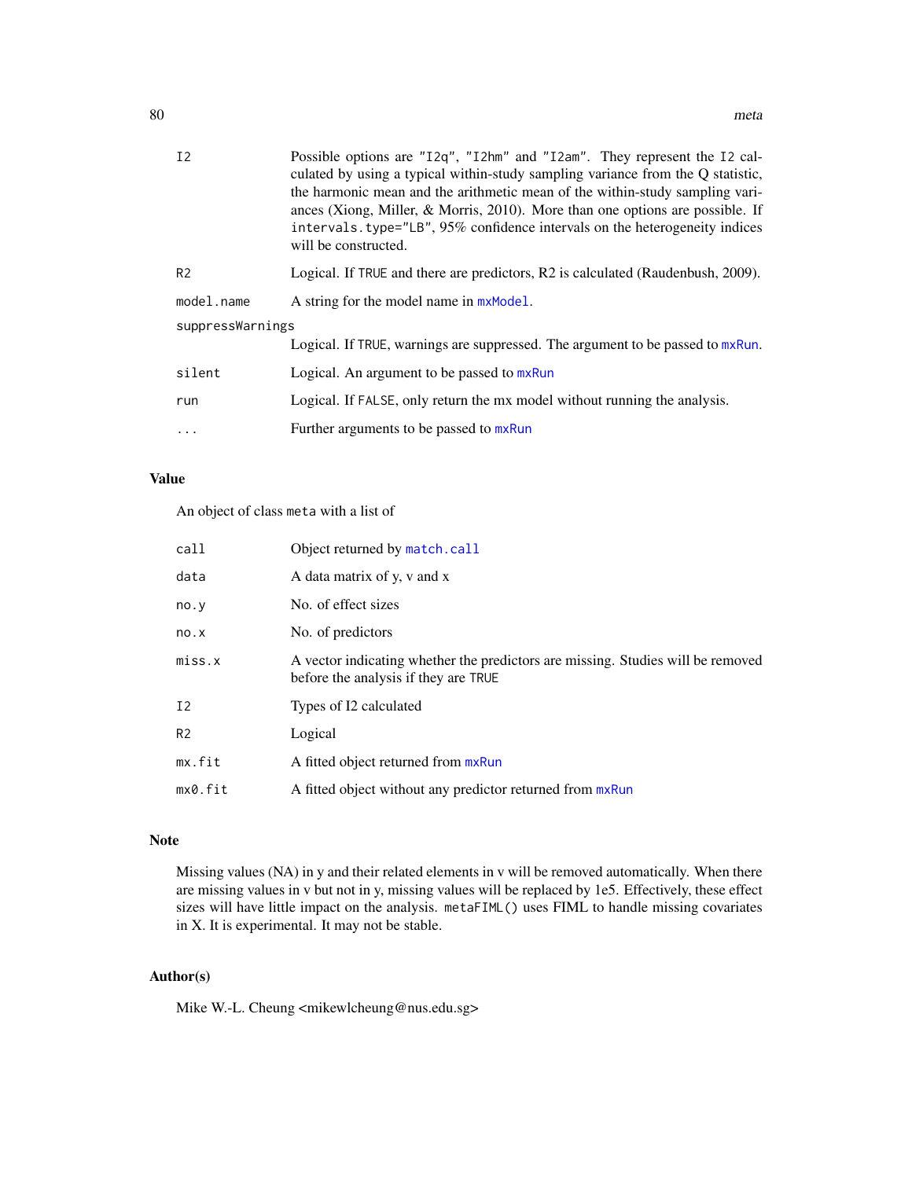| | |
|---|---|
| `I2` | Possible options are `"I2q"`, `"I2hm"` and `"I2am"`. They represent the `I2` calculated by using a typical within-study sampling variance from the Q statistic, the harmonic mean and the arithmetic mean of the within-study sampling variances (Xiong, Miller, & Morris, 2010). More than one options are possible. If `intervals.type="LB"`, 95% confidence intervals on the heterogeneity indices will be constructed. |
| `R2` | Logical. If `TRUE` and there are predictors, R2 is calculated (Raudenbush, 2009). |
| `model.name` | A string for the model name in `mxModel`. |
| `suppressWarnings` | Logical. If `TRUE`, warnings are suppressed. The argument to be passed to `mxRun`. |
| `silent` | Logical. An argument to be passed to `mxRun` |
| `run` | Logical. If `FALSE`, only return the mx model without running the analysis. |
| `...` | Further arguments to be passed to `mxRun` |

## Value

An object of class `meta` with a list of

| | |
|---|---|
| `call` | Object returned by `match.call` |
| `data` | A data matrix of y, v and x |
| `no.y` | No. of effect sizes |
| `no.x` | No. of predictors |
| `miss.x` | A vector indicating whether the predictors are missing. Studies will be removed before the analysis if they are `TRUE` |
| `I2` | Types of I2 calculated |
| `R2` | Logical |
| `mx.fit` | A fitted object returned from `mxRun` |
| `mx0.fit` | A fitted object without any predictor returned from `mxRun` |

## Note

Missing values (NA) in y and their related elements in v will be removed automatically. When there are missing values in v but not in y, missing values will be replaced by 1e5. Effectively, these effect sizes will have little impact on the analysis. `metaFIML()` uses FIML to handle missing covariates in X. It is experimental. It may not be stable.

## Author(s)

Mike W.-L. Cheung <mikewlcheung@nus.edu.sg>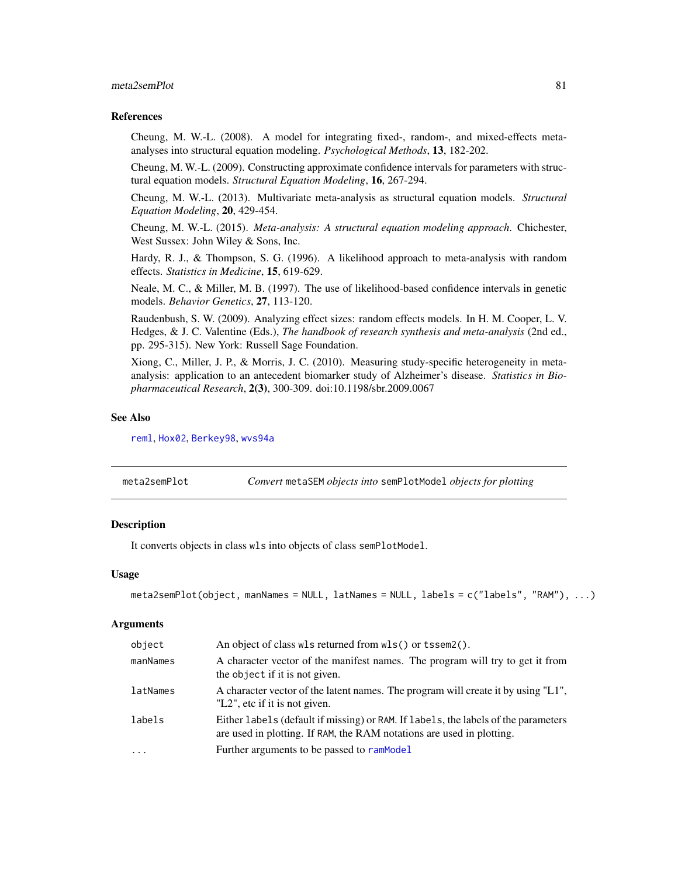## References

Cheung, M. W.-L. (2008). A model for integrating fixed-, random-, and mixed-effects meta-analyses into structural equation modeling. *Psychological Methods*, **13**, 182-202.

Cheung, M. W.-L. (2009). Constructing approximate confidence intervals for parameters with structural equation models. *Structural Equation Modeling*, **16**, 267-294.

Cheung, M. W.-L. (2013). Multivariate meta-analysis as structural equation models. *Structural Equation Modeling*, **20**, 429-454.

Cheung, M. W.-L. (2015). *Meta-analysis: A structural equation modeling approach*. Chichester, West Sussex: John Wiley & Sons, Inc.

Hardy, R. J., & Thompson, S. G. (1996). A likelihood approach to meta-analysis with random effects. *Statistics in Medicine*, **15**, 619-629.

Neale, M. C., & Miller, M. B. (1997). The use of likelihood-based confidence intervals in genetic models. *Behavior Genetics*, **27**, 113-120.

Raudenbush, S. W. (2009). Analyzing effect sizes: random effects models. In H. M. Cooper, L. V. Hedges, & J. C. Valentine (Eds.), *The handbook of research synthesis and meta-analysis* (2nd ed., pp. 295-315). New York: Russell Sage Foundation.

Xiong, C., Miller, J. P., & Morris, J. C. (2010). Measuring study-specific heterogeneity in meta-analysis: application to an antecedent biomarker study of Alzheimer's disease. *Statistics in Biopharmaceutical Research*, **2(3)**, 300-309. doi:10.1198/sbr.2009.0067

## See Also

`reml`, `Hox02`, `Berkey98`, `wvs94a`

---

# meta2semPlot — *Convert `metaSEM` objects into `semPlotModel` objects for plotting*

## Description

It converts objects in class `wls` into objects of class `semPlotModel`.

## Usage

```
meta2semPlot(object, manNames = NULL, latNames = NULL, labels = c("labels", "RAM"), ...)
```

## Arguments

| | |
|---|---|
| `object` | An object of class `wls` returned from `wls()` or `tssem2()`. |
| `manNames` | A character vector of the manifest names. The program will try to get it from the `object` if it is not given. |
| `latNames` | A character vector of the latent names. The program will create it by using "L1", "L2", etc if it is not given. |
| `labels` | Either `labels` (default if missing) or `RAM`. If `labels`, the labels of the parameters are used in plotting. If `RAM`, the RAM notations are used in plotting. |
| `...` | Further arguments to be passed to `ramModel` |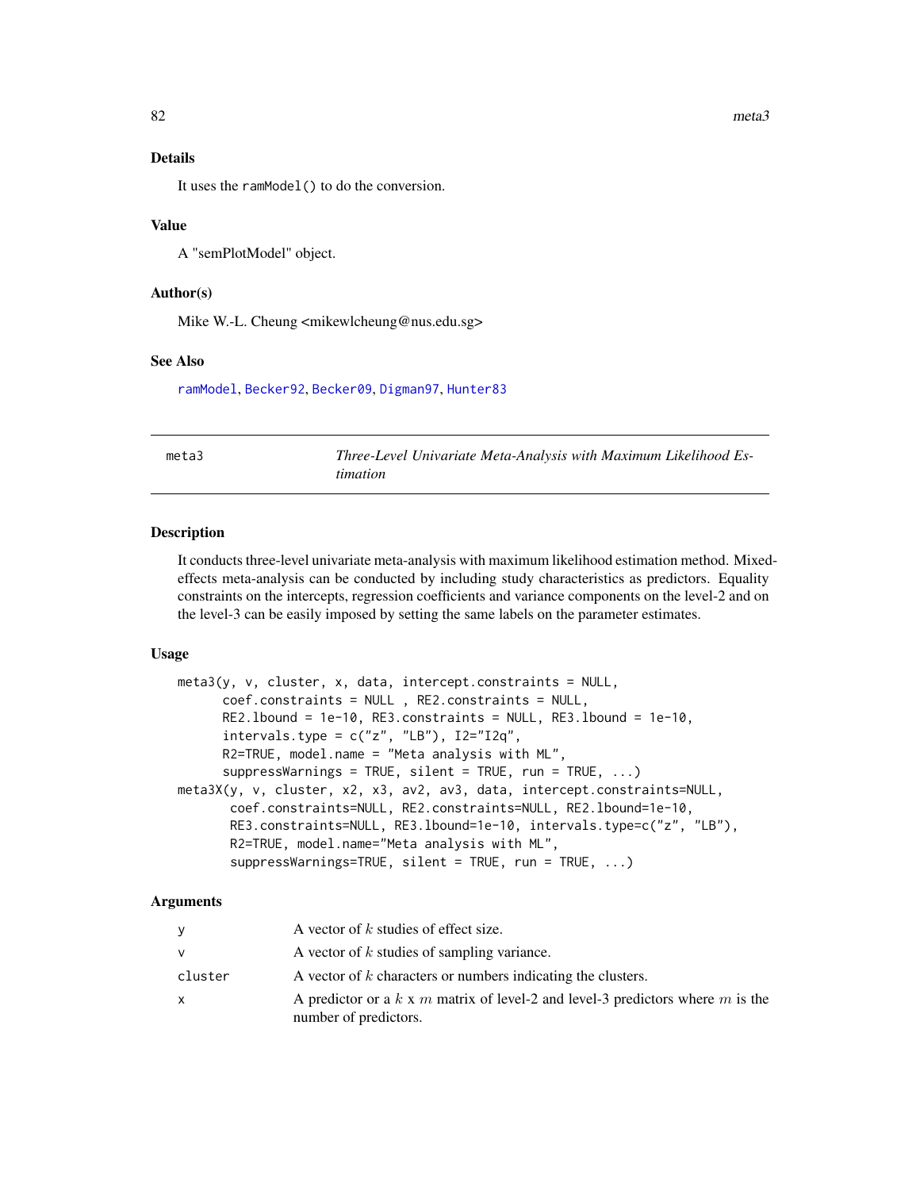### Details

It uses the `ramModel()` to do the conversion.

### Value

A "semPlotModel" object.

### Author(s)

Mike W.-L. Cheung <mikewlcheung@nus.edu.sg>

### See Also

ramModel, Becker92, Becker09, Digman97, Hunter83

---

## meta3 — *Three-Level Univariate Meta-Analysis with Maximum Likelihood Estimation*

### Description

It conducts three-level univariate meta-analysis with maximum likelihood estimation method. Mixed-effects meta-analysis can be conducted by including study characteristics as predictors. Equality constraints on the intercepts, regression coefficients and variance components on the level-2 and on the level-3 can be easily imposed by setting the same labels on the parameter estimates.

### Usage

```
meta3(y, v, cluster, x, data, intercept.constraints = NULL,
      coef.constraints = NULL , RE2.constraints = NULL,
      RE2.lbound = 1e-10, RE3.constraints = NULL, RE3.lbound = 1e-10,
      intervals.type = c("z", "LB"), I2="I2q",
      R2=TRUE, model.name = "Meta analysis with ML",
      suppressWarnings = TRUE, silent = TRUE, run = TRUE, ...)
meta3X(y, v, cluster, x2, x3, av2, av3, data, intercept.constraints=NULL,
       coef.constraints=NULL, RE2.constraints=NULL, RE2.lbound=1e-10,
       RE3.constraints=NULL, RE3.lbound=1e-10, intervals.type=c("z", "LB"),
       R2=TRUE, model.name="Meta analysis with ML",
       suppressWarnings=TRUE, silent = TRUE, run = TRUE, ...)
```

### Arguments

| | |
|---|---|
| `y` | A vector of $k$ studies of effect size. |
| `v` | A vector of $k$ studies of sampling variance. |
| `cluster` | A vector of $k$ characters or numbers indicating the clusters. |
| `x` | A predictor or a $k$ x $m$ matrix of level-2 and level-3 predictors where $m$ is the number of predictors. |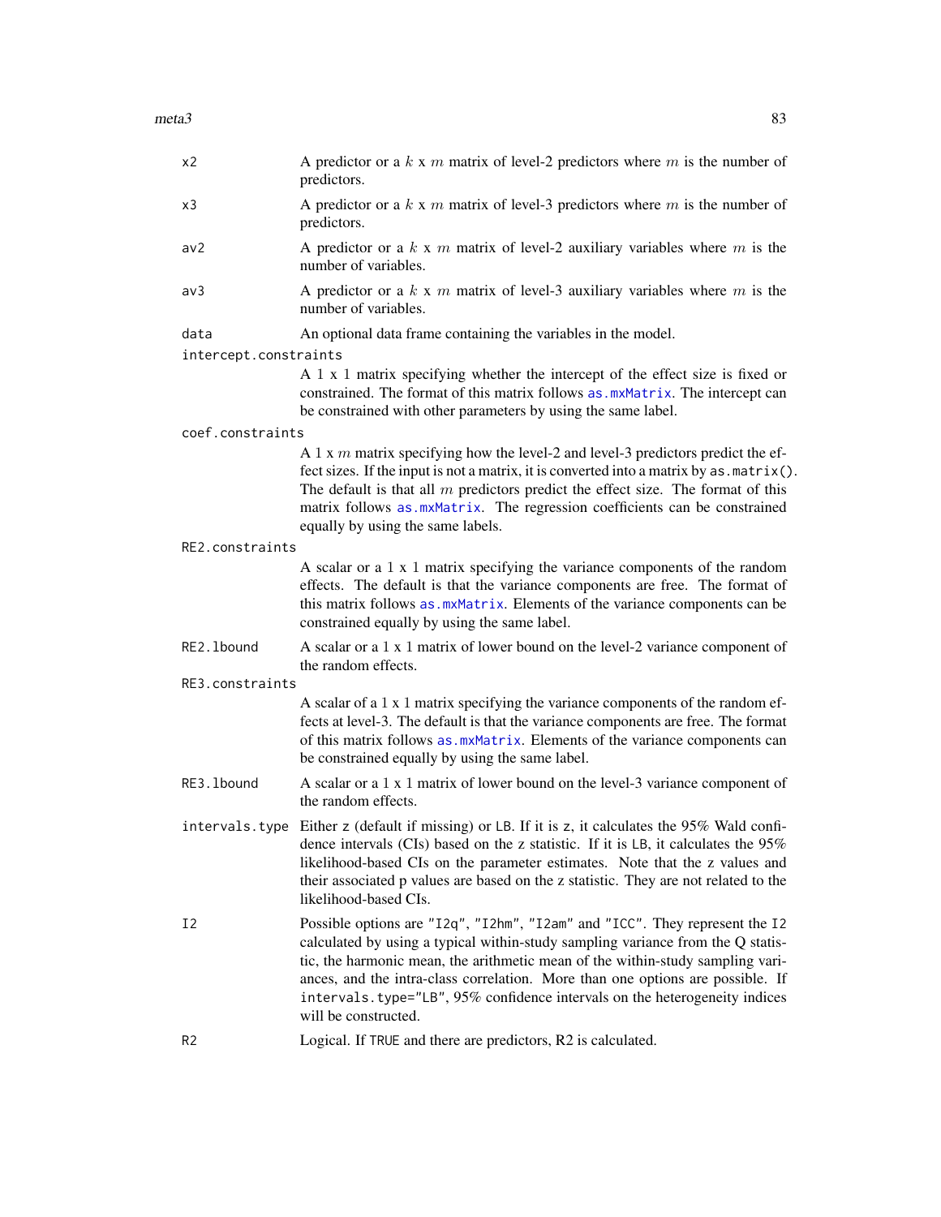`x2`
: A predictor or a $k$ x $m$ matrix of level-2 predictors where $m$ is the number of predictors.

`x3`
: A predictor or a $k$ x $m$ matrix of level-3 predictors where $m$ is the number of predictors.

`av2`
: A predictor or a $k$ x $m$ matrix of level-2 auxiliary variables where $m$ is the number of variables.

`av3`
: A predictor or a $k$ x $m$ matrix of level-3 auxiliary variables where $m$ is the number of variables.

`data`
: An optional data frame containing the variables in the model.

`intercept.constraints`
: A 1 x 1 matrix specifying whether the intercept of the effect size is fixed or constrained. The format of this matrix follows `as.mxMatrix`. The intercept can be constrained with other parameters by using the same label.

`coef.constraints`
: A 1 x $m$ matrix specifying how the level-2 and level-3 predictors predict the effect sizes. If the input is not a matrix, it is converted into a matrix by `as.matrix()`. The default is that all $m$ predictors predict the effect size. The format of this matrix follows `as.mxMatrix`. The regression coefficients can be constrained equally by using the same labels.

`RE2.constraints`
: A scalar or a 1 x 1 matrix specifying the variance components of the random effects. The default is that the variance components are free. The format of this matrix follows `as.mxMatrix`. Elements of the variance components can be constrained equally by using the same label.

`RE2.lbound`
: A scalar or a 1 x 1 matrix of lower bound on the level-2 variance component of the random effects.

`RE3.constraints`
: A scalar of a 1 x 1 matrix specifying the variance components of the random effects at level-3. The default is that the variance components are free. The format of this matrix follows `as.mxMatrix`. Elements of the variance components can be constrained equally by using the same label.

`RE3.lbound`
: A scalar or a 1 x 1 matrix of lower bound on the level-3 variance component of the random effects.

`intervals.type`
: Either `z` (default if missing) or `LB`. If it is `z`, it calculates the 95% Wald confidence intervals (CIs) based on the z statistic. If it is `LB`, it calculates the 95% likelihood-based CIs on the parameter estimates. Note that the z values and their associated p values are based on the z statistic. They are not related to the likelihood-based CIs.

`I2`
: Possible options are `"I2q"`, `"I2hm"`, `"I2am"` and `"ICC"`. They represent the `I2` calculated by using a typical within-study sampling variance from the Q statistic, the harmonic mean, the arithmetic mean of the within-study sampling variances, and the intra-class correlation. More than one options are possible. If `intervals.type="LB"`, 95% confidence intervals on the heterogeneity indices will be constructed.

`R2`
: Logical. If `TRUE` and there are predictors, R2 is calculated.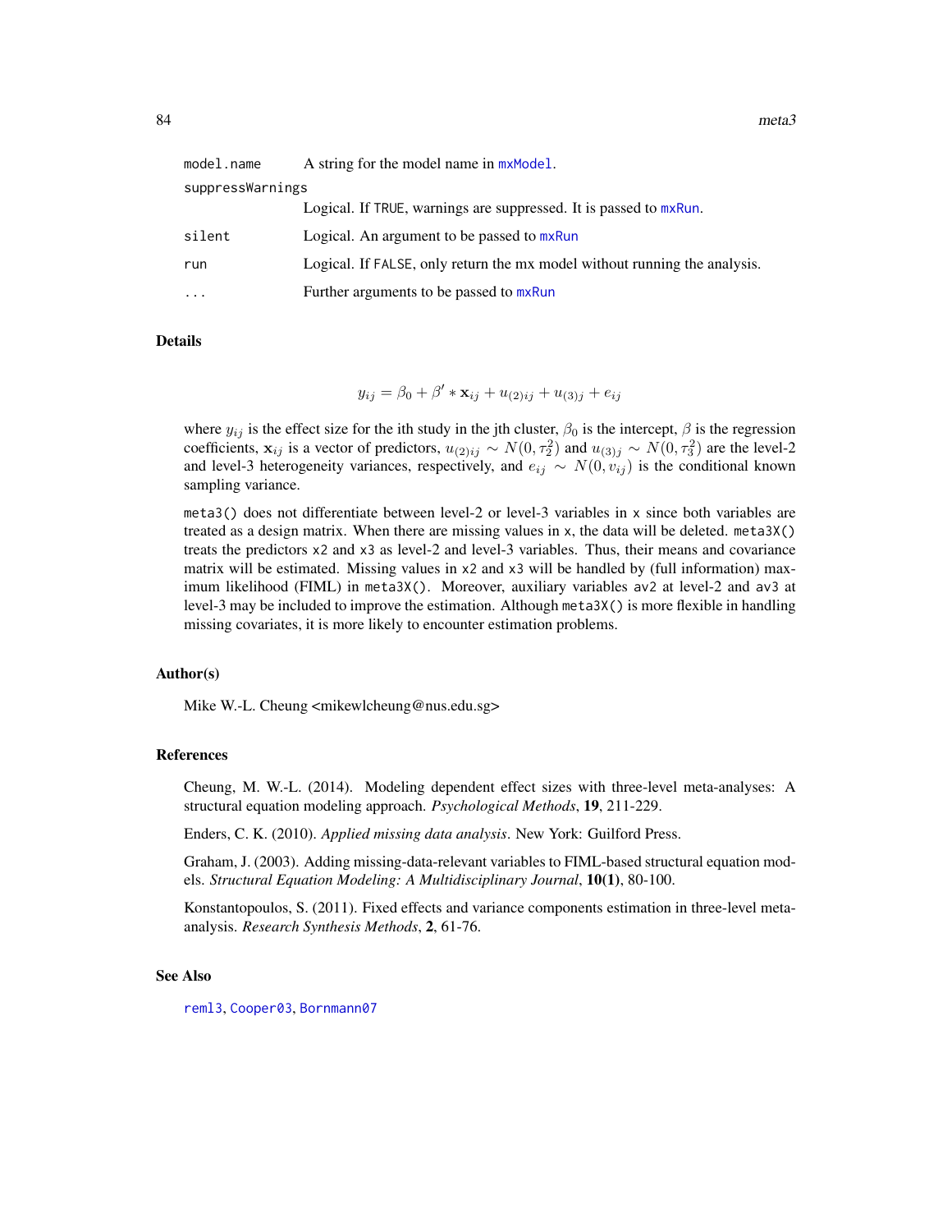| | |
|---|---|
| `model.name` | A string for the model name in `mxModel`. |
| `suppressWarnings` | Logical. If `TRUE`, warnings are suppressed. It is passed to `mxRun`. |
| `silent` | Logical. An argument to be passed to `mxRun` |
| `run` | Logical. If `FALSE`, only return the mx model without running the analysis. |
| `...` | Further arguments to be passed to `mxRun` |

## Details

$$y_{ij} = \beta_0 + \beta' * \mathbf{x}_{ij} + u_{(2)ij} + u_{(3)j} + e_{ij}$$

where $y_{ij}$ is the effect size for the ith study in the jth cluster, $\beta_0$ is the intercept, $\beta$ is the regression coefficients, $\mathbf{x}_{ij}$ is a vector of predictors, $u_{(2)ij} \sim N(0, \tau_2^2)$ and $u_{(3)j} \sim N(0, \tau_3^2)$ are the level-2 and level-3 heterogeneity variances, respectively, and $e_{ij} \sim N(0, v_{ij})$ is the conditional known sampling variance.

`meta3()` does not differentiate between level-2 or level-3 variables in `x` since both variables are treated as a design matrix. When there are missing values in `x`, the data will be deleted. `meta3X()` treats the predictors `x2` and `x3` as level-2 and level-3 variables. Thus, their means and covariance matrix will be estimated. Missing values in `x2` and `x3` will be handled by (full information) maximum likelihood (FIML) in `meta3X()`. Moreover, auxiliary variables `av2` at level-2 and `av3` at level-3 may be included to improve the estimation. Although `meta3X()` is more flexible in handling missing covariates, it is more likely to encounter estimation problems.

## Author(s)

Mike W.-L. Cheung <mikewlcheung@nus.edu.sg>

## References

Cheung, M. W.-L. (2014). Modeling dependent effect sizes with three-level meta-analyses: A structural equation modeling approach. *Psychological Methods*, **19**, 211-229.

Enders, C. K. (2010). *Applied missing data analysis*. New York: Guilford Press.

Graham, J. (2003). Adding missing-data-relevant variables to FIML-based structural equation models. *Structural Equation Modeling: A Multidisciplinary Journal*, **10(1)**, 80-100.

Konstantopoulos, S. (2011). Fixed effects and variance components estimation in three-level meta-analysis. *Research Synthesis Methods*, **2**, 61-76.

## See Also

`reml3`, `Cooper03`, `Bornmann07`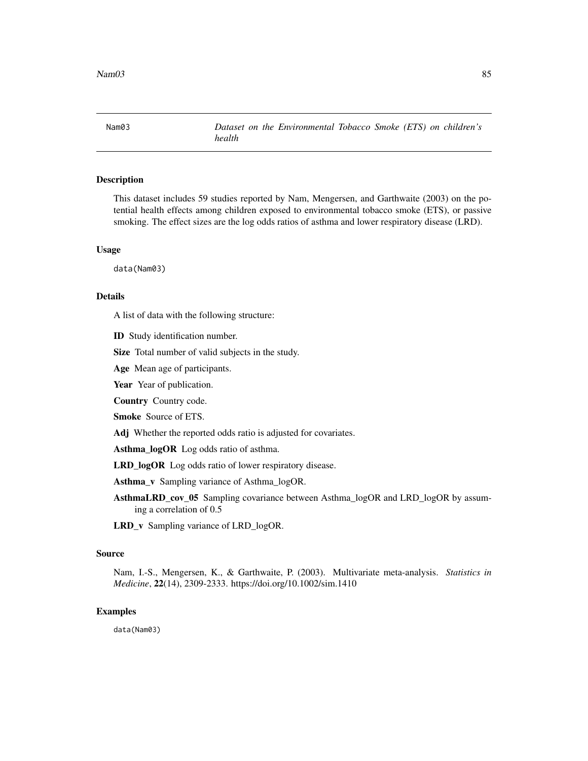Nam03 *Dataset on the Environmental Tobacco Smoke (ETS) on children's health*

## Description

This dataset includes 59 studies reported by Nam, Mengersen, and Garthwaite (2003) on the potential health effects among children exposed to environmental tobacco smoke (ETS), or passive smoking. The effect sizes are the log odds ratios of asthma and lower respiratory disease (LRD).

## Usage

```
data(Nam03)
```

## Details

A list of data with the following structure:

**ID** Study identification number.

**Size** Total number of valid subjects in the study.

**Age** Mean age of participants.

**Year** Year of publication.

**Country** Country code.

**Smoke** Source of ETS.

**Adj** Whether the reported odds ratio is adjusted for covariates.

**Asthma_logOR** Log odds ratio of asthma.

**LRD_logOR** Log odds ratio of lower respiratory disease.

**Asthma_v** Sampling variance of Asthma_logOR.

**AsthmaLRD_cov_05** Sampling covariance between Asthma_logOR and LRD_logOR by assuming a correlation of 0.5

**LRD_v** Sampling variance of LRD_logOR.

## Source

Nam, I.-S., Mengersen, K., & Garthwaite, P. (2003). Multivariate meta-analysis. *Statistics in Medicine*, **22**(14), 2309-2333. https://doi.org/10.1002/sim.1410

## Examples

```
data(Nam03)
```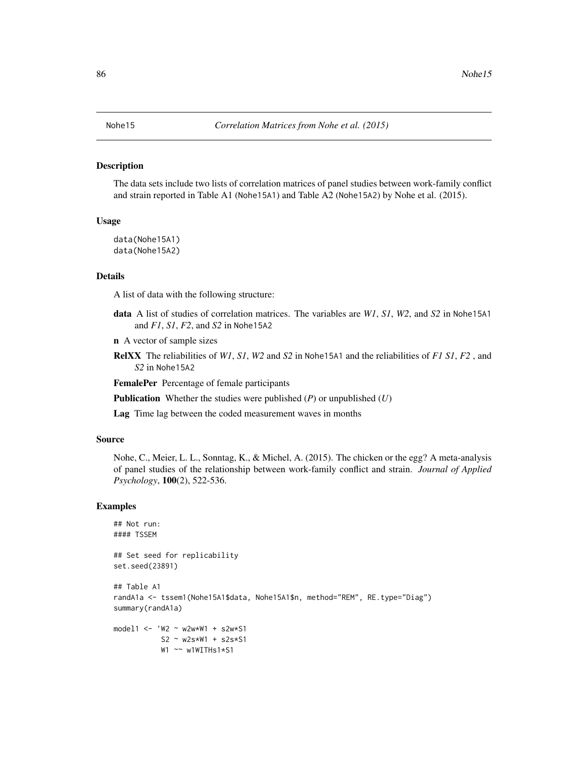# Nohe15 *Correlation Matrices from Nohe et al. (2015)*

## Description

The data sets include two lists of correlation matrices of panel studies between work-family conflict and strain reported in Table A1 (Nohe15A1) and Table A2 (Nohe15A2) by Nohe et al. (2015).

## Usage

```
data(Nohe15A1)
data(Nohe15A2)
```

## Details

A list of data with the following structure:

**data** A list of studies of correlation matrices. The variables are *W1*, *S1*, *W2*, and *S2* in Nohe15A1 and *F1*, *S1*, *F2*, and *S2* in Nohe15A2

**n** A vector of sample sizes

**RelXX** The reliabilities of *W1*, *S1*, *W2* and *S2* in Nohe15A1 and the reliabilities of *F1 S1*, *F2* , and *S2* in Nohe15A2

**FemalePer** Percentage of female participants

**Publication** Whether the studies were published (*P*) or unpublished (*U*)

**Lag** Time lag between the coded measurement waves in months

## Source

Nohe, C., Meier, L. L., Sonntag, K., & Michel, A. (2015). The chicken or the egg? A meta-analysis of panel studies of the relationship between work-family conflict and strain. *Journal of Applied Psychology*, **100**(2), 522-536.

## Examples

```
## Not run:
#### TSSEM

## Set seed for replicability
set.seed(23891)

## Table A1
randA1a <- tssem1(Nohe15A1$data, Nohe15A1$n, method="REM", RE.type="Diag")
summary(randA1a)

model1 <- 'W2 ~ w2w*W1 + s2w*S1
           S2 ~ w2s*W1 + s2s*S1
           W1 ~~ w1WITHs1*S1
```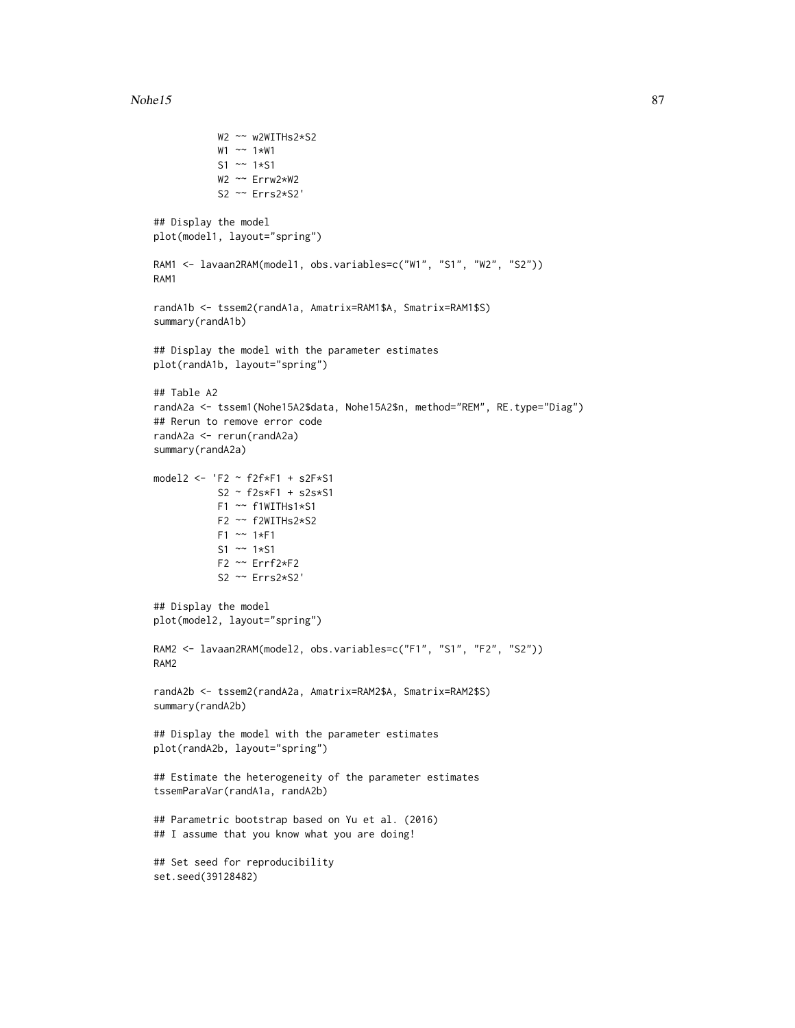```
           W2 ~~ w2WITHs2*S2
           W1 ~~ 1*W1
           S1 ~~ 1*S1
           W2 ~~ Errw2*W2
           S2 ~~ Errs2*S2'

## Display the model
plot(model1, layout="spring")

RAM1 <- lavaan2RAM(model1, obs.variables=c("W1", "S1", "W2", "S2"))
RAM1

randA1b <- tssem2(randA1a, Amatrix=RAM1$A, Smatrix=RAM1$S)
summary(randA1b)

## Display the model with the parameter estimates
plot(randA1b, layout="spring")

## Table A2
randA2a <- tssem1(Nohe15A2$data, Nohe15A2$n, method="REM", RE.type="Diag")
## Rerun to remove error code
randA2a <- rerun(randA2a)
summary(randA2a)

model2 <- 'F2 ~ f2f*F1 + s2F*S1
           S2 ~ f2s*F1 + s2s*S1
           F1 ~~ f1WITHs1*S1
           F2 ~~ f2WITHs2*S2
           F1 ~~ 1*F1
           S1 ~~ 1*S1
           F2 ~~ Errf2*F2
           S2 ~~ Errs2*S2'

## Display the model
plot(model2, layout="spring")

RAM2 <- lavaan2RAM(model2, obs.variables=c("F1", "S1", "F2", "S2"))
RAM2

randA2b <- tssem2(randA2a, Amatrix=RAM2$A, Smatrix=RAM2$S)
summary(randA2b)

## Display the model with the parameter estimates
plot(randA2b, layout="spring")

## Estimate the heterogeneity of the parameter estimates
tssemParaVar(randA1a, randA2b)

## Parametric bootstrap based on Yu et al. (2016)
## I assume that you know what you are doing!

## Set seed for reproducibility
set.seed(39128482)
```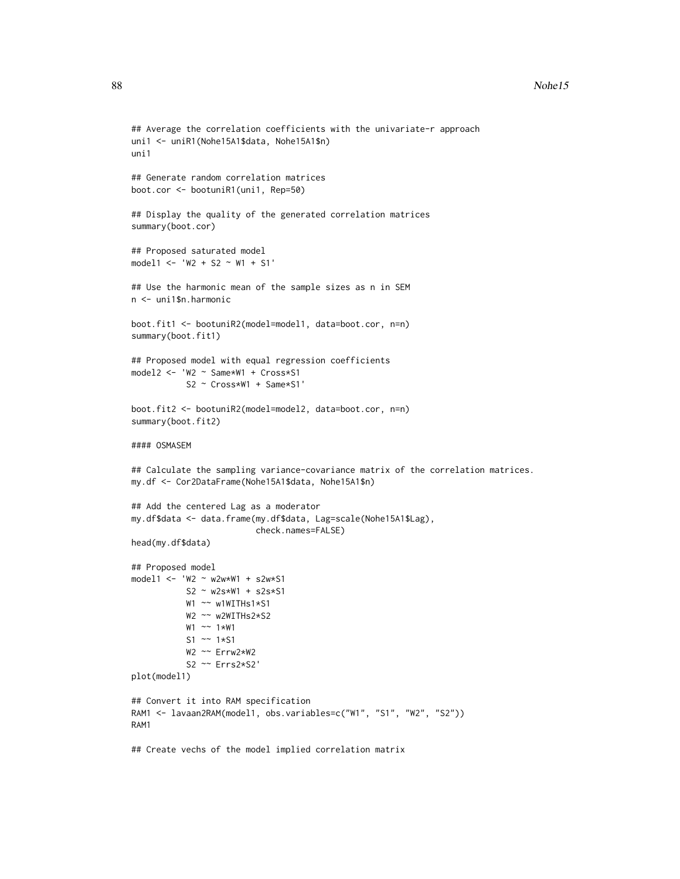```
## Average the correlation coefficients with the univariate-r approach
uni1 <- uniR1(Nohe15A1$data, Nohe15A1$n)
uni1

## Generate random correlation matrices
boot.cor <- bootuniR1(uni1, Rep=50)

## Display the quality of the generated correlation matrices
summary(boot.cor)

## Proposed saturated model
model1 <- 'W2 + S2 ~ W1 + S1'

## Use the harmonic mean of the sample sizes as n in SEM
n <- uni1$n.harmonic

boot.fit1 <- bootuniR2(model=model1, data=boot.cor, n=n)
summary(boot.fit1)

## Proposed model with equal regression coefficients
model2 <- 'W2 ~ Same*W1 + Cross*S1
           S2 ~ Cross*W1 + Same*S1'

boot.fit2 <- bootuniR2(model=model2, data=boot.cor, n=n)
summary(boot.fit2)

#### OSMASEM

## Calculate the sampling variance-covariance matrix of the correlation matrices.
my.df <- Cor2DataFrame(Nohe15A1$data, Nohe15A1$n)

## Add the centered Lag as a moderator
my.df$data <- data.frame(my.df$data, Lag=scale(Nohe15A1$Lag),
                         check.names=FALSE)
head(my.df$data)

## Proposed model
model1 <- 'W2 ~ w2w*W1 + s2w*S1
           S2 ~ w2s*W1 + s2s*S1
           W1 ~~ w1WITHs1*S1
           W2 ~~ w2WITHs2*S2
           W1 ~~ 1*W1
           S1 ~~ 1*S1
           W2 ~~ Errw2*W2
           S2 ~~ Errs2*S2'
plot(model1)

## Convert it into RAM specification
RAM1 <- lavaan2RAM(model1, obs.variables=c("W1", "S1", "W2", "S2"))
RAM1

## Create vechs of the model implied correlation matrix
```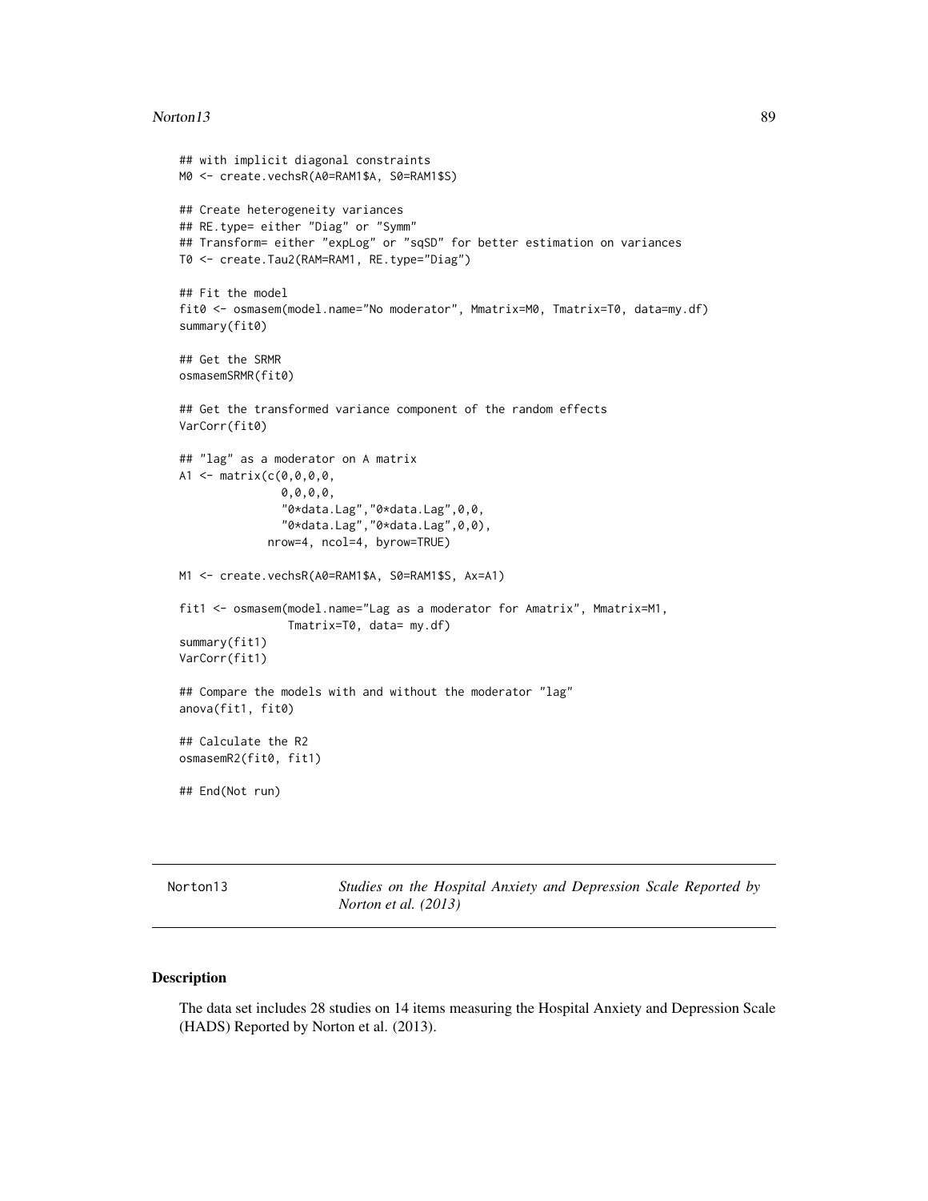```
## with implicit diagonal constraints
M0 <- create.vechsR(A0=RAM1$A, S0=RAM1$S)

## Create heterogeneity variances
## RE.type= either "Diag" or "Symm"
## Transform= either "expLog" or "sqSD" for better estimation on variances
T0 <- create.Tau2(RAM=RAM1, RE.type="Diag")

## Fit the model
fit0 <- osmasem(model.name="No moderator", Mmatrix=M0, Tmatrix=T0, data=my.df)
summary(fit0)

## Get the SRMR
osmasemSRMR(fit0)

## Get the transformed variance component of the random effects
VarCorr(fit0)

## "lag" as a moderator on A matrix
A1 <- matrix(c(0,0,0,0,
               0,0,0,0,
               "0*data.Lag","0*data.Lag",0,0,
               "0*data.Lag","0*data.Lag",0,0),
             nrow=4, ncol=4, byrow=TRUE)

M1 <- create.vechsR(A0=RAM1$A, S0=RAM1$S, Ax=A1)

fit1 <- osmasem(model.name="Lag as a moderator for Amatrix", Mmatrix=M1,
                Tmatrix=T0, data= my.df)
summary(fit1)
VarCorr(fit1)

## Compare the models with and without the moderator "lag"
anova(fit1, fit0)

## Calculate the R2
osmasemR2(fit0, fit1)

## End(Not run)
```

---

Norton13 — *Studies on the Hospital Anxiety and Depression Scale Reported by Norton et al. (2013)*

---

## Description

The data set includes 28 studies on 14 items measuring the Hospital Anxiety and Depression Scale (HADS) Reported by Norton et al. (2013).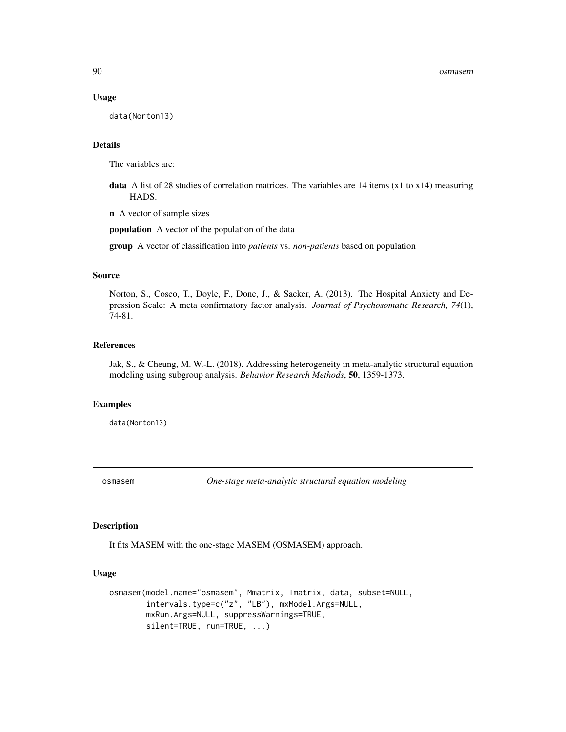### Usage

```
data(Norton13)
```

### Details

The variables are:

**data** A list of 28 studies of correlation matrices. The variables are 14 items (x1 to x14) measuring HADS.

**n** A vector of sample sizes

**population** A vector of the population of the data

**group** A vector of classification into *patients* vs. *non-patients* based on population

### Source

Norton, S., Cosco, T., Doyle, F., Done, J., & Sacker, A. (2013). The Hospital Anxiety and Depression Scale: A meta confirmatory factor analysis. *Journal of Psychosomatic Research*, *74*(1), 74-81.

### References

Jak, S., & Cheung, M. W.-L. (2018). Addressing heterogeneity in meta-analytic structural equation modeling using subgroup analysis. *Behavior Research Methods*, **50**, 1359-1373.

### Examples

```
data(Norton13)
```

---

## osmasem — *One-stage meta-analytic structural equation modeling*

### Description

It fits MASEM with the one-stage MASEM (OSMASEM) approach.

### Usage

```
osmasem(model.name="osmasem", Mmatrix, Tmatrix, data, subset=NULL,
        intervals.type=c("z", "LB"), mxModel.Args=NULL,
        mxRun.Args=NULL, suppressWarnings=TRUE,
        silent=TRUE, run=TRUE, ...)
```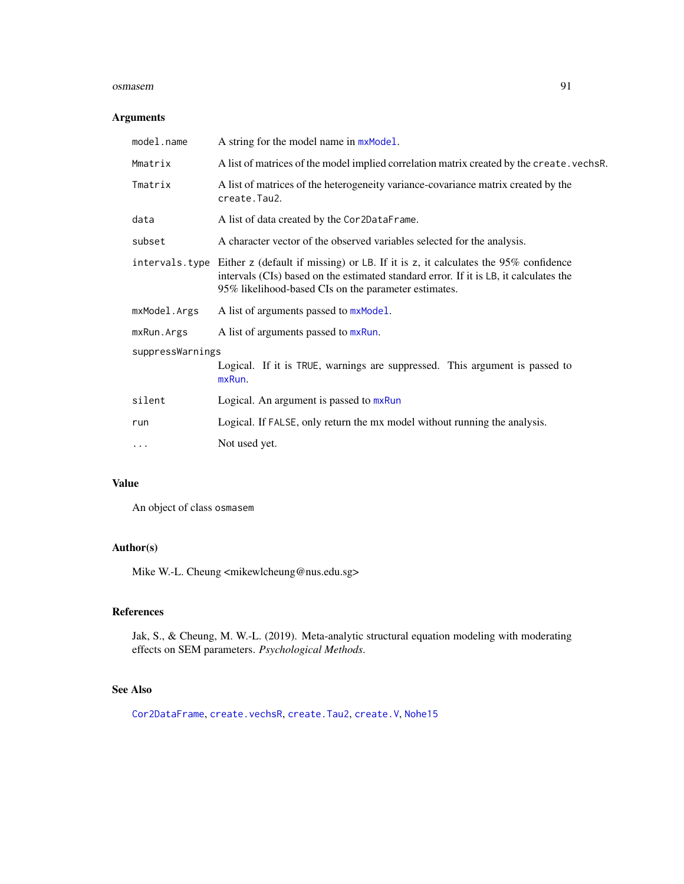## Arguments

| Argument | Description |
|---|---|
| `model.name` | A string for the model name in `mxModel`. |
| `Mmatrix` | A list of matrices of the model implied correlation matrix created by the `create.vechsR`. |
| `Tmatrix` | A list of matrices of the heterogeneity variance-covariance matrix created by the `create.Tau2`. |
| `data` | A list of data created by the `Cor2DataFrame`. |
| `subset` | A character vector of the observed variables selected for the analysis. |
| `intervals.type` | Either `z` (default if missing) or `LB`. If it is `z`, it calculates the 95% confidence intervals (CIs) based on the estimated standard error. If it is `LB`, it calculates the 95% likelihood-based CIs on the parameter estimates. |
| `mxModel.Args` | A list of arguments passed to `mxModel`. |
| `mxRun.Args` | A list of arguments passed to `mxRun`. |
| `suppressWarnings` | Logical. If it is `TRUE`, warnings are suppressed. This argument is passed to `mxRun`. |
| `silent` | Logical. An argument is passed to `mxRun` |
| `run` | Logical. If `FALSE`, only return the mx model without running the analysis. |
| `...` | Not used yet. |

## Value

An object of class `osmasem`

## Author(s)

Mike W.-L. Cheung <mikewlcheung@nus.edu.sg>

## References

Jak, S., & Cheung, M. W.-L. (2019). Meta-analytic structural equation modeling with moderating effects on SEM parameters. *Psychological Methods*.

## See Also

`Cor2DataFrame`, `create.vechsR`, `create.Tau2`, `create.V`, `Nohe15`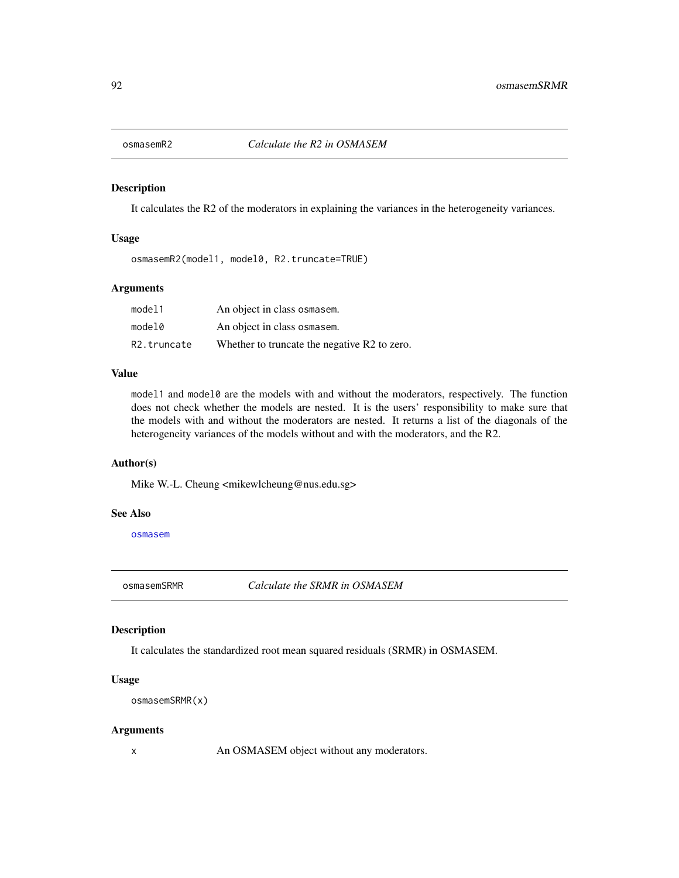## osmasemR2 — *Calculate the R2 in OSMASEM*

### Description

It calculates the R2 of the moderators in explaining the variances in the heterogeneity variances.

### Usage

```
osmasemR2(model1, model0, R2.truncate=TRUE)
```

### Arguments

| | |
|---|---|
| `model1` | An object in class `osmasem`. |
| `model0` | An object in class `osmasem`. |
| `R2.truncate` | Whether to truncate the negative R2 to zero. |

### Value

`model1` and `model0` are the models with and without the moderators, respectively. The function does not check whether the models are nested. It is the users' responsibility to make sure that the models with and without the moderators are nested. It returns a list of the diagonals of the heterogeneity variances of the models without and with the moderators, and the R2.

### Author(s)

Mike W.-L. Cheung <mikewlcheung@nus.edu.sg>

### See Also

`osmasem`

## osmasemSRMR — *Calculate the SRMR in OSMASEM*

### Description

It calculates the standardized root mean squared residuals (SRMR) in OSMASEM.

### Usage

```
osmasemSRMR(x)
```

### Arguments

| | |
|---|---|
| `x` | An OSMASEM object without any moderators. |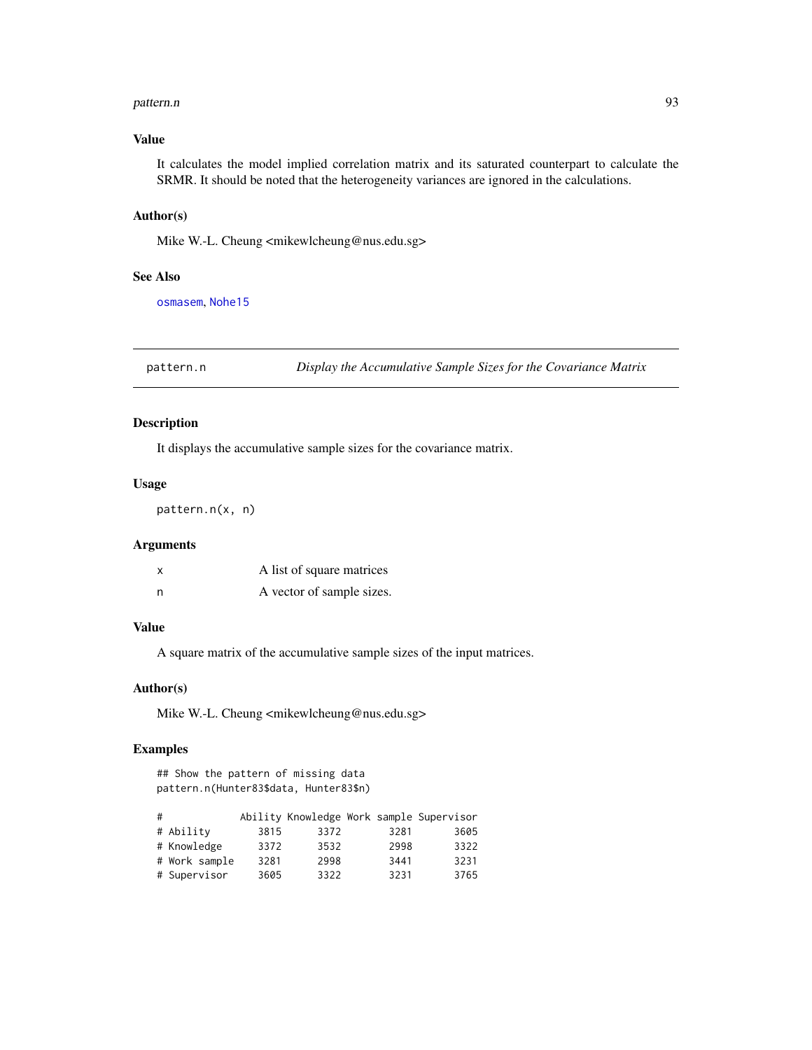### Value

It calculates the model implied correlation matrix and its saturated counterpart to calculate the SRMR. It should be noted that the heterogeneity variances are ignored in the calculations.

### Author(s)

Mike W.-L. Cheung <mikewlcheung@nus.edu.sg>

### See Also

osmasem, Nohe15

---

## pattern.n — *Display the Accumulative Sample Sizes for the Covariance Matrix*

### Description

It displays the accumulative sample sizes for the covariance matrix.

### Usage

```
pattern.n(x, n)
```

### Arguments

| | |
|---|---|
| x | A list of square matrices |
| n | A vector of sample sizes. |

### Value

A square matrix of the accumulative sample sizes of the input matrices.

### Author(s)

Mike W.-L. Cheung <mikewlcheung@nus.edu.sg>

### Examples

```
## Show the pattern of missing data
pattern.n(Hunter83$data, Hunter83$n)

#             Ability Knowledge Work sample Supervisor
# Ability        3815      3372        3281       3605
# Knowledge      3372      3532        2998       3322
# Work sample    3281      2998        3441       3231
# Supervisor     3605      3322        3231       3765
```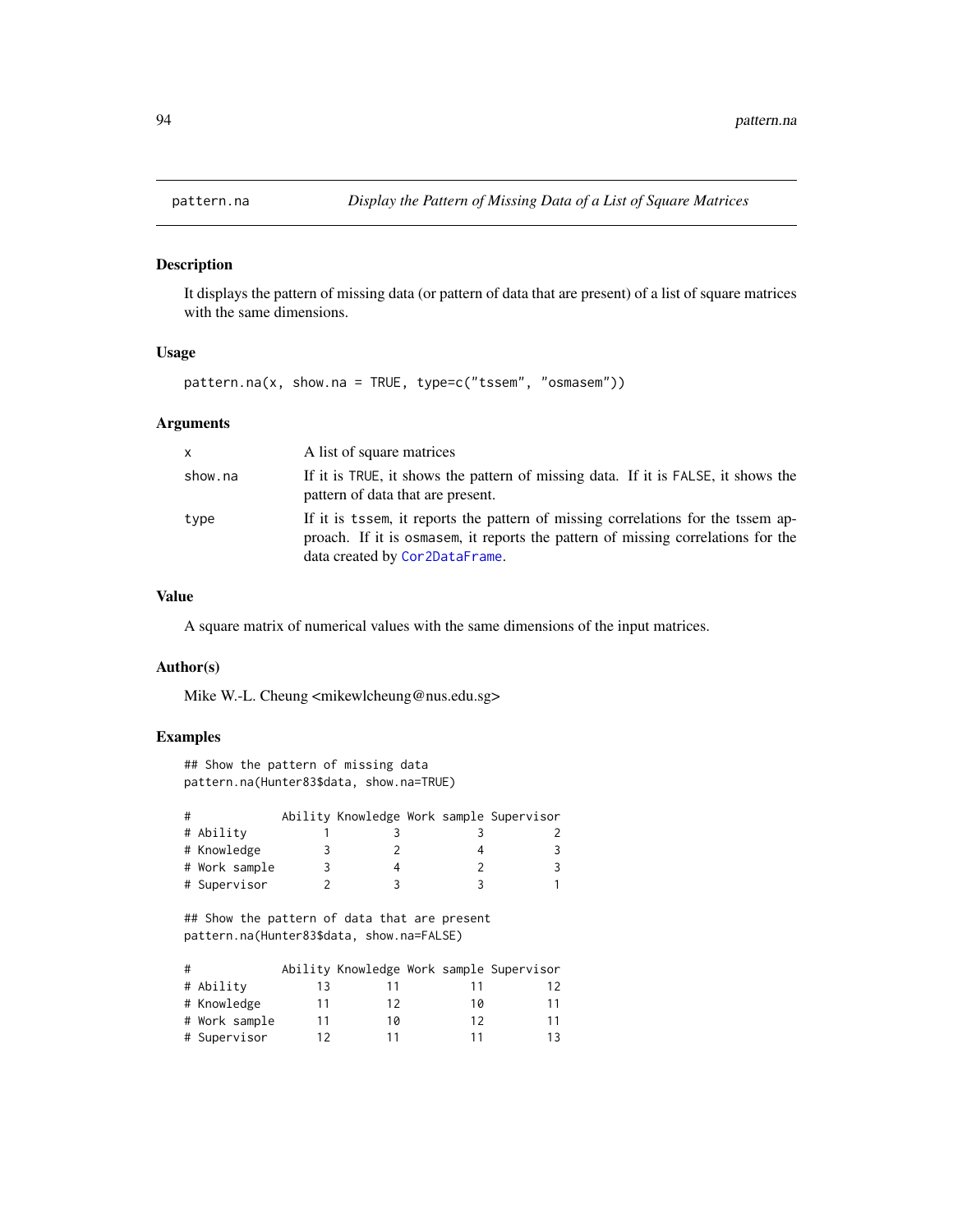# pattern.na — *Display the Pattern of Missing Data of a List of Square Matrices*

## Description

It displays the pattern of missing data (or pattern of data that are present) of a list of square matrices with the same dimensions.

## Usage

```
pattern.na(x, show.na = TRUE, type=c("tssem", "osmasem"))
```

## Arguments

| | |
|---|---|
| x | A list of square matrices |
| show.na | If it is TRUE, it shows the pattern of missing data. If it is FALSE, it shows the pattern of data that are present. |
| type | If it is tssem, it reports the pattern of missing correlations for the tssem approach. If it is osmasem, it reports the pattern of missing correlations for the data created by Cor2DataFrame. |

## Value

A square matrix of numerical values with the same dimensions of the input matrices.

## Author(s)

Mike W.-L. Cheung <mikewlcheung@nus.edu.sg>

## Examples

```
## Show the pattern of missing data
pattern.na(Hunter83$data, show.na=TRUE)

#             Ability Knowledge Work sample Supervisor
# Ability           1         3           3          2
# Knowledge         3         2           4          3
# Work sample       3         4           2          3
# Supervisor        2         3           3          1

## Show the pattern of data that are present
pattern.na(Hunter83$data, show.na=FALSE)

#             Ability Knowledge Work sample Supervisor
# Ability          13        11          11         12
# Knowledge        11        12          10         11
# Work sample      11        10          12         11
# Supervisor       12        11          11         13
```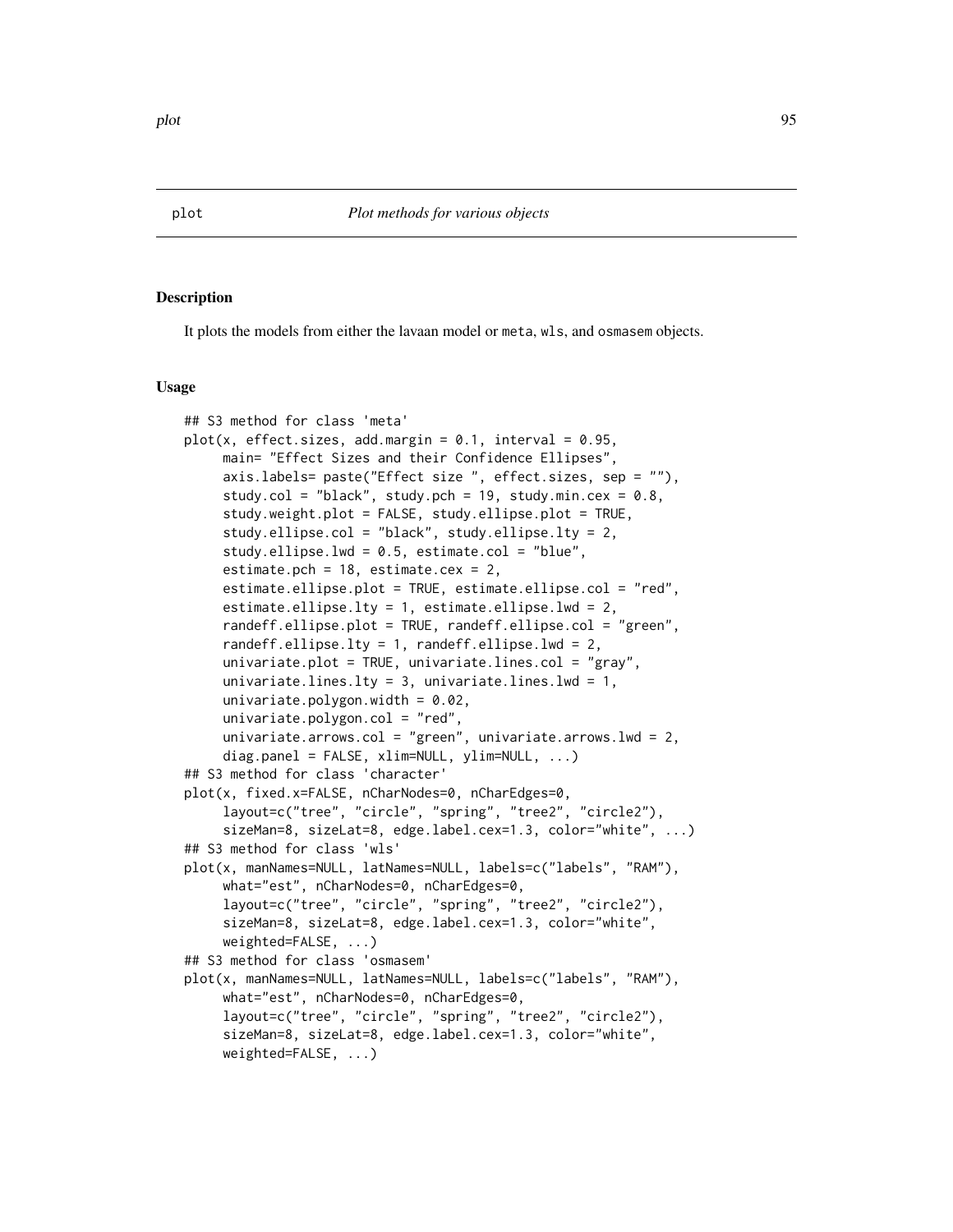# plot — *Plot methods for various objects*

## Description

It plots the models from either the lavaan model or meta, wls, and osmasem objects.

## Usage

```
## S3 method for class 'meta'
plot(x, effect.sizes, add.margin = 0.1, interval = 0.95,
     main= "Effect Sizes and their Confidence Ellipses",
     axis.labels= paste("Effect size ", effect.sizes, sep = ""),
     study.col = "black", study.pch = 19, study.min.cex = 0.8,
     study.weight.plot = FALSE, study.ellipse.plot = TRUE,
     study.ellipse.col = "black", study.ellipse.lty = 2,
     study.ellipse.lwd = 0.5, estimate.col = "blue",
     estimate.pch = 18, estimate.cex = 2,
     estimate.ellipse.plot = TRUE, estimate.ellipse.col = "red",
     estimate.ellipse.lty = 1, estimate.ellipse.lwd = 2,
     randeff.ellipse.plot = TRUE, randeff.ellipse.col = "green",
     randeff.ellipse.lty = 1, randeff.ellipse.lwd = 2,
     univariate.plot = TRUE, univariate.lines.col = "gray",
     univariate.lines.lty = 3, univariate.lines.lwd = 1,
     univariate.polygon.width = 0.02,
     univariate.polygon.col = "red",
     univariate.arrows.col = "green", univariate.arrows.lwd = 2,
     diag.panel = FALSE, xlim=NULL, ylim=NULL, ...)
## S3 method for class 'character'
plot(x, fixed.x=FALSE, nCharNodes=0, nCharEdges=0,
     layout=c("tree", "circle", "spring", "tree2", "circle2"),
     sizeMan=8, sizeLat=8, edge.label.cex=1.3, color="white", ...)
## S3 method for class 'wls'
plot(x, manNames=NULL, latNames=NULL, labels=c("labels", "RAM"),
     what="est", nCharNodes=0, nCharEdges=0,
     layout=c("tree", "circle", "spring", "tree2", "circle2"),
     sizeMan=8, sizeLat=8, edge.label.cex=1.3, color="white",
     weighted=FALSE, ...)
## S3 method for class 'osmasem'
plot(x, manNames=NULL, latNames=NULL, labels=c("labels", "RAM"),
     what="est", nCharNodes=0, nCharEdges=0,
     layout=c("tree", "circle", "spring", "tree2", "circle2"),
     sizeMan=8, sizeLat=8, edge.label.cex=1.3, color="white",
     weighted=FALSE, ...)
```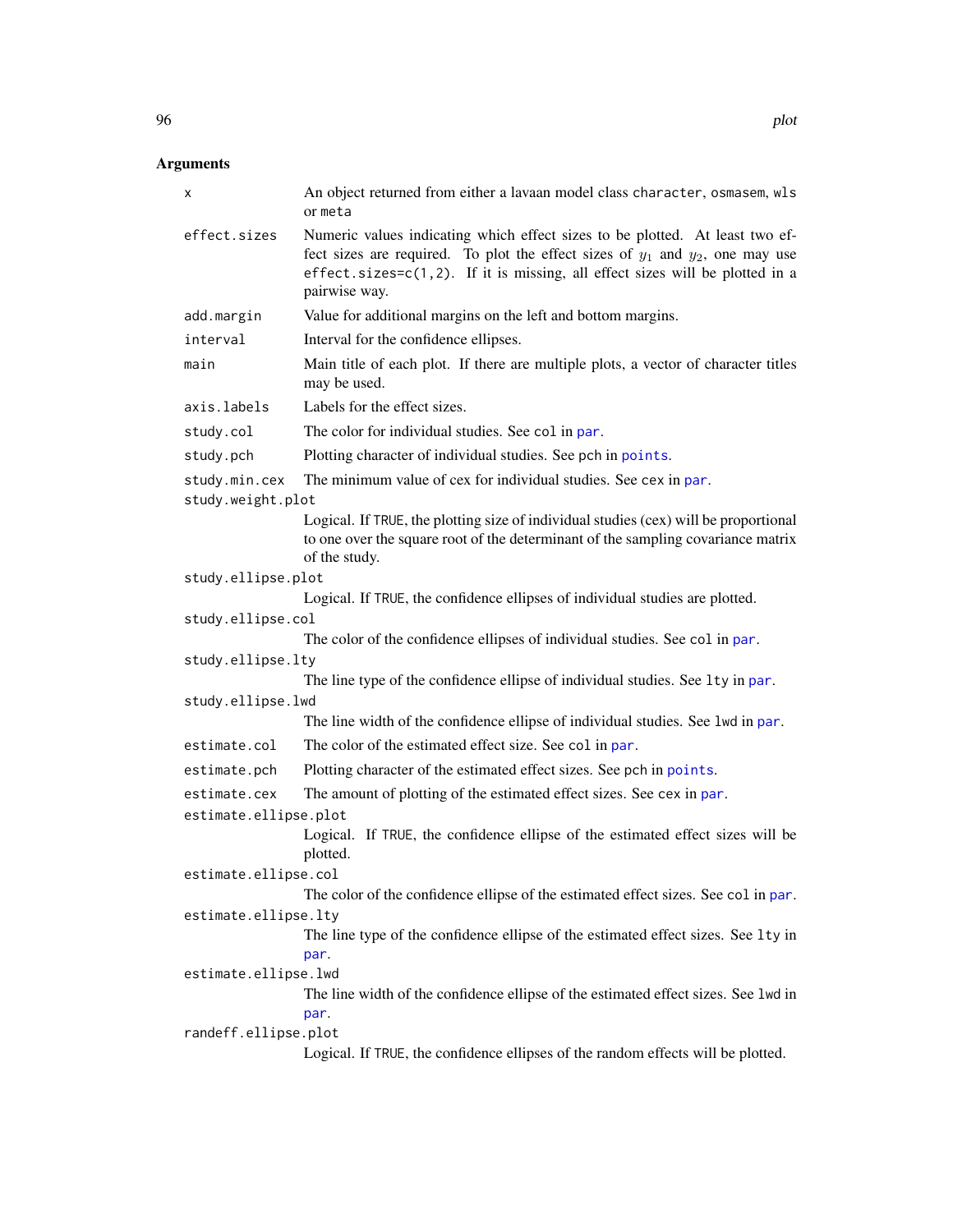## Arguments

| | |
|---|---|
| `x` | An object returned from either a lavaan model class `character`, `osmasem`, `wls` or `meta` |
| `effect.sizes` | Numeric values indicating which effect sizes to be plotted. At least two effect sizes are required. To plot the effect sizes of $y_1$ and $y_2$, one may use `effect.sizes=c(1,2)`. If it is missing, all effect sizes will be plotted in a pairwise way. |
| `add.margin` | Value for additional margins on the left and bottom margins. |
| `interval` | Interval for the confidence ellipses. |
| `main` | Main title of each plot. If there are multiple plots, a vector of character titles may be used. |
| `axis.labels` | Labels for the effect sizes. |
| `study.col` | The color for individual studies. See `col` in `par`. |
| `study.pch` | Plotting character of individual studies. See `pch` in `points`. |
| `study.min.cex` | The minimum value of cex for individual studies. See `cex` in `par`. |
| `study.weight.plot` | Logical. If `TRUE`, the plotting size of individual studies (cex) will be proportional to one over the square root of the determinant of the sampling covariance matrix of the study. |
| `study.ellipse.plot` | Logical. If `TRUE`, the confidence ellipses of individual studies are plotted. |
| `study.ellipse.col` | The color of the confidence ellipses of individual studies. See `col` in `par`. |
| `study.ellipse.lty` | The line type of the confidence ellipse of individual studies. See `lty` in `par`. |
| `study.ellipse.lwd` | The line width of the confidence ellipse of individual studies. See `lwd` in `par`. |
| `estimate.col` | The color of the estimated effect size. See `col` in `par`. |
| `estimate.pch` | Plotting character of the estimated effect sizes. See `pch` in `points`. |
| `estimate.cex` | The amount of plotting of the estimated effect sizes. See `cex` in `par`. |
| `estimate.ellipse.plot` | Logical. If `TRUE`, the confidence ellipse of the estimated effect sizes will be plotted. |
| `estimate.ellipse.col` | The color of the confidence ellipse of the estimated effect sizes. See `col` in `par`. |
| `estimate.ellipse.lty` | The line type of the confidence ellipse of the estimated effect sizes. See `lty` in `par`. |
| `estimate.ellipse.lwd` | The line width of the confidence ellipse of the estimated effect sizes. See `lwd` in `par`. |
| `randeff.ellipse.plot` | Logical. If `TRUE`, the confidence ellipses of the random effects will be plotted. |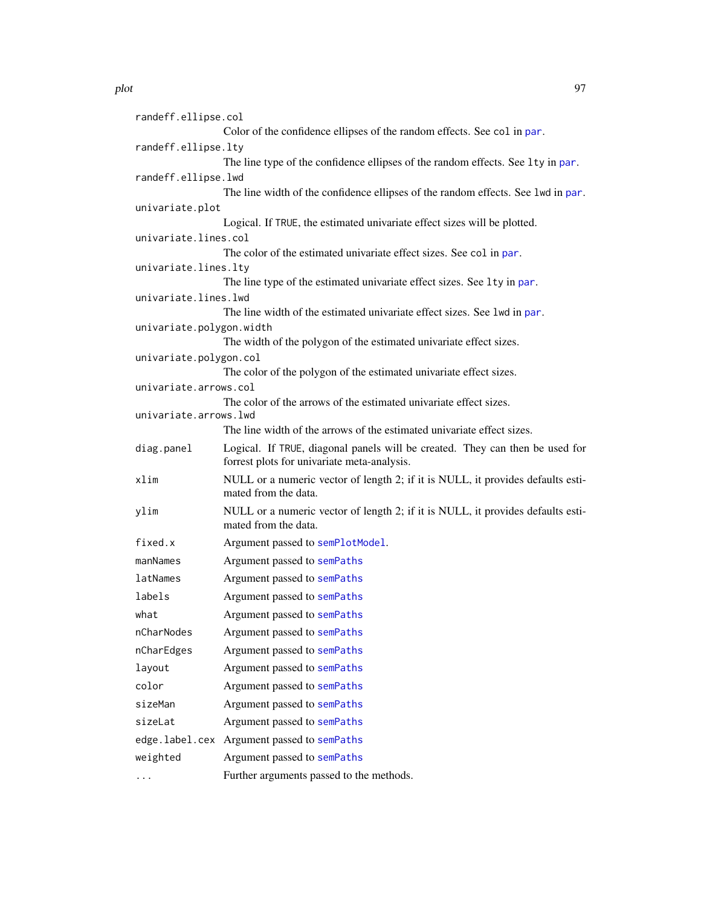`randeff.ellipse.col`
: Color of the confidence ellipses of the random effects. See `col` in `par`.

`randeff.ellipse.lty`
: The line type of the confidence ellipses of the random effects. See `lty` in `par`.

`randeff.ellipse.lwd`
: The line width of the confidence ellipses of the random effects. See `lwd` in `par`.

`univariate.plot`
: Logical. If `TRUE`, the estimated univariate effect sizes will be plotted.

`univariate.lines.col`
: The color of the estimated univariate effect sizes. See `col` in `par`.

`univariate.lines.lty`
: The line type of the estimated univariate effect sizes. See `lty` in `par`.

`univariate.lines.lwd`
: The line width of the estimated univariate effect sizes. See `lwd` in `par`.

`univariate.polygon.width`
: The width of the polygon of the estimated univariate effect sizes.

`univariate.polygon.col`
: The color of the polygon of the estimated univariate effect sizes.

`univariate.arrows.col`
: The color of the arrows of the estimated univariate effect sizes.

`univariate.arrows.lwd`
: The line width of the arrows of the estimated univariate effect sizes.

`diag.panel`
: Logical. If `TRUE`, diagonal panels will be created. They can then be used for forrest plots for univariate meta-analysis.

`xlim`
: NULL or a numeric vector of length 2; if it is NULL, it provides defaults estimated from the data.

`ylim`
: NULL or a numeric vector of length 2; if it is NULL, it provides defaults estimated from the data.

`fixed.x`
: Argument passed to `semPlotModel`.

`manNames`
: Argument passed to `semPaths`

`latNames`
: Argument passed to `semPaths`

`labels`
: Argument passed to `semPaths`

`what`
: Argument passed to `semPaths`

`nCharNodes`
: Argument passed to `semPaths`

`nCharEdges`
: Argument passed to `semPaths`

`layout`
: Argument passed to `semPaths`

`color`
: Argument passed to `semPaths`

`sizeMan`
: Argument passed to `semPaths`

`sizeLat`
: Argument passed to `semPaths`

`edge.label.cex`
: Argument passed to `semPaths`

`weighted`
: Argument passed to `semPaths`

`...`
: Further arguments passed to the methods.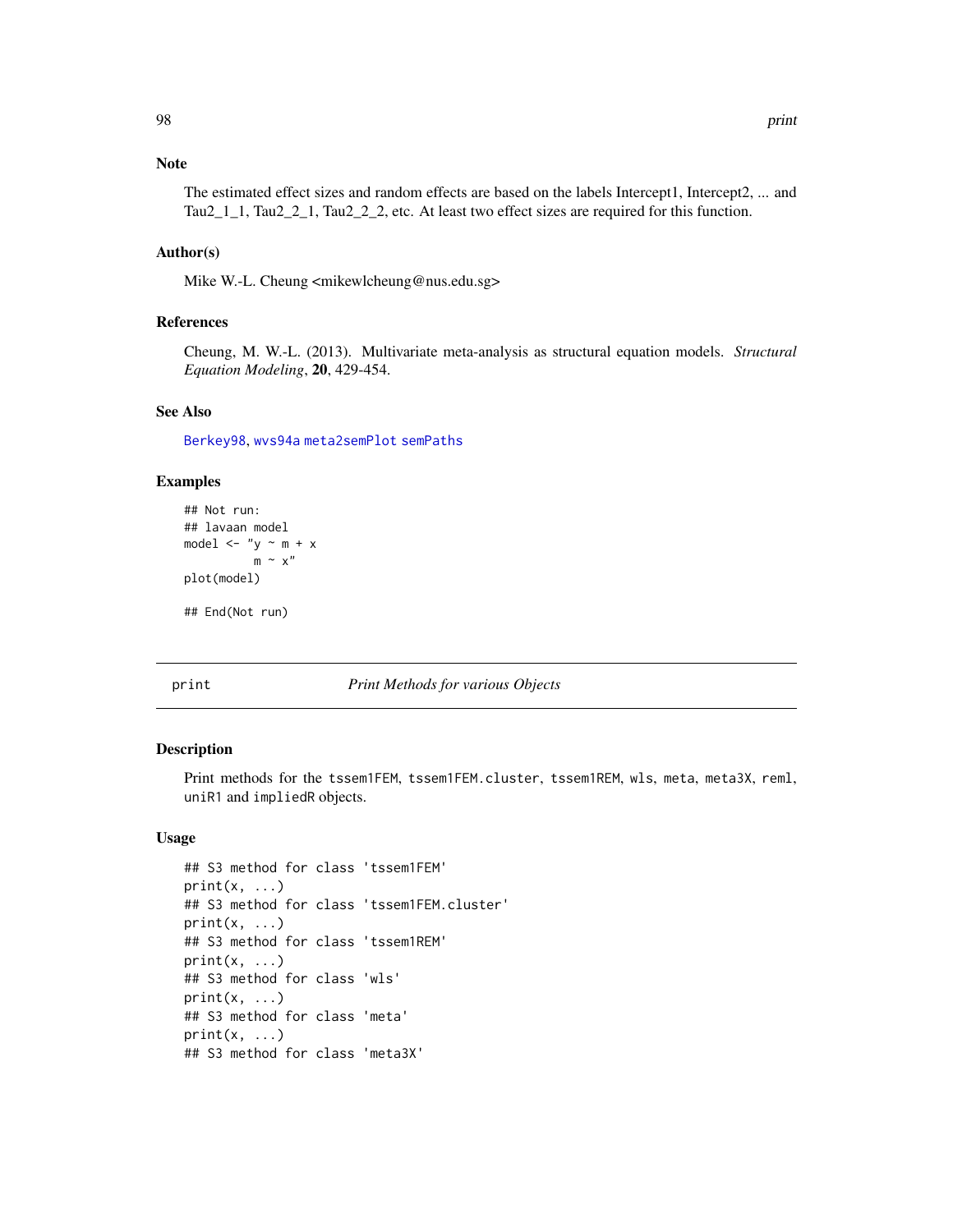### Note

The estimated effect sizes and random effects are based on the labels Intercept1, Intercept2, ... and Tau2_1_1, Tau2_2_1, Tau2_2_2, etc. At least two effect sizes are required for this function.

### Author(s)

Mike W.-L. Cheung <mikewlcheung@nus.edu.sg>

### References

Cheung, M. W.-L. (2013). Multivariate meta-analysis as structural equation models. *Structural Equation Modeling*, **20**, 429-454.

### See Also

Berkey98, wvs94a meta2semPlot semPaths

### Examples

```
## Not run:
## lavaan model
model <- "y ~ m + x
          m ~ x"
plot(model)

## End(Not run)
```

---

## print — *Print Methods for various Objects*

### Description

Print methods for the tssem1FEM, tssem1FEM.cluster, tssem1REM, wls, meta, meta3X, reml, uniR1 and impliedR objects.

### Usage

```
## S3 method for class 'tssem1FEM'
print(x, ...)
## S3 method for class 'tssem1FEM.cluster'
print(x, ...)
## S3 method for class 'tssem1REM'
print(x, ...)
## S3 method for class 'wls'
print(x, ...)
## S3 method for class 'meta'
print(x, ...)
## S3 method for class 'meta3X'
```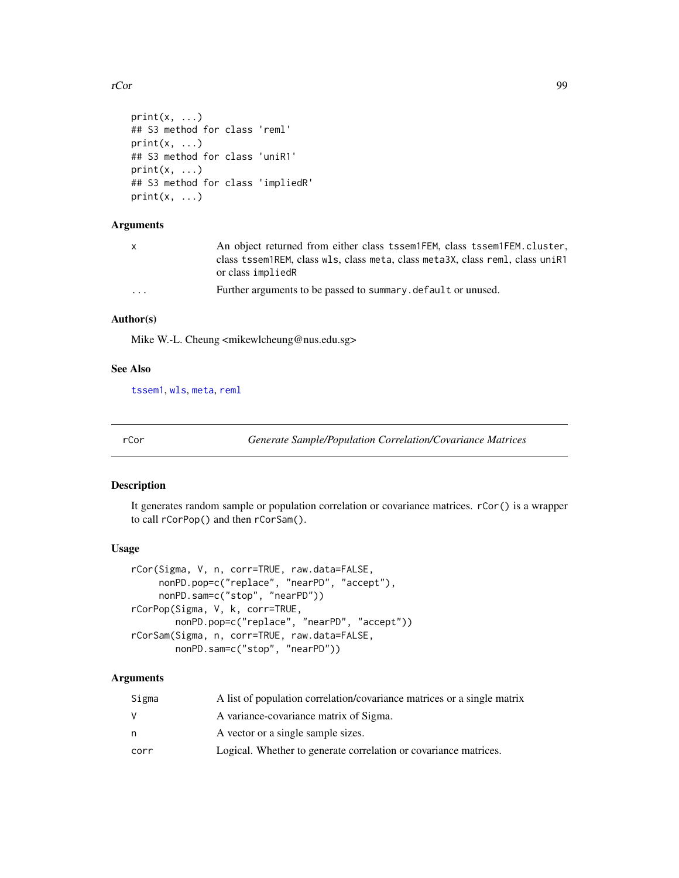```
print(x, ...)
## S3 method for class 'reml'
print(x, ...)
## S3 method for class 'uniR1'
print(x, ...)
## S3 method for class 'impliedR'
print(x, ...)
```

### Arguments

| | |
|---|---|
| x | An object returned from either class tssem1FEM, class tssem1FEM.cluster, class tssem1REM, class wls, class meta, class meta3X, class reml, class uniR1 or class impliedR |
| ... | Further arguments to be passed to summary.default or unused. |

### Author(s)

Mike W.-L. Cheung <mikewlcheung@nus.edu.sg>

### See Also

tssem1, wls, meta, reml

---

## rCor — *Generate Sample/Population Correlation/Covariance Matrices*

### Description

It generates random sample or population correlation or covariance matrices. rCor() is a wrapper to call rCorPop() and then rCorSam().

### Usage

```
rCor(Sigma, V, n, corr=TRUE, raw.data=FALSE,
     nonPD.pop=c("replace", "nearPD", "accept"),
     nonPD.sam=c("stop", "nearPD"))
rCorPop(Sigma, V, k, corr=TRUE,
        nonPD.pop=c("replace", "nearPD", "accept"))
rCorSam(Sigma, n, corr=TRUE, raw.data=FALSE,
        nonPD.sam=c("stop", "nearPD"))
```

### Arguments

| | |
|---|---|
| Sigma | A list of population correlation/covariance matrices or a single matrix |
| V | A variance-covariance matrix of Sigma. |
| n | A vector or a single sample sizes. |
| corr | Logical. Whether to generate correlation or covariance matrices. |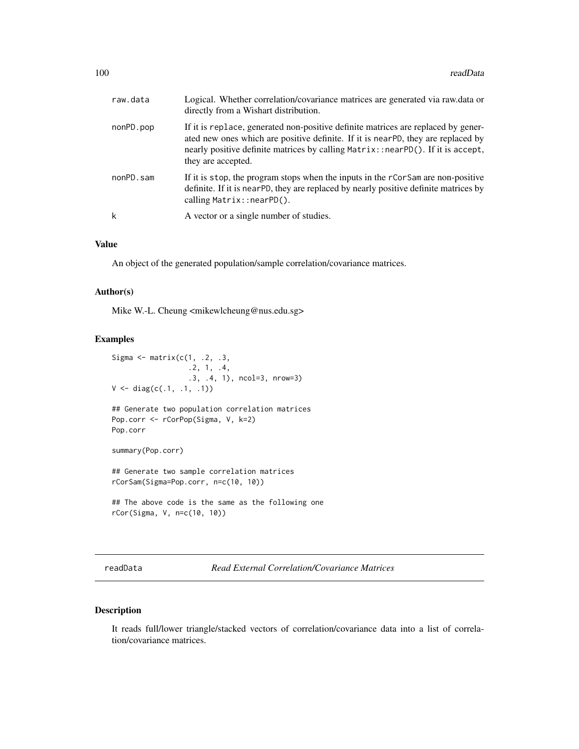| | |
|---|---|
| raw.data | Logical. Whether correlation/covariance matrices are generated via raw.data or directly from a Wishart distribution. |
| nonPD.pop | If it is replace, generated non-positive definite matrices are replaced by generated new ones which are positive definite. If it is nearPD, they are replaced by nearly positive definite matrices by calling Matrix::nearPD(). If it is accept, they are accepted. |
| nonPD.sam | If it is stop, the program stops when the inputs in the rCorSam are non-positive definite. If it is nearPD, they are replaced by nearly positive definite matrices by calling Matrix::nearPD(). |
| k | A vector or a single number of studies. |

## Value

An object of the generated population/sample correlation/covariance matrices.

## Author(s)

Mike W.-L. Cheung <mikewlcheung@nus.edu.sg>

## Examples

```
Sigma <- matrix(c(1, .2, .3,
                  .2, 1, .4,
                  .3, .4, 1), ncol=3, nrow=3)
V <- diag(c(.1, .1, .1))

## Generate two population correlation matrices
Pop.corr <- rCorPop(Sigma, V, k=2)
Pop.corr

summary(Pop.corr)

## Generate two sample correlation matrices
rCorSam(Sigma=Pop.corr, n=c(10, 10))

## The above code is the same as the following one
rCor(Sigma, V, n=c(10, 10))
```

---

# readData *Read External Correlation/Covariance Matrices*

## Description

It reads full/lower triangle/stacked vectors of correlation/covariance data into a list of correlation/covariance matrices.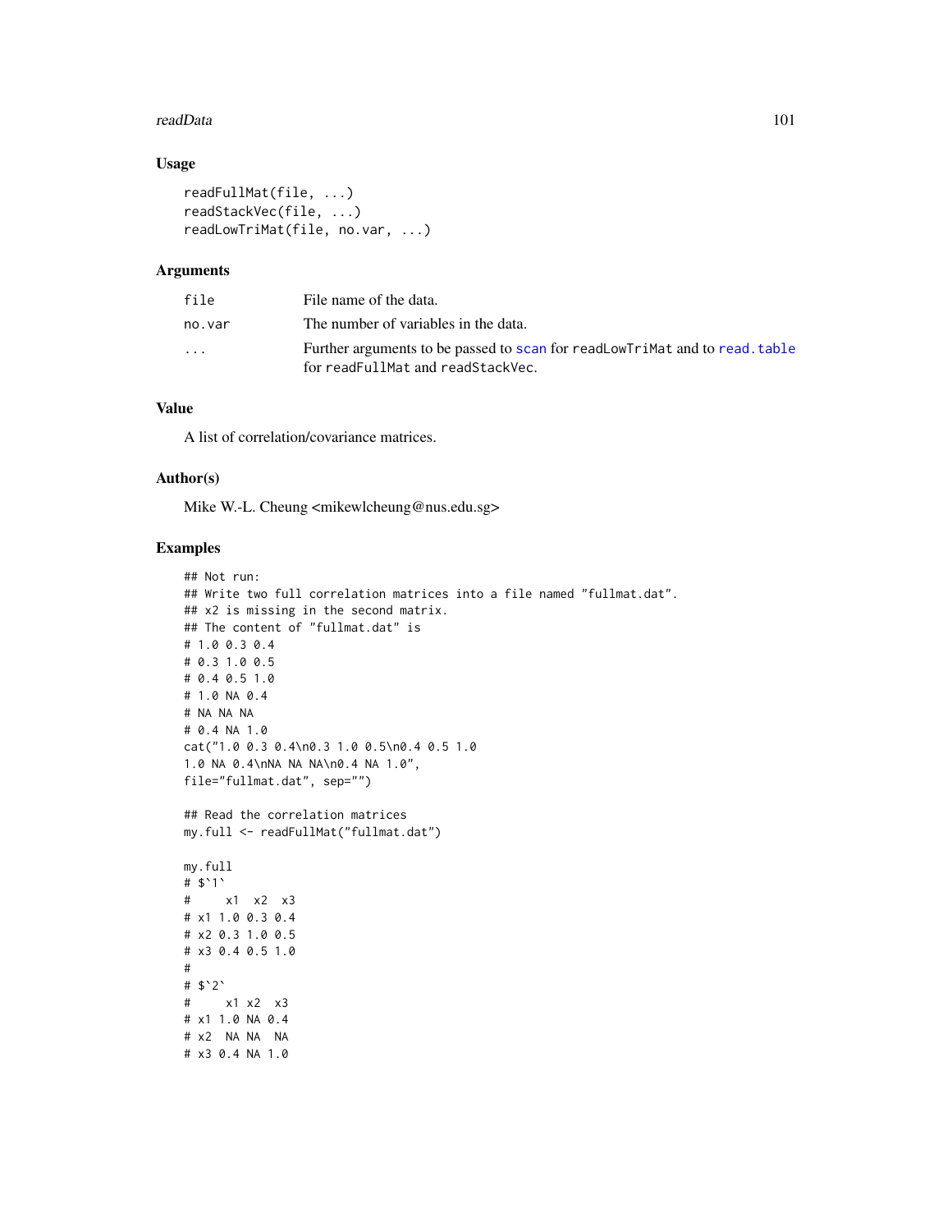### Usage

```
readFullMat(file, ...)
readStackVec(file, ...)
readLowTriMat(file, no.var, ...)
```

### Arguments

| | |
|---|---|
| file | File name of the data. |
| no.var | The number of variables in the data. |
| ... | Further arguments to be passed to scan for readLowTriMat and to read.table for readFullMat and readStackVec. |

### Value

A list of correlation/covariance matrices.

### Author(s)

Mike W.-L. Cheung <mikewlcheung@nus.edu.sg>

### Examples

```
## Not run:
## Write two full correlation matrices into a file named "fullmat.dat".
## x2 is missing in the second matrix.
## The content of "fullmat.dat" is
# 1.0 0.3 0.4
# 0.3 1.0 0.5
# 0.4 0.5 1.0
# 1.0 NA 0.4
# NA NA NA
# 0.4 NA 1.0
cat("1.0 0.3 0.4\n0.3 1.0 0.5\n0.4 0.5 1.0
1.0 NA 0.4\nNA NA NA\n0.4 NA 1.0",
file="fullmat.dat", sep="")

## Read the correlation matrices
my.full <- readFullMat("fullmat.dat")

my.full
# $`1`
#     x1  x2  x3
# x1 1.0 0.3 0.4
# x2 0.3 1.0 0.5
# x3 0.4 0.5 1.0
#
# $`2`
#     x1 x2  x3
# x1 1.0 NA 0.4
# x2  NA NA  NA
# x3 0.4 NA 1.0
```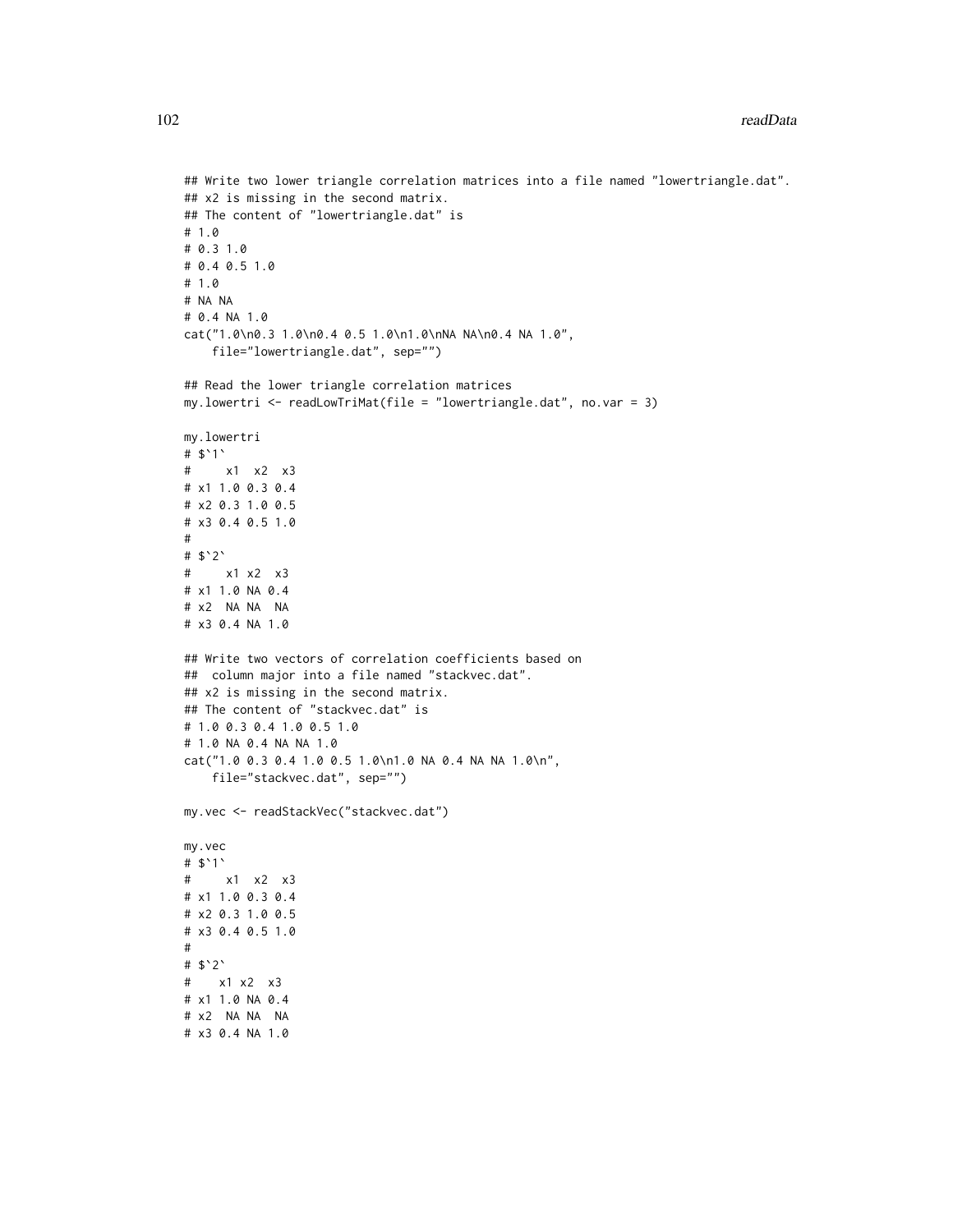```
## Write two lower triangle correlation matrices into a file named "lowertriangle.dat".
## x2 is missing in the second matrix.
## The content of "lowertriangle.dat" is
# 1.0
# 0.3 1.0
# 0.4 0.5 1.0
# 1.0
# NA NA
# 0.4 NA 1.0
cat("1.0\n0.3 1.0\n0.4 0.5 1.0\n1.0\nNA NA\n0.4 NA 1.0",
    file="lowertriangle.dat", sep="")

## Read the lower triangle correlation matrices
my.lowertri <- readLowTriMat(file = "lowertriangle.dat", no.var = 3)

my.lowertri
# $`1`
#     x1  x2  x3
# x1 1.0 0.3 0.4
# x2 0.3 1.0 0.5
# x3 0.4 0.5 1.0
#
# $`2`
#     x1 x2  x3
# x1 1.0 NA 0.4
# x2  NA NA  NA
# x3 0.4 NA 1.0

## Write two vectors of correlation coefficients based on
##  column major into a file named "stackvec.dat".
## x2 is missing in the second matrix.
## The content of "stackvec.dat" is
# 1.0 0.3 0.4 1.0 0.5 1.0
# 1.0 NA 0.4 NA NA 1.0
cat("1.0 0.3 0.4 1.0 0.5 1.0\n1.0 NA 0.4 NA NA 1.0\n",
    file="stackvec.dat", sep="")

my.vec <- readStackVec("stackvec.dat")

my.vec
# $`1`
#     x1  x2  x3
# x1 1.0 0.3 0.4
# x2 0.3 1.0 0.5
# x3 0.4 0.5 1.0
#
# $`2`
#    x1 x2  x3
# x1 1.0 NA 0.4
# x2  NA NA  NA
# x3 0.4 NA 1.0
```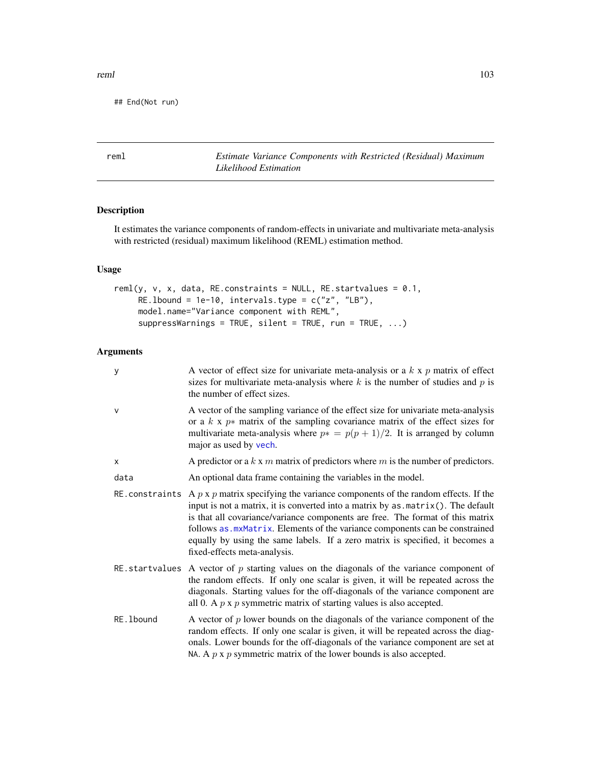```
## End(Not run)
```

## reml — *Estimate Variance Components with Restricted (Residual) Maximum Likelihood Estimation*

### Description

It estimates the variance components of random-effects in univariate and multivariate meta-analysis with restricted (residual) maximum likelihood (REML) estimation method.

### Usage

```
reml(y, v, x, data, RE.constraints = NULL, RE.startvalues = 0.1,
     RE.lbound = 1e-10, intervals.type = c("z", "LB"),
     model.name="Variance component with REML",
     suppressWarnings = TRUE, silent = TRUE, run = TRUE, ...)
```

### Arguments

| | |
|---|---|
| `y` | A vector of effect size for univariate meta-analysis or a $k$ x $p$ matrix of effect sizes for multivariate meta-analysis where $k$ is the number of studies and $p$ is the number of effect sizes. |
| `v` | A vector of the sampling variance of the effect size for univariate meta-analysis or a $k$ x $p*$ matrix of the sampling covariance matrix of the effect sizes for multivariate meta-analysis where $p* = p(p+1)/2$. It is arranged by column major as used by `vech`. |
| `x` | A predictor or a $k$ x $m$ matrix of predictors where $m$ is the number of predictors. |
| `data` | An optional data frame containing the variables in the model. |
| `RE.constraints` | A $p$ x $p$ matrix specifying the variance components of the random effects. If the input is not a matrix, it is converted into a matrix by `as.matrix()`. The default is that all covariance/variance components are free. The format of this matrix follows `as.mxMatrix`. Elements of the variance components can be constrained equally by using the same labels. If a zero matrix is specified, it becomes a fixed-effects meta-analysis. |
| `RE.startvalues` | A vector of $p$ starting values on the diagonals of the variance component of the random effects. If only one scalar is given, it will be repeated across the diagonals. Starting values for the off-diagonals of the variance component are all 0. A $p$ x $p$ symmetric matrix of starting values is also accepted. |
| `RE.lbound` | A vector of $p$ lower bounds on the diagonals of the variance component of the random effects. If only one scalar is given, it will be repeated across the diagonals. Lower bounds for the off-diagonals of the variance component are set at `NA`. A $p$ x $p$ symmetric matrix of the lower bounds is also accepted. |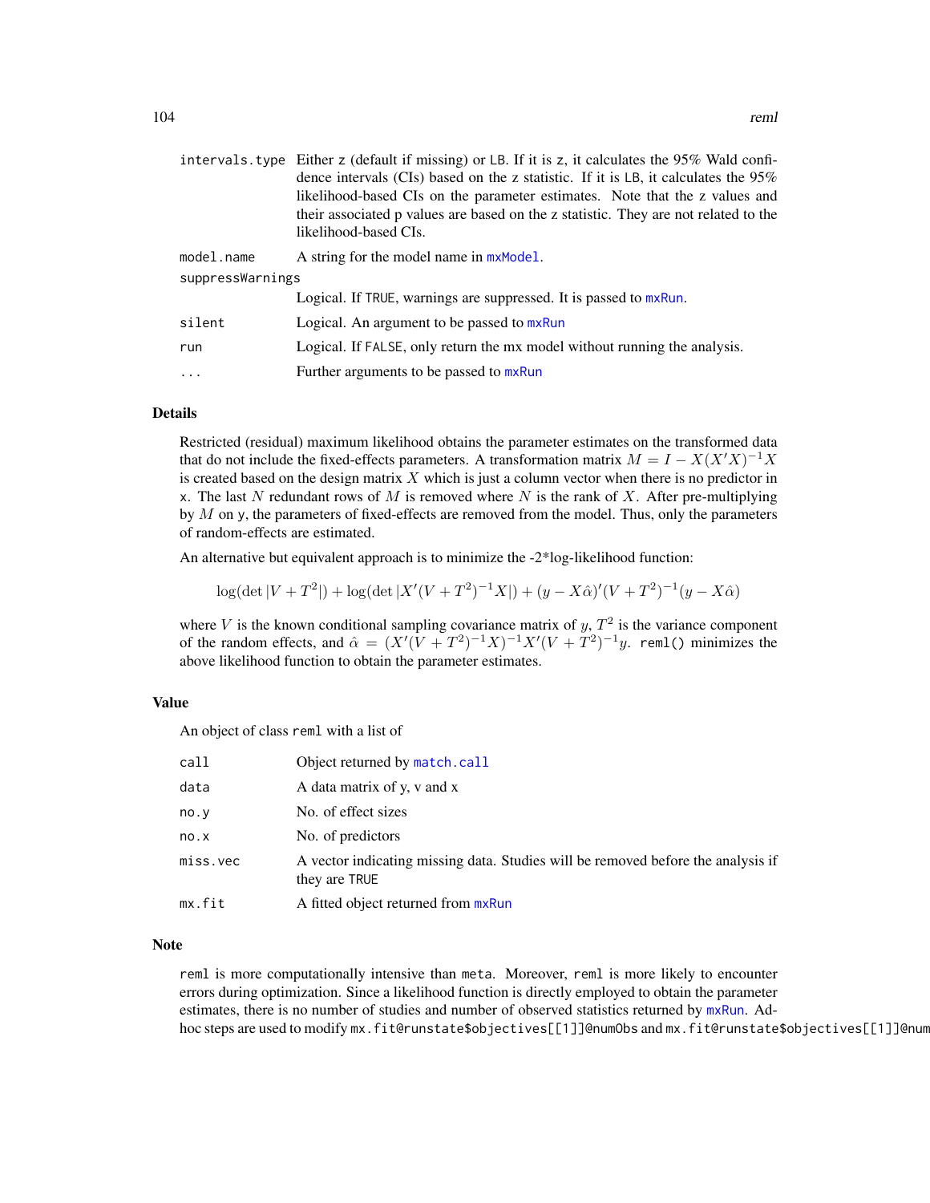| | |
|---|---|
| `intervals.type` | Either z (default if missing) or LB. If it is z, it calculates the 95% Wald confidence intervals (CIs) based on the z statistic. If it is LB, it calculates the 95% likelihood-based CIs on the parameter estimates. Note that the z values and their associated p values are based on the z statistic. They are not related to the likelihood-based CIs. |
| `model.name` | A string for the model name in `mxModel`. |
| `suppressWarnings` | Logical. If TRUE, warnings are suppressed. It is passed to `mxRun`. |
| `silent` | Logical. An argument to be passed to `mxRun` |
| `run` | Logical. If FALSE, only return the mx model without running the analysis. |
| `...` | Further arguments to be passed to `mxRun` |

## Details

Restricted (residual) maximum likelihood obtains the parameter estimates on the transformed data that do not include the fixed-effects parameters. A transformation matrix $M = I - X(X'X)^{-1}X$ is created based on the design matrix $X$ which is just a column vector when there is no predictor in x. The last $N$ redundant rows of $M$ is removed where $N$ is the rank of $X$. After pre-multiplying by $M$ on y, the parameters of fixed-effects are removed from the model. Thus, only the parameters of random-effects are estimated.

An alternative but equivalent approach is to minimize the -2*log-likelihood function:

$$\log(\det|V + T^2|) + \log(\det|X'(V + T^2)^{-1}X|) + (y - X\hat{\alpha})'(V + T^2)^{-1}(y - X\hat{\alpha})$$

where $V$ is the known conditional sampling covariance matrix of $y$, $T^2$ is the variance component of the random effects, and $\hat{\alpha} = (X'(V + T^2)^{-1}X)^{-1}X'(V + T^2)^{-1}y$. `reml()` minimizes the above likelihood function to obtain the parameter estimates.

## Value

An object of class `reml` with a list of

| | |
|---|---|
| `call` | Object returned by `match.call` |
| `data` | A data matrix of y, v and x |
| `no.y` | No. of effect sizes |
| `no.x` | No. of predictors |
| `miss.vec` | A vector indicating missing data. Studies will be removed before the analysis if they are TRUE |
| `mx.fit` | A fitted object returned from `mxRun` |

## Note

`reml` is more computationally intensive than `meta`. Moreover, `reml` is more likely to encounter errors during optimization. Since a likelihood function is directly employed to obtain the parameter estimates, there is no number of studies and number of observed statistics returned by `mxRun`. Ad-hoc steps are used to modify `mx.fit@runstate$objectives[[1]]@numObs` and `mx.fit@runstate$objectives[[1]]@num`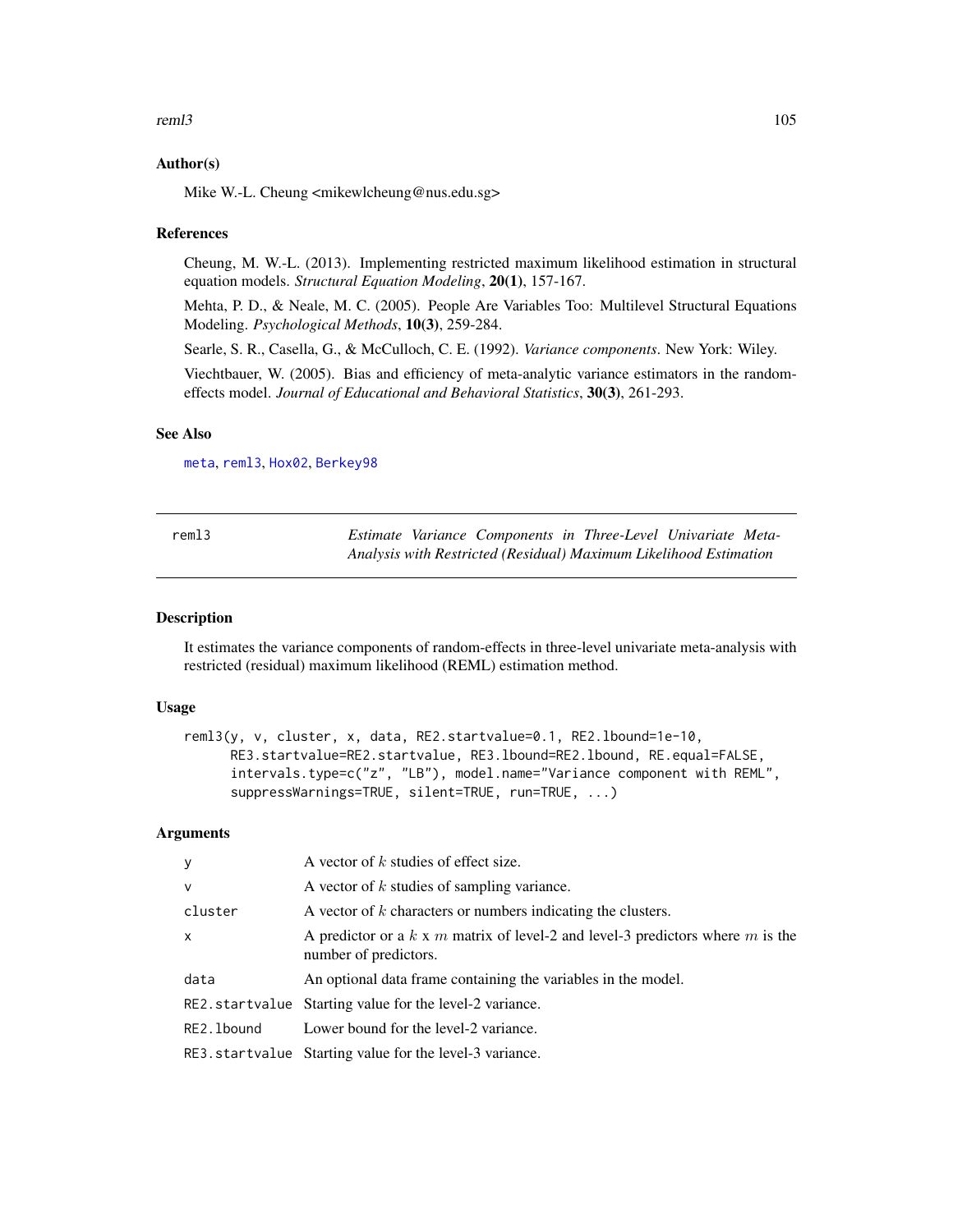## Author(s)

Mike W.-L. Cheung <mikewlcheung@nus.edu.sg>

## References

Cheung, M. W.-L. (2013). Implementing restricted maximum likelihood estimation in structural equation models. *Structural Equation Modeling*, **20(1)**, 157-167.

Mehta, P. D., & Neale, M. C. (2005). People Are Variables Too: Multilevel Structural Equations Modeling. *Psychological Methods*, **10(3)**, 259-284.

Searle, S. R., Casella, G., & McCulloch, C. E. (1992). *Variance components*. New York: Wiley.

Viechtbauer, W. (2005). Bias and efficiency of meta-analytic variance estimators in the random-effects model. *Journal of Educational and Behavioral Statistics*, **30(3)**, 261-293.

## See Also

`meta`, `reml3`, `Hox02`, `Berkey98`

---

# reml3 — *Estimate Variance Components in Three-Level Univariate Meta-Analysis with Restricted (Residual) Maximum Likelihood Estimation*

## Description

It estimates the variance components of random-effects in three-level univariate meta-analysis with restricted (residual) maximum likelihood (REML) estimation method.

## Usage

```
reml3(y, v, cluster, x, data, RE2.startvalue=0.1, RE2.lbound=1e-10,
      RE3.startvalue=RE2.startvalue, RE3.lbound=RE2.lbound, RE.equal=FALSE,
      intervals.type=c("z", "LB"), model.name="Variance component with REML",
      suppressWarnings=TRUE, silent=TRUE, run=TRUE, ...)
```

## Arguments

| | |
|---|---|
| `y` | A vector of $k$ studies of effect size. |
| `v` | A vector of $k$ studies of sampling variance. |
| `cluster` | A vector of $k$ characters or numbers indicating the clusters. |
| `x` | A predictor or a $k$ x $m$ matrix of level-2 and level-3 predictors where $m$ is the number of predictors. |
| `data` | An optional data frame containing the variables in the model. |
| `RE2.startvalue` | Starting value for the level-2 variance. |
| `RE2.lbound` | Lower bound for the level-2 variance. |
| `RE3.startvalue` | Starting value for the level-3 variance. |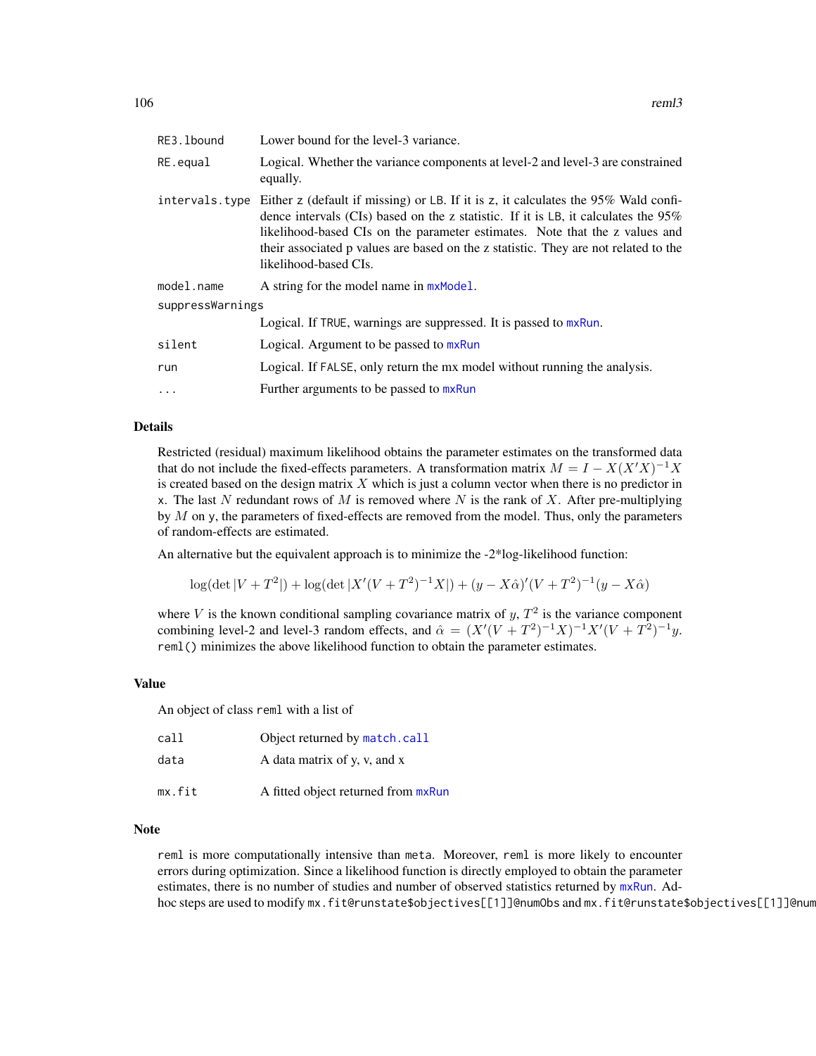| | |
|---|---|
| RE3.lbound | Lower bound for the level-3 variance. |
| RE.equal | Logical. Whether the variance components at level-2 and level-3 are constrained equally. |
| intervals.type | Either z (default if missing) or LB. If it is z, it calculates the 95% Wald confidence intervals (CIs) based on the z statistic. If it is LB, it calculates the 95% likelihood-based CIs on the parameter estimates. Note that the z values and their associated p values are based on the z statistic. They are not related to the likelihood-based CIs. |
| model.name | A string for the model name in mxModel. |
| suppressWarnings | Logical. If TRUE, warnings are suppressed. It is passed to mxRun. |
| silent | Logical. Argument to be passed to mxRun |
| run | Logical. If FALSE, only return the mx model without running the analysis. |
| ... | Further arguments to be passed to mxRun |

## Details

Restricted (residual) maximum likelihood obtains the parameter estimates on the transformed data that do not include the fixed-effects parameters. A transformation matrix $M = I - X(X'X)^{-1}X$ is created based on the design matrix $X$ which is just a column vector when there is no predictor in x. The last $N$ redundant rows of $M$ is removed where $N$ is the rank of $X$. After pre-multiplying by $M$ on y, the parameters of fixed-effects are removed from the model. Thus, only the parameters of random-effects are estimated.

An alternative but the equivalent approach is to minimize the -2*log-likelihood function:

$$\log(\det|V + T^2|) + \log(\det|X'(V + T^2)^{-1}X|) + (y - X\hat{\alpha})'(V + T^2)^{-1}(y - X\hat{\alpha})$$

where $V$ is the known conditional sampling covariance matrix of $y$, $T^2$ is the variance component combining level-2 and level-3 random effects, and $\hat{\alpha} = (X'(V + T^2)^{-1}X)^{-1}X'(V + T^2)^{-1}y$. `reml()` minimizes the above likelihood function to obtain the parameter estimates.

## Value

An object of class `reml` with a list of

| | |
|---|---|
| call | Object returned by match.call |
| data | A data matrix of y, v, and x |
| mx.fit | A fitted object returned from mxRun |

## Note

`reml` is more computationally intensive than `meta`. Moreover, `reml` is more likely to encounter errors during optimization. Since a likelihood function is directly employed to obtain the parameter estimates, there is no number of studies and number of observed statistics returned by mxRun. Ad-hoc steps are used to modify `mx.fit@runstate$objectives[[1]]@numObs` and `mx.fit@runstate$objectives[[1]]@num`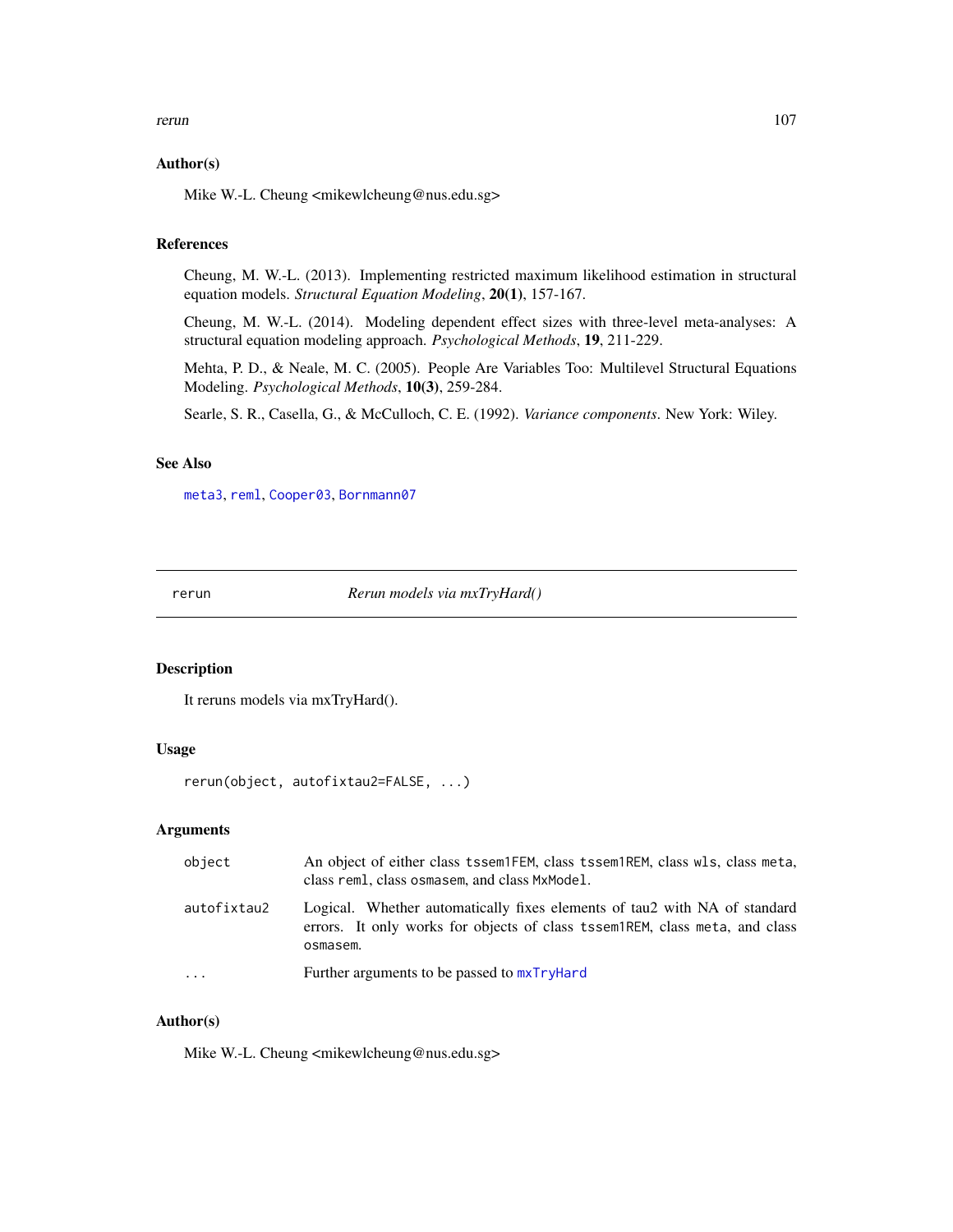### Author(s)

Mike W.-L. Cheung <mikewlcheung@nus.edu.sg>

### References

Cheung, M. W.-L. (2013). Implementing restricted maximum likelihood estimation in structural equation models. *Structural Equation Modeling*, **20(1)**, 157-167.

Cheung, M. W.-L. (2014). Modeling dependent effect sizes with three-level meta-analyses: A structural equation modeling approach. *Psychological Methods*, **19**, 211-229.

Mehta, P. D., & Neale, M. C. (2005). People Are Variables Too: Multilevel Structural Equations Modeling. *Psychological Methods*, **10(3)**, 259-284.

Searle, S. R., Casella, G., & McCulloch, C. E. (1992). *Variance components*. New York: Wiley.

### See Also

`meta3`, `reml`, `Cooper03`, `Bornmann07`

---

## rerun — *Rerun models via mxTryHard()*

### Description

It reruns models via mxTryHard().

### Usage

```
rerun(object, autofixtau2=FALSE, ...)
```

### Arguments

| | |
|---|---|
| `object` | An object of either class `tssem1FEM`, class `tssem1REM`, class `wls`, class `meta`, class `reml`, class `osmasem`, and class `MxModel`. |
| `autofixtau2` | Logical. Whether automatically fixes elements of tau2 with NA of standard errors. It only works for objects of class `tssem1REM`, class `meta`, and class `osmasem`. |
| `...` | Further arguments to be passed to `mxTryHard` |

### Author(s)

Mike W.-L. Cheung <mikewlcheung@nus.edu.sg>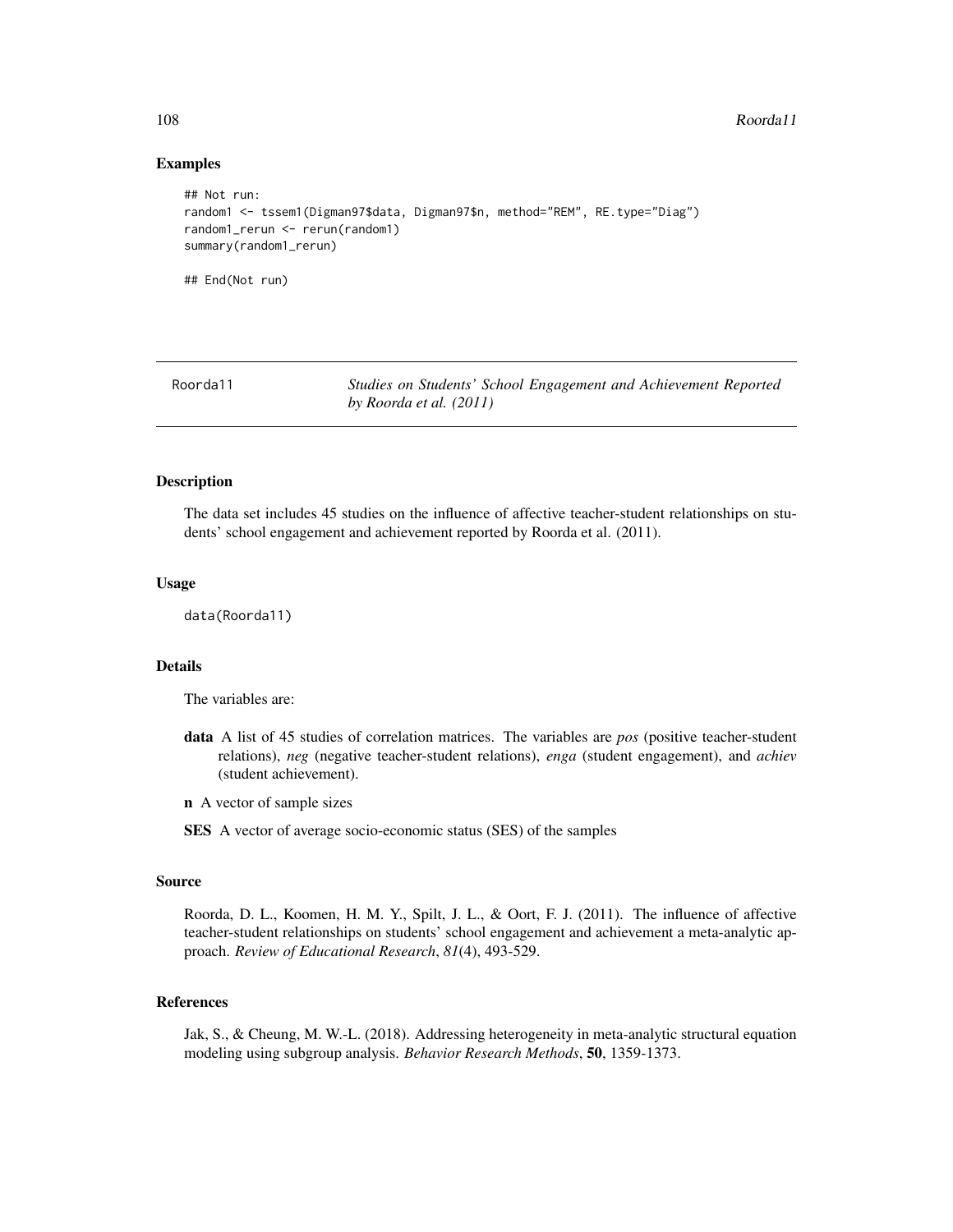## Examples

```
## Not run:
random1 <- tssem1(Digman97$data, Digman97$n, method="REM", RE.type="Diag")
random1_rerun <- rerun(random1)
summary(random1_rerun)

## End(Not run)
```

---

# Roorda11 — *Studies on Students' School Engagement and Achievement Reported by Roorda et al. (2011)*

---

## Description

The data set includes 45 studies on the influence of affective teacher-student relationships on students' school engagement and achievement reported by Roorda et al. (2011).

## Usage

```
data(Roorda11)
```

## Details

The variables are:

**data** A list of 45 studies of correlation matrices. The variables are *pos* (positive teacher-student relations), *neg* (negative teacher-student relations), *enga* (student engagement), and *achiev* (student achievement).

**n** A vector of sample sizes

**SES** A vector of average socio-economic status (SES) of the samples

## Source

Roorda, D. L., Koomen, H. M. Y., Spilt, J. L., & Oort, F. J. (2011). The influence of affective teacher-student relationships on students' school engagement and achievement a meta-analytic approach. *Review of Educational Research*, *81*(4), 493-529.

## References

Jak, S., & Cheung, M. W.-L. (2018). Addressing heterogeneity in meta-analytic structural equation modeling using subgroup analysis. *Behavior Research Methods*, **50**, 1359-1373.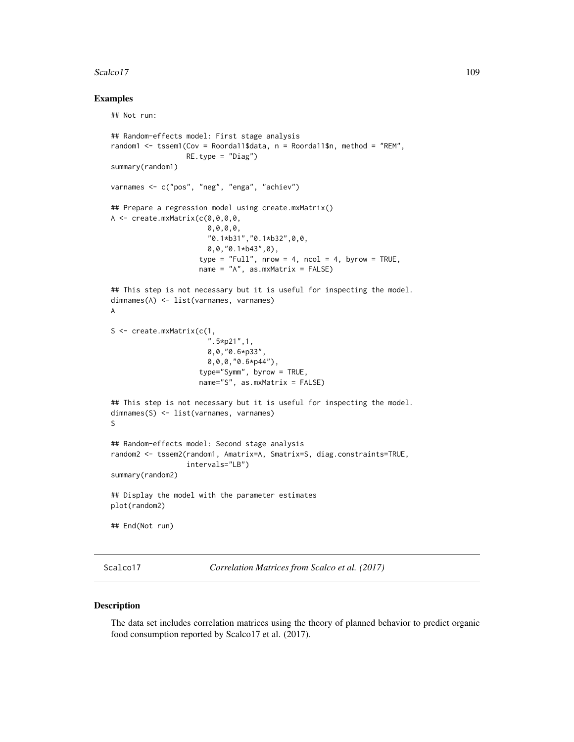### Examples

```
## Not run:

## Random-effects model: First stage analysis
random1 <- tssem1(Cov = Roorda11$data, n = Roorda11$n, method = "REM",
                  RE.type = "Diag")
summary(random1)

varnames <- c("pos", "neg", "enga", "achiev")

## Prepare a regression model using create.mxMatrix()
A <- create.mxMatrix(c(0,0,0,0,
                       0,0,0,0,
                       "0.1*b31","0.1*b32",0,0,
                       0,0,"0.1*b43",0),
                     type = "Full", nrow = 4, ncol = 4, byrow = TRUE,
                     name = "A", as.mxMatrix = FALSE)

## This step is not necessary but it is useful for inspecting the model.
dimnames(A) <- list(varnames, varnames)
A

S <- create.mxMatrix(c(1,
                       ".5*p21",1,
                       0,0,"0.6*p33",
                       0,0,0,"0.6*p44"),
                     type="Symm", byrow = TRUE,
                     name="S", as.mxMatrix = FALSE)

## This step is not necessary but it is useful for inspecting the model.
dimnames(S) <- list(varnames, varnames)
S

## Random-effects model: Second stage analysis
random2 <- tssem2(random1, Amatrix=A, Smatrix=S, diag.constraints=TRUE,
                  intervals="LB")
summary(random2)

## Display the model with the parameter estimates
plot(random2)

## End(Not run)
```

---

Scalco17 *Correlation Matrices from Scalco et al. (2017)*

---

### Description

The data set includes correlation matrices using the theory of planned behavior to predict organic food consumption reported by Scalco17 et al. (2017).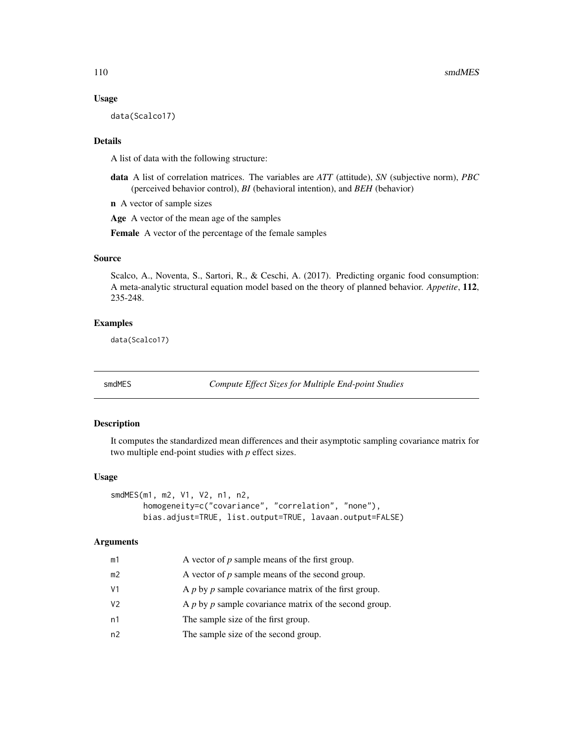### Usage

```
data(Scalco17)
```

### Details

A list of data with the following structure:

**data** A list of correlation matrices. The variables are *ATT* (attitude), *SN* (subjective norm), *PBC* (perceived behavior control), *BI* (behavioral intention), and *BEH* (behavior)

**n** A vector of sample sizes

**Age** A vector of the mean age of the samples

**Female** A vector of the percentage of the female samples

### Source

Scalco, A., Noventa, S., Sartori, R., & Ceschi, A. (2017). Predicting organic food consumption: A meta-analytic structural equation model based on the theory of planned behavior. *Appetite*, **112**, 235-248.

### Examples

```
data(Scalco17)
```

---

## smdMES — *Compute Effect Sizes for Multiple End-point Studies*

### Description

It computes the standardized mean differences and their asymptotic sampling covariance matrix for two multiple end-point studies with *p* effect sizes.

### Usage

```
smdMES(m1, m2, V1, V2, n1, n2,
       homogeneity=c("covariance", "correlation", "none"),
       bias.adjust=TRUE, list.output=TRUE, lavaan.output=FALSE)
```

### Arguments

| | |
|---|---|
| m1 | A vector of *p* sample means of the first group. |
| m2 | A vector of *p* sample means of the second group. |
| V1 | A *p* by *p* sample covariance matrix of the first group. |
| V2 | A *p* by *p* sample covariance matrix of the second group. |
| n1 | The sample size of the first group. |
| n2 | The sample size of the second group. |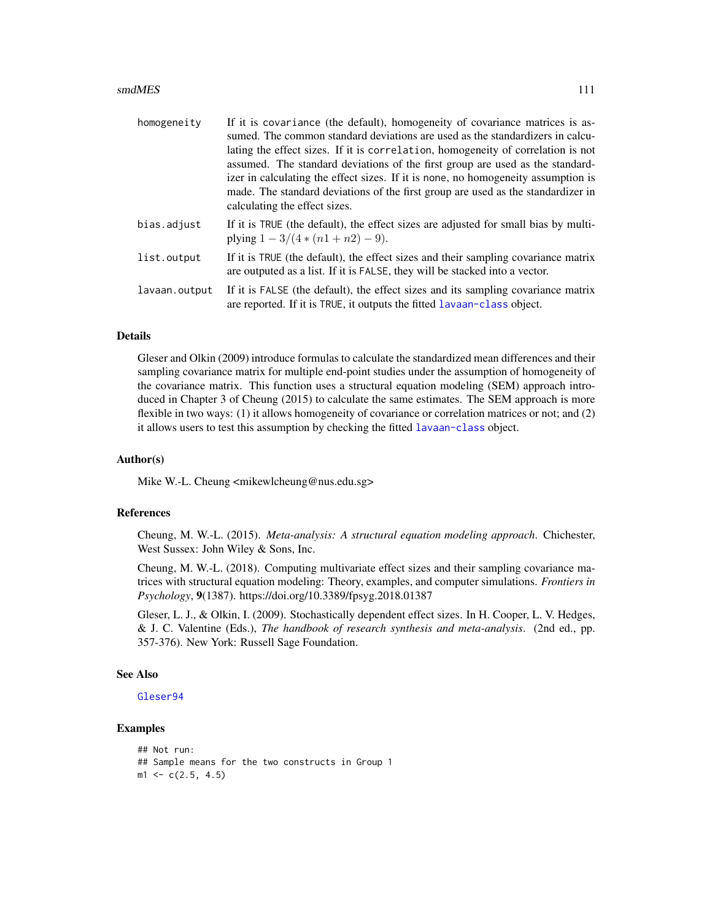| | |
|---|---|
| homogeneity | If it is covariance (the default), homogeneity of covariance matrices is assumed. The common standard deviations are used as the standardizers in calculating the effect sizes. If it is correlation, homogeneity of correlation is not assumed. The standard deviations of the first group are used as the standardizer in calculating the effect sizes. If it is none, no homogeneity assumption is made. The standard deviations of the first group are used as the standardizer in calculating the effect sizes. |
| bias.adjust | If it is TRUE (the default), the effect sizes are adjusted for small bias by multiplying $1 - 3/(4*(n1+n2)-9)$. |
| list.output | If it is TRUE (the default), the effect sizes and their sampling covariance matrix are outputed as a list. If it is FALSE, they will be stacked into a vector. |
| lavaan.output | If it is FALSE (the default), the effect sizes and its sampling covariance matrix are reported. If it is TRUE, it outputs the fitted lavaan-class object. |

## Details

Gleser and Olkin (2009) introduce formulas to calculate the standardized mean differences and their sampling covariance matrix for multiple end-point studies under the assumption of homogeneity of the covariance matrix. This function uses a structural equation modeling (SEM) approach introduced in Chapter 3 of Cheung (2015) to calculate the same estimates. The SEM approach is more flexible in two ways: (1) it allows homogeneity of covariance or correlation matrices or not; and (2) it allows users to test this assumption by checking the fitted lavaan-class object.

## Author(s)

Mike W.-L. Cheung <mikewlcheung@nus.edu.sg>

## References

Cheung, M. W.-L. (2015). *Meta-analysis: A structural equation modeling approach*. Chichester, West Sussex: John Wiley & Sons, Inc.

Cheung, M. W.-L. (2018). Computing multivariate effect sizes and their sampling covariance matrices with structural equation modeling: Theory, examples, and computer simulations. *Frontiers in Psychology*, **9**(1387). https://doi.org/10.3389/fpsyg.2018.01387

Gleser, L. J., & Olkin, I. (2009). Stochastically dependent effect sizes. In H. Cooper, L. V. Hedges, & J. C. Valentine (Eds.), *The handbook of research synthesis and meta-analysis*. (2nd ed., pp. 357-376). New York: Russell Sage Foundation.

## See Also

Gleser94

## Examples

```
## Not run:
## Sample means for the two constructs in Group 1
m1 <- c(2.5, 4.5)
```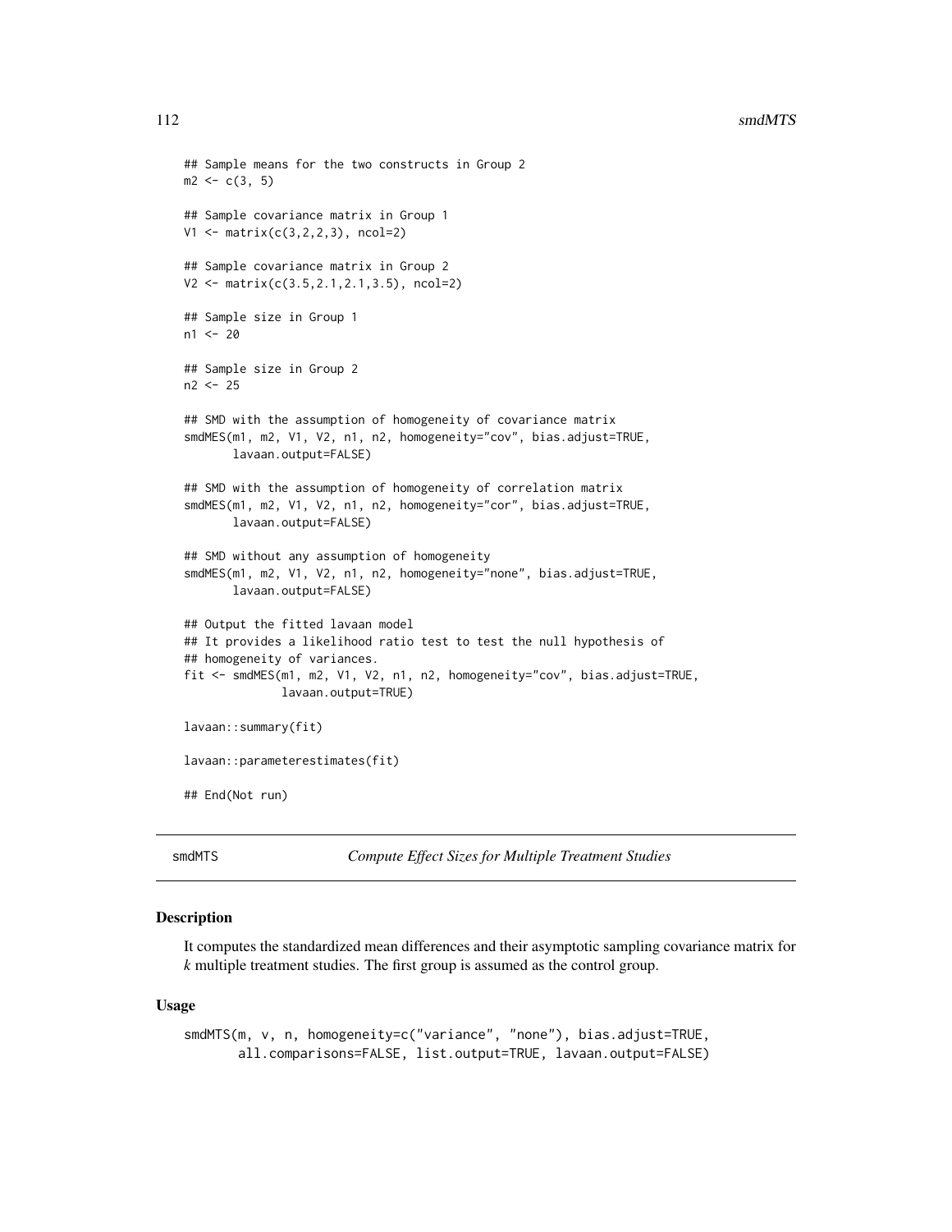```
## Sample means for the two constructs in Group 2
m2 <- c(3, 5)

## Sample covariance matrix in Group 1
V1 <- matrix(c(3,2,2,3), ncol=2)

## Sample covariance matrix in Group 2
V2 <- matrix(c(3.5,2.1,2.1,3.5), ncol=2)

## Sample size in Group 1
n1 <- 20

## Sample size in Group 2
n2 <- 25

## SMD with the assumption of homogeneity of covariance matrix
smdMES(m1, m2, V1, V2, n1, n2, homogeneity="cov", bias.adjust=TRUE,
       lavaan.output=FALSE)

## SMD with the assumption of homogeneity of correlation matrix
smdMES(m1, m2, V1, V2, n1, n2, homogeneity="cor", bias.adjust=TRUE,
       lavaan.output=FALSE)

## SMD without any assumption of homogeneity
smdMES(m1, m2, V1, V2, n1, n2, homogeneity="none", bias.adjust=TRUE,
       lavaan.output=FALSE)

## Output the fitted lavaan model
## It provides a likelihood ratio test to test the null hypothesis of
## homogeneity of variances.
fit <- smdMES(m1, m2, V1, V2, n1, n2, homogeneity="cov", bias.adjust=TRUE,
              lavaan.output=TRUE)

lavaan::summary(fit)

lavaan::parameterestimates(fit)

## End(Not run)
```

# smdMTS — *Compute Effect Sizes for Multiple Treatment Studies*

## Description

It computes the standardized mean differences and their asymptotic sampling covariance matrix for *k* multiple treatment studies. The first group is assumed as the control group.

## Usage

```
smdMTS(m, v, n, homogeneity=c("variance", "none"), bias.adjust=TRUE,
       all.comparisons=FALSE, list.output=TRUE, lavaan.output=FALSE)
```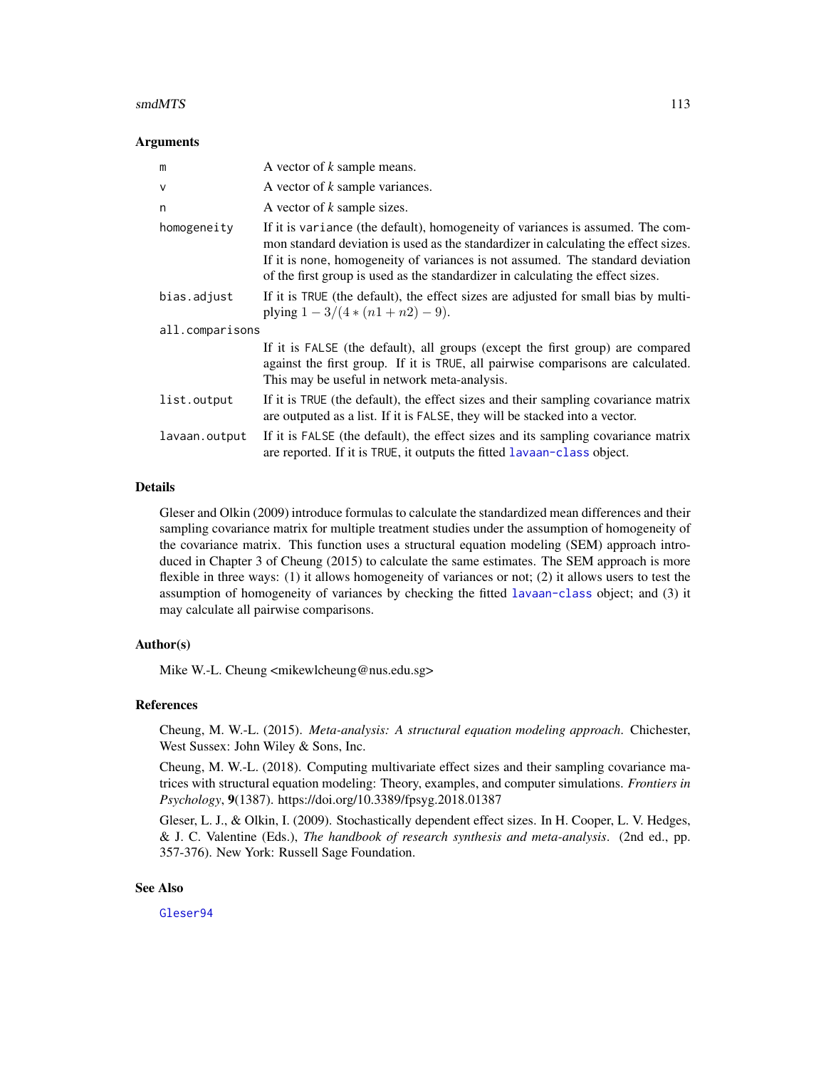## Arguments

| | |
|---|---|
| m | A vector of *k* sample means. |
| v | A vector of *k* sample variances. |
| n | A vector of *k* sample sizes. |
| homogeneity | If it is variance (the default), homogeneity of variances is assumed. The common standard deviation is used as the standardizer in calculating the effect sizes. If it is none, homogeneity of variances is not assumed. The standard deviation of the first group is used as the standardizer in calculating the effect sizes. |
| bias.adjust | If it is TRUE (the default), the effect sizes are adjusted for small bias by multiplying $1 - 3/(4 * (n1 + n2) - 9)$. |
| all.comparisons | If it is FALSE (the default), all groups (except the first group) are compared against the first group. If it is TRUE, all pairwise comparisons are calculated. This may be useful in network meta-analysis. |
| list.output | If it is TRUE (the default), the effect sizes and their sampling covariance matrix are outputed as a list. If it is FALSE, they will be stacked into a vector. |
| lavaan.output | If it is FALSE (the default), the effect sizes and its sampling covariance matrix are reported. If it is TRUE, it outputs the fitted lavaan-class object. |

## Details

Gleser and Olkin (2009) introduce formulas to calculate the standardized mean differences and their sampling covariance matrix for multiple treatment studies under the assumption of homogeneity of the covariance matrix. This function uses a structural equation modeling (SEM) approach introduced in Chapter 3 of Cheung (2015) to calculate the same estimates. The SEM approach is more flexible in three ways: (1) it allows homogeneity of variances or not; (2) it allows users to test the assumption of homogeneity of variances by checking the fitted lavaan-class object; and (3) it may calculate all pairwise comparisons.

## Author(s)

Mike W.-L. Cheung <mikewlcheung@nus.edu.sg>

## References

Cheung, M. W.-L. (2015). *Meta-analysis: A structural equation modeling approach*. Chichester, West Sussex: John Wiley & Sons, Inc.

Cheung, M. W.-L. (2018). Computing multivariate effect sizes and their sampling covariance matrices with structural equation modeling: Theory, examples, and computer simulations. *Frontiers in Psychology*, **9**(1387). https://doi.org/10.3389/fpsyg.2018.01387

Gleser, L. J., & Olkin, I. (2009). Stochastically dependent effect sizes. In H. Cooper, L. V. Hedges, & J. C. Valentine (Eds.), *The handbook of research synthesis and meta-analysis*. (2nd ed., pp. 357-376). New York: Russell Sage Foundation.

## See Also

Gleser94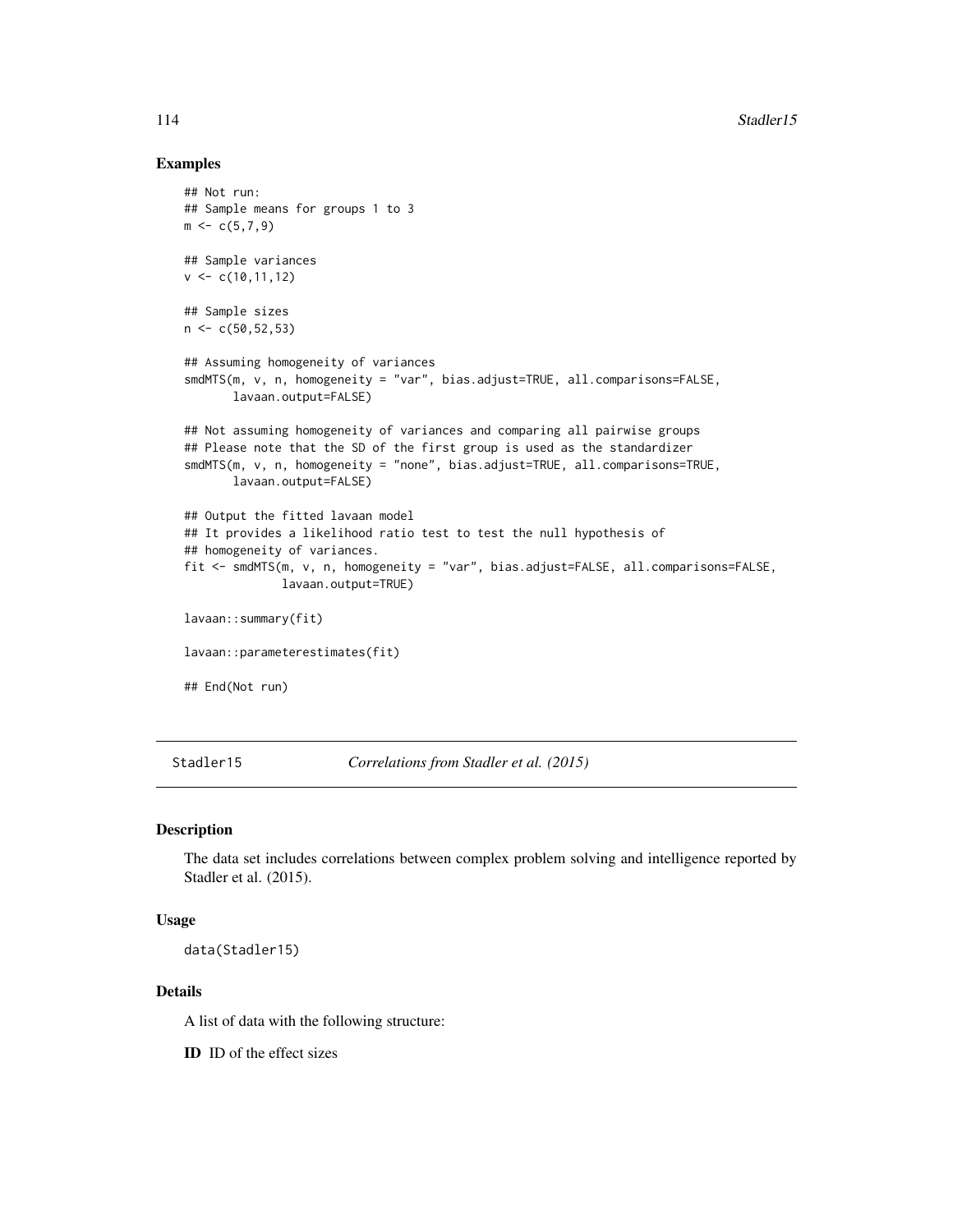## Examples

```
## Not run:
## Sample means for groups 1 to 3
m <- c(5,7,9)

## Sample variances
v <- c(10,11,12)

## Sample sizes
n <- c(50,52,53)

## Assuming homogeneity of variances
smdMTS(m, v, n, homogeneity = "var", bias.adjust=TRUE, all.comparisons=FALSE,
       lavaan.output=FALSE)

## Not assuming homogeneity of variances and comparing all pairwise groups
## Please note that the SD of the first group is used as the standardizer
smdMTS(m, v, n, homogeneity = "none", bias.adjust=TRUE, all.comparisons=TRUE,
       lavaan.output=FALSE)

## Output the fitted lavaan model
## It provides a likelihood ratio test to test the null hypothesis of
## homogeneity of variances.
fit <- smdMTS(m, v, n, homogeneity = "var", bias.adjust=FALSE, all.comparisons=FALSE,
              lavaan.output=TRUE)

lavaan::summary(fit)

lavaan::parameterestimates(fit)

## End(Not run)
```

---

# Stadler15 — *Correlations from Stadler et al. (2015)*

## Description

The data set includes correlations between complex problem solving and intelligence reported by Stadler et al. (2015).

## Usage

```
data(Stadler15)
```

## Details

A list of data with the following structure:

**ID** ID of the effect sizes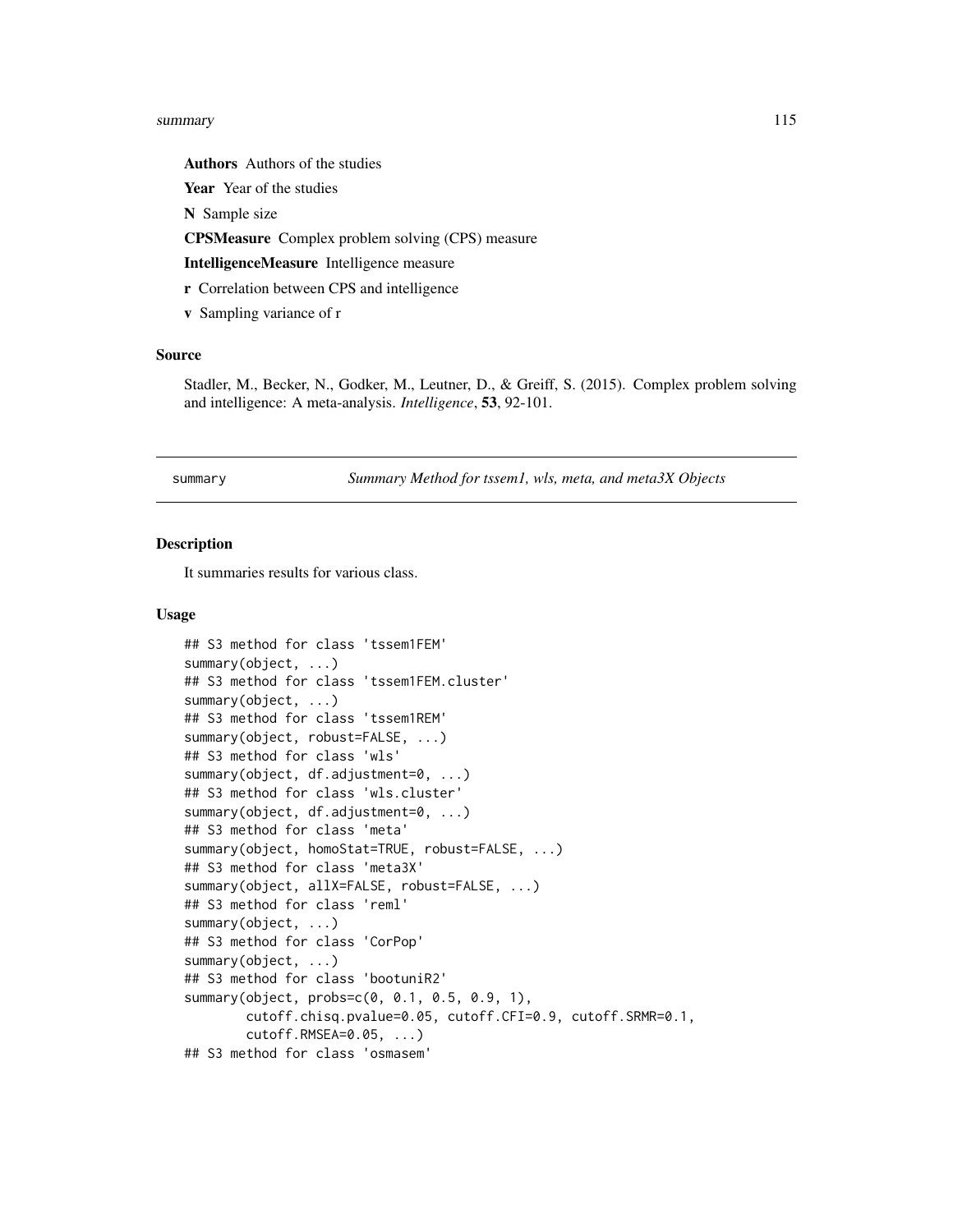**Authors** Authors of the studies

**Year** Year of the studies

**N** Sample size

**CPSMeasure** Complex problem solving (CPS) measure

**IntelligenceMeasure** Intelligence measure

**r** Correlation between CPS and intelligence

**v** Sampling variance of r

### Source

Stadler, M., Becker, N., Godker, M., Leutner, D., & Greiff, S. (2015). Complex problem solving and intelligence: A meta-analysis. *Intelligence*, **53**, 92-101.

---

## summary — *Summary Method for tssem1, wls, meta, and meta3X Objects*

---

### Description

It summaries results for various class.

### Usage

```
## S3 method for class 'tssem1FEM'
summary(object, ...)
## S3 method for class 'tssem1FEM.cluster'
summary(object, ...)
## S3 method for class 'tssem1REM'
summary(object, robust=FALSE, ...)
## S3 method for class 'wls'
summary(object, df.adjustment=0, ...)
## S3 method for class 'wls.cluster'
summary(object, df.adjustment=0, ...)
## S3 method for class 'meta'
summary(object, homoStat=TRUE, robust=FALSE, ...)
## S3 method for class 'meta3X'
summary(object, allX=FALSE, robust=FALSE, ...)
## S3 method for class 'reml'
summary(object, ...)
## S3 method for class 'CorPop'
summary(object, ...)
## S3 method for class 'bootuniR2'
summary(object, probs=c(0, 0.1, 0.5, 0.9, 1),
        cutoff.chisq.pvalue=0.05, cutoff.CFI=0.9, cutoff.SRMR=0.1,
        cutoff.RMSEA=0.05, ...)
## S3 method for class 'osmasem'
```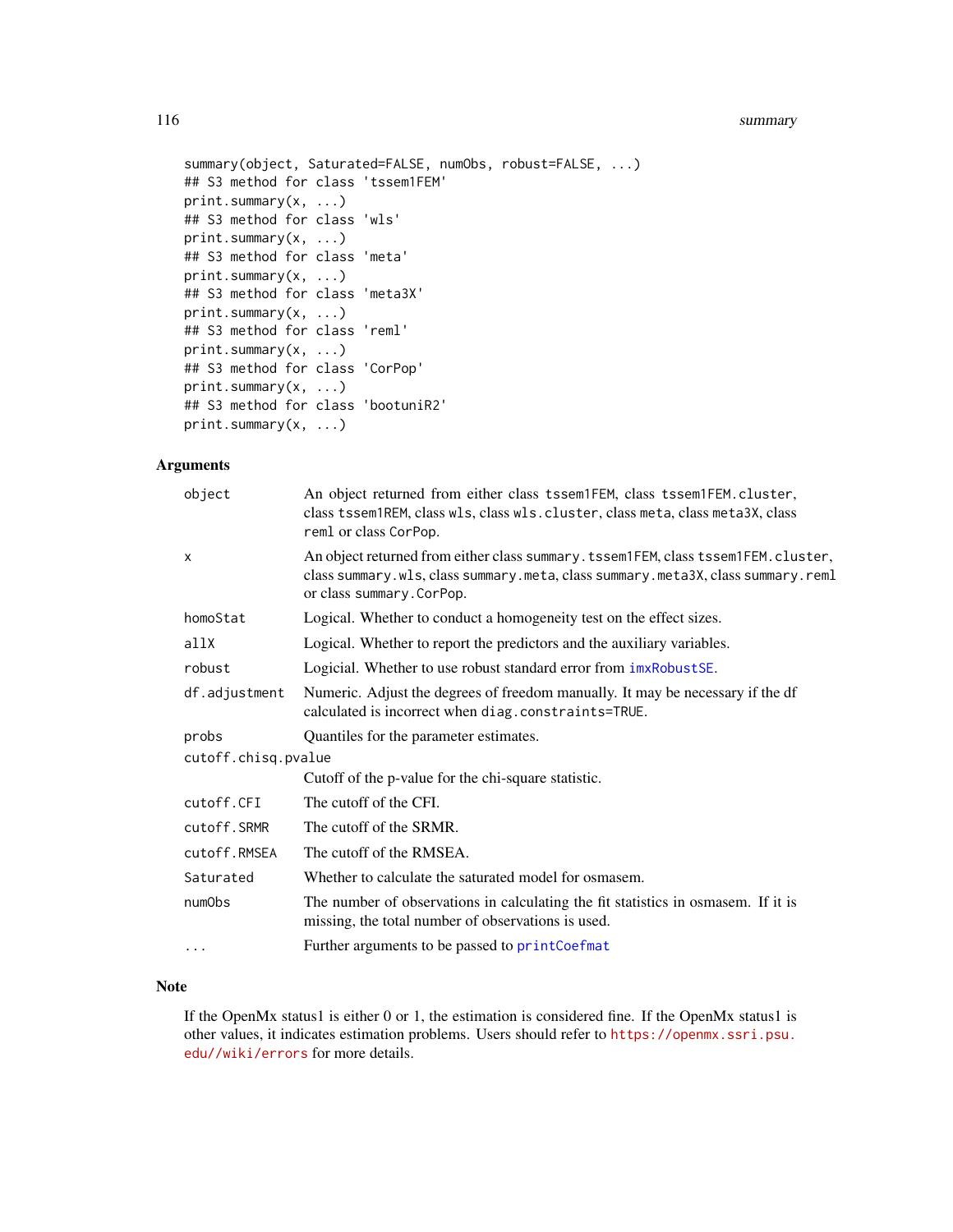```
summary(object, Saturated=FALSE, numObs, robust=FALSE, ...)
## S3 method for class 'tssem1FEM'
print.summary(x, ...)
## S3 method for class 'wls'
print.summary(x, ...)
## S3 method for class 'meta'
print.summary(x, ...)
## S3 method for class 'meta3X'
print.summary(x, ...)
## S3 method for class 'reml'
print.summary(x, ...)
## S3 method for class 'CorPop'
print.summary(x, ...)
## S3 method for class 'bootuniR2'
print.summary(x, ...)
```

## Arguments

| | |
|---|---|
| `object` | An object returned from either class `tssem1FEM`, class `tssem1FEM.cluster`, class `tssem1REM`, class `wls`, class `wls.cluster`, class `meta`, class `meta3X`, class `reml` or class `CorPop`. |
| `x` | An object returned from either class `summary.tssem1FEM`, class `tssem1FEM.cluster`, class `summary.wls`, class `summary.meta`, class `summary.meta3X`, class `summary.reml` or class `summary.CorPop`. |
| `homoStat` | Logical. Whether to conduct a homogeneity test on the effect sizes. |
| `allX` | Logical. Whether to report the predictors and the auxiliary variables. |
| `robust` | Logicial. Whether to use robust standard error from `imxRobustSE`. |
| `df.adjustment` | Numeric. Adjust the degrees of freedom manually. It may be necessary if the df calculated is incorrect when `diag.constraints=TRUE`. |
| `probs` | Quantiles for the parameter estimates. |
| `cutoff.chisq.pvalue` | Cutoff of the p-value for the chi-square statistic. |
| `cutoff.CFI` | The cutoff of the CFI. |
| `cutoff.SRMR` | The cutoff of the SRMR. |
| `cutoff.RMSEA` | The cutoff of the RMSEA. |
| `Saturated` | Whether to calculate the saturated model for osmasem. |
| `numObs` | The number of observations in calculating the fit statistics in osmasem. If it is missing, the total number of observations is used. |
| `...` | Further arguments to be passed to `printCoefmat` |

## Note

If the OpenMx status1 is either 0 or 1, the estimation is considered fine. If the OpenMx status1 is other values, it indicates estimation problems. Users should refer to https://openmx.ssri.psu.edu//wiki/errors for more details.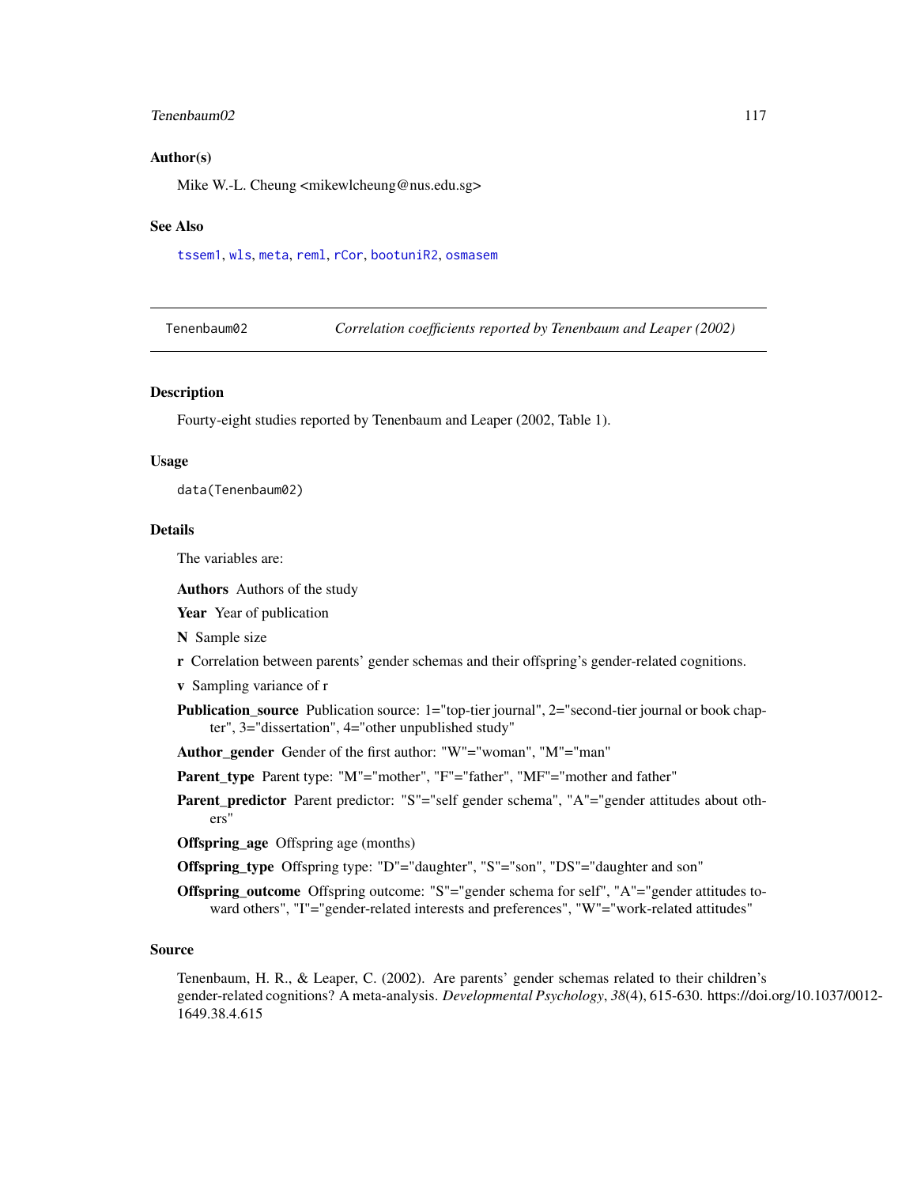### Author(s)

Mike W.-L. Cheung <mikewlcheung@nus.edu.sg>

### See Also

`tssem1`, `wls`, `meta`, `reml`, `rCor`, `bootuniR2`, `osmasem`

---

`Tenenbaum02` *Correlation coefficients reported by Tenenbaum and Leaper (2002)*

---

### Description

Fourty-eight studies reported by Tenenbaum and Leaper (2002, Table 1).

### Usage

```
data(Tenenbaum02)
```

### Details

The variables are:

**Authors** Authors of the study

**Year** Year of publication

**N** Sample size

**r** Correlation between parents' gender schemas and their offspring's gender-related cognitions.

**v** Sampling variance of r

**Publication_source** Publication source: 1="top-tier journal", 2="second-tier journal or book chapter", 3="dissertation", 4="other unpublished study"

**Author_gender** Gender of the first author: "W"="woman", "M"="man"

**Parent_type** Parent type: "M"="mother", "F"="father", "MF"="mother and father"

**Parent_predictor** Parent predictor: "S"="self gender schema", "A"="gender attitudes about others"

**Offspring_age** Offspring age (months)

**Offspring_type** Offspring type: "D"="daughter", "S"="son", "DS"="daughter and son"

**Offspring_outcome** Offspring outcome: "S"="gender schema for self", "A"="gender attitudes toward others", "I"="gender-related interests and preferences", "W"="work-related attitudes"

### Source

Tenenbaum, H. R., & Leaper, C. (2002). Are parents' gender schemas related to their children's gender-related cognitions? A meta-analysis. *Developmental Psychology*, *38*(4), 615-630. https://doi.org/10.1037/0012-1649.38.4.615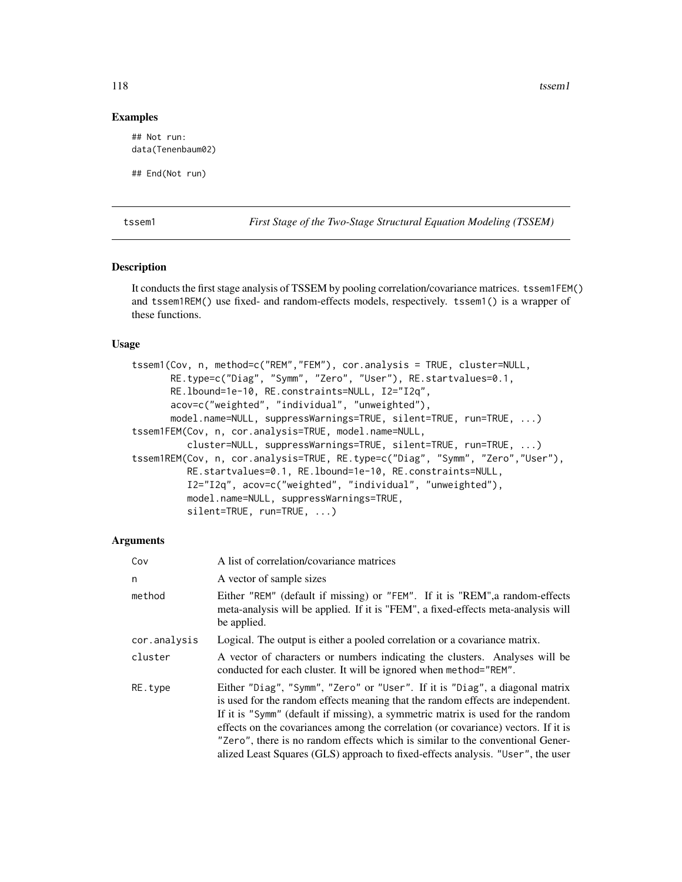## Examples

```
## Not run:
data(Tenenbaum02)

## End(Not run)
```

---

# tssem1 — *First Stage of the Two-Stage Structural Equation Modeling (TSSEM)*

---

## Description

It conducts the first stage analysis of TSSEM by pooling correlation/covariance matrices. `tssem1FEM()` and `tssem1REM()` use fixed- and random-effects models, respectively. `tssem1()` is a wrapper of these functions.

## Usage

```
tssem1(Cov, n, method=c("REM","FEM"), cor.analysis = TRUE, cluster=NULL,
       RE.type=c("Diag", "Symm", "Zero", "User"), RE.startvalues=0.1,
       RE.lbound=1e-10, RE.constraints=NULL, I2="I2q",
       acov=c("weighted", "individual", "unweighted"),
       model.name=NULL, suppressWarnings=TRUE, silent=TRUE, run=TRUE, ...)
tssem1FEM(Cov, n, cor.analysis=TRUE, model.name=NULL,
          cluster=NULL, suppressWarnings=TRUE, silent=TRUE, run=TRUE, ...)
tssem1REM(Cov, n, cor.analysis=TRUE, RE.type=c("Diag", "Symm", "Zero","User"),
          RE.startvalues=0.1, RE.lbound=1e-10, RE.constraints=NULL,
          I2="I2q", acov=c("weighted", "individual", "unweighted"),
          model.name=NULL, suppressWarnings=TRUE,
          silent=TRUE, run=TRUE, ...)
```

## Arguments

| | |
|---|---|
| `Cov` | A list of correlation/covariance matrices |
| `n` | A vector of sample sizes |
| `method` | Either `"REM"` (default if missing) or `"FEM"`. If it is "REM",a random-effects meta-analysis will be applied. If it is "FEM", a fixed-effects meta-analysis will be applied. |
| `cor.analysis` | Logical. The output is either a pooled correlation or a covariance matrix. |
| `cluster` | A vector of characters or numbers indicating the clusters. Analyses will be conducted for each cluster. It will be ignored when `method="REM"`. |
| `RE.type` | Either `"Diag"`, `"Symm"`, `"Zero"` or `"User"`. If it is `"Diag"`, a diagonal matrix is used for the random effects meaning that the random effects are independent. If it is `"Symm"` (default if missing), a symmetric matrix is used for the random effects on the covariances among the correlation (or covariance) vectors. If it is `"Zero"`, there is no random effects which is similar to the conventional Generalized Least Squares (GLS) approach to fixed-effects analysis. `"User"`, the user |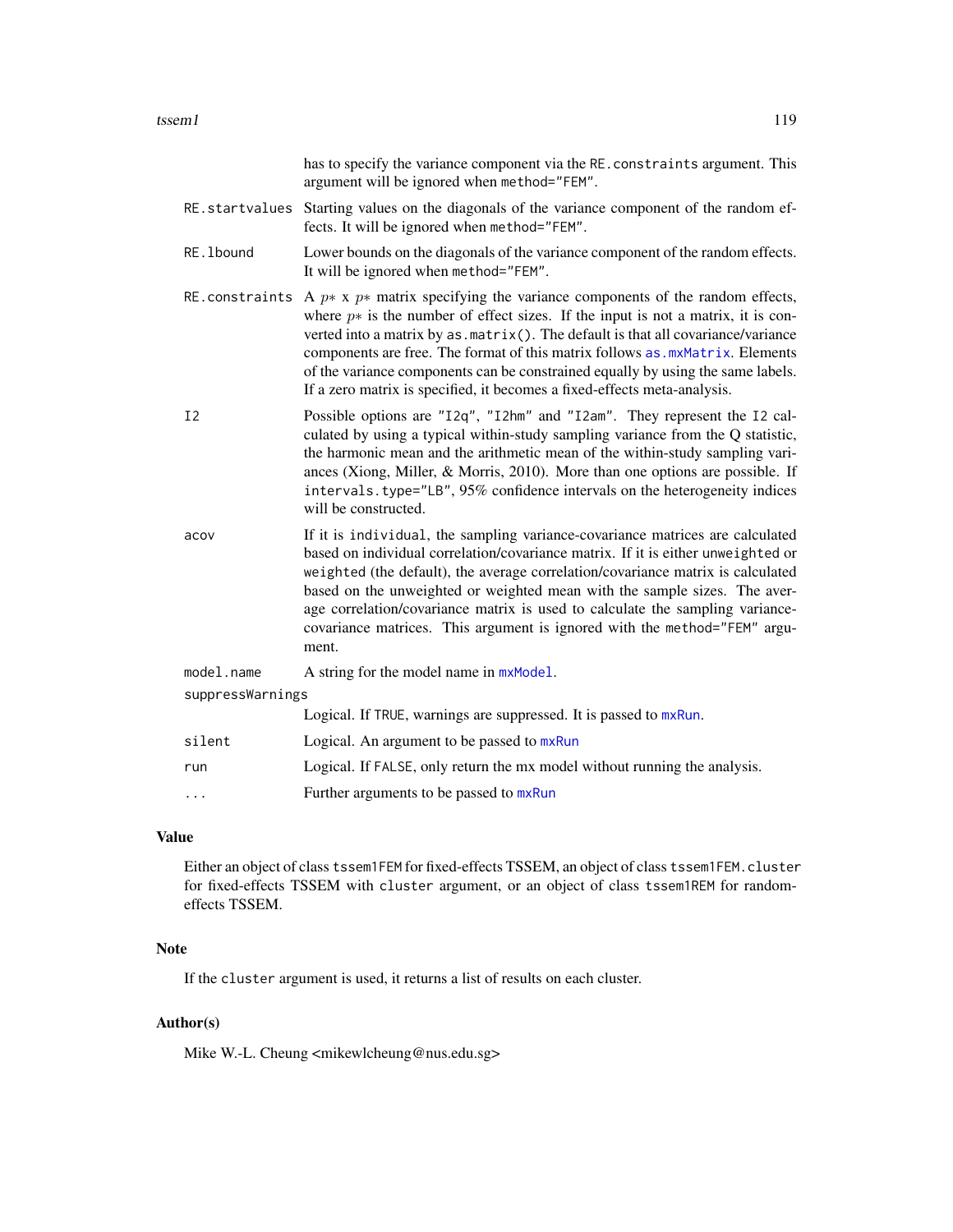has to specify the variance component via the `RE.constraints` argument. This argument will be ignored when `method="FEM"`.

| | |
|---|---|
| RE.startvalues | Starting values on the diagonals of the variance component of the random effects. It will be ignored when `method="FEM"`. |
| RE.lbound | Lower bounds on the diagonals of the variance component of the random effects. It will be ignored when `method="FEM"`. |
| RE.constraints | A $p*$ x $p*$ matrix specifying the variance components of the random effects, where $p*$ is the number of effect sizes. If the input is not a matrix, it is converted into a matrix by `as.matrix()`. The default is that all covariance/variance components are free. The format of this matrix follows `as.mxMatrix`. Elements of the variance components can be constrained equally by using the same labels. If a zero matrix is specified, it becomes a fixed-effects meta-analysis. |
| I2 | Possible options are `"I2q"`, `"I2hm"` and `"I2am"`. They represent the `I2` calculated by using a typical within-study sampling variance from the Q statistic, the harmonic mean and the arithmetic mean of the within-study sampling variances (Xiong, Miller, & Morris, 2010). More than one options are possible. If `intervals.type="LB"`, 95% confidence intervals on the heterogeneity indices will be constructed. |
| acov | If it is `individual`, the sampling variance-covariance matrices are calculated based on individual correlation/covariance matrix. If it is either `unweighted` or `weighted` (the default), the average correlation/covariance matrix is calculated based on the unweighted or weighted mean with the sample sizes. The average correlation/covariance matrix is used to calculate the sampling variance-covariance matrices. This argument is ignored with the `method="FEM"` argument. |
| model.name | A string for the model name in `mxModel`. |
| suppressWarnings | Logical. If `TRUE`, warnings are suppressed. It is passed to `mxRun`. |
| silent | Logical. An argument to be passed to `mxRun` |
| run | Logical. If `FALSE`, only return the mx model without running the analysis. |
| ... | Further arguments to be passed to `mxRun` |

## Value

Either an object of class `tssem1FEM` for fixed-effects TSSEM, an object of class `tssem1FEM.cluster` for fixed-effects TSSEM with `cluster` argument, or an object of class `tssem1REM` for random-effects TSSEM.

## Note

If the `cluster` argument is used, it returns a list of results on each cluster.

## Author(s)

Mike W.-L. Cheung <mikewlcheung@nus.edu.sg>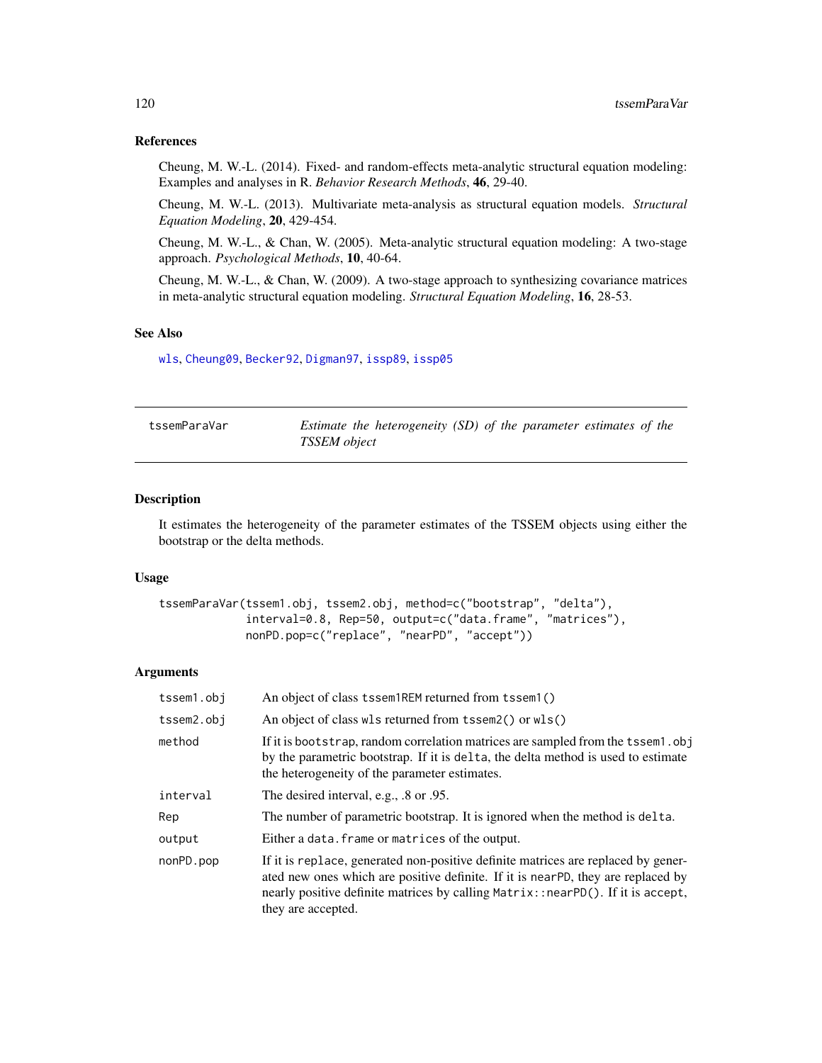### References

Cheung, M. W.-L. (2014). Fixed- and random-effects meta-analytic structural equation modeling: Examples and analyses in R. *Behavior Research Methods*, **46**, 29-40.

Cheung, M. W.-L. (2013). Multivariate meta-analysis as structural equation models. *Structural Equation Modeling*, **20**, 429-454.

Cheung, M. W.-L., & Chan, W. (2005). Meta-analytic structural equation modeling: A two-stage approach. *Psychological Methods*, **10**, 40-64.

Cheung, M. W.-L., & Chan, W. (2009). A two-stage approach to synthesizing covariance matrices in meta-analytic structural equation modeling. *Structural Equation Modeling*, **16**, 28-53.

### See Also

wls, Cheung09, Becker92, Digman97, issp89, issp05

---

## tssemParaVar — *Estimate the heterogeneity (SD) of the parameter estimates of the TSSEM object*

---

### Description

It estimates the heterogeneity of the parameter estimates of the TSSEM objects using either the bootstrap or the delta methods.

### Usage

```
tssemParaVar(tssem1.obj, tssem2.obj, method=c("bootstrap", "delta"),
             interval=0.8, Rep=50, output=c("data.frame", "matrices"),
             nonPD.pop=c("replace", "nearPD", "accept"))
```

### Arguments

| | |
|---|---|
| `tssem1.obj` | An object of class `tssem1REM` returned from `tssem1()` |
| `tssem2.obj` | An object of class `wls` returned from `tssem2()` or `wls()` |
| `method` | If it is `bootstrap`, random correlation matrices are sampled from the `tssem1.obj` by the parametric bootstrap. If it is `delta`, the delta method is used to estimate the heterogeneity of the parameter estimates. |
| `interval` | The desired interval, e.g., .8 or .95. |
| `Rep` | The number of parametric bootstrap. It is ignored when the method is `delta`. |
| `output` | Either a `data.frame` or `matrices` of the output. |
| `nonPD.pop` | If it is `replace`, generated non-positive definite matrices are replaced by generated new ones which are positive definite. If it is `nearPD`, they are replaced by nearly positive definite matrices by calling `Matrix::nearPD()`. If it is `accept`, they are accepted. |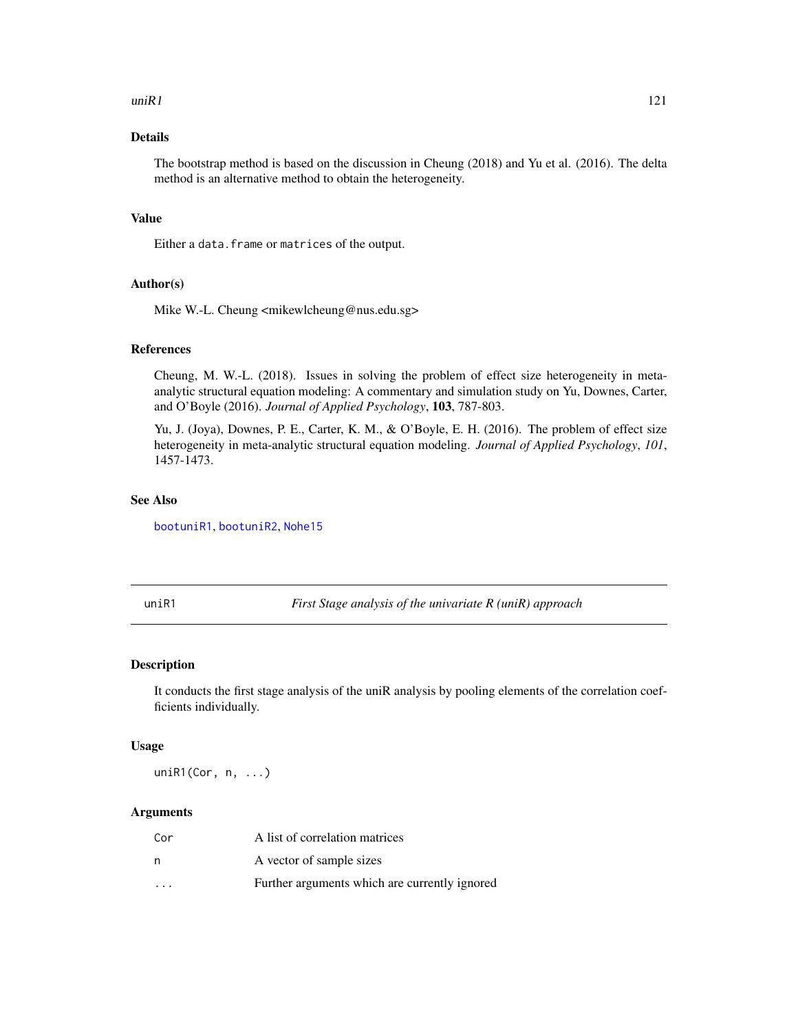## Details

The bootstrap method is based on the discussion in Cheung (2018) and Yu et al. (2016). The delta method is an alternative method to obtain the heterogeneity.

## Value

Either a `data.frame` or `matrices` of the output.

## Author(s)

Mike W.-L. Cheung <mikewlcheung@nus.edu.sg>

## References

Cheung, M. W.-L. (2018). Issues in solving the problem of effect size heterogeneity in meta-analytic structural equation modeling: A commentary and simulation study on Yu, Downes, Carter, and O'Boyle (2016). *Journal of Applied Psychology*, **103**, 787-803.

Yu, J. (Joya), Downes, P. E., Carter, K. M., & O'Boyle, E. H. (2016). The problem of effect size heterogeneity in meta-analytic structural equation modeling. *Journal of Applied Psychology*, *101*, 1457-1473.

## See Also

`bootuniR1`, `bootuniR2`, `Nohe15`

---

# uniR1 — *First Stage analysis of the univariate R (uniR) approach*

## Description

It conducts the first stage analysis of the uniR analysis by pooling elements of the correlation coefficients individually.

## Usage

```
uniR1(Cor, n, ...)
```

## Arguments

| | |
|---|---|
| `Cor` | A list of correlation matrices |
| `n` | A vector of sample sizes |
| `...` | Further arguments which are currently ignored |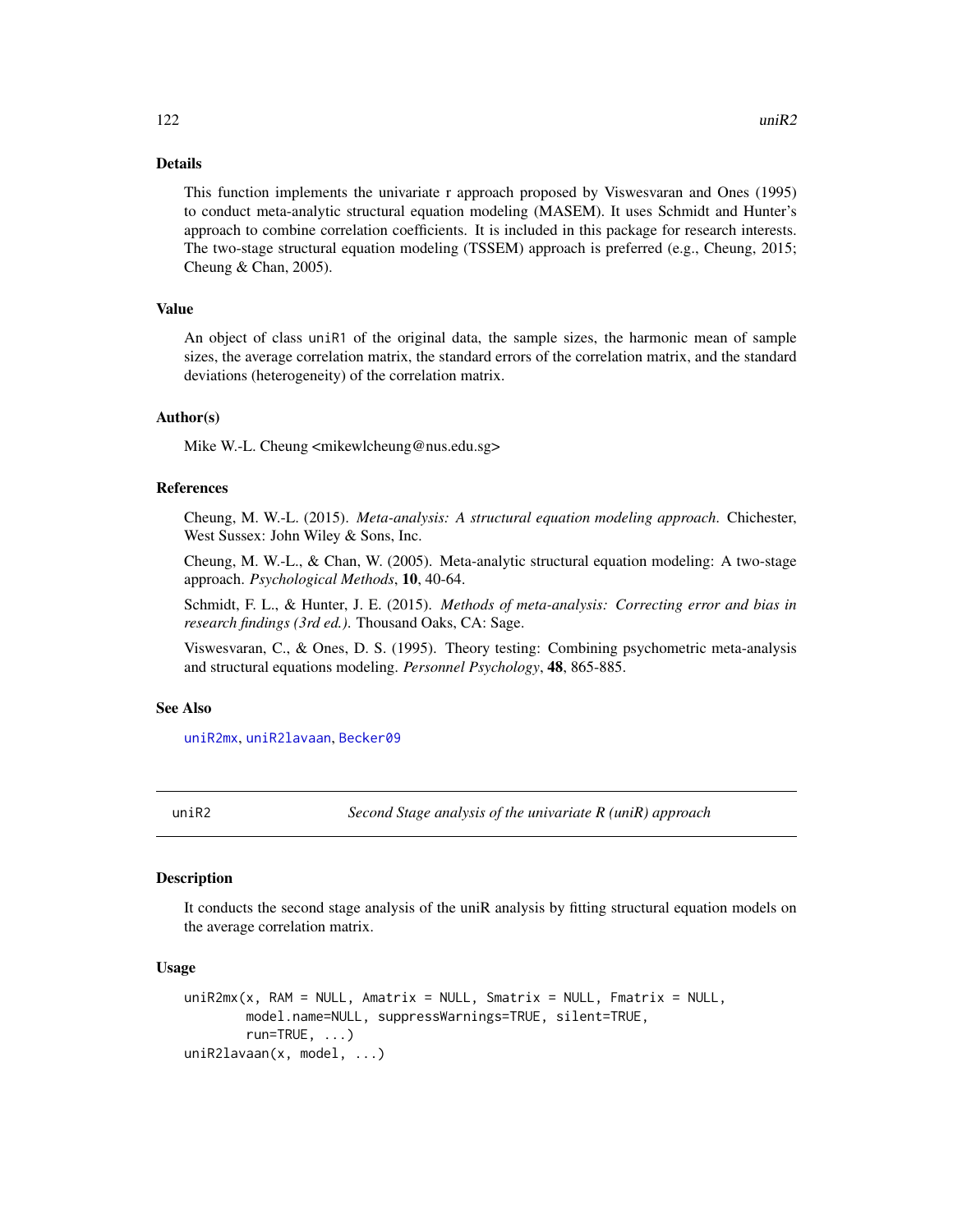## Details

This function implements the univariate r approach proposed by Viswesvaran and Ones (1995) to conduct meta-analytic structural equation modeling (MASEM). It uses Schmidt and Hunter's approach to combine correlation coefficients. It is included in this package for research interests. The two-stage structural equation modeling (TSSEM) approach is preferred (e.g., Cheung, 2015; Cheung & Chan, 2005).

## Value

An object of class uniR1 of the original data, the sample sizes, the harmonic mean of sample sizes, the average correlation matrix, the standard errors of the correlation matrix, and the standard deviations (heterogeneity) of the correlation matrix.

## Author(s)

Mike W.-L. Cheung <mikewlcheung@nus.edu.sg>

## References

Cheung, M. W.-L. (2015). *Meta-analysis: A structural equation modeling approach*. Chichester, West Sussex: John Wiley & Sons, Inc.

Cheung, M. W.-L., & Chan, W. (2005). Meta-analytic structural equation modeling: A two-stage approach. *Psychological Methods*, **10**, 40-64.

Schmidt, F. L., & Hunter, J. E. (2015). *Methods of meta-analysis: Correcting error and bias in research findings (3rd ed.)*. Thousand Oaks, CA: Sage.

Viswesvaran, C., & Ones, D. S. (1995). Theory testing: Combining psychometric meta-analysis and structural equations modeling. *Personnel Psychology*, **48**, 865-885.

## See Also

uniR2mx, uniR2lavaan, Becker09

---

# uniR2 — *Second Stage analysis of the univariate R (uniR) approach*

## Description

It conducts the second stage analysis of the uniR analysis by fitting structural equation models on the average correlation matrix.

## Usage

```
uniR2mx(x, RAM = NULL, Amatrix = NULL, Smatrix = NULL, Fmatrix = NULL,
        model.name=NULL, suppressWarnings=TRUE, silent=TRUE,
        run=TRUE, ...)
uniR2lavaan(x, model, ...)
```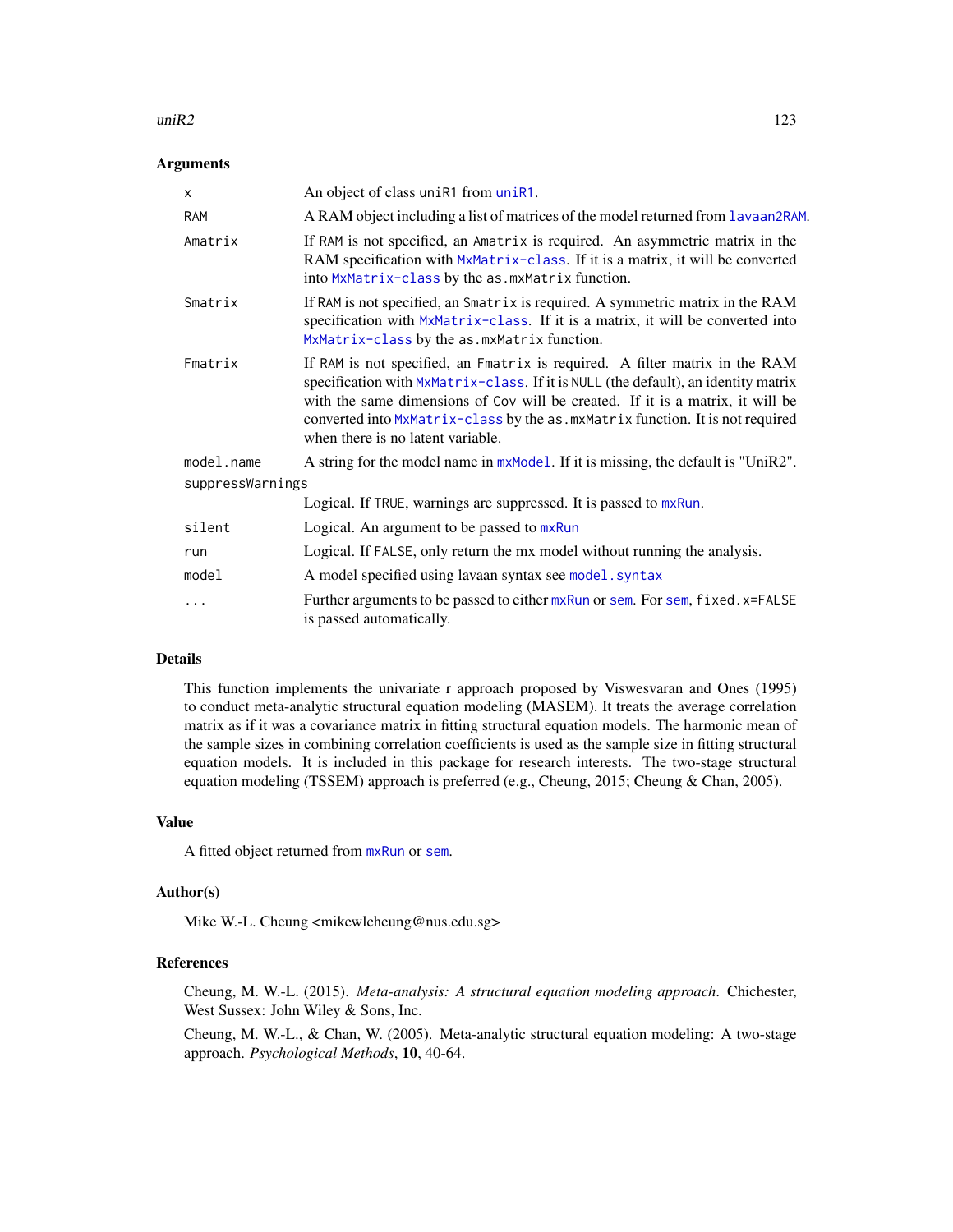### Arguments

| | |
|---|---|
| `x` | An object of class `uniR1` from `uniR1`. |
| `RAM` | A RAM object including a list of matrices of the model returned from `lavaan2RAM`. |
| `Amatrix` | If `RAM` is not specified, an `Amatrix` is required. An asymmetric matrix in the RAM specification with `MxMatrix-class`. If it is a matrix, it will be converted into `MxMatrix-class` by the `as.mxMatrix` function. |
| `Smatrix` | If `RAM` is not specified, an `Smatrix` is required. A symmetric matrix in the RAM specification with `MxMatrix-class`. If it is a matrix, it will be converted into `MxMatrix-class` by the `as.mxMatrix` function. |
| `Fmatrix` | If `RAM` is not specified, an `Fmatrix` is required. A filter matrix in the RAM specification with `MxMatrix-class`. If it is `NULL` (the default), an identity matrix with the same dimensions of `Cov` will be created. If it is a matrix, it will be converted into `MxMatrix-class` by the `as.mxMatrix` function. It is not required when there is no latent variable. |
| `model.name` | A string for the model name in `mxModel`. If it is missing, the default is "UniR2". |
| `suppressWarnings` | Logical. If `TRUE`, warnings are suppressed. It is passed to `mxRun`. |
| `silent` | Logical. An argument to be passed to `mxRun` |
| `run` | Logical. If `FALSE`, only return the mx model without running the analysis. |
| `model` | A model specified using lavaan syntax see `model.syntax` |
| `...` | Further arguments to be passed to either `mxRun` or `sem`. For `sem`, `fixed.x=FALSE` is passed automatically. |

### Details

This function implements the univariate r approach proposed by Viswesvaran and Ones (1995) to conduct meta-analytic structural equation modeling (MASEM). It treats the average correlation matrix as if it was a covariance matrix in fitting structural equation models. The harmonic mean of the sample sizes in combining correlation coefficients is used as the sample size in fitting structural equation models. It is included in this package for research interests. The two-stage structural equation modeling (TSSEM) approach is preferred (e.g., Cheung, 2015; Cheung & Chan, 2005).

### Value

A fitted object returned from `mxRun` or `sem`.

### Author(s)

Mike W.-L. Cheung <mikewlcheung@nus.edu.sg>

### References

Cheung, M. W.-L. (2015). *Meta-analysis: A structural equation modeling approach*. Chichester, West Sussex: John Wiley & Sons, Inc.

Cheung, M. W.-L., & Chan, W. (2005). Meta-analytic structural equation modeling: A two-stage approach. *Psychological Methods*, **10**, 40-64.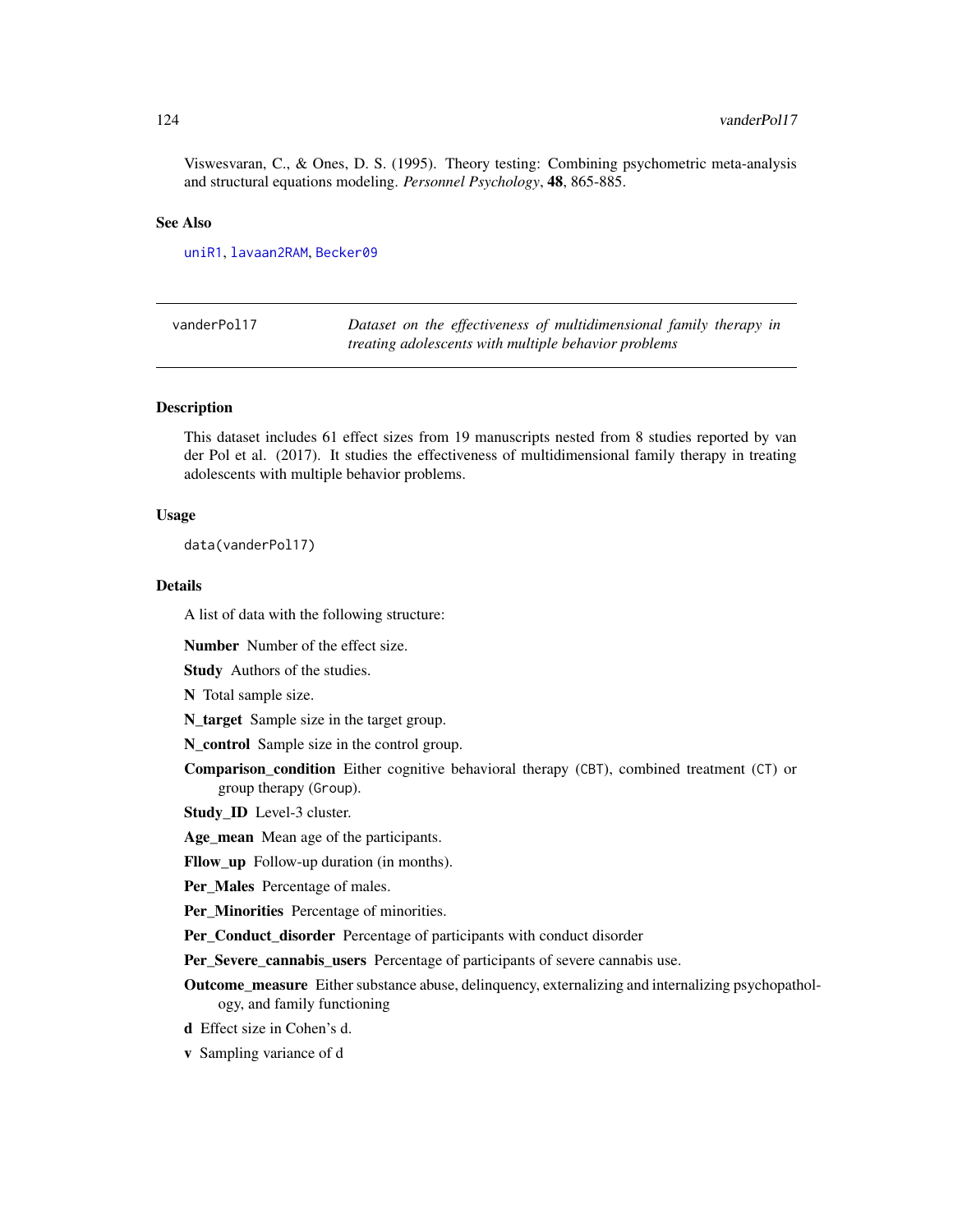Viswesvaran, C., & Ones, D. S. (1995). Theory testing: Combining psychometric meta-analysis and structural equations modeling. *Personnel Psychology*, **48**, 865-885.

## See Also

`uniR1`, `lavaan2RAM`, `Becker09`

---

`vanderPol17` *Dataset on the effectiveness of multidimensional family therapy in treating adolescents with multiple behavior problems*

---

## Description

This dataset includes 61 effect sizes from 19 manuscripts nested from 8 studies reported by van der Pol et al. (2017). It studies the effectiveness of multidimensional family therapy in treating adolescents with multiple behavior problems.

## Usage

```
data(vanderPol17)
```

## Details

A list of data with the following structure:

**Number** Number of the effect size.

**Study** Authors of the studies.

**N** Total sample size.

**N_target** Sample size in the target group.

**N_control** Sample size in the control group.

**Comparison_condition** Either cognitive behavioral therapy (`CBT`), combined treatment (`CT`) or group therapy (`Group`).

**Study_ID** Level-3 cluster.

**Age_mean** Mean age of the participants.

**Fllow_up** Follow-up duration (in months).

**Per_Males** Percentage of males.

**Per_Minorities** Percentage of minorities.

**Per_Conduct_disorder** Percentage of participants with conduct disorder

**Per_Severe_cannabis_users** Percentage of participants of severe cannabis use.

**Outcome_measure** Either substance abuse, delinquency, externalizing and internalizing psychopathology, and family functioning

**d** Effect size in Cohen's d.

**v** Sampling variance of d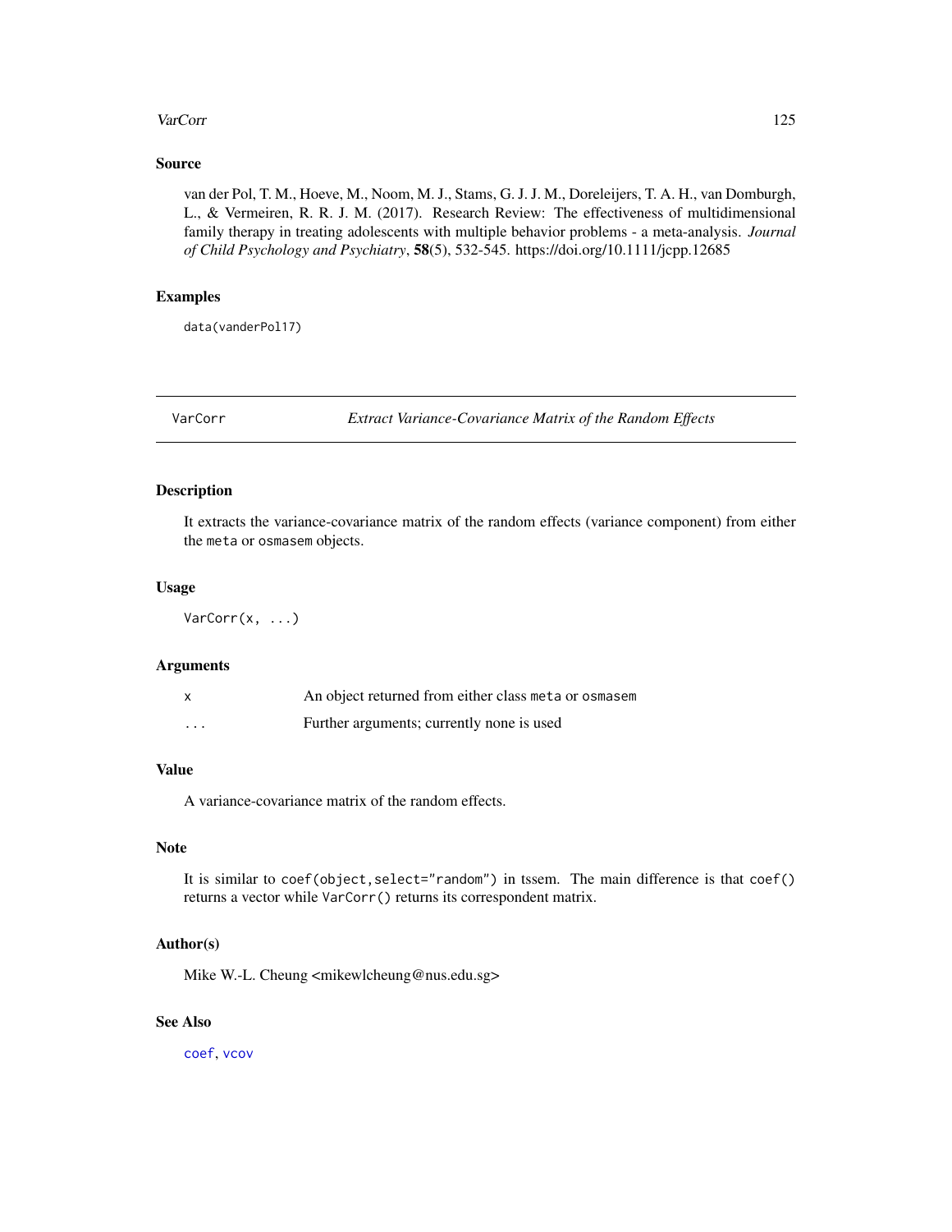### Source

van der Pol, T. M., Hoeve, M., Noom, M. J., Stams, G. J. J. M., Doreleijers, T. A. H., van Domburgh, L., & Vermeiren, R. R. J. M. (2017). Research Review: The effectiveness of multidimensional family therapy in treating adolescents with multiple behavior problems - a meta-analysis. *Journal of Child Psychology and Psychiatry*, **58**(5), 532-545. https://doi.org/10.1111/jcpp.12685

### Examples

```
data(vanderPol17)
```

---

## VarCorr — *Extract Variance-Covariance Matrix of the Random Effects*

---

### Description

It extracts the variance-covariance matrix of the random effects (variance component) from either the `meta` or `osmasem` objects.

### Usage

```
VarCorr(x, ...)
```

### Arguments

| | |
|---|---|
| `x` | An object returned from either class `meta` or `osmasem` |
| `...` | Further arguments; currently none is used |

### Value

A variance-covariance matrix of the random effects.

### Note

It is similar to `coef(object,select="random")` in tssem. The main difference is that `coef()` returns a vector while `VarCorr()` returns its correspondent matrix.

### Author(s)

Mike W.-L. Cheung <mikewlcheung@nus.edu.sg>

### See Also

`coef`, `vcov`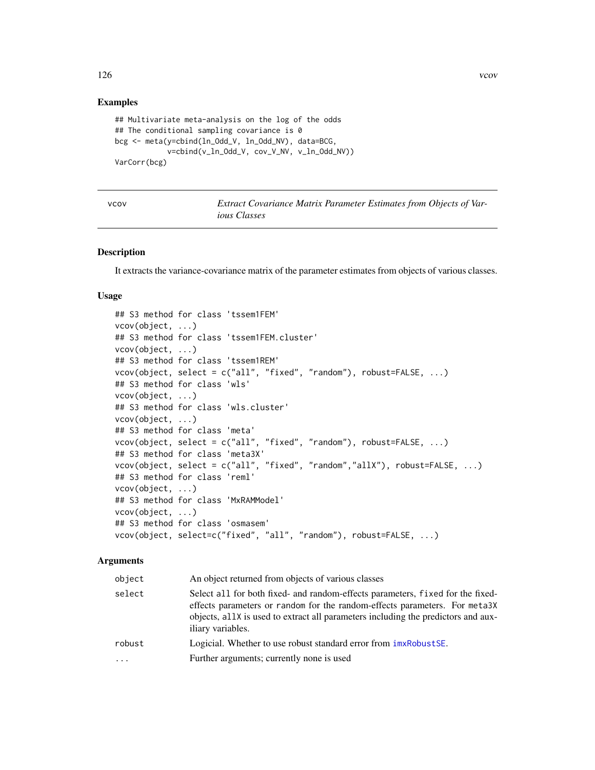## Examples

```
## Multivariate meta-analysis on the log of the odds
## The conditional sampling covariance is 0
bcg <- meta(y=cbind(ln_Odd_V, ln_Odd_NV), data=BCG,
            v=cbind(v_ln_Odd_V, cov_V_NV, v_ln_Odd_NV))
VarCorr(bcg)
```

---

# vcov — *Extract Covariance Matrix Parameter Estimates from Objects of Various Classes*

---

## Description

It extracts the variance-covariance matrix of the parameter estimates from objects of various classes.

## Usage

```
## S3 method for class 'tssem1FEM'
vcov(object, ...)
## S3 method for class 'tssem1FEM.cluster'
vcov(object, ...)
## S3 method for class 'tssem1REM'
vcov(object, select = c("all", "fixed", "random"), robust=FALSE, ...)
## S3 method for class 'wls'
vcov(object, ...)
## S3 method for class 'wls.cluster'
vcov(object, ...)
## S3 method for class 'meta'
vcov(object, select = c("all", "fixed", "random"), robust=FALSE, ...)
## S3 method for class 'meta3X'
vcov(object, select = c("all", "fixed", "random","allX"), robust=FALSE, ...)
## S3 method for class 'reml'
vcov(object, ...)
## S3 method for class 'MxRAMModel'
vcov(object, ...)
## S3 method for class 'osmasem'
vcov(object, select=c("fixed", "all", "random"), robust=FALSE, ...)
```

## Arguments

| | |
|---|---|
| `object` | An object returned from objects of various classes |
| `select` | Select `all` for both fixed- and random-effects parameters, `fixed` for the fixed-effects parameters or `random` for the random-effects parameters. For `meta3X` objects, `allX` is used to extract all parameters including the predictors and auxiliary variables. |
| `robust` | Logicial. Whether to use robust standard error from `imxRobustSE`. |
| `...` | Further arguments; currently none is used |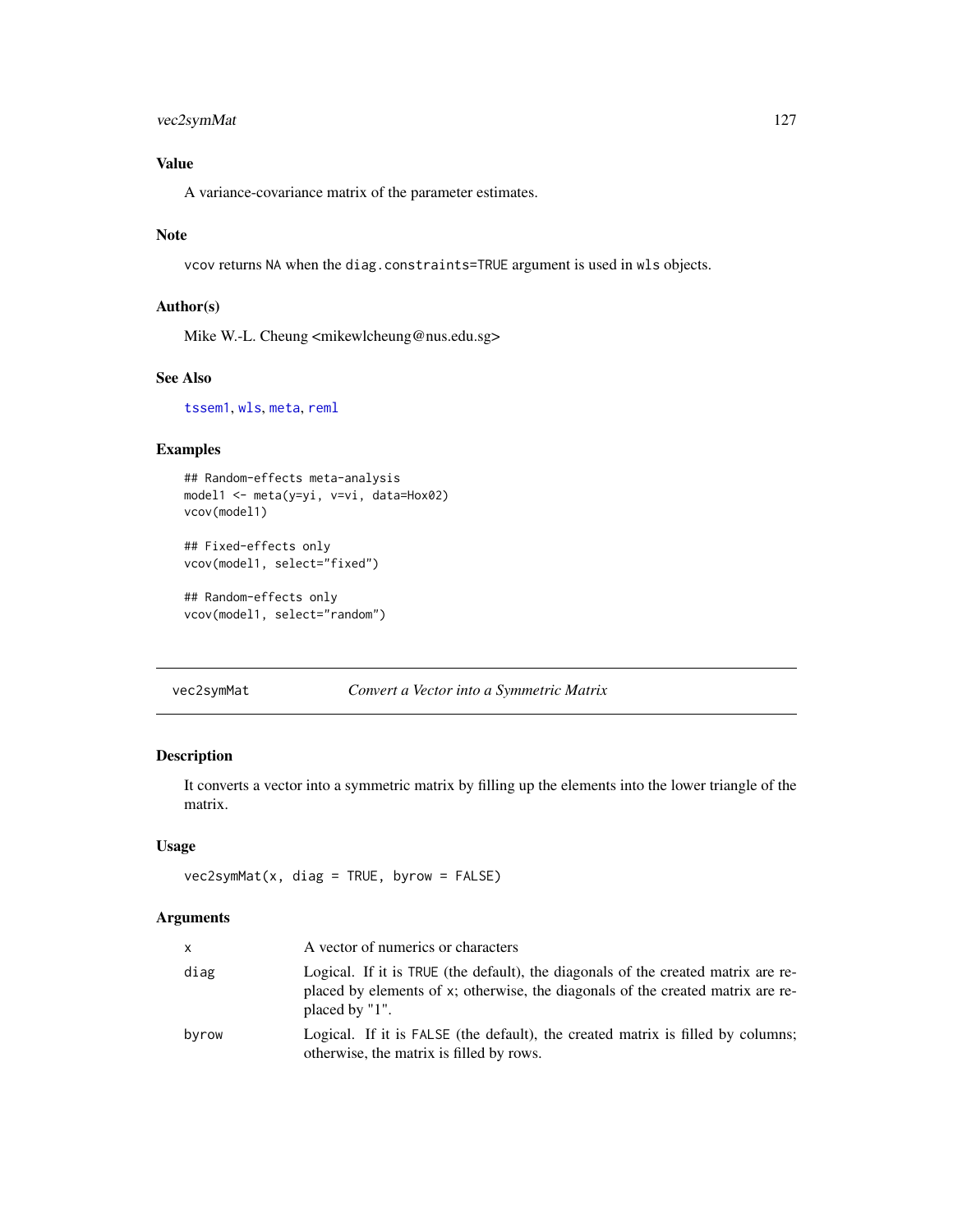## Value

A variance-covariance matrix of the parameter estimates.

## Note

vcov returns NA when the diag.constraints=TRUE argument is used in wls objects.

## Author(s)

Mike W.-L. Cheung <mikewlcheung@nus.edu.sg>

## See Also

tssem1, wls, meta, reml

## Examples

```
## Random-effects meta-analysis
model1 <- meta(y=yi, v=vi, data=Hox02)
vcov(model1)

## Fixed-effects only
vcov(model1, select="fixed")

## Random-effects only
vcov(model1, select="random")
```

---

# vec2symMat — *Convert a Vector into a Symmetric Matrix*

## Description

It converts a vector into a symmetric matrix by filling up the elements into the lower triangle of the matrix.

## Usage

```
vec2symMat(x, diag = TRUE, byrow = FALSE)
```

## Arguments

| | |
|---|---|
| x | A vector of numerics or characters |
| diag | Logical. If it is TRUE (the default), the diagonals of the created matrix are replaced by elements of x; otherwise, the diagonals of the created matrix are replaced by "1". |
| byrow | Logical. If it is FALSE (the default), the created matrix is filled by columns; otherwise, the matrix is filled by rows. |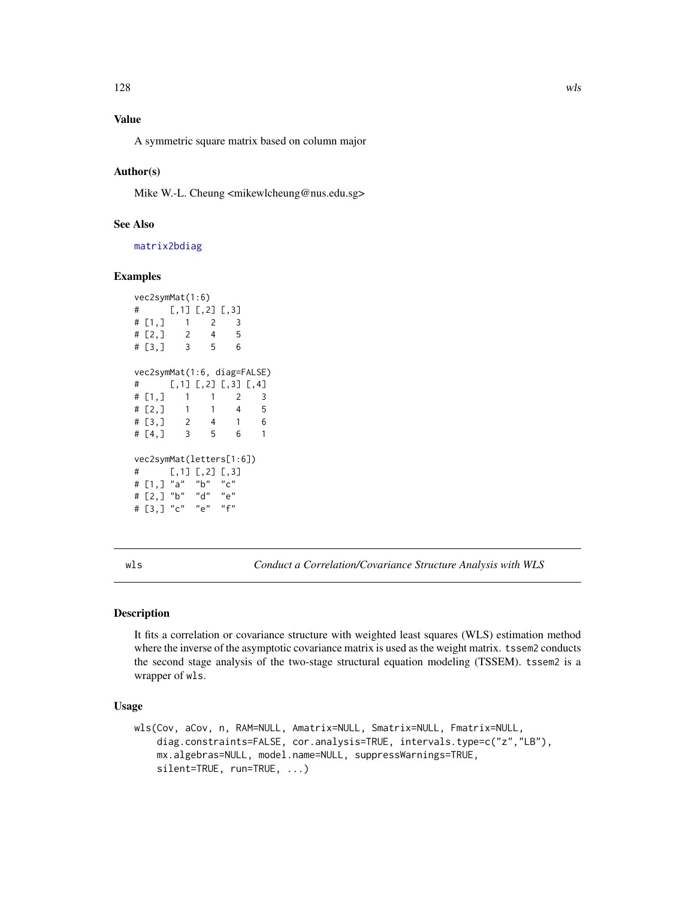## Value

A symmetric square matrix based on column major

## Author(s)

Mike W.-L. Cheung <mikewlcheung@nus.edu.sg>

## See Also

matrix2bdiag

## Examples

```
vec2symMat(1:6)
#      [,1] [,2] [,3]
# [1,]    1    2    3
# [2,]    2    4    5
# [3,]    3    5    6

vec2symMat(1:6, diag=FALSE)
#      [,1] [,2] [,3] [,4]
# [1,]    1    1    2    3
# [2,]    1    1    4    5
# [3,]    2    4    1    6
# [4,]    3    5    6    1

vec2symMat(letters[1:6])
#      [,1] [,2] [,3]
# [1,] "a"  "b"  "c"
# [2,] "b"  "d"  "e"
# [3,] "c"  "e"  "f"
```

---

# wls — *Conduct a Correlation/Covariance Structure Analysis with WLS*

## Description

It fits a correlation or covariance structure with weighted least squares (WLS) estimation method where the inverse of the asymptotic covariance matrix is used as the weight matrix. `tssem2` conducts the second stage analysis of the two-stage structural equation modeling (TSSEM). `tssem2` is a wrapper of `wls`.

## Usage

```
wls(Cov, aCov, n, RAM=NULL, Amatrix=NULL, Smatrix=NULL, Fmatrix=NULL,
    diag.constraints=FALSE, cor.analysis=TRUE, intervals.type=c("z","LB"),
    mx.algebras=NULL, model.name=NULL, suppressWarnings=TRUE,
    silent=TRUE, run=TRUE, ...)
```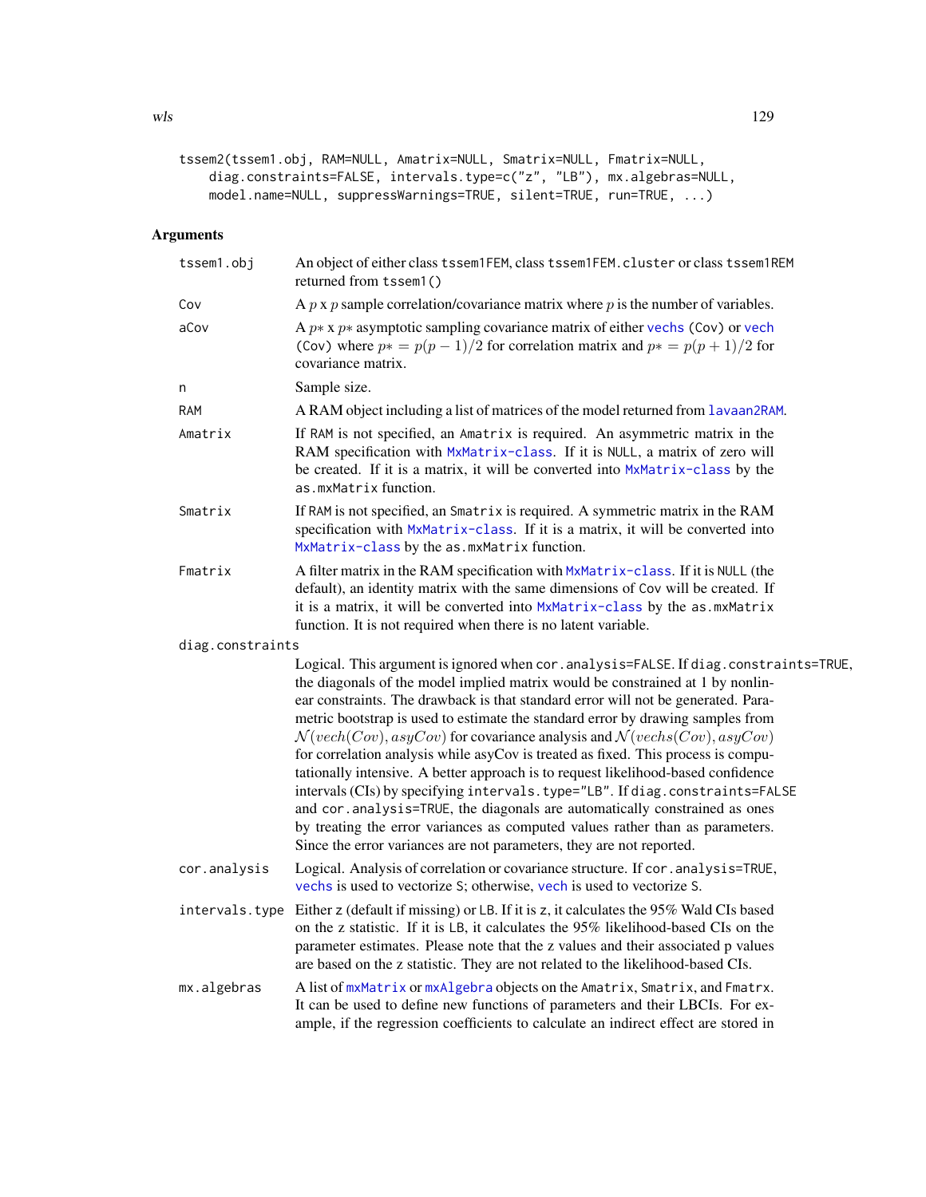```
tssem2(tssem1.obj, RAM=NULL, Amatrix=NULL, Smatrix=NULL, Fmatrix=NULL,
    diag.constraints=FALSE, intervals.type=c("z", "LB"), mx.algebras=NULL,
    model.name=NULL, suppressWarnings=TRUE, silent=TRUE, run=TRUE, ...)
```

## Arguments

**tssem1.obj** An object of either class tssem1FEM, class tssem1FEM.cluster or class tssem1REM returned from tssem1()

**Cov** A $p$ x $p$ sample correlation/covariance matrix where $p$ is the number of variables.

**aCov** A $p*$ x $p*$ asymptotic sampling covariance matrix of either vechs (Cov) or vech (Cov) where $p* = p(p-1)/2$ for correlation matrix and $p* = p(p+1)/2$ for covariance matrix.

**n** Sample size.

**RAM** A RAM object including a list of matrices of the model returned from lavaan2RAM.

**Amatrix** If RAM is not specified, an Amatrix is required. An asymmetric matrix in the RAM specification with MxMatrix-class. If it is NULL, a matrix of zero will be created. If it is a matrix, it will be converted into MxMatrix-class by the as.mxMatrix function.

**Smatrix** If RAM is not specified, an Smatrix is required. A symmetric matrix in the RAM specification with MxMatrix-class. If it is a matrix, it will be converted into MxMatrix-class by the as.mxMatrix function.

**Fmatrix** A filter matrix in the RAM specification with MxMatrix-class. If it is NULL (the default), an identity matrix with the same dimensions of Cov will be created. If it is a matrix, it will be converted into MxMatrix-class by the as.mxMatrix function. It is not required when there is no latent variable.

**diag.constraints** Logical. This argument is ignored when cor.analysis=FALSE. If diag.constraints=TRUE, the diagonals of the model implied matrix would be constrained at 1 by nonlinear constraints. The drawback is that standard error will not be generated. Parametric bootstrap is used to estimate the standard error by drawing samples from $\mathcal{N}(vech(Cov), asyCov)$ for covariance analysis and $\mathcal{N}(vechs(Cov), asyCov)$ for correlation analysis while asyCov is treated as fixed. This process is computationally intensive. A better approach is to request likelihood-based confidence intervals (CIs) by specifying intervals.type="LB". If diag.constraints=FALSE and cor.analysis=TRUE, the diagonals are automatically constrained as ones by treating the error variances as computed values rather than as parameters. Since the error variances are not parameters, they are not reported.

**cor.analysis** Logical. Analysis of correlation or covariance structure. If cor.analysis=TRUE, vechs is used to vectorize S; otherwise, vech is used to vectorize S.

**intervals.type** Either z (default if missing) or LB. If it is z, it calculates the 95% Wald CIs based on the z statistic. If it is LB, it calculates the 95% likelihood-based CIs on the parameter estimates. Please note that the z values and their associated p values are based on the z statistic. They are not related to the likelihood-based CIs.

**mx.algebras** A list of mxMatrix or mxAlgebra objects on the Amatrix, Smatrix, and Fmatrx. It can be used to define new functions of parameters and their LBCIs. For example, if the regression coefficients to calculate an indirect effect are stored in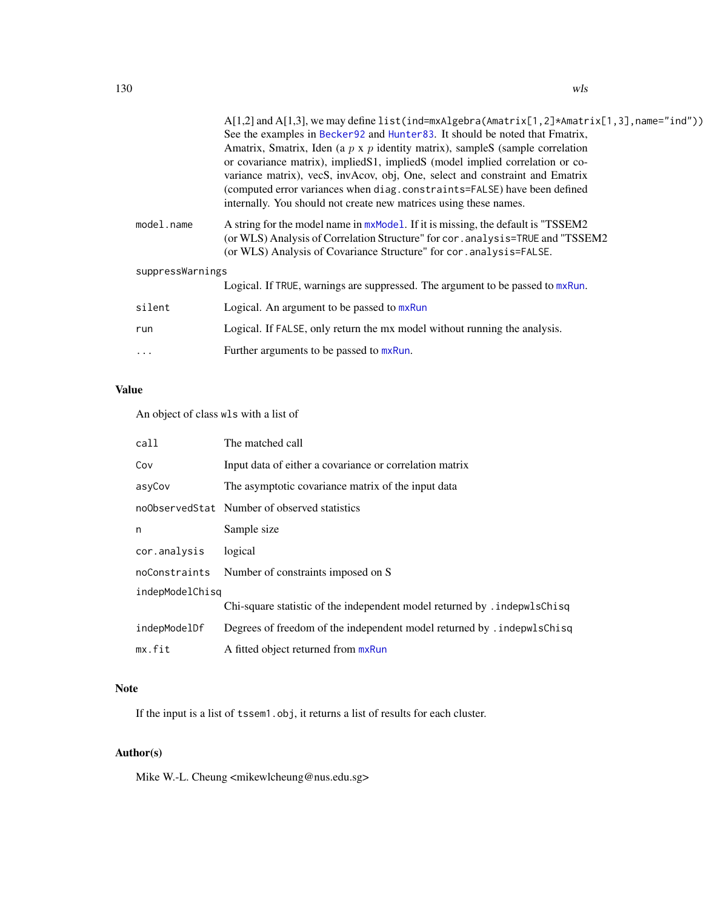A[1,2] and A[1,3], we may define `list(ind=mxAlgebra(Amatrix[1,2]*Amatrix[1,3],name="ind"))`. See the examples in Becker92 and Hunter83. It should be noted that Fmatrix, Amatrix, Smatrix, Iden (a $p$ x $p$ identity matrix), sampleS (sample correlation or covariance matrix), impliedS1, impliedS (model implied correlation or covariance matrix), vecS, invAcov, obj, One, select and constraint and Ematrix (computed error variances when `diag.constraints=FALSE`) have been defined internally. You should not create new matrices using these names.

| Argument | Description |
|---|---|
| `model.name` | A string for the model name in `mxModel`. If it is missing, the default is "TSSEM2 (or WLS) Analysis of Correlation Structure" for `cor.analysis=TRUE` and "TSSEM2 (or WLS) Analysis of Covariance Structure" for `cor.analysis=FALSE`. |
| `suppressWarnings` | Logical. If `TRUE`, warnings are suppressed. The argument to be passed to `mxRun`. |
| `silent` | Logical. An argument to be passed to `mxRun` |
| `run` | Logical. If `FALSE`, only return the mx model without running the analysis. |
| `...` | Further arguments to be passed to `mxRun`. |

## Value

An object of class `wls` with a list of

| Component | Description |
|---|---|
| `call` | The matched call |
| `Cov` | Input data of either a covariance or correlation matrix |
| `asyCov` | The asymptotic covariance matrix of the input data |
| `noObservedStat` | Number of observed statistics |
| `n` | Sample size |
| `cor.analysis` | logical |
| `noConstraints` | Number of constraints imposed on S |
| `indepModelChisq` | Chi-square statistic of the independent model returned by `.indepwlsChisq` |
| `indepModelDf` | Degrees of freedom of the independent model returned by `.indepwlsChisq` |
| `mx.fit` | A fitted object returned from `mxRun` |

## Note

If the input is a list of `tssem1.obj`, it returns a list of results for each cluster.

## Author(s)

Mike W.-L. Cheung <mikewlcheung@nus.edu.sg>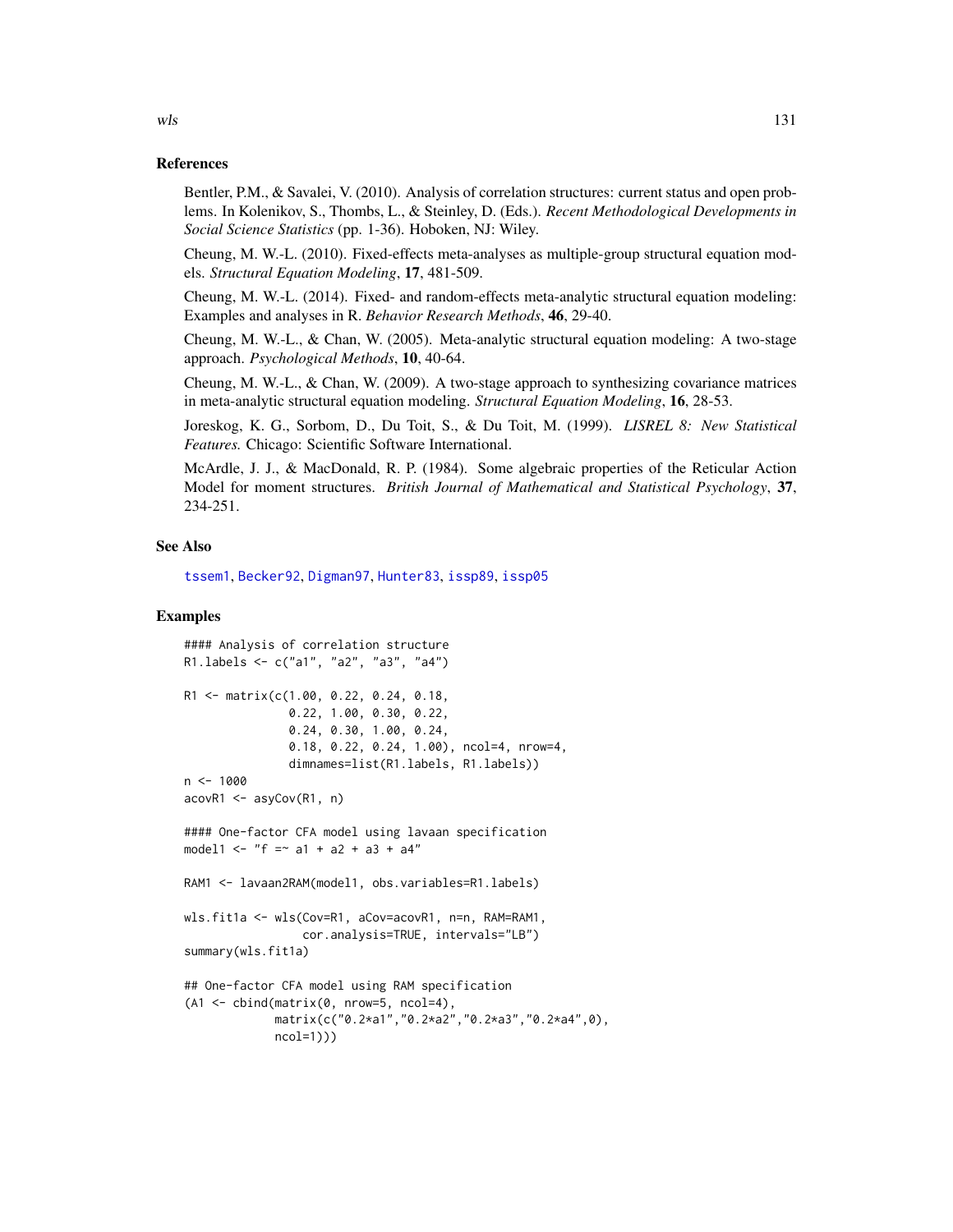## References

Bentler, P.M., & Savalei, V. (2010). Analysis of correlation structures: current status and open problems. In Kolenikov, S., Thombs, L., & Steinley, D. (Eds.). *Recent Methodological Developments in Social Science Statistics* (pp. 1-36). Hoboken, NJ: Wiley.

Cheung, M. W.-L. (2010). Fixed-effects meta-analyses as multiple-group structural equation models. *Structural Equation Modeling*, **17**, 481-509.

Cheung, M. W.-L. (2014). Fixed- and random-effects meta-analytic structural equation modeling: Examples and analyses in R. *Behavior Research Methods*, **46**, 29-40.

Cheung, M. W.-L., & Chan, W. (2005). Meta-analytic structural equation modeling: A two-stage approach. *Psychological Methods*, **10**, 40-64.

Cheung, M. W.-L., & Chan, W. (2009). A two-stage approach to synthesizing covariance matrices in meta-analytic structural equation modeling. *Structural Equation Modeling*, **16**, 28-53.

Joreskog, K. G., Sorbom, D., Du Toit, S., & Du Toit, M. (1999). *LISREL 8: New Statistical Features.* Chicago: Scientific Software International.

McArdle, J. J., & MacDonald, R. P. (1984). Some algebraic properties of the Reticular Action Model for moment structures. *British Journal of Mathematical and Statistical Psychology*, **37**, 234-251.

## See Also

tsseml, Becker92, Digman97, Hunter83, issp89, issp05

## Examples

```
#### Analysis of correlation structure
R1.labels <- c("a1", "a2", "a3", "a4")

R1 <- matrix(c(1.00, 0.22, 0.24, 0.18,
               0.22, 1.00, 0.30, 0.22,
               0.24, 0.30, 1.00, 0.24,
               0.18, 0.22, 0.24, 1.00), ncol=4, nrow=4,
               dimnames=list(R1.labels, R1.labels))
n <- 1000
acovR1 <- asyCov(R1, n)

#### One-factor CFA model using lavaan specification
model1 <- "f =~ a1 + a2 + a3 + a4"

RAM1 <- lavaan2RAM(model1, obs.variables=R1.labels)

wls.fit1a <- wls(Cov=R1, aCov=acovR1, n=n, RAM=RAM1,
                 cor.analysis=TRUE, intervals="LB")
summary(wls.fit1a)

## One-factor CFA model using RAM specification
(A1 <- cbind(matrix(0, nrow=5, ncol=4),
             matrix(c("0.2*a1","0.2*a2","0.2*a3","0.2*a4",0),
             ncol=1)))
```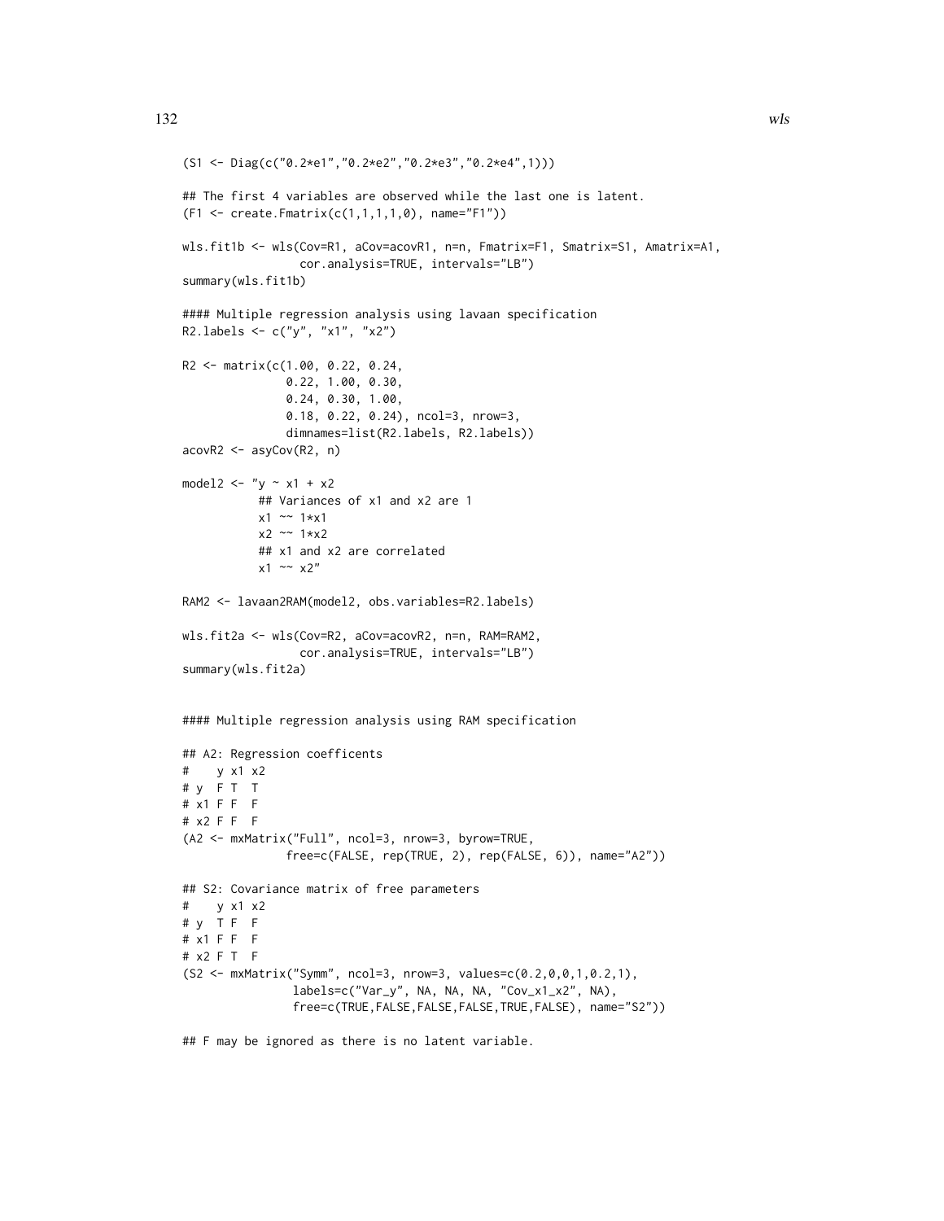```
(S1 <- Diag(c("0.2*e1","0.2*e2","0.2*e3","0.2*e4",1)))

## The first 4 variables are observed while the last one is latent.
(F1 <- create.Fmatrix(c(1,1,1,1,0), name="F1"))

wls.fit1b <- wls(Cov=R1, aCov=acovR1, n=n, Fmatrix=F1, Smatrix=S1, Amatrix=A1,
                 cor.analysis=TRUE, intervals="LB")
summary(wls.fit1b)

#### Multiple regression analysis using lavaan specification
R2.labels <- c("y", "x1", "x2")

R2 <- matrix(c(1.00, 0.22, 0.24,
               0.22, 1.00, 0.30,
               0.24, 0.30, 1.00,
               0.18, 0.22, 0.24), ncol=3, nrow=3,
             dimnames=list(R2.labels, R2.labels))
acovR2 <- asyCov(R2, n)

model2 <- "y ~ x1 + x2
           ## Variances of x1 and x2 are 1
           x1 ~~ 1*x1
           x2 ~~ 1*x2
           ## x1 and x2 are correlated
           x1 ~~ x2"

RAM2 <- lavaan2RAM(model2, obs.variables=R2.labels)

wls.fit2a <- wls(Cov=R2, aCov=acovR2, n=n, RAM=RAM2,
                 cor.analysis=TRUE, intervals="LB")
summary(wls.fit2a)


#### Multiple regression analysis using RAM specification

## A2: Regression coefficents
#    y x1 x2
# y  F T  T
# x1 F F  F
# x2 F F  F
(A2 <- mxMatrix("Full", ncol=3, nrow=3, byrow=TRUE,
               free=c(FALSE, rep(TRUE, 2), rep(FALSE, 6)), name="A2"))

## S2: Covariance matrix of free parameters
#    y x1 x2
# y  T F  F
# x1 F F  F
# x2 F T  F
(S2 <- mxMatrix("Symm", ncol=3, nrow=3, values=c(0.2,0,0,1,0.2,1),
                labels=c("Var_y", NA, NA, NA, "Cov_x1_x2", NA),
                free=c(TRUE,FALSE,FALSE,FALSE,TRUE,FALSE), name="S2"))

## F may be ignored as there is no latent variable.
```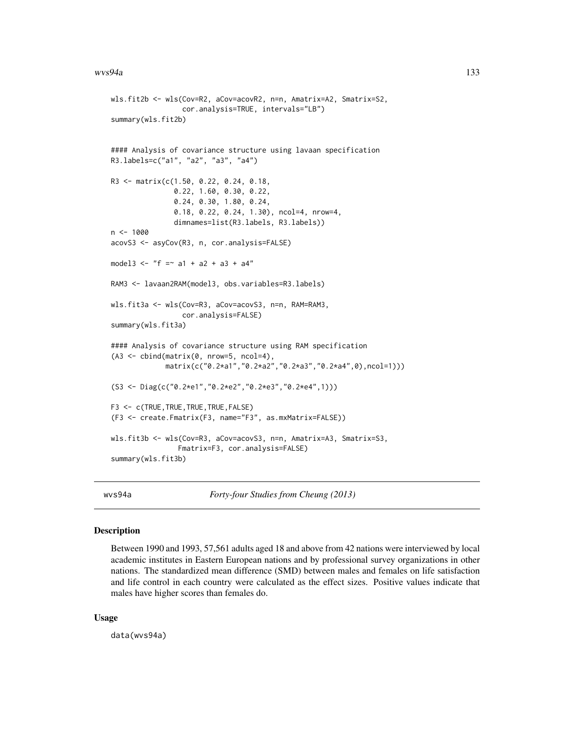```
wls.fit2b <- wls(Cov=R2, aCov=acovR2, n=n, Amatrix=A2, Smatrix=S2,
                 cor.analysis=TRUE, intervals="LB")
summary(wls.fit2b)


#### Analysis of covariance structure using lavaan specification
R3.labels=c("a1", "a2", "a3", "a4")

R3 <- matrix(c(1.50, 0.22, 0.24, 0.18,
               0.22, 1.60, 0.30, 0.22,
               0.24, 0.30, 1.80, 0.24,
               0.18, 0.22, 0.24, 1.30), ncol=4, nrow=4,
               dimnames=list(R3.labels, R3.labels))
n <- 1000
acovS3 <- asyCov(R3, n, cor.analysis=FALSE)

model3 <- "f =~ a1 + a2 + a3 + a4"

RAM3 <- lavaan2RAM(model3, obs.variables=R3.labels)

wls.fit3a <- wls(Cov=R3, aCov=acovS3, n=n, RAM=RAM3,
                 cor.analysis=FALSE)
summary(wls.fit3a)

#### Analysis of covariance structure using RAM specification
(A3 <- cbind(matrix(0, nrow=5, ncol=4),
             matrix(c("0.2*a1","0.2*a2","0.2*a3","0.2*a4",0),ncol=1)))

(S3 <- Diag(c("0.2*e1","0.2*e2","0.2*e3","0.2*e4",1)))

F3 <- c(TRUE,TRUE,TRUE,TRUE,FALSE)
(F3 <- create.Fmatrix(F3, name="F3", as.mxMatrix=FALSE))

wls.fit3b <- wls(Cov=R3, aCov=acovS3, n=n, Amatrix=A3, Smatrix=S3,
                Fmatrix=F3, cor.analysis=FALSE)
summary(wls.fit3b)
```

---

wvs94a *Forty-four Studies from Cheung (2013)*

---

### Description

Between 1990 and 1993, 57,561 adults aged 18 and above from 42 nations were interviewed by local academic institutes in Eastern European nations and by professional survey organizations in other nations. The standardized mean difference (SMD) between males and females on life satisfaction and life control in each country were calculated as the effect sizes. Positive values indicate that males have higher scores than females do.

### Usage

```
data(wvs94a)
```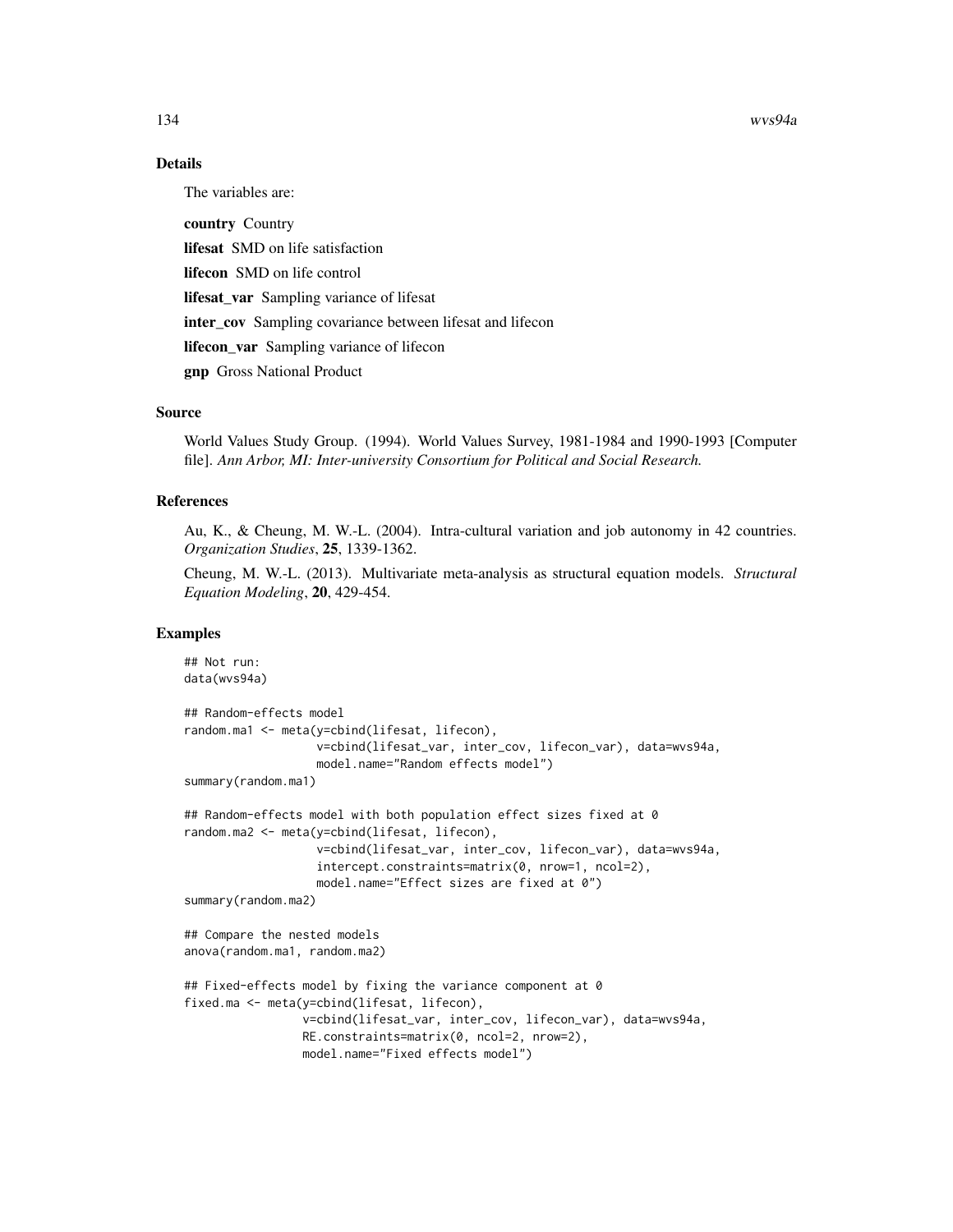## Details

The variables are:

**country** Country

**lifesat** SMD on life satisfaction

**lifecon** SMD on life control

**lifesat_var** Sampling variance of lifesat

**inter_cov** Sampling covariance between lifesat and lifecon

**lifecon_var** Sampling variance of lifecon

**gnp** Gross National Product

## Source

World Values Study Group. (1994). World Values Survey, 1981-1984 and 1990-1993 [Computer file]. *Ann Arbor, MI: Inter-university Consortium for Political and Social Research.*

## References

Au, K., & Cheung, M. W.-L. (2004). Intra-cultural variation and job autonomy in 42 countries. *Organization Studies*, **25**, 1339-1362.

Cheung, M. W.-L. (2013). Multivariate meta-analysis as structural equation models. *Structural Equation Modeling*, **20**, 429-454.

## Examples

```
## Not run:
data(wvs94a)

## Random-effects model
random.ma1 <- meta(y=cbind(lifesat, lifecon),
                   v=cbind(lifesat_var, inter_cov, lifecon_var), data=wvs94a,
                   model.name="Random effects model")
summary(random.ma1)

## Random-effects model with both population effect sizes fixed at 0
random.ma2 <- meta(y=cbind(lifesat, lifecon),
                   v=cbind(lifesat_var, inter_cov, lifecon_var), data=wvs94a,
                   intercept.constraints=matrix(0, nrow=1, ncol=2),
                   model.name="Effect sizes are fixed at 0")
summary(random.ma2)

## Compare the nested models
anova(random.ma1, random.ma2)

## Fixed-effects model by fixing the variance component at 0
fixed.ma <- meta(y=cbind(lifesat, lifecon),
                 v=cbind(lifesat_var, inter_cov, lifecon_var), data=wvs94a,
                 RE.constraints=matrix(0, ncol=2, nrow=2),
                 model.name="Fixed effects model")
```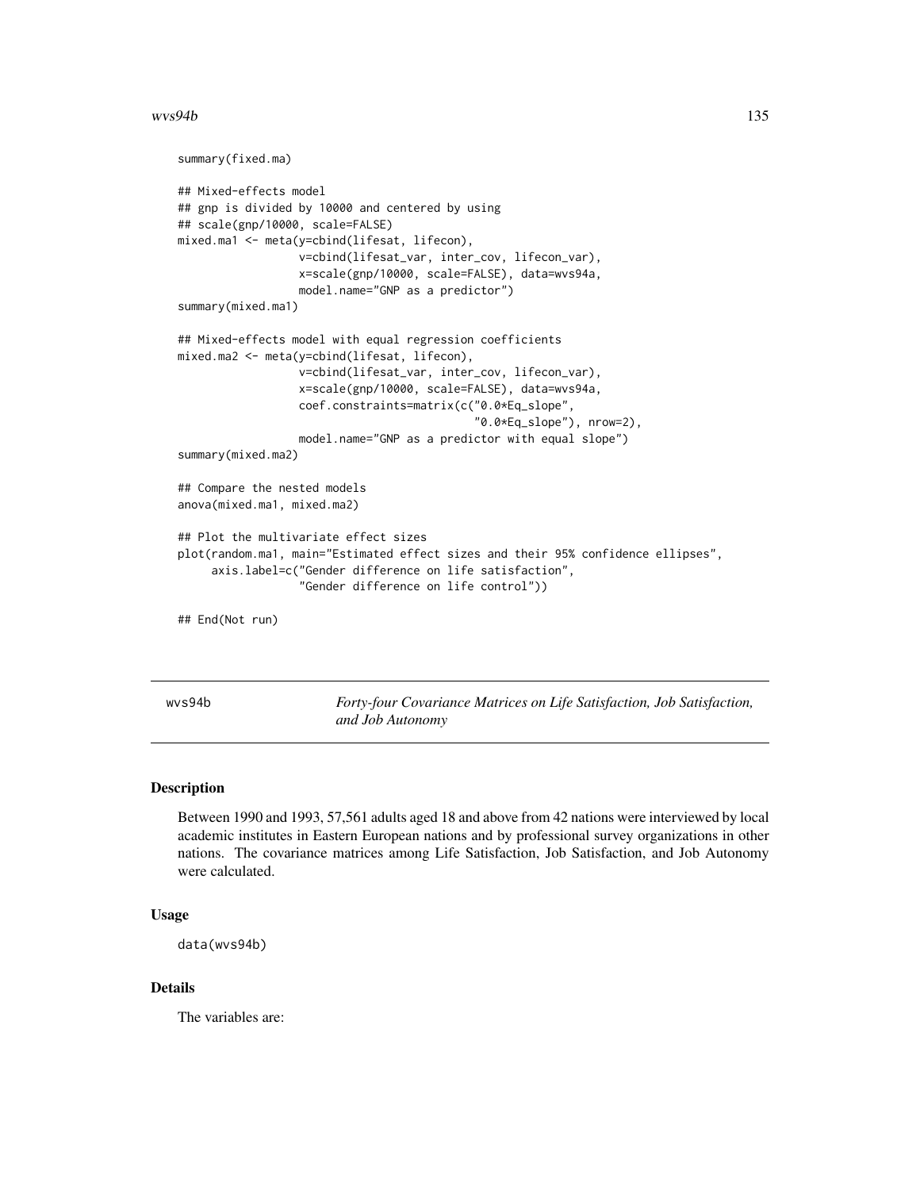```
summary(fixed.ma)

## Mixed-effects model
## gnp is divided by 10000 and centered by using
## scale(gnp/10000, scale=FALSE)
mixed.ma1 <- meta(y=cbind(lifesat, lifecon),
                  v=cbind(lifesat_var, inter_cov, lifecon_var),
                  x=scale(gnp/10000, scale=FALSE), data=wvs94a,
                  model.name="GNP as a predictor")
summary(mixed.ma1)

## Mixed-effects model with equal regression coefficients
mixed.ma2 <- meta(y=cbind(lifesat, lifecon),
                  v=cbind(lifesat_var, inter_cov, lifecon_var),
                  x=scale(gnp/10000, scale=FALSE), data=wvs94a,
                  coef.constraints=matrix(c("0.0*Eq_slope",
                                            "0.0*Eq_slope"), nrow=2),
                  model.name="GNP as a predictor with equal slope")
summary(mixed.ma2)

## Compare the nested models
anova(mixed.ma1, mixed.ma2)

## Plot the multivariate effect sizes
plot(random.ma1, main="Estimated effect sizes and their 95% confidence ellipses",
     axis.label=c("Gender difference on life satisfaction",
                  "Gender difference on life control"))

## End(Not run)
```

---

wvs94b    *Forty-four Covariance Matrices on Life Satisfaction, Job Satisfaction, and Job Autonomy*

---

## Description

Between 1990 and 1993, 57,561 adults aged 18 and above from 42 nations were interviewed by local academic institutes in Eastern European nations and by professional survey organizations in other nations. The covariance matrices among Life Satisfaction, Job Satisfaction, and Job Autonomy were calculated.

## Usage

```
data(wvs94b)
```

## Details

The variables are: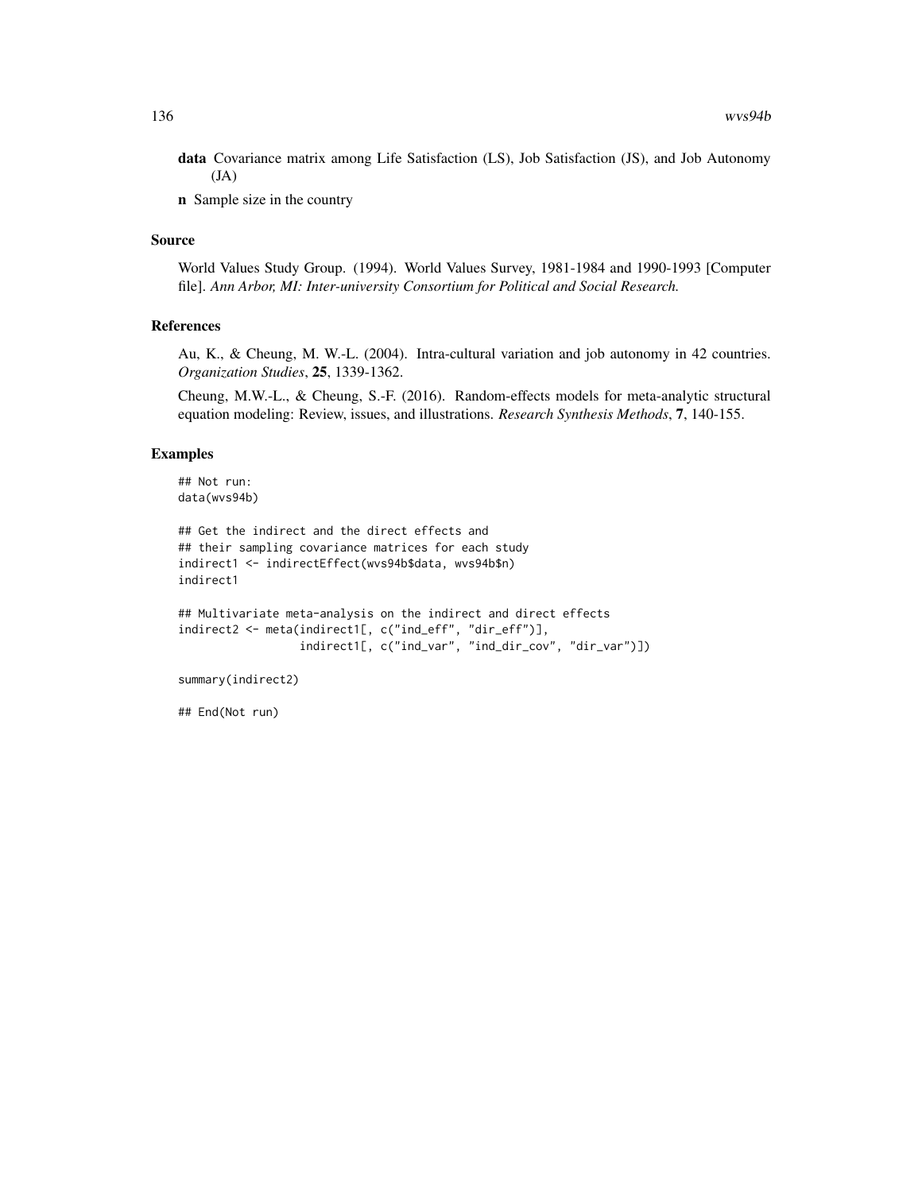**data** Covariance matrix among Life Satisfaction (LS), Job Satisfaction (JS), and Job Autonomy (JA)

**n** Sample size in the country

### Source

World Values Study Group. (1994). World Values Survey, 1981-1984 and 1990-1993 [Computer file]. *Ann Arbor, MI: Inter-university Consortium for Political and Social Research.*

### References

Au, K., & Cheung, M. W.-L. (2004). Intra-cultural variation and job autonomy in 42 countries. *Organization Studies*, **25**, 1339-1362.

Cheung, M.W.-L., & Cheung, S.-F. (2016). Random-effects models for meta-analytic structural equation modeling: Review, issues, and illustrations. *Research Synthesis Methods*, **7**, 140-155.

### Examples

```
## Not run:
data(wvs94b)

## Get the indirect and the direct effects and
## their sampling covariance matrices for each study
indirect1 <- indirectEffect(wvs94b$data, wvs94b$n)
indirect1

## Multivariate meta-analysis on the indirect and direct effects
indirect2 <- meta(indirect1[, c("ind_eff", "dir_eff")],
                  indirect1[, c("ind_var", "ind_dir_cov", "dir_var")])

summary(indirect2)

## End(Not run)
```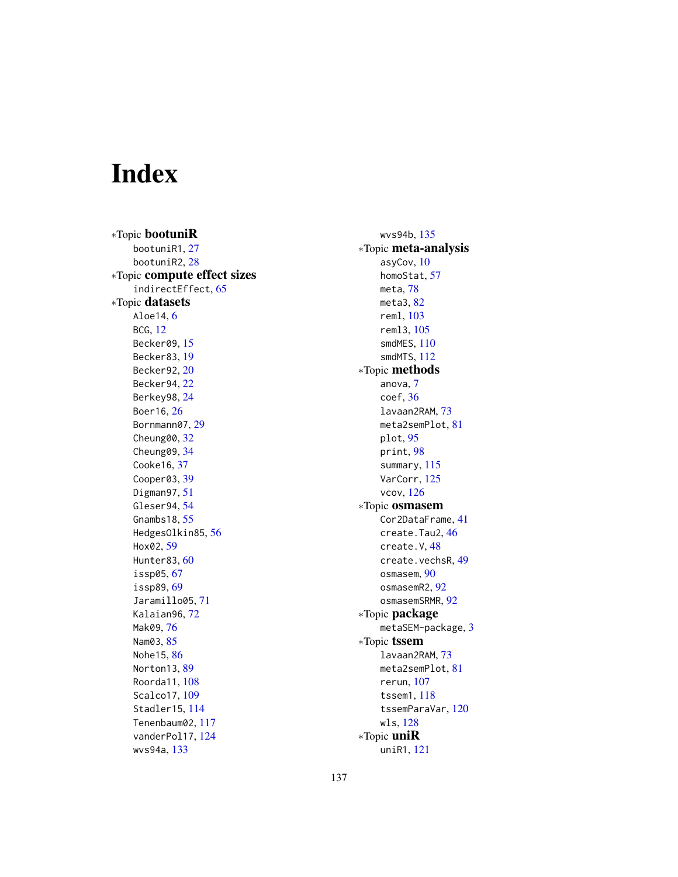# Index

*Topic **bootuniR**
- bootuniR1, 27
- bootuniR2, 28

*Topic **compute effect sizes**
- indirectEffect, 65

*Topic **datasets**
- Aloe14, 6
- BCG, 12
- Becker09, 15
- Becker83, 19
- Becker92, 20
- Becker94, 22
- Berkey98, 24
- Boer16, 26
- Bornmann07, 29
- Cheung00, 32
- Cheung09, 34
- Cooke16, 37
- Cooper03, 39
- Digman97, 51
- Gleser94, 54
- Gnambs18, 55
- HedgesOlkin85, 56
- Hox02, 59
- Hunter83, 60
- issp05, 67
- issp89, 69
- Jaramillo05, 71
- Kalaian96, 72
- Mak09, 76
- Nam03, 85
- Nohe15, 86
- Norton13, 89
- Roorda11, 108
- Scalco17, 109
- Stadler15, 114
- Tenenbaum02, 117
- vanderPol17, 124
- wvs94a, 133
- wvs94b, 135

*Topic **meta-analysis**
- asyCov, 10
- homoStat, 57
- meta, 78
- meta3, 82
- reml, 103
- reml3, 105
- smdMES, 110
- smdMTS, 112

*Topic **methods**
- anova, 7
- coef, 36
- lavaan2RAM, 73
- meta2semPlot, 81
- plot, 95
- print, 98
- summary, 115
- VarCorr, 125
- vcov, 126

*Topic **osmasem**
- Cor2DataFrame, 41
- create.Tau2, 46
- create.V, 48
- create.vechsR, 49
- osmasem, 90
- osmasemR2, 92
- osmasemSRMR, 92

*Topic **package**
- metaSEM-package, 3

*Topic **tssem**
- lavaan2RAM, 73
- meta2semPlot, 81
- rerun, 107
- tssem1, 118
- tssemParaVar, 120
- wls, 128

*Topic **uniR**
- uniR1, 121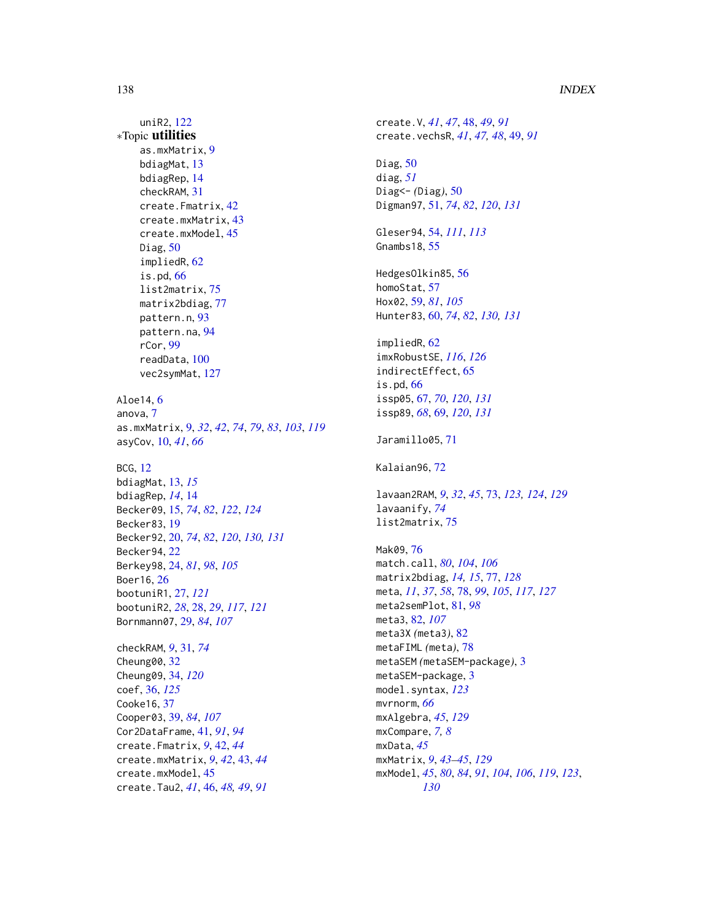uniR2, 122

*Topic **utilities**

as.mxMatrix, 9
bdiagMat, 13
bdiagRep, 14
checkRAM, 31
create.Fmatrix, 42
create.mxMatrix, 43
create.mxModel, 45
Diag, 50
impliedR, 62
is.pd, 66
list2matrix, 75
matrix2bdiag, 77
pattern.n, 93
pattern.na, 94
rCor, 99
readData, 100
vec2symMat, 127

Aloe14, 6
anova, 7
as.mxMatrix, 9, *32*, *42*, *74*, *79*, *83*, *103*, *119*
asyCov, 10, *41*, *66*

BCG, 12
bdiagMat, 13, *15*
bdiagRep, *14*, 14
Becker09, 15, *74*, *82*, *122*, *124*
Becker83, 19
Becker92, 20, *74*, *82*, *120*, *130*, *131*
Becker94, 22
Berkey98, 24, *81*, *98*, *105*
Boer16, 26
bootuniR1, 27, *121*
bootuniR2, *28*, 28, *29*, *117*, *121*
Bornmann07, 29, *84*, *107*

checkRAM, *9*, 31, *74*
Cheung00, 32
Cheung09, 34, *120*
coef, 36, *125*
Cooke16, 37
Cooper03, 39, *84*, *107*
Cor2DataFrame, 41, *91*, *94*
create.Fmatrix, *9*, 42, *44*
create.mxMatrix, *9*, *42*, 43, *44*
create.mxModel, 45
create.Tau2, *41*, 46, *48*, *49*, *91*
create.V, *41*, *47*, 48, *49*, *91*
create.vechsR, *41*, *47*, *48*, 49, *91*

Diag, 50
diag, *51*
Diag<- (Diag), 50
Digman97, 51, *74*, *82*, *120*, *131*

Gleser94, 54, *111*, *113*
Gnambs18, 55

HedgesOlkin85, 56
homoStat, 57
Hox02, 59, *81*, *105*
Hunter83, 60, *74*, *82*, *130*, *131*

impliedR, 62
imxRobustSE, *116*, *126*
indirectEffect, 65
is.pd, 66
issp05, 67, *70*, *120*, *131*
issp89, *68*, 69, *120*, *131*

Jaramillo05, 71

Kalaian96, 72

lavaan2RAM, *9*, *32*, *45*, 73, *123*, *124*, *129*
lavaanify, *74*
list2matrix, 75

Mak09, 76
match.call, *80*, *104*, *106*
matrix2bdiag, *14*, *15*, 77, *128*
meta, *11*, *37*, *58*, 78, *99*, *105*, *117*, *127*
meta2semPlot, 81, *98*
meta3, 82, *107*
meta3X (meta3), 82
metaFIML (meta), 78
metaSEM (metaSEM-package), 3
metaSEM-package, 3
model.syntax, *123*
mvrnorm, *66*
mxAlgebra, *45*, *129*
mxCompare, *7*, *8*
mxData, *45*
mxMatrix, *9*, *43–45*, *129*
mxModel, *45*, *80*, *84*, *91*, *104*, *106*, *119*, *123*, *130*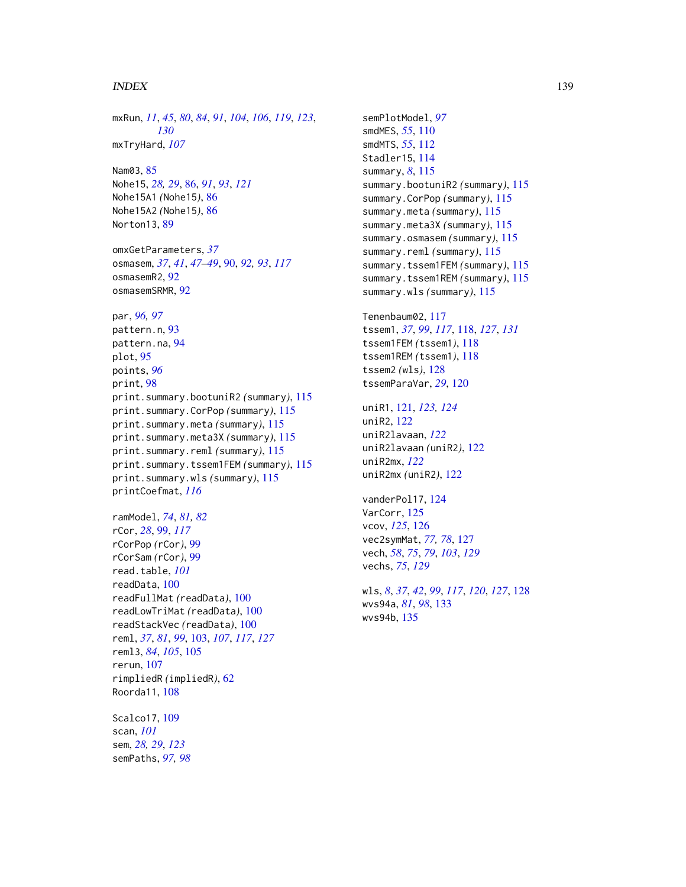mxRun, *11*, *45*, *80*, *84*, *91*, *104*, *106*, *119*, *123*, *130*
mxTryHard, *107*

Nam03, 85
Nohe15, *28, 29*, 86, *91*, *93*, *121*
Nohe15A1 *(Nohe15)*, 86
Nohe15A2 *(Nohe15)*, 86
Norton13, 89

omxGetParameters, *37*
osmasem, *37*, *41*, *47–49*, 90, *92, 93*, *117*
osmasemR2, 92
osmasemSRMR, 92

par, *96, 97*
pattern.n, 93
pattern.na, 94
plot, 95
points, *96*
print, 98
print.summary.bootuniR2 *(summary)*, 115
print.summary.CorPop *(summary)*, 115
print.summary.meta *(summary)*, 115
print.summary.meta3X *(summary)*, 115
print.summary.reml *(summary)*, 115
print.summary.tssem1FEM *(summary)*, 115
print.summary.wls *(summary)*, 115
printCoefmat, *116*

ramModel, *74*, *81, 82*
rCor, *28*, 99, *117*
rCorPop *(rCor)*, 99
rCorSam *(rCor)*, 99
read.table, *101*
readData, 100
readFullMat *(readData)*, 100
readLowTriMat *(readData)*, 100
readStackVec *(readData)*, 100
reml, *37*, *81*, *99*, 103, *107*, *117*, *127*
reml3, *84*, *105*, 105
rerun, 107
rimpliedR *(impliedR)*, 62
Roorda11, 108

Scalco17, 109
scan, *101*
sem, *28, 29*, *123*
semPaths, *97, 98*
semPlotModel, *97*
smdMES, *55*, 110
smdMTS, *55*, 112
Stadler15, 114
summary, *8*, 115
summary.bootuniR2 *(summary)*, 115
summary.CorPop *(summary)*, 115
summary.meta *(summary)*, 115
summary.meta3X *(summary)*, 115
summary.osmasem *(summary)*, 115
summary.reml *(summary)*, 115
summary.tssem1FEM *(summary)*, 115
summary.tssem1REM *(summary)*, 115
summary.wls *(summary)*, 115

Tenenbaum02, 117
tssem1, *37*, *99*, *117*, 118, *127*, *131*
tssem1FEM *(tssem1)*, 118
tssem1REM *(tssem1)*, 118
tssem2 *(wls)*, 128
tssemParaVar, *29*, 120

uniR1, 121, *123, 124*
uniR2, 122
uniR2lavaan, *122*
uniR2lavaan *(uniR2)*, 122
uniR2mx, *122*
uniR2mx *(uniR2)*, 122

vanderPol17, 124
VarCorr, 125
vcov, *125*, 126
vec2symMat, *77, 78*, 127
vech, *58*, *75*, *79*, *103*, *129*
vechs, *75*, *129*

wls, *8*, *37*, *42*, *99*, *117*, *120*, *127*, 128
wvs94a, *81*, *98*, 133
wvs94b, 135